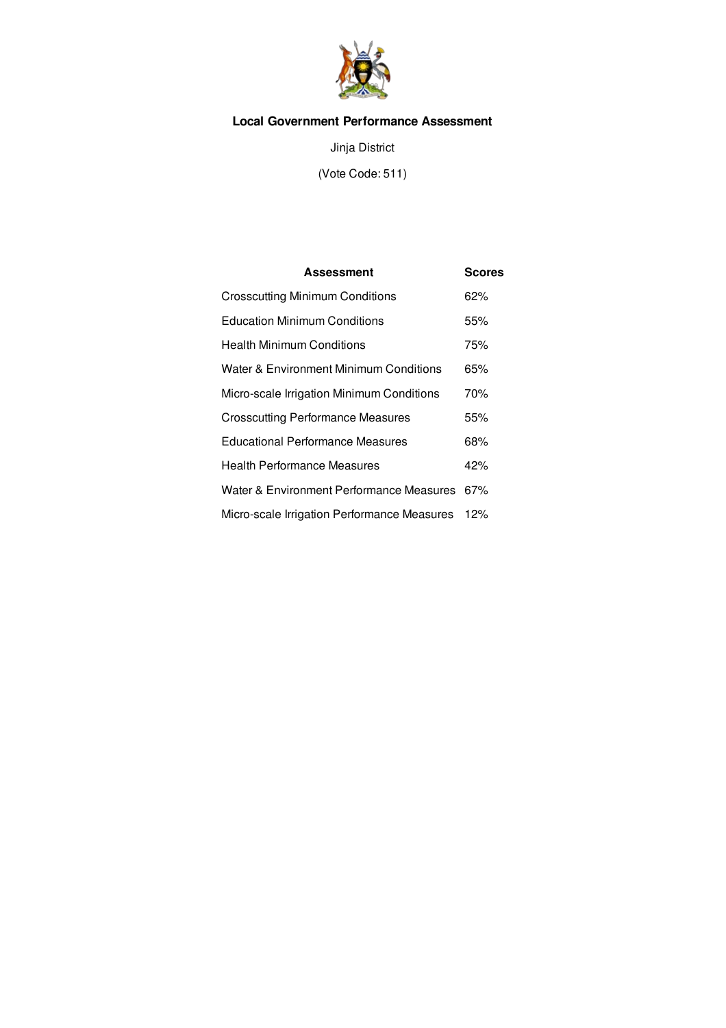# Local Government Performance Assessment

Jinja District

(Vote Code: 511)

| Assessment | Scores |
|---|---|
| Crosscutting Minimum Conditions | 62% |
| Education Minimum Conditions | 55% |
| Health Minimum Conditions | 75% |
| Water & Environment Minimum Conditions | 65% |
| Micro-scale Irrigation Minimum Conditions | 70% |
| Crosscutting Performance Measures | 55% |
| Educational Performance Measures | 68% |
| Health Performance Measures | 42% |
| Water & Environment Performance Measures | 67% |
| Micro-scale Irrigation Performance Measures | 12% |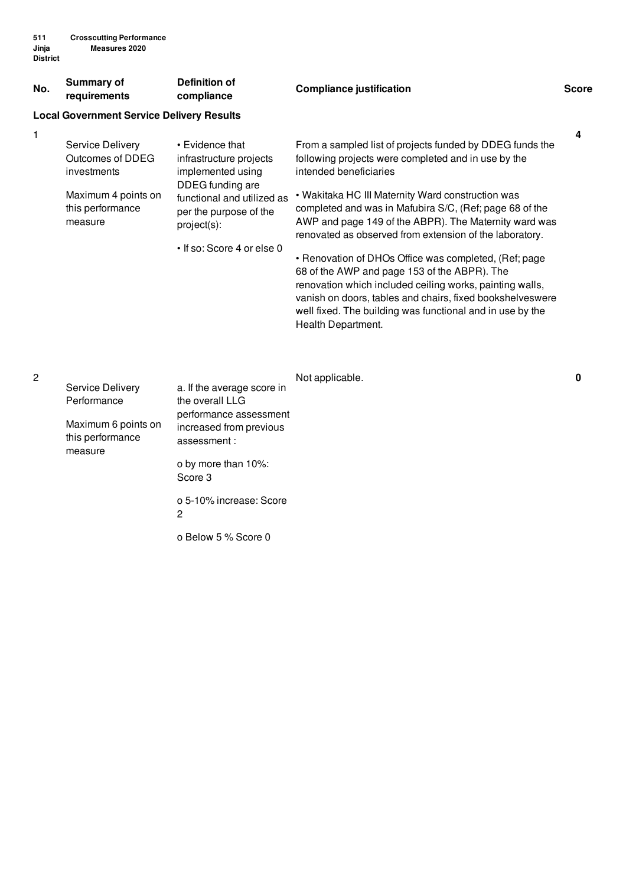511 Jinja District — Crosscutting Performance Measures 2020

| No. | Summary of requirements | Definition of compliance | Compliance justification | Score |
|---|---|---|---|---|
| **Local Government Service Delivery Results** | | | | |
| 1 | Service Delivery Outcomes of DDEG investments<br><br>Maximum 4 points on this performance measure | • Evidence that infrastructure projects implemented using DDEG funding are functional and utilized as per the purpose of the project(s):<br><br>• If so: Score 4 or else 0 | From a sampled list of projects funded by DDEG funds the following projects were completed and in use by the intended beneficiaries<br><br>• Wakitaka HC III Maternity Ward construction was completed and was in Mafubira S/C, (Ref; page 68 of the AWP and page 149 of the ABPR). The Maternity ward was renovated as observed from extension of the laboratory.<br><br>• Renovation of DHOs Office was completed, (Ref; page 68 of the AWP and page 153 of the ABPR). The renovation which included ceiling works, painting walls, vanish on doors, tables and chairs, fixed bookshelveswere well fixed. The building was functional and in use by the Health Department. | 4 |
| 2 | Service Delivery Performance<br><br>Maximum 6 points on this performance measure | a. If the average score in the overall LLG performance assessment increased from previous assessment :<br><br>o by more than 10%: Score 3<br><br>o 5-10% increase: Score 2<br><br>o Below 5 % Score 0 | Not applicable. | 0 |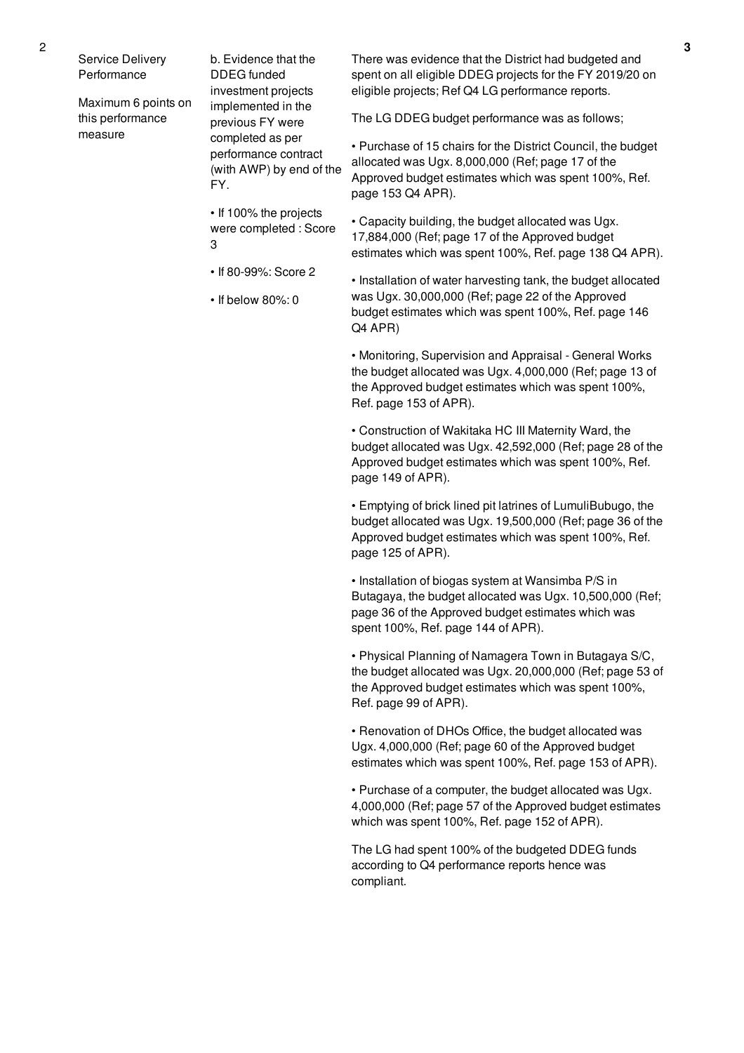| 2 | | | 3 |
|---|---|---|---|
| | Service Delivery Performance<br><br>Maximum 6 points on this performance measure | b. Evidence that the DDEG funded investment projects implemented in the previous FY were completed as per performance contract (with AWP) by end of the FY.<br><br>• If 100% the projects were completed : Score 3<br><br>• If 80-99%: Score 2<br><br>• If below 80%: 0 | There was evidence that the District had budgeted and spent on all eligible DDEG projects for the FY 2019/20 on eligible projects; Ref Q4 LG performance reports.<br><br>The LG DDEG budget performance was as follows;<br><br>• Purchase of 15 chairs for the District Council, the budget allocated was Ugx. 8,000,000 (Ref; page 17 of the Approved budget estimates which was spent 100%, Ref. page 153 Q4 APR).<br><br>• Capacity building, the budget allocated was Ugx. 17,884,000 (Ref; page 17 of the Approved budget estimates which was spent 100%, Ref. page 138 Q4 APR).<br><br>• Installation of water harvesting tank, the budget allocated was Ugx. 30,000,000 (Ref; page 22 of the Approved budget estimates which was spent 100%, Ref. page 146 Q4 APR)<br><br>• Monitoring, Supervision and Appraisal - General Works the budget allocated was Ugx. 4,000,000 (Ref; page 13 of the Approved budget estimates which was spent 100%, Ref. page 153 of APR).<br><br>• Construction of Wakitaka HC III Maternity Ward, the budget allocated was Ugx. 42,592,000 (Ref; page 28 of the Approved budget estimates which was spent 100%, Ref. page 149 of APR).<br><br>• Emptying of brick lined pit latrines of LumuliBubugo, the budget allocated was Ugx. 19,500,000 (Ref; page 36 of the Approved budget estimates which was spent 100%, Ref. page 125 of APR).<br><br>• Installation of biogas system at Wansimba P/S in Butagaya, the budget allocated was Ugx. 10,500,000 (Ref; page 36 of the Approved budget estimates which was spent 100%, Ref. page 144 of APR).<br><br>• Physical Planning of Namagera Town in Butagaya S/C, the budget allocated was Ugx. 20,000,000 (Ref; page 53 of the Approved budget estimates which was spent 100%, Ref. page 99 of APR).<br><br>• Renovation of DHOs Office, the budget allocated was Ugx. 4,000,000 (Ref; page 60 of the Approved budget estimates which was spent 100%, Ref. page 153 of APR).<br><br>• Purchase of a computer, the budget allocated was Ugx. 4,000,000 (Ref; page 57 of the Approved budget estimates which was spent 100%, Ref. page 152 of APR).<br><br>The LG had spent 100% of the budgeted DDEG funds according to Q4 performance reports hence was compliant. | |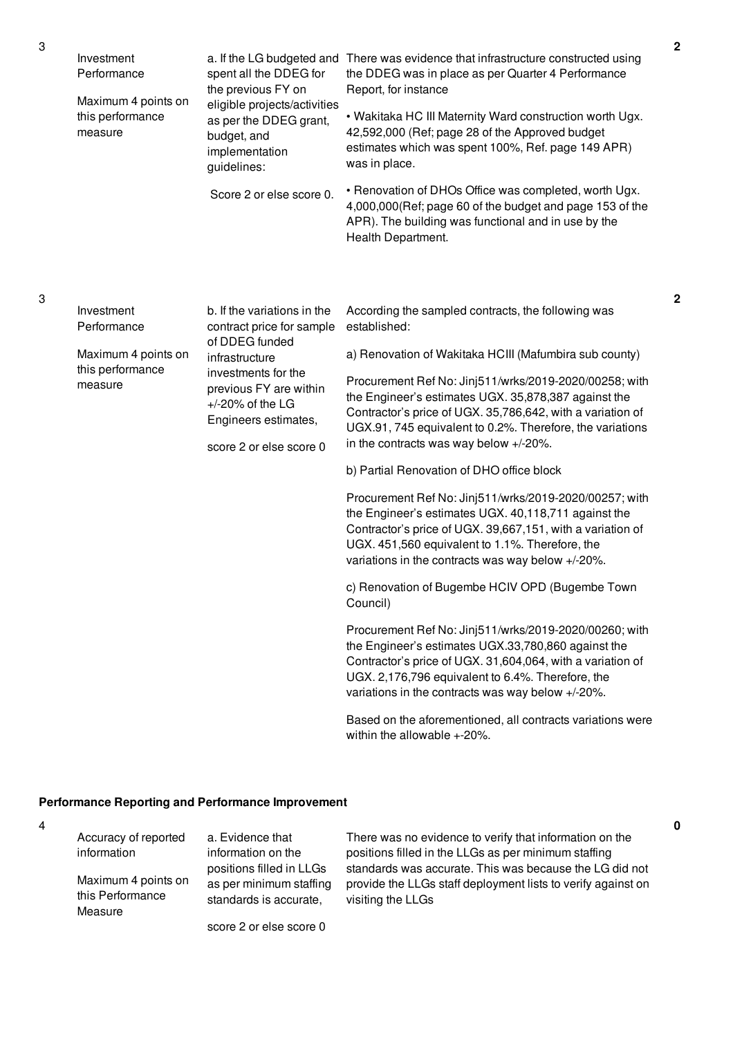| No. | Summary of requirements | Definition of compliance | Compliance justification | Score |
|---|---|---|---|---|
| 3 | Investment Performance<br><br>Maximum 4 points on this performance measure | a. If the LG budgeted and spent all the DDEG for the previous FY on eligible projects/activities as per the DDEG grant, budget, and implementation guidelines:<br><br>Score 2 or else score 0. | There was evidence that infrastructure constructed using the DDEG was in place as per Quarter 4 Performance Report, for instance<br><br>• Wakitaka HC III Maternity Ward construction worth Ugx. 42,592,000 (Ref; page 28 of the Approved budget estimates which was spent 100%, Ref. page 149 APR) was in place.<br><br>• Renovation of DHOs Office was completed, worth Ugx. 4,000,000(Ref; page 60 of the budget and page 153 of the APR). The building was functional and in use by the Health Department. | 2 |
| 3 | Investment Performance<br><br>Maximum 4 points on this performance measure | b. If the variations in the contract price for sample of DDEG funded infrastructure investments for the previous FY are within +/-20% of the LG Engineers estimates,<br><br>score 2 or else score 0 | According the sampled contracts, the following was established:<br><br>a) Renovation of Wakitaka HCIII (Mafumbira sub county)<br><br>Procurement Ref No: Jinj511/wrks/2019-2020/00258; with the Engineer's estimates UGX. 35,878,387 against the Contractor's price of UGX. 35,786,642, with a variation of UGX.91, 745 equivalent to 0.2%. Therefore, the variations in the contracts was way below +/-20%.<br><br>b) Partial Renovation of DHO office block<br><br>Procurement Ref No: Jinj511/wrks/2019-2020/00257; with the Engineer's estimates UGX. 40,118,711 against the Contractor's price of UGX. 39,667,151, with a variation of UGX. 451,560 equivalent to 1.1%. Therefore, the variations in the contracts was way below +/-20%.<br><br>c) Renovation of Bugembe HCIV OPD (Bugembe Town Council)<br><br>Procurement Ref No: Jinj511/wrks/2019-2020/00260; with the Engineer's estimates UGX.33,780,860 against the Contractor's price of UGX. 31,604,064, with a variation of UGX. 2,176,796 equivalent to 6.4%. Therefore, the variations in the contracts was way below +/-20%.<br><br>Based on the aforementioned, all contracts variations were within the allowable +-20%. | 2 |

**Performance Reporting and Performance Improvement**

| No. | Summary of requirements | Definition of compliance | Compliance justification | Score |
|---|---|---|---|---|
| 4 | Accuracy of reported information<br><br>Maximum 4 points on this Performance Measure | a. Evidence that information on the positions filled in LLGs as per minimum staffing standards is accurate,<br><br>score 2 or else score 0 | There was no evidence to verify that information on the positions filled in the LLGs as per minimum staffing standards was accurate. This was because the LG did not provide the LLGs staff deployment lists to verify against on visiting the LLGs | 0 |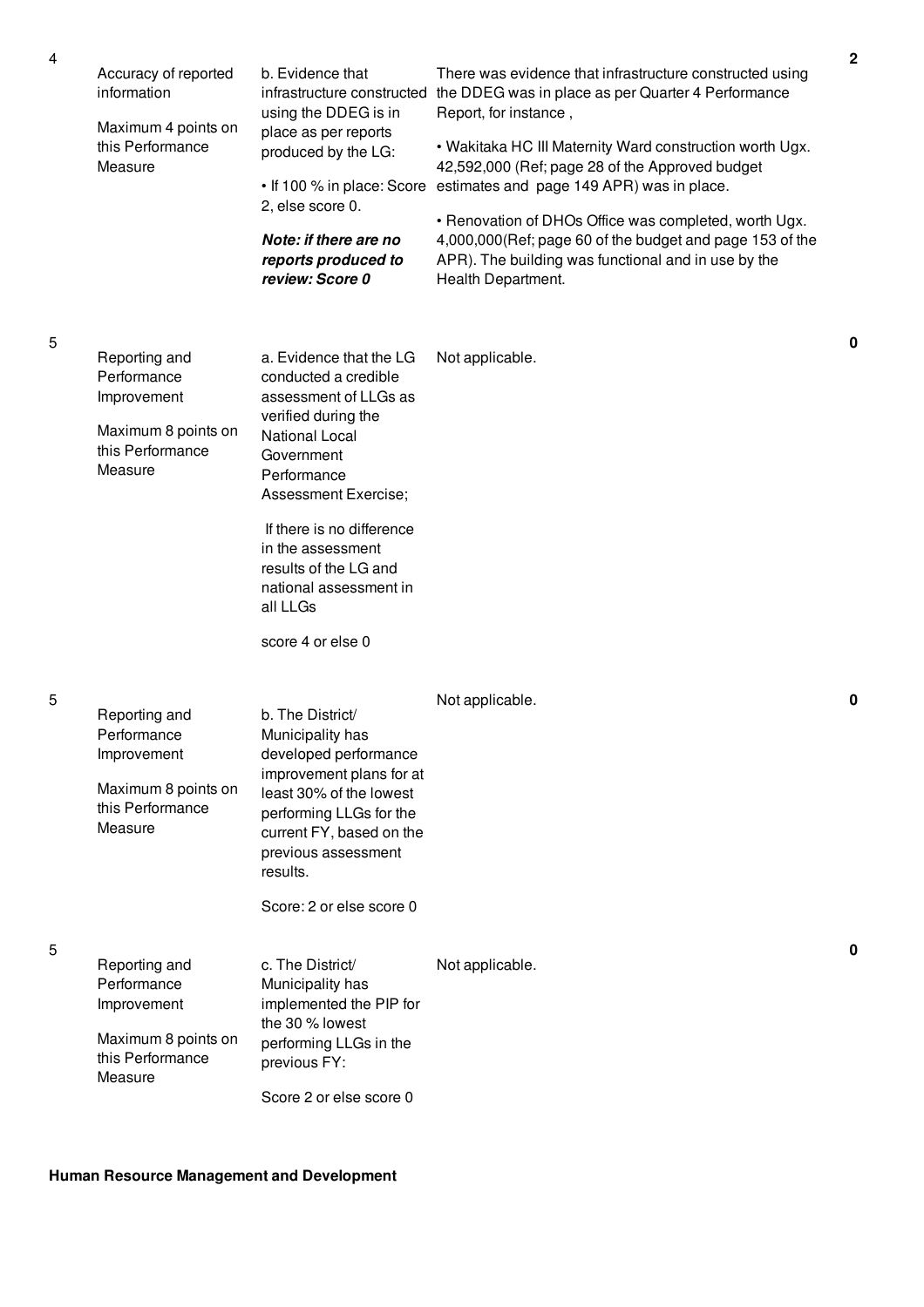| | | | | |
|---|---|---|---|---|
| 4 | Accuracy of reported information<br><br>Maximum 4 points on this Performance Measure | b. Evidence that infrastructure constructed using the DDEG is in place as per reports produced by the LG:<br><br>• If 100 % in place: Score 2, else score 0.<br><br>***Note: if there are no reports produced to review: Score 0*** | There was evidence that infrastructure constructed using the DDEG was in place as per Quarter 4 Performance Report, for instance ,<br><br>• Wakitaka HC III Maternity Ward construction worth Ugx. 42,592,000 (Ref; page 28 of the Approved budget estimates and page 149 APR) was in place.<br><br>• Renovation of DHOs Office was completed, worth Ugx. 4,000,000(Ref; page 60 of the budget and page 153 of the APR). The building was functional and in use by the Health Department. | **2** |
| 5 | Reporting and Performance Improvement<br><br>Maximum 8 points on this Performance Measure | a. Evidence that the LG conducted a credible assessment of LLGs as verified during the National Local Government Performance Assessment Exercise;<br><br>If there is no difference in the assessment results of the LG and national assessment in all LLGs<br><br>score 4 or else 0 | Not applicable. | **0** |
| 5 | Reporting and Performance Improvement<br><br>Maximum 8 points on this Performance Measure | b. The District/ Municipality has developed performance improvement plans for at least 30% of the lowest performing LLGs for the current FY, based on the previous assessment results.<br><br>Score: 2 or else score 0 | Not applicable. | **0** |
| 5 | Reporting and Performance Improvement<br><br>Maximum 8 points on this Performance Measure | c. The District/ Municipality has implemented the PIP for the 30 % lowest performing LLGs in the previous FY:<br><br>Score 2 or else score 0 | Not applicable. | **0** |

**Human Resource Management and Development**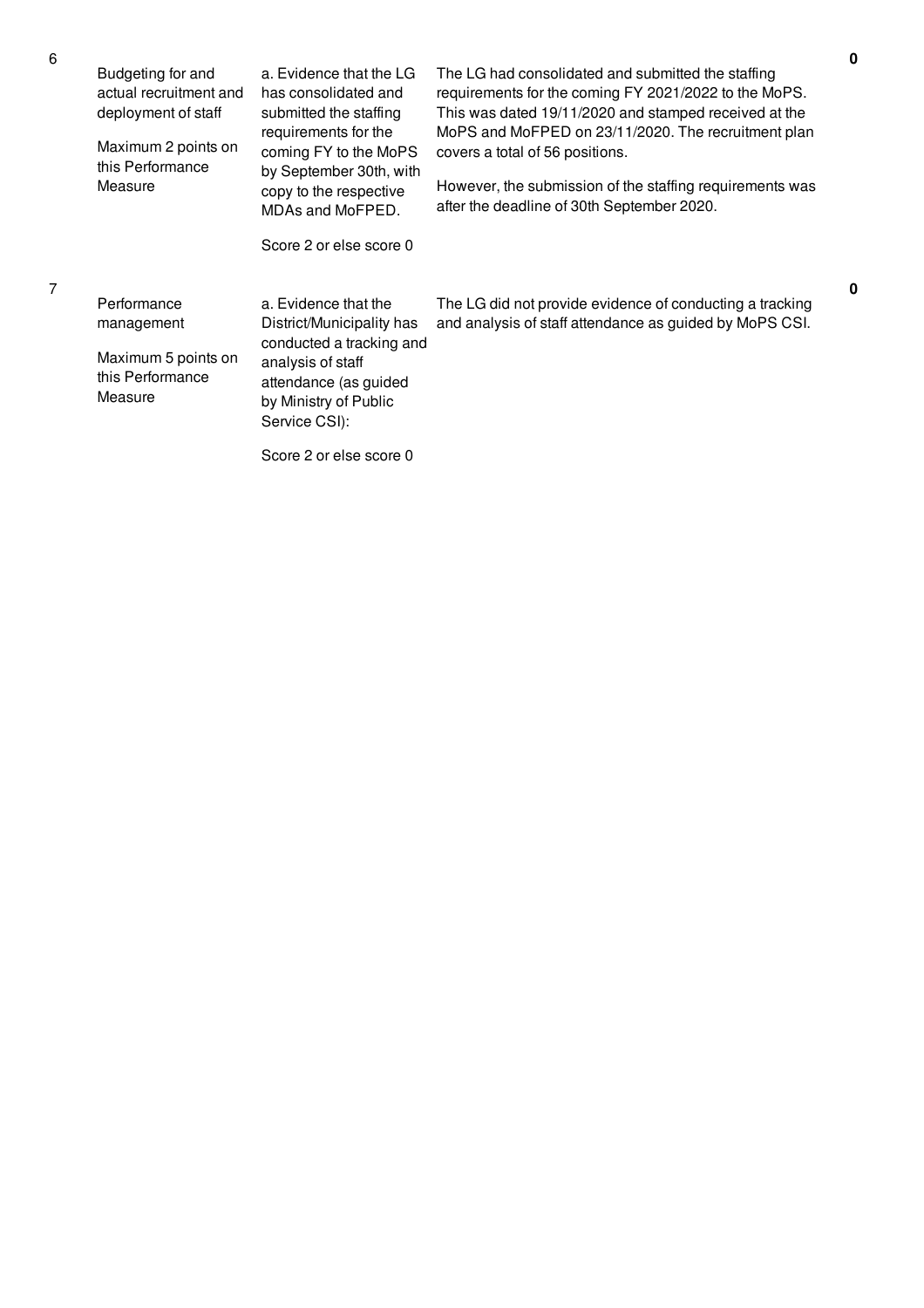| | | | | |
|---|---|---|---|---|
| 6 | Budgeting for and actual recruitment and deployment of staff<br><br>Maximum 2 points on this Performance Measure | a. Evidence that the LG has consolidated and submitted the staffing requirements for the coming FY to the MoPS by September 30th, with copy to the respective MDAs and MoFPED.<br><br>Score 2 or else score 0 | The LG had consolidated and submitted the staffing requirements for the coming FY 2021/2022 to the MoPS. This was dated 19/11/2020 and stamped received at the MoPS and MoFPED on 23/11/2020. The recruitment plan covers a total of 56 positions.<br><br>However, the submission of the staffing requirements was after the deadline of 30th September 2020. | **0** |
| 7 | Performance management<br><br>Maximum 5 points on this Performance Measure | a. Evidence that the District/Municipality has conducted a tracking and analysis of staff attendance (as guided by Ministry of Public Service CSI):<br><br>Score 2 or else score 0 | The LG did not provide evidence of conducting a tracking and analysis of staff attendance as guided by MoPS CSI. | **0** |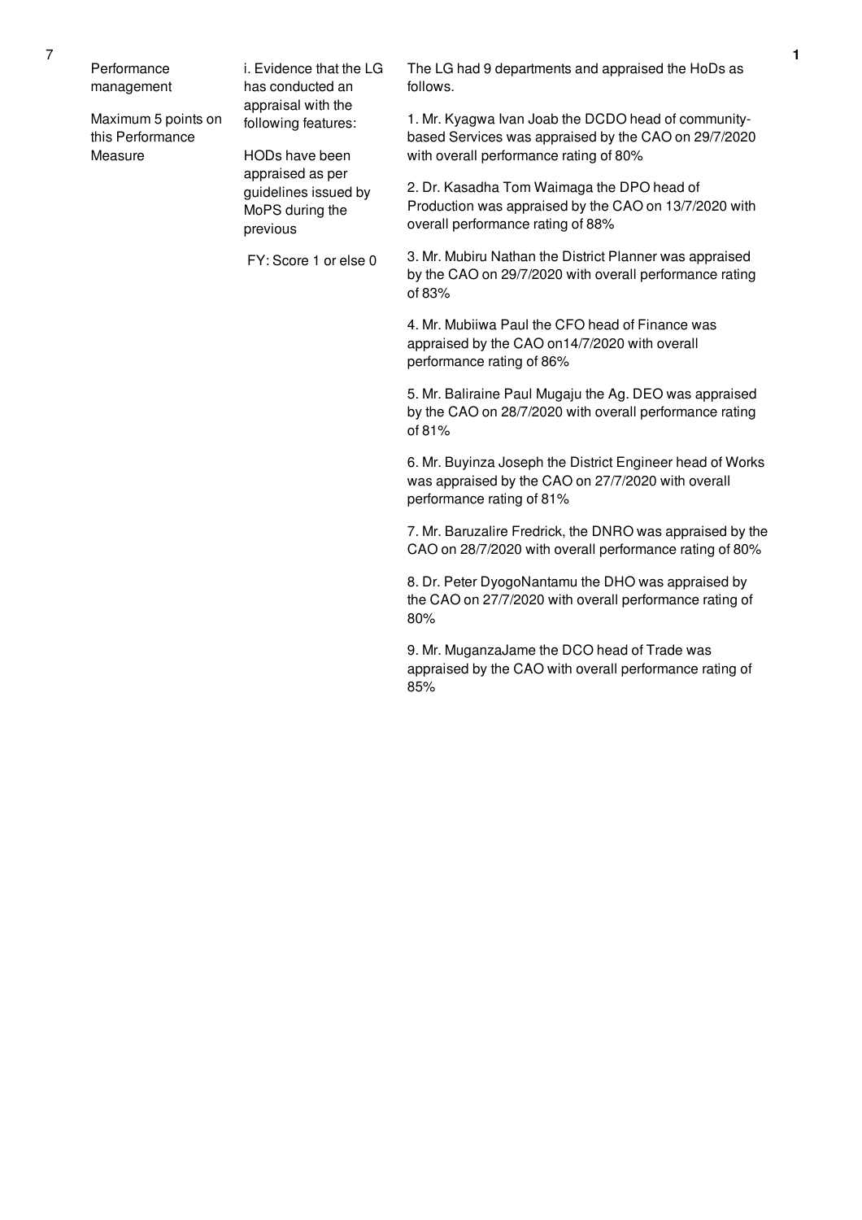| 7 | Performance management<br><br>Maximum 5 points on this Performance Measure | i. Evidence that the LG has conducted an appraisal with the following features:<br><br>HODs have been appraised as per guidelines issued by MoPS during the previous<br><br>FY: Score 1 or else 0 | The LG had 9 departments and appraised the HoDs as follows.<br><br>1. Mr. Kyagwa Ivan Joab the DCDO head of community-based Services was appraised by the CAO on 29/7/2020 with overall performance rating of 80%<br><br>2. Dr. Kasadha Tom Waimaga the DPO head of Production was appraised by the CAO on 13/7/2020 with overall performance rating of 88%<br><br>3. Mr. Mubiru Nathan the District Planner was appraised by the CAO on 29/7/2020 with overall performance rating of 83%<br><br>4. Mr. Mubiiwa Paul the CFO head of Finance was appraised by the CAO on14/7/2020 with overall performance rating of 86%<br><br>5. Mr. Baliraine Paul Mugaju the Ag. DEO was appraised by the CAO on 28/7/2020 with overall performance rating of 81%<br><br>6. Mr. Buyinza Joseph the District Engineer head of Works was appraised by the CAO on 27/7/2020 with overall performance rating of 81%<br><br>7. Mr. Baruzalire Fredrick, the DNRO was appraised by the CAO on 28/7/2020 with overall performance rating of 80%<br><br>8. Dr. Peter DyogoNantamu the DHO was appraised by the CAO on 27/7/2020 with overall performance rating of 80%<br><br>9. Mr. MuganzaJame the DCO head of Trade was appraised by the CAO with overall performance rating of 85% | 1 |
|---|---|---|---|---|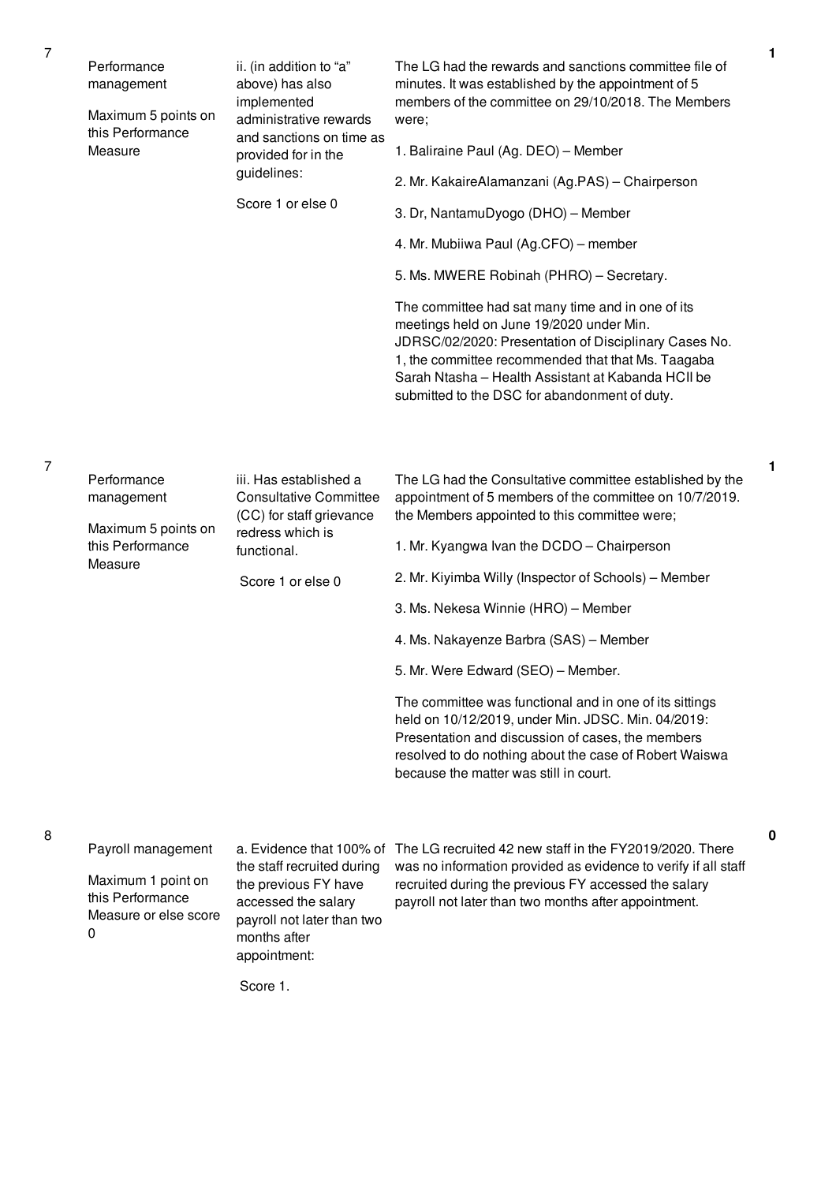| No. | Performance Area | Performance Measure | Assessment Finding | Score |
|---|---|---|---|---|
| 7 | Performance management<br><br>Maximum 5 points on this Performance Measure | ii. (in addition to "a" above) has also implemented administrative rewards and sanctions on time as provided for in the guidelines:<br><br>Score 1 or else 0 | The LG had the rewards and sanctions committee file of minutes. It was established by the appointment of 5 members of the committee on 29/10/2018. The Members were;<br><br>1. Baliraine Paul (Ag. DEO) – Member<br><br>2. Mr. KakaireAlamanzani (Ag.PAS) – Chairperson<br><br>3. Dr, NantamuDyogo (DHO) – Member<br><br>4. Mr. Mubiiwa Paul (Ag.CFO) – member<br><br>5. Ms. MWERE Robinah (PHRO) – Secretary.<br><br>The committee had sat many time and in one of its meetings held on June 19/2020 under Min. JDRSC/02/2020: Presentation of Disciplinary Cases No. 1, the committee recommended that that Ms. Taagaba Sarah Ntasha – Health Assistant at Kabanda HCII be submitted to the DSC for abandonment of duty. | 1 |
| 7 | Performance management<br><br>Maximum 5 points on this Performance Measure | iii. Has established a Consultative Committee (CC) for staff grievance redress which is functional.<br><br>Score 1 or else 0 | The LG had the Consultative committee established by the appointment of 5 members of the committee on 10/7/2019. the Members appointed to this committee were;<br><br>1. Mr. Kyangwa Ivan the DCDO – Chairperson<br><br>2. Mr. Kiyimba Willy (Inspector of Schools) – Member<br><br>3. Ms. Nekesa Winnie (HRO) – Member<br><br>4. Ms. Nakayenze Barbra (SAS) – Member<br><br>5. Mr. Were Edward (SEO) – Member.<br><br>The committee was functional and in one of its sittings held on 10/12/2019, under Min. JDSC. Min. 04/2019: Presentation and discussion of cases, the members resolved to do nothing about the case of Robert Waiswa because the matter was still in court. | 1 |
| 8 | Payroll management<br><br>Maximum 1 point on this Performance Measure or else score 0 | a. Evidence that 100% of the staff recruited during the previous FY have accessed the salary payroll not later than two months after appointment:<br><br>Score 1. | The LG recruited 42 new staff in the FY2019/2020. There was no information provided as evidence to verify if all staff recruited during the previous FY accessed the salary payroll not later than two months after appointment. | 0 |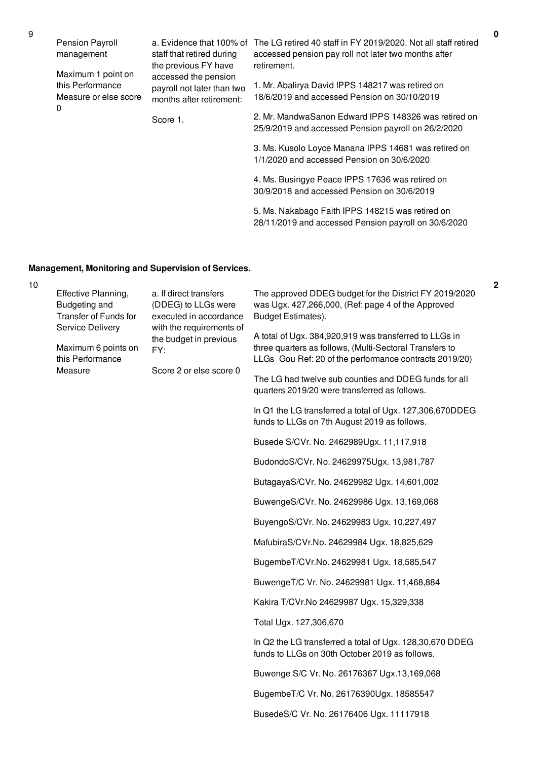| No. | Performance Area | Measure | Assessment | Score |
|---|---|---|---|---|
| 9 | Pension Payroll management<br><br>Maximum 1 point on this Performance Measure or else score 0 | a. Evidence that 100% of staff that retired during the previous FY have accessed the pension payroll not later than two months after retirement:<br><br>Score 1. | The LG retired 40 staff in FY 2019/2020. Not all staff retired accessed pension pay roll not later two months after retirement.<br><br>1. Mr. Abalirya David IPPS 148217 was retired on 18/6/2019 and accessed Pension on 30/10/2019<br><br>2. Mr. MandwaSanon Edward IPPS 148326 was retired on 25/9/2019 and accessed Pension payroll on 26/2/2020<br><br>3. Ms. Kusolo Loyce Manana IPPS 14681 was retired on 1/1/2020 and accessed Pension on 30/6/2020<br><br>4. Ms. Busingye Peace IPPS 17636 was retired on 30/9/2018 and accessed Pension on 30/6/2019<br><br>5. Ms. Nakabago Faith IPPS 148215 was retired on 28/11/2019 and accessed Pension payroll on 30/6/2020 | 0 |

**Management, Monitoring and Supervision of Services.**

| No. | Performance Area | Measure | Assessment | Score |
|---|---|---|---|---|
| 10 | Effective Planning, Budgeting and Transfer of Funds for Service Delivery<br><br>Maximum 6 points on this Performance Measure | a. If direct transfers (DDEG) to LLGs were executed in accordance with the requirements of the budget in previous FY:<br><br>Score 2 or else score 0 | The approved DDEG budget for the District FY 2019/2020 was Ugx. 427,266,000, (Ref: page 4 of the Approved Budget Estimates).<br><br>A total of Ugx. 384,920,919 was transferred to LLGs in three quarters as follows, (Multi-Sectoral Transfers to LLGs_Gou Ref: 20 of the performance contracts 2019/20)<br><br>The LG had twelve sub counties and DDEG funds for all quarters 2019/20 were transferred as follows.<br><br>In Q1 the LG transferred a total of Ugx. 127,306,670DDEG funds to LLGs on 7th August 2019 as follows.<br><br>Busede S/CVr. No. 2462989Ugx. 11,117,918<br><br>BudondoS/CVr. No. 24629975Ugx. 13,981,787<br><br>ButagayaS/CVr. No. 24629982 Ugx. 14,601,002<br><br>BuwengeS/CVr. No. 24629986 Ugx. 13,169,068<br><br>BuyengoS/CVr. No. 24629983 Ugx. 10,227,497<br><br>MafubiraS/CVr.No. 24629984 Ugx. 18,825,629<br><br>BugembeT/CVr.No. 24629981 Ugx. 18,585,547<br><br>BuwengeT/C Vr. No. 24629981 Ugx. 11,468,884<br><br>Kakira T/CVr.No 24629987 Ugx. 15,329,338<br><br>Total Ugx. 127,306,670<br><br>In Q2 the LG transferred a total of Ugx. 128,30,670 DDEG funds to LLGs on 30th October 2019 as follows.<br><br>Buwenge S/C Vr. No. 26176367 Ugx.13,169,068<br><br>BugembeT/C Vr. No. 26176390Ugx. 18585547<br><br>BusedeS/C Vr. No. 26176406 Ugx. 11117918 | 2 |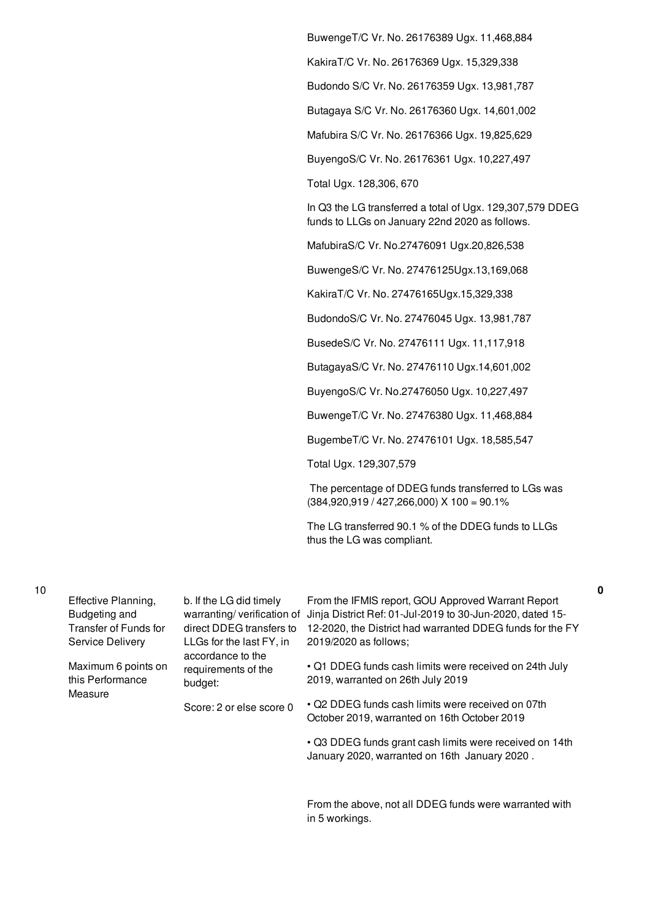| | | | | |
|---|---|---|---|---|
| | | | BuwengeT/C Vr. No. 26176389 Ugx. 11,468,884<br><br>KakiraT/C Vr. No. 26176369 Ugx. 15,329,338<br><br>Budondo S/C Vr. No. 26176359 Ugx. 13,981,787<br><br>Butagaya S/C Vr. No. 26176360 Ugx. 14,601,002<br><br>Mafubira S/C Vr. No. 26176366 Ugx. 19,825,629<br><br>BuyengoS/C Vr. No. 26176361 Ugx. 10,227,497<br><br>Total Ugx. 128,306, 670<br><br>In Q3 the LG transferred a total of Ugx. 129,307,579 DDEG funds to LLGs on January 22nd 2020 as follows.<br><br>MafubiraS/C Vr. No.27476091 Ugx.20,826,538<br><br>BuwengeS/C Vr. No. 27476125Ugx.13,169,068<br><br>KakiraT/C Vr. No. 27476165Ugx.15,329,338<br><br>BudondoS/C Vr. No. 27476045 Ugx. 13,981,787<br><br>BusedeS/C Vr. No. 27476111 Ugx. 11,117,918<br><br>ButagayaS/C Vr. No. 27476110 Ugx.14,601,002<br><br>BuyengoS/C Vr. No.27476050 Ugx. 10,227,497<br><br>BuwengeT/C Vr. No. 27476380 Ugx. 11,468,884<br><br>BugembeT/C Vr. No. 27476101 Ugx. 18,585,547<br><br>Total Ugx. 129,307,579<br><br>The percentage of DDEG funds transferred to LGs was (384,920,919 / 427,266,000) X 100 = 90.1%<br><br>The LG transferred 90.1 % of the DDEG funds to LLGs thus the LG was compliant. | |
| 10 | Effective Planning, Budgeting and Transfer of Funds for Service Delivery<br><br>Maximum 6 points on this Performance Measure | b. If the LG did timely warranting/ verification of direct DDEG transfers to LLGs for the last FY, in accordance to the requirements of the budget:<br><br>Score: 2 or else score 0 | From the IFMIS report, GOU Approved Warrant Report Jinja District Ref: 01-Jul-2019 to 30-Jun-2020, dated 15-12-2020, the District had warranted DDEG funds for the FY 2019/2020 as follows;<br><br>• Q1 DDEG funds cash limits were received on 24th July 2019, warranted on 26th July 2019<br><br>• Q2 DDEG funds cash limits were received on 07th October 2019, warranted on 16th October 2019<br><br>• Q3 DDEG funds grant cash limits were received on 14th January 2020, warranted on 16th January 2020 .<br><br>From the above, not all DDEG funds were warranted with in 5 workings. | 0 |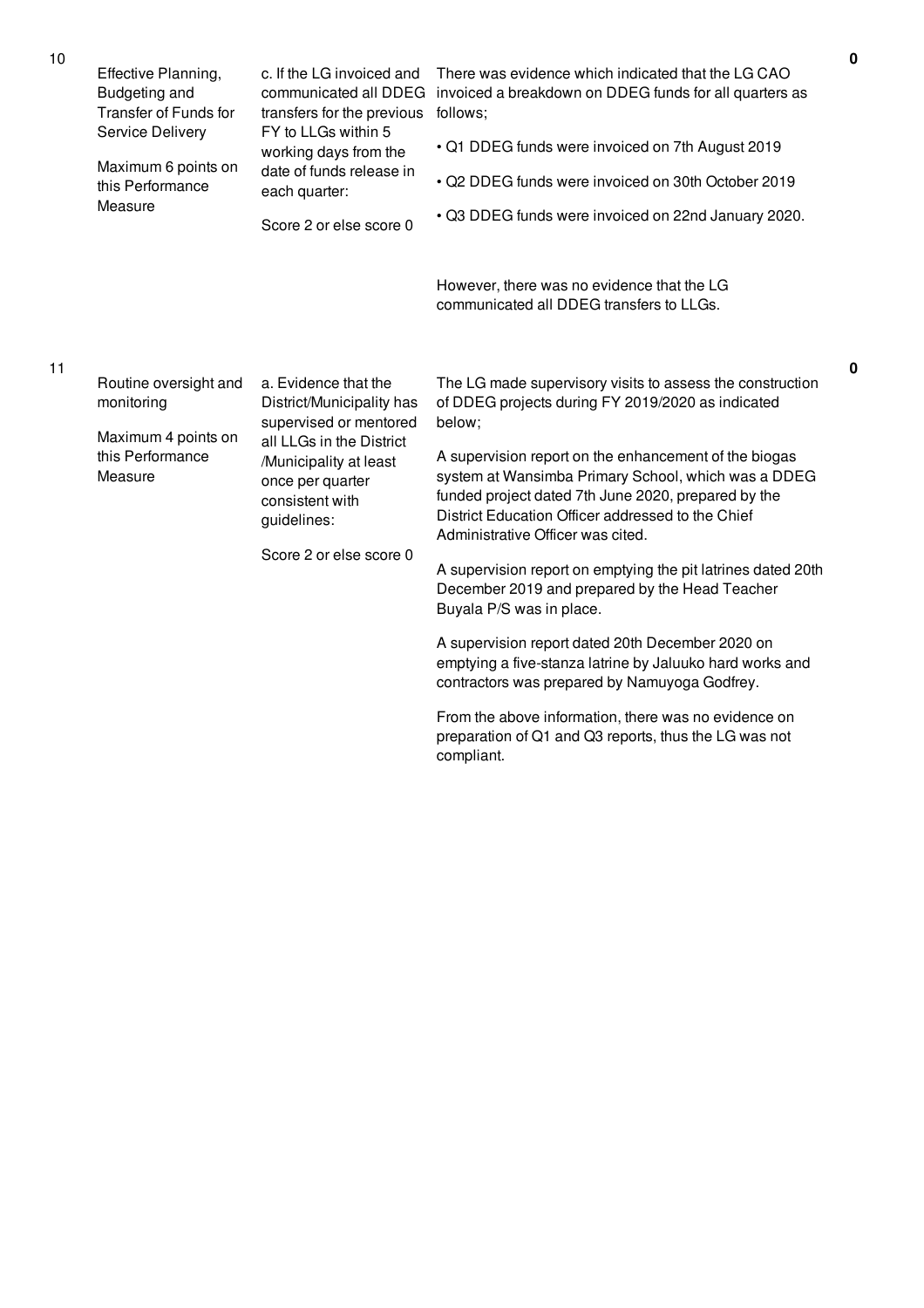| No. | Performance Area | Performance Measure | Assessment Findings | Score |
|---|---|---|---|---|
| 10 | Effective Planning, Budgeting and Transfer of Funds for Service Delivery<br><br>Maximum 6 points on this Performance Measure | c. If the LG invoiced and communicated all DDEG transfers for the previous FY to LLGs within 5 working days from the date of funds release in each quarter:<br><br>Score 2 or else score 0 | There was evidence which indicated that the LG CAO invoiced a breakdown on DDEG funds for all quarters as follows;<br><br>• Q1 DDEG funds were invoiced on 7th August 2019<br><br>• Q2 DDEG funds were invoiced on 30th October 2019<br><br>• Q3 DDEG funds were invoiced on 22nd January 2020.<br><br>However, there was no evidence that the LG communicated all DDEG transfers to LLGs. | 0 |
| 11 | Routine oversight and monitoring<br><br>Maximum 4 points on this Performance Measure | a. Evidence that the District/Municipality has supervised or mentored all LLGs in the District /Municipality at least once per quarter consistent with guidelines:<br><br>Score 2 or else score 0 | The LG made supervisory visits to assess the construction of DDEG projects during FY 2019/2020 as indicated below;<br><br>A supervision report on the enhancement of the biogas system at Wansimba Primary School, which was a DDEG funded project dated 7th June 2020, prepared by the District Education Officer addressed to the Chief Administrative Officer was cited.<br><br>A supervision report on emptying the pit latrines dated 20th December 2019 and prepared by the Head Teacher Buyala P/S was in place.<br><br>A supervision report dated 20th December 2020 on emptying a five-stanza latrine by Jaluuko hard works and contractors was prepared by Namuyoga Godfrey.<br><br>From the above information, there was no evidence on preparation of Q1 and Q3 reports, thus the LG was not compliant. | 0 |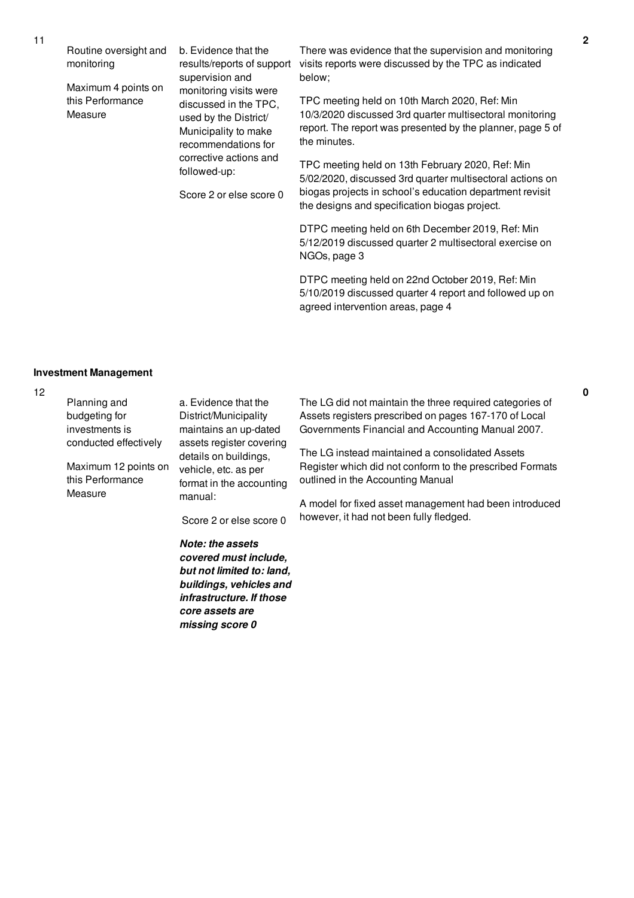| | | | | |
|---|---|---|---|---|
| 11 | Routine oversight and monitoring<br><br>Maximum 4 points on this Performance Measure | b. Evidence that the results/reports of support supervision and monitoring visits were discussed in the TPC, used by the District/ Municipality to make recommendations for corrective actions and followed-up:<br><br>Score 2 or else score 0 | There was evidence that the supervision and monitoring visits reports were discussed by the TPC as indicated below;<br><br>TPC meeting held on 10th March 2020, Ref: Min 10/3/2020 discussed 3rd quarter multisectoral monitoring report. The report was presented by the planner, page 5 of the minutes.<br><br>TPC meeting held on 13th February 2020, Ref: Min 5/02/2020, discussed 3rd quarter multisectoral actions on biogas projects in school's education department revisit the designs and specification biogas project.<br><br>DTPC meeting held on 6th December 2019, Ref: Min 5/12/2019 discussed quarter 2 multisectoral exercise on NGOs, page 3<br><br>DTPC meeting held on 22nd October 2019, Ref: Min 5/10/2019 discussed quarter 4 report and followed up on agreed intervention areas, page 4 | 2 |

**Investment Management**

| | | | | |
|---|---|---|---|---|
| 12 | Planning and budgeting for investments is conducted effectively<br><br>Maximum 12 points on this Performance Measure | a. Evidence that the District/Municipality maintains an up-dated assets register covering details on buildings, vehicle, etc. as per format in the accounting manual:<br><br>Score 2 or else score 0<br><br>***Note: the assets covered must include, but not limited to: land, buildings, vehicles and infrastructure. If those core assets are missing score 0*** | The LG did not maintain the three required categories of Assets registers prescribed on pages 167-170 of Local Governments Financial and Accounting Manual 2007.<br><br>The LG instead maintained a consolidated Assets Register which did not conform to the prescribed Formats outlined in the Accounting Manual<br><br>A model for fixed asset management had been introduced however, it had not been fully fledged. | 0 |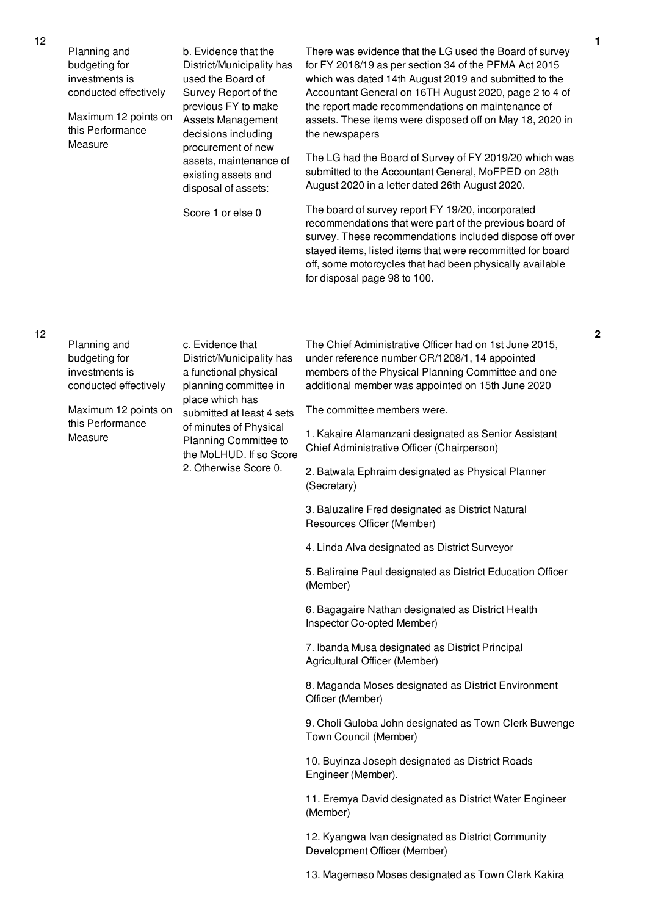| No. | Performance Area | Performance Measure | Justification | Score |
|---|---|---|---|---|
| 12 | Planning and budgeting for investments is conducted effectively<br><br>Maximum 12 points on this Performance Measure | b. Evidence that the District/Municipality has used the Board of Survey Report of the previous FY to make Assets Management decisions including procurement of new assets, maintenance of existing assets and disposal of assets:<br><br>Score 1 or else 0 | There was evidence that the LG used the Board of survey for FY 2018/19 as per section 34 of the PFMA Act 2015 which was dated 14th August 2019 and submitted to the Accountant General on 16TH August 2020, page 2 to 4 of the report made recommendations on maintenance of assets. These items were disposed off on May 18, 2020 in the newspapers<br><br>The LG had the Board of Survey of FY 2019/20 which was submitted to the Accountant General, MoFPED on 28th August 2020 in a letter dated 26th August 2020.<br><br>The board of survey report FY 19/20, incorporated recommendations that were part of the previous board of survey. These recommendations included dispose off over stayed items, listed items that were recommitted for board off, some motorcycles that had been physically available for disposal page 98 to 100. | 1 |
| 12 | Planning and budgeting for investments is conducted effectively<br><br>Maximum 12 points on this Performance Measure | c. Evidence that District/Municipality has a functional physical planning committee in place which has submitted at least 4 sets of minutes of Physical Planning Committee to the MoLHUD. If so Score 2. Otherwise Score 0. | The Chief Administrative Officer had on 1st June 2015, under reference number CR/1208/1, 14 appointed members of the Physical Planning Committee and one additional member was appointed on 15th June 2020<br><br>The committee members were.<br><br>1. Kakaire Alamanzani designated as Senior Assistant Chief Administrative Officer (Chairperson)<br><br>2. Batwala Ephraim designated as Physical Planner (Secretary)<br><br>3. Baluzalire Fred designated as District Natural Resources Officer (Member)<br><br>4. Linda Alva designated as District Surveyor<br><br>5. Baliraine Paul designated as District Education Officer (Member)<br><br>6. Bagagaire Nathan designated as District Health Inspector Co-opted Member)<br><br>7. Ibanda Musa designated as District Principal Agricultural Officer (Member)<br><br>8. Maganda Moses designated as District Environment Officer (Member)<br><br>9. Choli Guloba John designated as Town Clerk Buwenge Town Council (Member)<br><br>10. Buyinza Joseph designated as District Roads Engineer (Member).<br><br>11. Eremya David designated as District Water Engineer (Member)<br><br>12. Kyangwa Ivan designated as District Community Development Officer (Member)<br><br>13. Magemeso Moses designated as Town Clerk Kakira | 2 |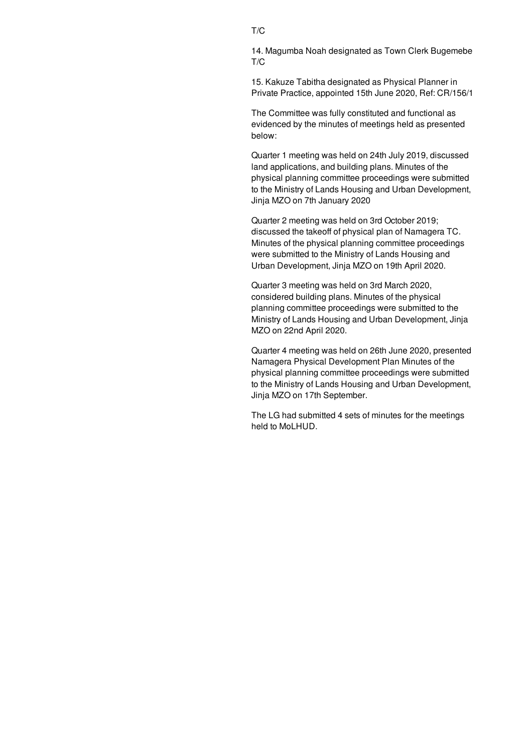T/C

14. Magumba Noah designated as Town Clerk Bugemebe T/C

15. Kakuze Tabitha designated as Physical Planner in Private Practice, appointed 15th June 2020, Ref: CR/156/1

The Committee was fully constituted and functional as evidenced by the minutes of meetings held as presented below:

Quarter 1 meeting was held on 24th July 2019, discussed land applications, and building plans. Minutes of the physical planning committee proceedings were submitted to the Ministry of Lands Housing and Urban Development, Jinja MZO on 7th January 2020

Quarter 2 meeting was held on 3rd October 2019; discussed the takeoff of physical plan of Namagera TC. Minutes of the physical planning committee proceedings were submitted to the Ministry of Lands Housing and Urban Development, Jinja MZO on 19th April 2020.

Quarter 3 meeting was held on 3rd March 2020, considered building plans. Minutes of the physical planning committee proceedings were submitted to the Ministry of Lands Housing and Urban Development, Jinja MZO on 22nd April 2020.

Quarter 4 meeting was held on 26th June 2020, presented Namagera Physical Development Plan Minutes of the physical planning committee proceedings were submitted to the Ministry of Lands Housing and Urban Development, Jinja MZO on 17th September.

The LG had submitted 4 sets of minutes for the meetings held to MoLHUD.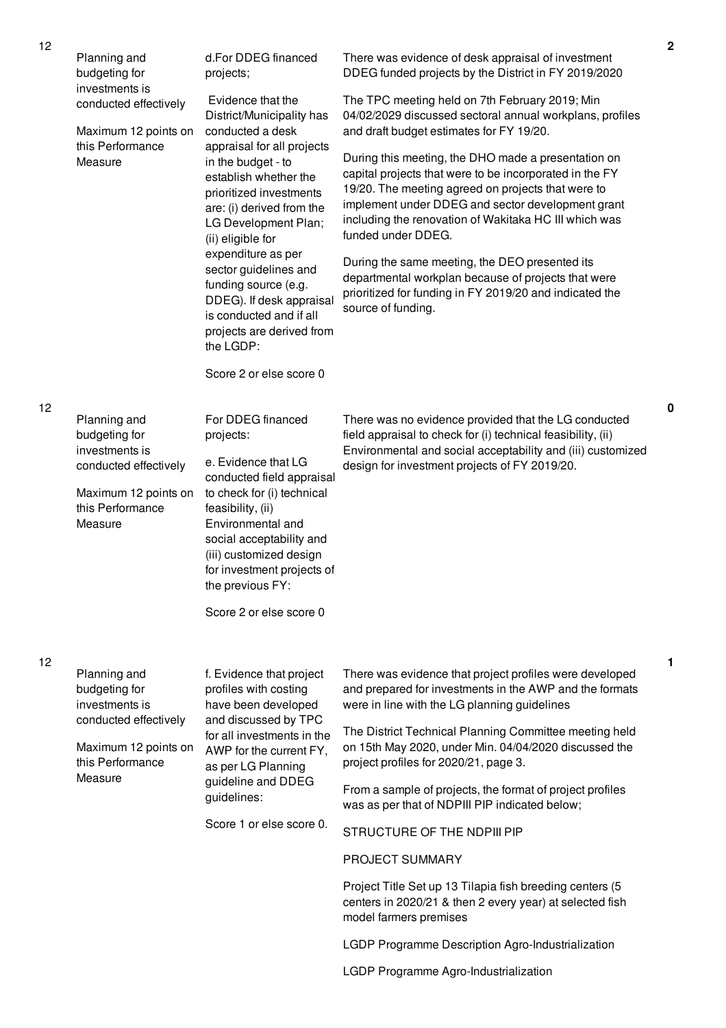| No. | Performance Area | Indicator | Assessment | Score |
|---|---|---|---|---|
| 12 | Planning and budgeting for investments is conducted effectively<br><br>Maximum 12 points on this Performance Measure | d.For DDEG financed projects;<br><br>Evidence that the District/Municipality has conducted a desk appraisal for all projects in the budget - to establish whether the prioritized investments are: (i) derived from the LG Development Plan; (ii) eligible for expenditure as per sector guidelines and funding source (e.g. DDEG). If desk appraisal is conducted and if all projects are derived from the LGDP:<br><br>Score 2 or else score 0 | There was evidence of desk appraisal of investment DDEG funded projects by the District in FY 2019/2020<br><br>The TPC meeting held on 7th February 2019; Min 04/02/2029 discussed sectoral annual workplans, profiles and draft budget estimates for FY 19/20.<br><br>During this meeting, the DHO made a presentation on capital projects that were to be incorporated in the FY 19/20. The meeting agreed on projects that were to implement under DDEG and sector development grant including the renovation of Wakitaka HC III which was funded under DDEG.<br><br>During the same meeting, the DEO presented its departmental workplan because of projects that were prioritized for funding in FY 2019/20 and indicated the source of funding. | 2 |
| 12 | Planning and budgeting for investments is conducted effectively<br><br>Maximum 12 points on this Performance Measure | For DDEG financed projects:<br><br>e. Evidence that LG conducted field appraisal to check for (i) technical feasibility, (ii) Environmental and social acceptability and (iii) customized design for investment projects of the previous FY:<br><br>Score 2 or else score 0 | There was no evidence provided that the LG conducted field appraisal to check for (i) technical feasibility, (ii) Environmental and social acceptability and (iii) customized design for investment projects of FY 2019/20. | 0 |
| 12 | Planning and budgeting for investments is conducted effectively<br><br>Maximum 12 points on this Performance Measure | f. Evidence that project profiles with costing have been developed and discussed by TPC for all investments in the AWP for the current FY, as per LG Planning guideline and DDEG guidelines:<br><br>Score 1 or else score 0. | There was evidence that project profiles were developed and prepared for investments in the AWP and the formats were in line with the LG planning guidelines<br><br>The District Technical Planning Committee meeting held on 15th May 2020, under Min. 04/04/2020 discussed the project profiles for 2020/21, page 3.<br><br>From a sample of projects, the format of project profiles was as per that of NDPIII PIP indicated below;<br><br>STRUCTURE OF THE NDPIII PIP<br><br>PROJECT SUMMARY<br><br>Project Title Set up 13 Tilapia fish breeding centers (5 centers in 2020/21 & then 2 every year) at selected fish model farmers premises<br><br>LGDP Programme Description Agro-Industrialization<br><br>LGDP Programme Agro-Industrialization | 1 |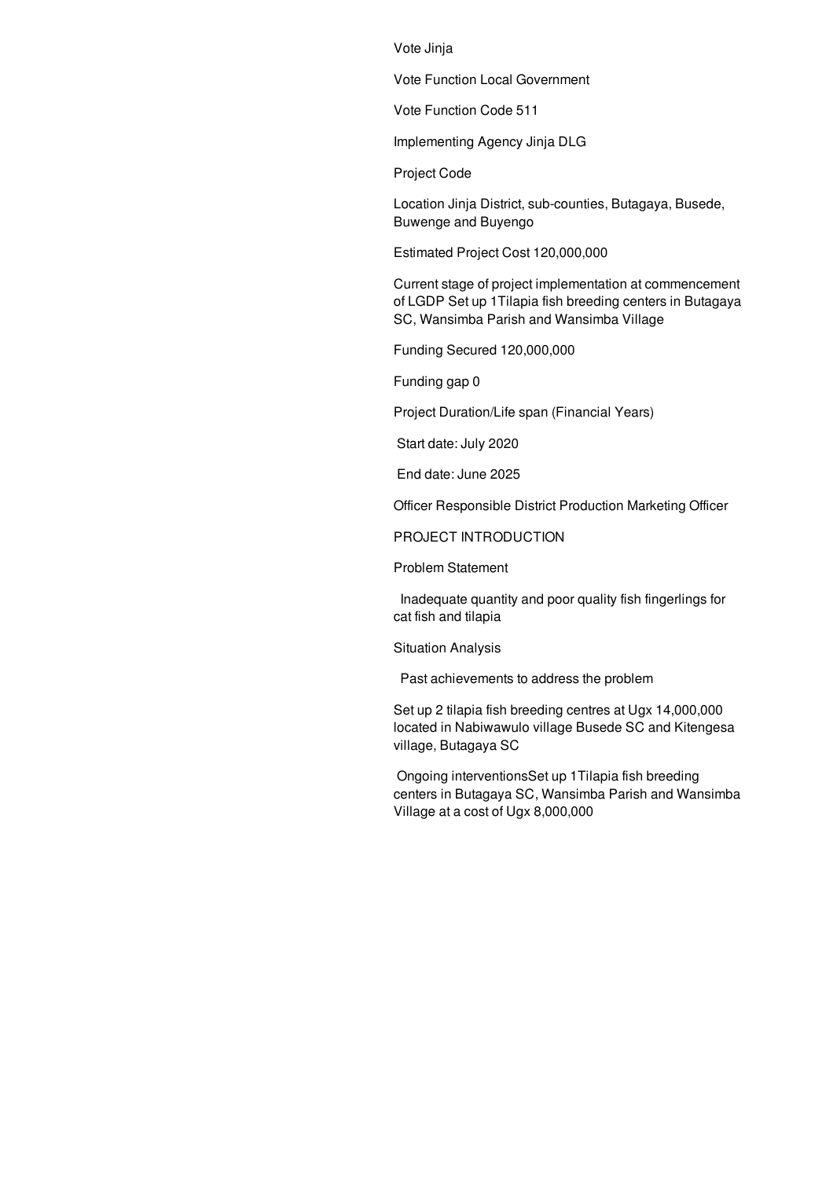Vote Jinja

Vote Function Local Government

Vote Function Code 511

Implementing Agency Jinja DLG

Project Code

Location Jinja District, sub-counties, Butagaya, Busede, Buwenge and Buyengo

Estimated Project Cost 120,000,000

Current stage of project implementation at commencement of LGDP Set up 1Tilapia fish breeding centers in Butagaya SC, Wansimba Parish and Wansimba Village

Funding Secured 120,000,000

Funding gap 0

Project Duration/Life span (Financial Years)

Start date: July 2020

End date: June 2025

Officer Responsible District Production Marketing Officer

PROJECT INTRODUCTION

Problem Statement

Inadequate quantity and poor quality fish fingerlings for cat fish and tilapia

Situation Analysis

Past achievements to address the problem

Set up 2 tilapia fish breeding centres at Ugx 14,000,000 located in Nabiwawulo village Busede SC and Kitengesa village, Butagaya SC

Ongoing interventionsSet up 1Tilapia fish breeding centers in Butagaya SC, Wansimba Parish and Wansimba Village at a cost of Ugx 8,000,000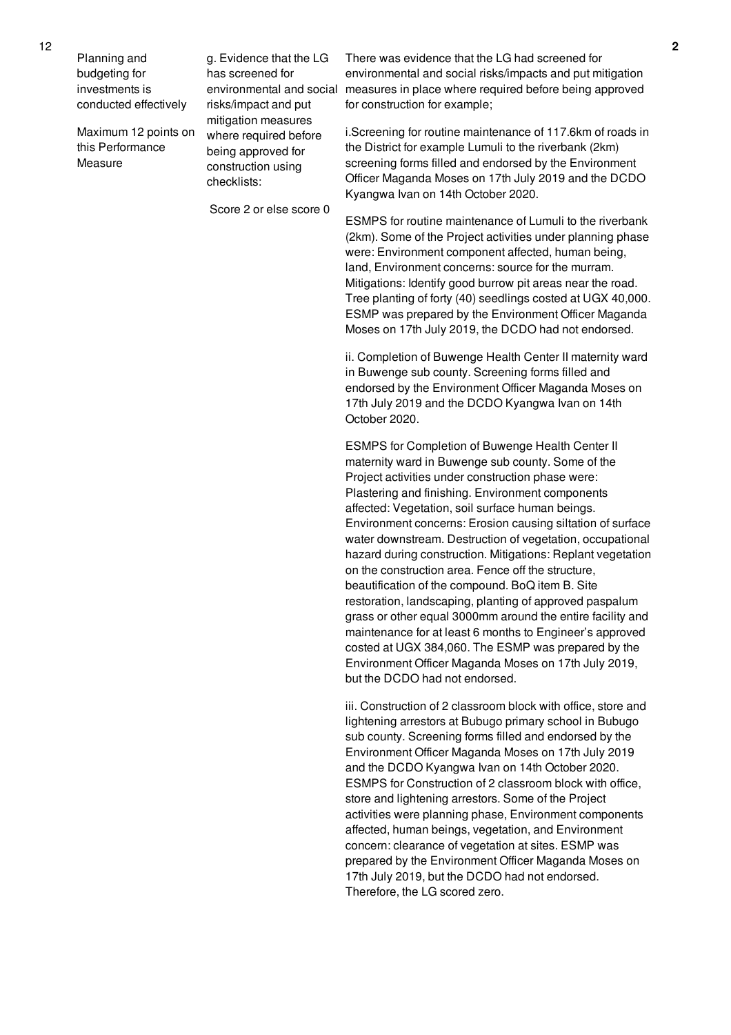| 12 | Planning and budgeting for investments is conducted effectively<br><br>Maximum 12 points on this Performance Measure | g. Evidence that the LG has screened for environmental and social risks/impact and put mitigation measures where required before being approved for construction using checklists:<br><br>Score 2 or else score 0 | There was evidence that the LG had screened for environmental and social risks/impacts and put mitigation measures in place where required before being approved for construction for example;<br><br>i.Screening for routine maintenance of 117.6km of roads in the District for example Lumuli to the riverbank (2km) screening forms filled and endorsed by the Environment Officer Maganda Moses on 17th July 2019 and the DCDO Kyangwa Ivan on 14th October 2020.<br><br>ESMPS for routine maintenance of Lumuli to the riverbank (2km). Some of the Project activities under planning phase were: Environment component affected, human being, land, Environment concerns: source for the murram. Mitigations: Identify good burrow pit areas near the road. Tree planting of forty (40) seedlings costed at UGX 40,000. ESMP was prepared by the Environment Officer Maganda Moses on 17th July 2019, the DCDO had not endorsed.<br><br>ii. Completion of Buwenge Health Center II maternity ward in Buwenge sub county. Screening forms filled and endorsed by the Environment Officer Maganda Moses on 17th July 2019 and the DCDO Kyangwa Ivan on 14th October 2020.<br><br>ESMPS for Completion of Buwenge Health Center II maternity ward in Buwenge sub county. Some of the Project activities under construction phase were: Plastering and finishing. Environment components affected: Vegetation, soil surface human beings. Environment concerns: Erosion causing siltation of surface water downstream. Destruction of vegetation, occupational hazard during construction. Mitigations: Replant vegetation on the construction area. Fence off the structure, beautification of the compound. BoQ item B. Site restoration, landscaping, planting of approved paspalum grass or other equal 3000mm around the entire facility and maintenance for at least 6 months to Engineer's approved costed at UGX 384,060. The ESMP was prepared by the Environment Officer Maganda Moses on 17th July 2019, but the DCDO had not endorsed.<br><br>iii. Construction of 2 classroom block with office, store and lightening arrestors at Bubugo primary school in Bubugo sub county. Screening forms filled and endorsed by the Environment Officer Maganda Moses on 17th July 2019 and the DCDO Kyangwa Ivan on 14th October 2020. ESMPS for Construction of 2 classroom block with office, store and lightening arrestors. Some of the Project activities were planning phase, Environment components affected, human beings, vegetation, and Environment concern: clearance of vegetation at sites. ESMP was prepared by the Environment Officer Maganda Moses on 17th July 2019, but the DCDO had not endorsed. Therefore, the LG scored zero. | 2 |
|---|---|---|---|---|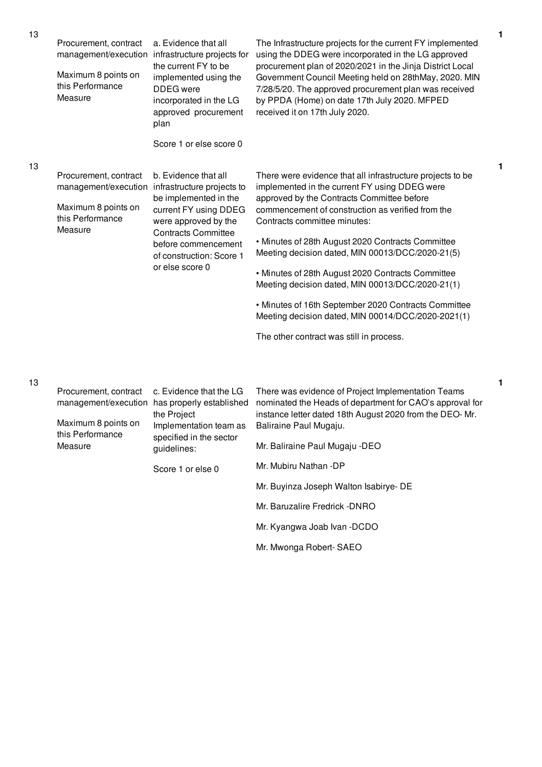| No. | Performance Measure | Indicator | Assessment | Score |
|---|---|---|---|---|
| 13 | Procurement, contract management/execution<br><br>Maximum 8 points on this Performance Measure | a. Evidence that all infrastructure projects for the current FY to be implemented using the DDEG were incorporated in the LG approved procurement plan<br><br>Score 1 or else score 0 | The Infrastructure projects for the current FY implemented using the DDEG were incorporated in the LG approved procurement plan of 2020/2021 in the Jinja District Local Government Council Meeting held on 28thMay, 2020. MIN 7/28/5/20. The approved procurement plan was received by PPDA (Home) on date 17th July 2020. MFPED received it on 17th July 2020. | 1 |
| 13 | Procurement, contract management/execution<br><br>Maximum 8 points on this Performance Measure | b. Evidence that all infrastructure projects to be implemented in the current FY using DDEG were approved by the Contracts Committee before commencement of construction: Score 1 or else score 0 | There were evidence that all infrastructure projects to be implemented in the current FY using DDEG were approved by the Contracts Committee before commencement of construction as verified from the Contracts committee minutes:<br><br>• Minutes of 28th August 2020 Contracts Committee Meeting decision dated, MIN 00013/DCC/2020-21(5)<br><br>• Minutes of 28th August 2020 Contracts Committee Meeting decision dated, MIN 00013/DCC/2020-21(1)<br><br>• Minutes of 16th September 2020 Contracts Committee Meeting decision dated, MIN 00014/DCC/2020-2021(1)<br><br>The other contract was still in process. | 1 |
| 13 | Procurement, contract management/execution<br><br>Maximum 8 points on this Performance Measure | c. Evidence that the LG has properly established the Project Implementation team as specified in the sector guidelines:<br><br>Score 1 or else 0 | There was evidence of Project Implementation Teams nominated the Heads of department for CAO's approval for instance letter dated 18th August 2020 from the DEO- Mr. Baliraine Paul Mugaju.<br><br>Mr. Baliraine Paul Mugaju -DEO<br><br>Mr. Mubiru Nathan -DP<br><br>Mr. Buyinza Joseph Walton Isabirye- DE<br><br>Mr. Baruzalire Fredrick -DNRO<br><br>Mr. Kyangwa Joab Ivan -DCDO<br><br>Mr. Mwonga Robert- SAEO | 1 |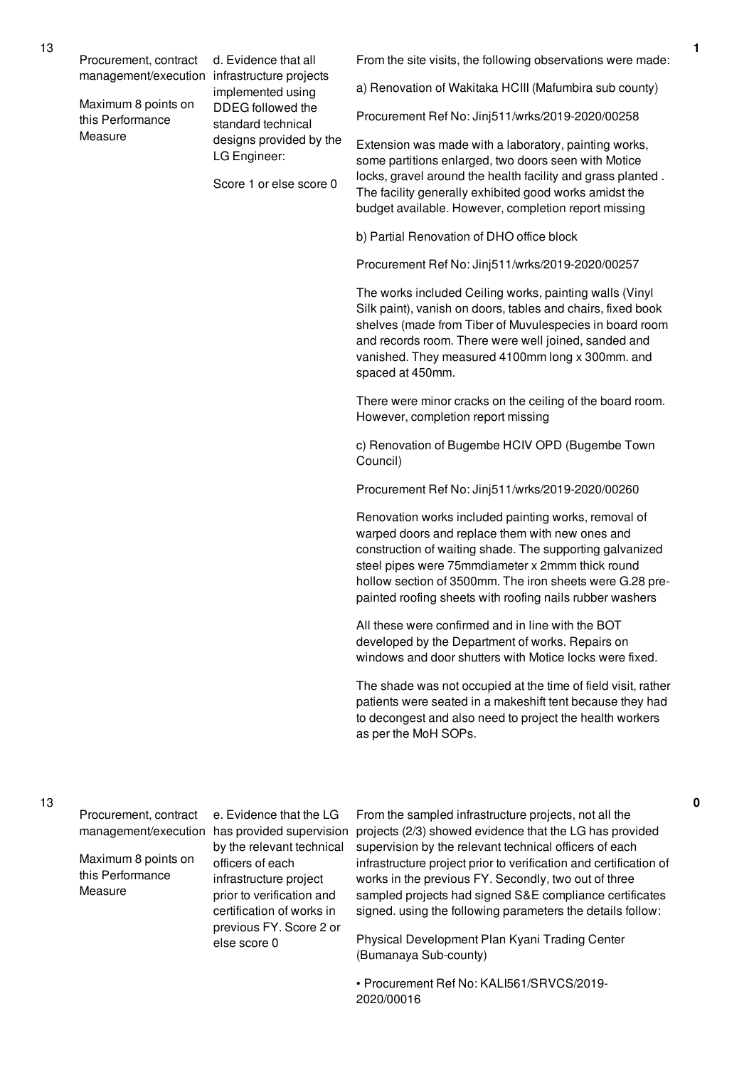| No. | Performance Area | Performance Measure | Assessment Findings | Score |
|---|---|---|---|---|
| 13 | Procurement, contract management/execution<br><br>Maximum 8 points on this Performance Measure | d. Evidence that all infrastructure projects implemented using DDEG followed the standard technical designs provided by the LG Engineer:<br><br>Score 1 or else score 0 | From the site visits, the following observations were made:<br><br>a) Renovation of Wakitaka HCIII (Mafumbira sub county)<br><br>Procurement Ref No: Jinj511/wrks/2019-2020/00258<br><br>Extension was made with a laboratory, painting works, some partitions enlarged, two doors seen with Motice locks, gravel around the health facility and grass planted . The facility generally exhibited good works amidst the budget available. However, completion report missing<br><br>b) Partial Renovation of DHO office block<br><br>Procurement Ref No: Jinj511/wrks/2019-2020/00257<br><br>The works included Ceiling works, painting walls (Vinyl Silk paint), vanish on doors, tables and chairs, fixed book shelves (made from Tiber of Muvulespecies in board room and records room. There were well joined, sanded and vanished. They measured 4100mm long x 300mm. and spaced at 450mm.<br><br>There were minor cracks on the ceiling of the board room. However, completion report missing<br><br>c) Renovation of Bugembe HCIV OPD (Bugembe Town Council)<br><br>Procurement Ref No: Jinj511/wrks/2019-2020/00260<br><br>Renovation works included painting works, removal of warped doors and replace them with new ones and construction of waiting shade. The supporting galvanized steel pipes were 75mmdiameter x 2mmm thick round hollow section of 3500mm. The iron sheets were G.28 pre-painted roofing sheets with roofing nails rubber washers<br><br>All these were confirmed and in line with the BOT developed by the Department of works. Repairs on windows and door shutters with Motice locks were fixed.<br><br>The shade was not occupied at the time of field visit, rather patients were seated in a makeshift tent because they had to decongest and also need to project the health workers as per the MoH SOPs. | 1 |
| 13 | Procurement, contract management/execution<br><br>Maximum 8 points on this Performance Measure | e. Evidence that the LG has provided supervision by the relevant technical officers of each infrastructure project prior to verification and certification of works in previous FY. Score 2 or else score 0 | From the sampled infrastructure projects, not all the projects (2/3) showed evidence that the LG has provided supervision by the relevant technical officers of each infrastructure project prior to verification and certification of works in the previous FY. Secondly, two out of three sampled projects had signed S&E compliance certificates signed. using the following parameters the details follow:<br><br>Physical Development Plan Kyani Trading Center (Bumanaya Sub-county)<br><br>• Procurement Ref No: KALI561/SRVCS/2019-2020/00016 | 0 |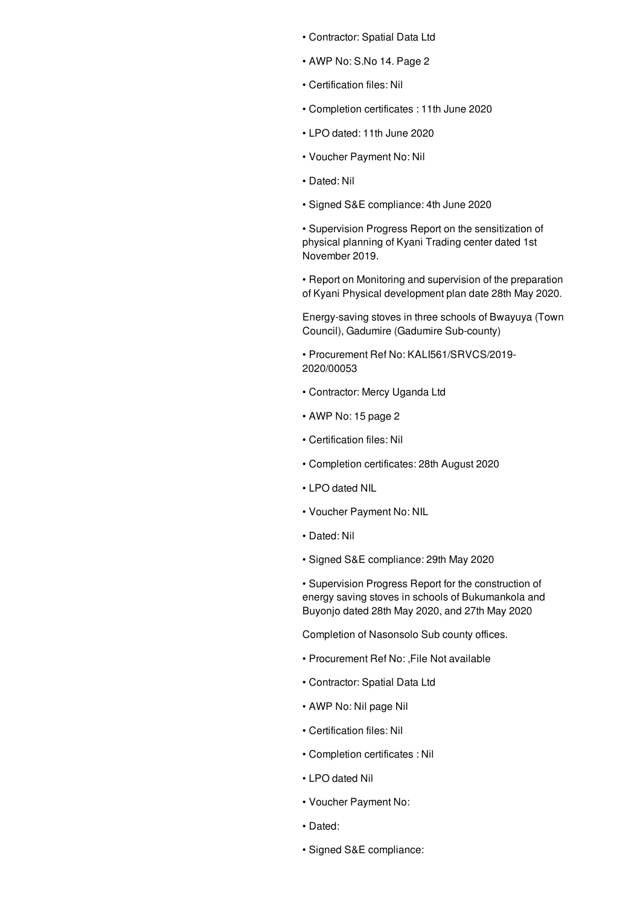- Contractor: Spatial Data Ltd
- AWP No: S.No 14. Page 2
- Certification files: Nil
- Completion certificates : 11th June 2020
- LPO dated: 11th June 2020
- Voucher Payment No: Nil
- Dated: Nil
- Signed S&E compliance: 4th June 2020
- Supervision Progress Report on the sensitization of physical planning of Kyani Trading center dated 1st November 2019.
- Report on Monitoring and supervision of the preparation of Kyani Physical development plan date 28th May 2020.

Energy-saving stoves in three schools of Bwayuya (Town Council), Gadumire (Gadumire Sub-county)

- Procurement Ref No: KALI561/SRVCS/2019-2020/00053
- Contractor: Mercy Uganda Ltd
- AWP No: 15 page 2
- Certification files: Nil
- Completion certificates: 28th August 2020
- LPO dated NIL
- Voucher Payment No: NIL
- Dated: Nil
- Signed S&E compliance: 29th May 2020
- Supervision Progress Report for the construction of energy saving stoves in schools of Bukumankola and Buyonjo dated 28th May 2020, and 27th May 2020

Completion of Nasonsolo Sub county offices.

- Procurement Ref No: ,File Not available
- Contractor: Spatial Data Ltd
- AWP No: Nil page Nil
- Certification files: Nil
- Completion certificates : Nil
- LPO dated Nil
- Voucher Payment No:
- Dated:
- Signed S&E compliance: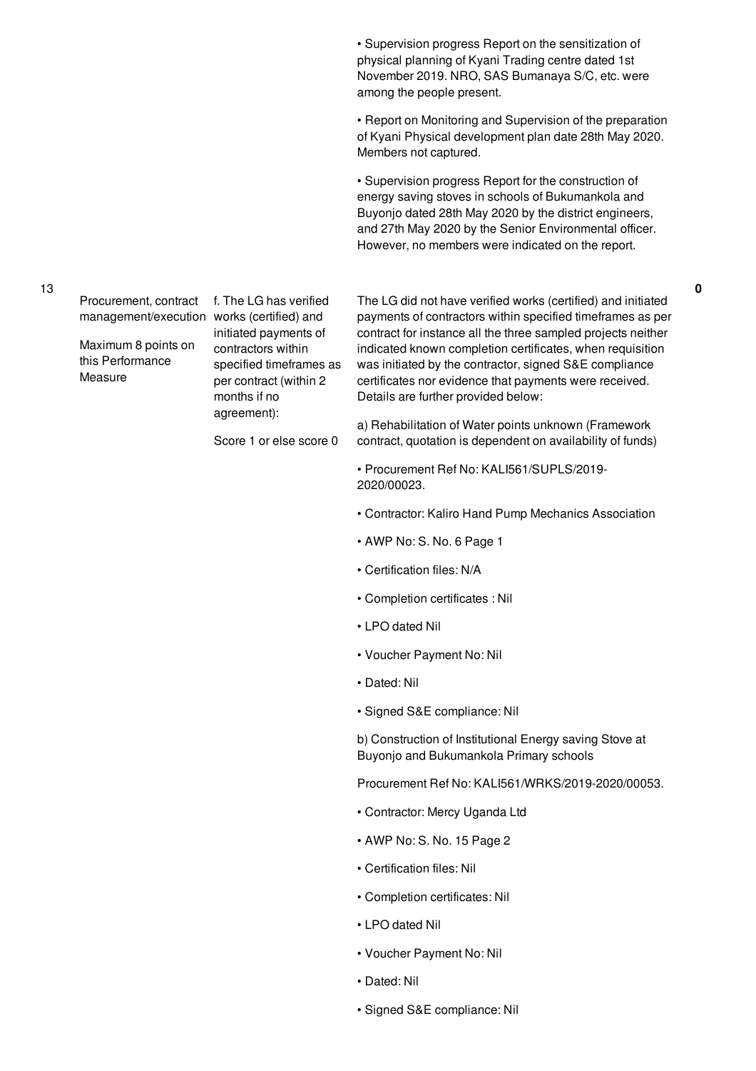| | | | | |
|---|---|---|---|---|
| | | | • Supervision progress Report on the sensitization of physical planning of Kyani Trading centre dated 1st November 2019. NRO, SAS Bumanaya S/C, etc. were among the people present.<br><br>• Report on Monitoring and Supervision of the preparation of Kyani Physical development plan date 28th May 2020. Members not captured.<br><br>• Supervision progress Report for the construction of energy saving stoves in schools of Bukumankola and Buyonjo dated 28th May 2020 by the district engineers, and 27th May 2020 by the Senior Environmental officer. However, no members were indicated on the report. | |
| 13 | Procurement, contract management/execution<br><br>Maximum 8 points on this Performance Measure | f. The LG has verified works (certified) and initiated payments of contractors within specified timeframes as per contract (within 2 months if no agreement):<br><br>Score 1 or else score 0 | The LG did not have verified works (certified) and initiated payments of contractors within specified timeframes as per contract for instance all the three sampled projects neither indicated known completion certificates, when requisition was initiated by the contractor, signed S&E compliance certificates nor evidence that payments were received. Details are further provided below:<br><br>a) Rehabilitation of Water points unknown (Framework contract, quotation is dependent on availability of funds)<br><br>• Procurement Ref No: KALI561/SUPLS/2019-2020/00023.<br><br>• Contractor: Kaliro Hand Pump Mechanics Association<br><br>• AWP No: S. No. 6 Page 1<br><br>• Certification files: N/A<br><br>• Completion certificates : Nil<br><br>• LPO dated Nil<br><br>• Voucher Payment No: Nil<br><br>• Dated: Nil<br><br>• Signed S&E compliance: Nil<br><br>b) Construction of Institutional Energy saving Stove at Buyonjo and Bukumankola Primary schools<br><br>Procurement Ref No: KALI561/WRKS/2019-2020/00053.<br><br>• Contractor: Mercy Uganda Ltd<br><br>• AWP No: S. No. 15 Page 2<br><br>• Certification files: Nil<br><br>• Completion certificates: Nil<br><br>• LPO dated Nil<br><br>• Voucher Payment No: Nil<br><br>• Dated: Nil<br><br>• Signed S&E compliance: Nil | 0 |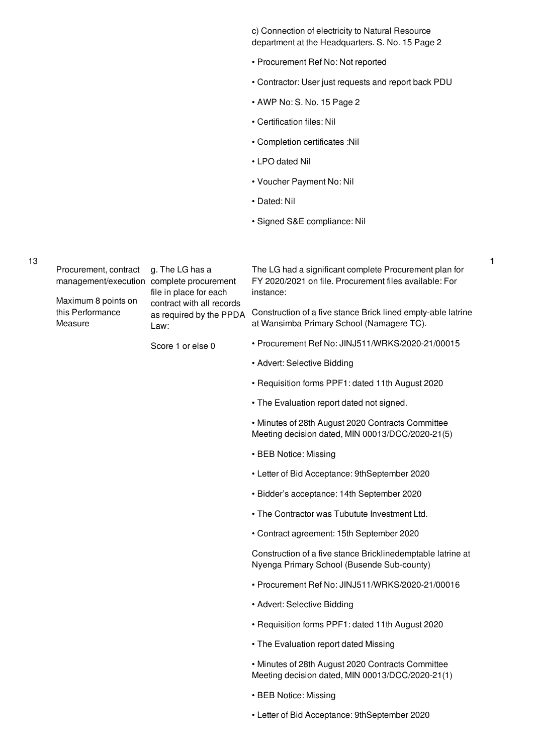| | | | c) Connection of electricity to Natural Resource department at the Headquarters. S. No. 15 Page 2<br><br>• Procurement Ref No: Not reported<br><br>• Contractor: User just requests and report back PDU<br><br>• AWP No: S. No. 15 Page 2<br><br>• Certification files: Nil<br><br>• Completion certificates :Nil<br><br>• LPO dated Nil<br><br>• Voucher Payment No: Nil<br><br>• Dated: Nil<br><br>• Signed S&E compliance: Nil | |
|---|---|---|---|---|
| 13 | Procurement, contract management/execution<br><br>Maximum 8 points on this Performance Measure | g. The LG has a complete procurement file in place for each contract with all records as required by the PPDA Law:<br><br>Score 1 or else 0 | The LG had a significant complete Procurement plan for FY 2020/2021 on file. Procurement files available: For instance:<br><br>Construction of a five stance Brick lined empty-able latrine at Wansimba Primary School (Namagere TC).<br><br>• Procurement Ref No: JINJ511/WRKS/2020-21/00015<br><br>• Advert: Selective Bidding<br><br>• Requisition forms PPF1: dated 11th August 2020<br><br>• The Evaluation report dated not signed.<br><br>• Minutes of 28th August 2020 Contracts Committee Meeting decision dated, MIN 00013/DCC/2020-21(5)<br><br>• BEB Notice: Missing<br><br>• Letter of Bid Acceptance: 9thSeptember 2020<br><br>• Bidder's acceptance: 14th September 2020<br><br>• The Contractor was Tubutute Investment Ltd.<br><br>• Contract agreement: 15th September 2020<br><br>Construction of a five stance Bricklinedemptable latrine at Nyenga Primary School (Busende Sub-county)<br><br>• Procurement Ref No: JINJ511/WRKS/2020-21/00016<br><br>• Advert: Selective Bidding<br><br>• Requisition forms PPF1: dated 11th August 2020<br><br>• The Evaluation report dated Missing<br><br>• Minutes of 28th August 2020 Contracts Committee Meeting decision dated, MIN 00013/DCC/2020-21(1)<br><br>• BEB Notice: Missing<br><br>• Letter of Bid Acceptance: 9thSeptember 2020 | 1 |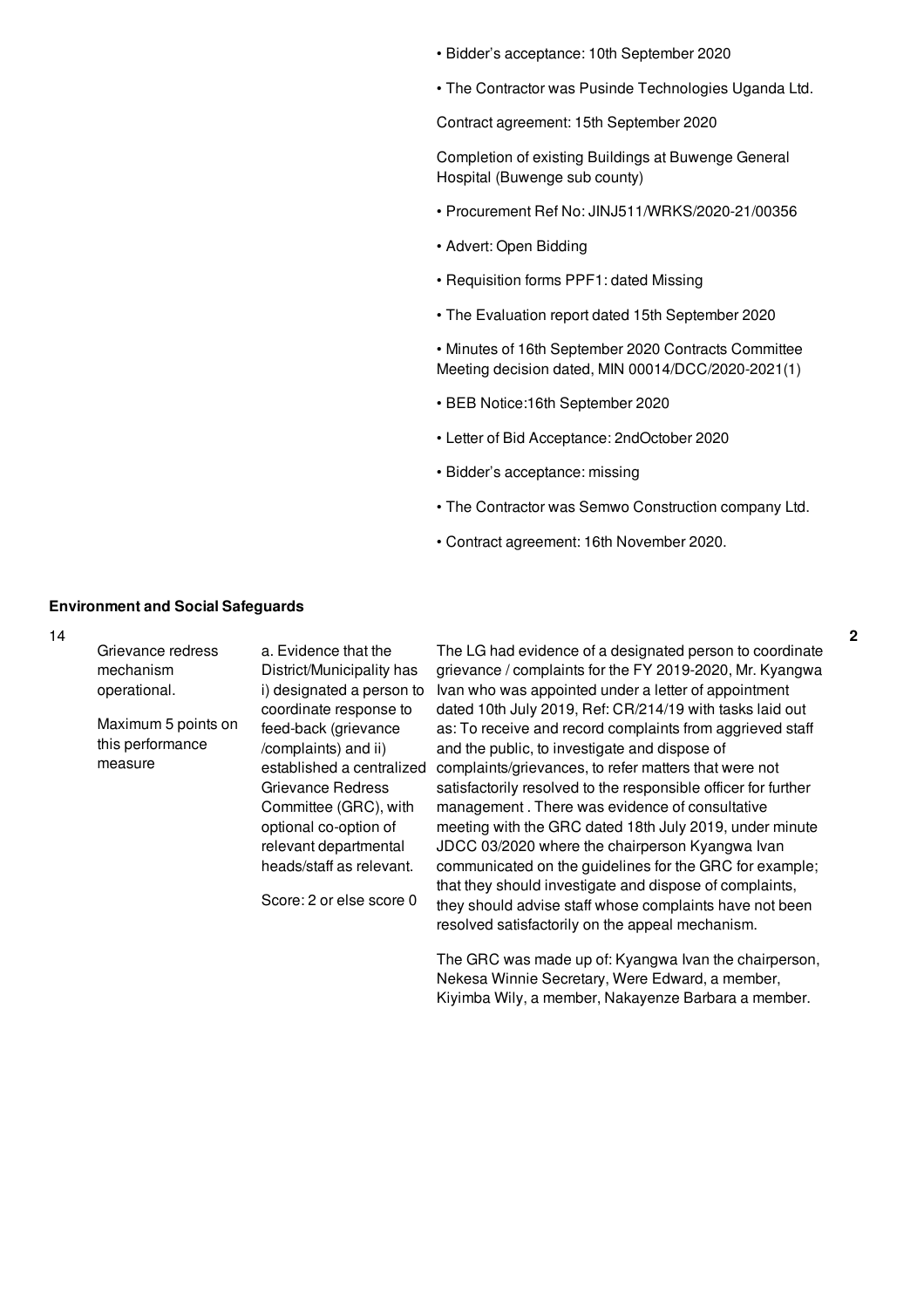| | | | | |
|---|---|---|---|---|
| | | | • Bidder's acceptance: 10th September 2020<br><br>• The Contractor was Pusinde Technologies Uganda Ltd.<br><br>Contract agreement: 15th September 2020<br><br>Completion of existing Buildings at Buwenge General Hospital (Buwenge sub county)<br><br>• Procurement Ref No: JINJ511/WRKS/2020-21/00356<br><br>• Advert: Open Bidding<br><br>• Requisition forms PPF1: dated Missing<br><br>• The Evaluation report dated 15th September 2020<br><br>• Minutes of 16th September 2020 Contracts Committee Meeting decision dated, MIN 00014/DCC/2020-2021(1)<br><br>• BEB Notice:16th September 2020<br><br>• Letter of Bid Acceptance: 2ndOctober 2020<br><br>• Bidder's acceptance: missing<br><br>• The Contractor was Semwo Construction company Ltd.<br><br>• Contract agreement: 16th November 2020. | |

**Environment and Social Safeguards**

| | | | | |
|---|---|---|---|---|
| 14 | Grievance redress mechanism operational.<br><br>Maximum 5 points on this performance measure | a. Evidence that the District/Municipality has i) designated a person to coordinate response to feed-back (grievance /complaints) and ii) established a centralized Grievance Redress Committee (GRC), with optional co-option of relevant departmental heads/staff as relevant.<br><br>Score: 2 or else score 0 | The LG had evidence of a designated person to coordinate grievance / complaints for the FY 2019-2020, Mr. Kyangwa Ivan who was appointed under a letter of appointment dated 10th July 2019, Ref: CR/214/19 with tasks laid out as: To receive and record complaints from aggrieved staff and the public, to investigate and dispose of complaints/grievances, to refer matters that were not satisfactorily resolved to the responsible officer for further management . There was evidence of consultative meeting with the GRC dated 18th July 2019, under minute JDCC 03/2020 where the chairperson Kyangwa Ivan communicated on the guidelines for the GRC for example; that they should investigate and dispose of complaints, they should advise staff whose complaints have not been resolved satisfactorily on the appeal mechanism.<br><br>The GRC was made up of: Kyangwa Ivan the chairperson, Nekesa Winnie Secretary, Were Edward, a member, Kiyimba Wily, a member, Nakayenze Barbara a member. | 2 |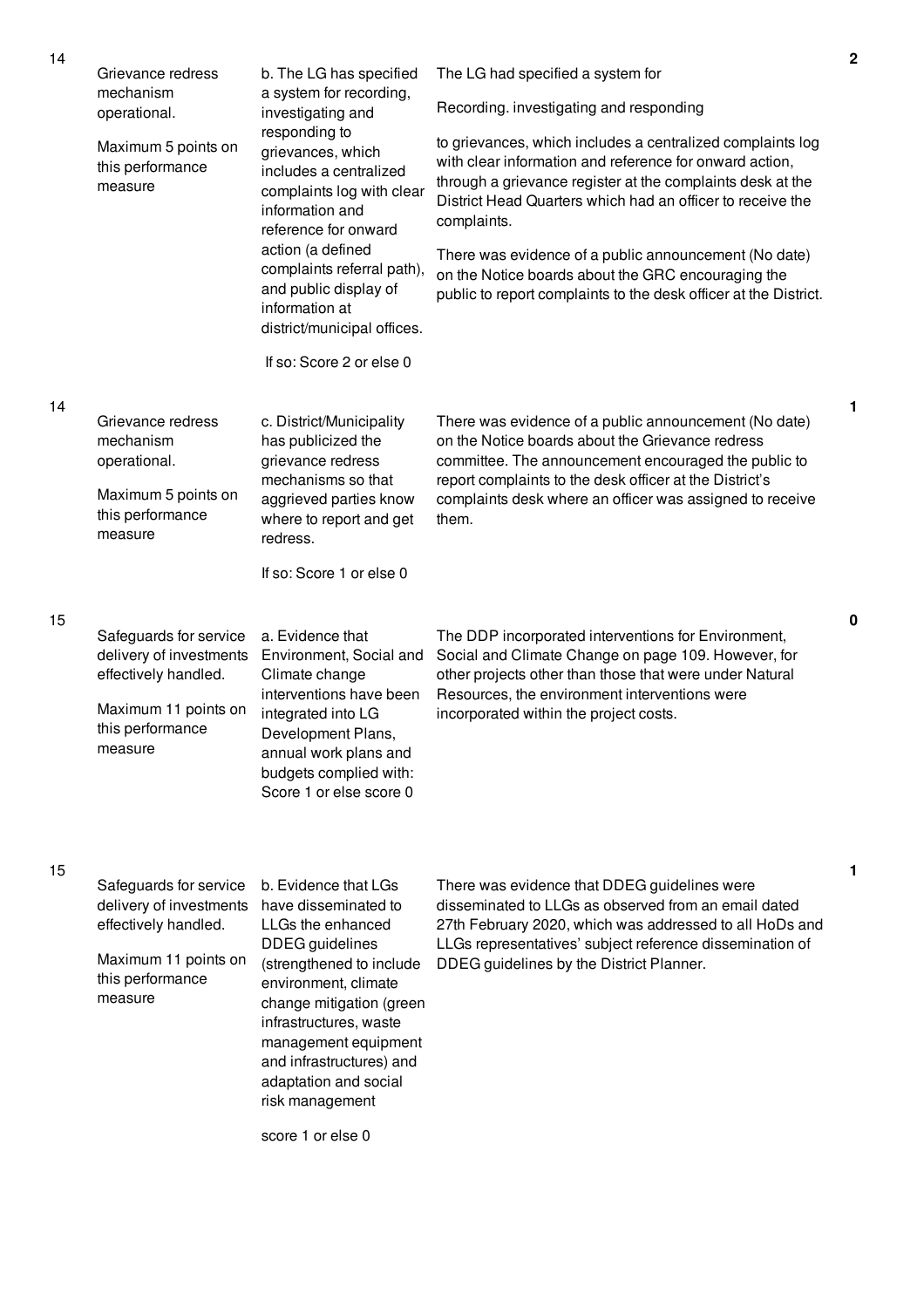| | | | | |
|---|---|---|---|---|
| 14 | Grievance redress mechanism operational.<br><br>Maximum 5 points on this performance measure | b. The LG has specified a system for recording, investigating and responding to grievances, which includes a centralized complaints log with clear information and reference for onward action (a defined complaints referral path), and public display of information at district/municipal offices.<br><br>If so: Score 2 or else 0 | The LG had specified a system for<br><br>Recording. investigating and responding<br><br>to grievances, which includes a centralized complaints log with clear information and reference for onward action, through a grievance register at the complaints desk at the District Head Quarters which had an officer to receive the complaints.<br><br>There was evidence of a public announcement (No date) on the Notice boards about the GRC encouraging the public to report complaints to the desk officer at the District. | 2 |
| 14 | Grievance redress mechanism operational.<br><br>Maximum 5 points on this performance measure | c. District/Municipality has publicized the grievance redress mechanisms so that aggrieved parties know where to report and get redress.<br><br>If so: Score 1 or else 0 | There was evidence of a public announcement (No date) on the Notice boards about the Grievance redress committee. The announcement encouraged the public to report complaints to the desk officer at the District's complaints desk where an officer was assigned to receive them. | 1 |
| 15 | Safeguards for service delivery of investments effectively handled.<br><br>Maximum 11 points on this performance measure | a. Evidence that Environment, Social and Climate change interventions have been integrated into LG Development Plans, annual work plans and budgets complied with: Score 1 or else score 0 | The DDP incorporated interventions for Environment, Social and Climate Change on page 109. However, for other projects other than those that were under Natural Resources, the environment interventions were incorporated within the project costs. | 0 |
| 15 | Safeguards for service delivery of investments effectively handled.<br><br>Maximum 11 points on this performance measure | b. Evidence that LGs have disseminated to LLGs the enhanced DDEG guidelines (strengthened to include environment, climate change mitigation (green infrastructures, waste management equipment and infrastructures) and adaptation and social risk management<br><br>score 1 or else 0 | There was evidence that DDEG guidelines were disseminated to LLGs as observed from an email dated 27th February 2020, which was addressed to all HoDs and LLGs representatives' subject reference dissemination of DDEG guidelines by the District Planner. | 1 |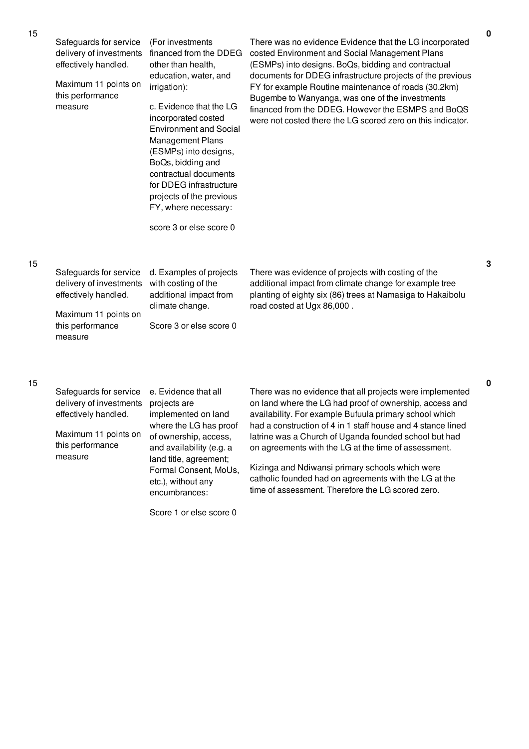| No. | Performance Area | Indicator | Assessment | Score |
| --- | --- | --- | --- | --- |
| 15 | Safeguards for service delivery of investments effectively handled.<br><br>Maximum 11 points on this performance measure | (For investments financed from the DDEG other than health, education, water, and irrigation):<br><br>c. Evidence that the LG incorporated costed Environment and Social Management Plans (ESMPs) into designs, BoQs, bidding and contractual documents for DDEG infrastructure projects of the previous FY, where necessary:<br><br>score 3 or else score 0 | There was no evidence Evidence that the LG incorporated costed Environment and Social Management Plans (ESMPs) into designs. BoQs, bidding and contractual documents for DDEG infrastructure projects of the previous FY for example Routine maintenance of roads (30.2km) Bugembe to Wanyanga, was one of the investments financed from the DDEG. However the ESMPS and BoQS were not costed there the LG scored zero on this indicator. | 0 |
| 15 | Safeguards for service delivery of investments effectively handled.<br><br>Maximum 11 points on this performance measure | d. Examples of projects with costing of the additional impact from climate change.<br><br>Score 3 or else score 0 | There was evidence of projects with costing of the additional impact from climate change for example tree planting of eighty six (86) trees at Namasiga to Hakaibolu road costed at Ugx 86,000 . | 3 |
| 15 | Safeguards for service delivery of investments effectively handled.<br><br>Maximum 11 points on this performance measure | e. Evidence that all projects are implemented on land where the LG has proof of ownership, access, and availability (e.g. a land title, agreement; Formal Consent, MoUs, etc.), without any encumbrances:<br><br>Score 1 or else score 0 | There was no evidence that all projects were implemented on land where the LG had proof of ownership, access and availability. For example Bufuula primary school which had a construction of 4 in 1 staff house and 4 stance lined latrine was a Church of Uganda founded school but had on agreements with the LG at the time of assessment.<br><br>Kizinga and Ndiwansi primary schools which were catholic founded had on agreements with the LG at the time of assessment. Therefore the LG scored zero. | 0 |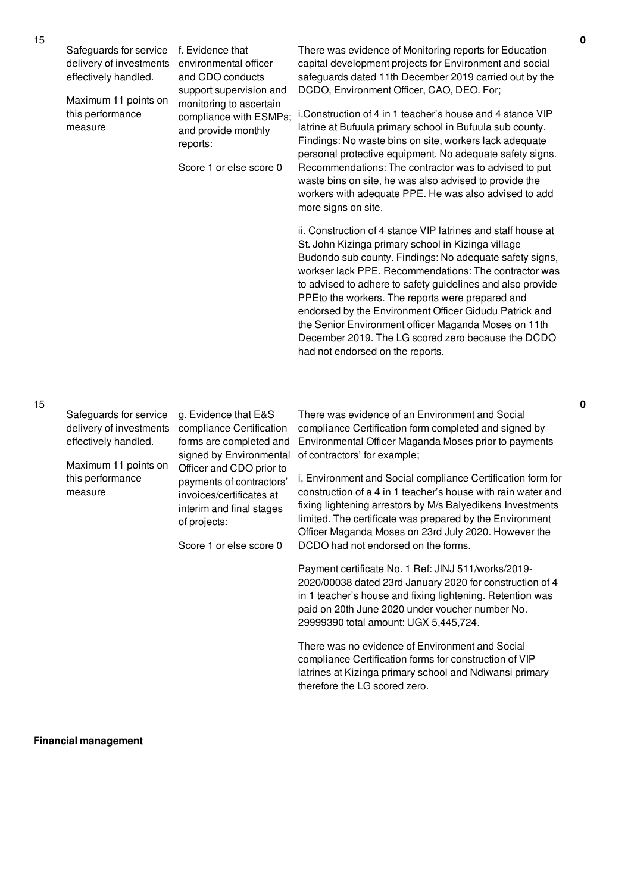| | | | | |
|---|---|---|---|---|
| 15 | Safeguards for service delivery of investments effectively handled.<br><br>Maximum 11 points on this performance measure | f. Evidence that environmental officer and CDO conducts support supervision and monitoring to ascertain compliance with ESMPs; and provide monthly reports:<br><br>Score 1 or else score 0 | There was evidence of Monitoring reports for Education capital development projects for Environment and social safeguards dated 11th December 2019 carried out by the DCDO, Environment Officer, CAO, DEO. For;<br><br>i.Construction of 4 in 1 teacher's house and 4 stance VIP latrine at Bufuula primary school in Bufuula sub county. Findings: No waste bins on site, workers lack adequate personal protective equipment. No adequate safety signs. Recommendations: The contractor was to advised to put waste bins on site, he was also advised to provide the workers with adequate PPE. He was also advised to add more signs on site.<br><br>ii. Construction of 4 stance VIP latrines and staff house at St. John Kizinga primary school in Kizinga village Budondo sub county. Findings: No adequate safety signs, workser lack PPE. Recommendations: The contractor was to advised to adhere to safety guidelines and also provide PPEto the workers. The reports were prepared and endorsed by the Environment Officer Gidudu Patrick and the Senior Environment officer Maganda Moses on 11th December 2019. The LG scored zero because the DCDO had not endorsed on the reports. | 0 |
| 15 | Safeguards for service delivery of investments effectively handled.<br><br>Maximum 11 points on this performance measure | g. Evidence that E&S compliance Certification forms are completed and signed by Environmental Officer and CDO prior to payments of contractors' invoices/certificates at interim and final stages of projects:<br><br>Score 1 or else score 0 | There was evidence of an Environment and Social compliance Certification form completed and signed by Environmental Officer Maganda Moses prior to payments of contractors' for example;<br><br>i. Environment and Social compliance Certification form for construction of a 4 in 1 teacher's house with rain water and fixing lightening arrestors by M/s Balyedikens Investments limited. The certificate was prepared by the Environment Officer Maganda Moses on 23rd July 2020. However the DCDO had not endorsed on the forms.<br><br>Payment certificate No. 1 Ref: JINJ 511/works/2019-2020/00038 dated 23rd January 2020 for construction of 4 in 1 teacher's house and fixing lightening. Retention was paid on 20th June 2020 under voucher number No. 29999390 total amount: UGX 5,445,724.<br><br>There was no evidence of Environment and Social compliance Certification forms for construction of VIP latrines at Kizinga primary school and Ndiwansi primary therefore the LG scored zero. | 0 |

**Financial management**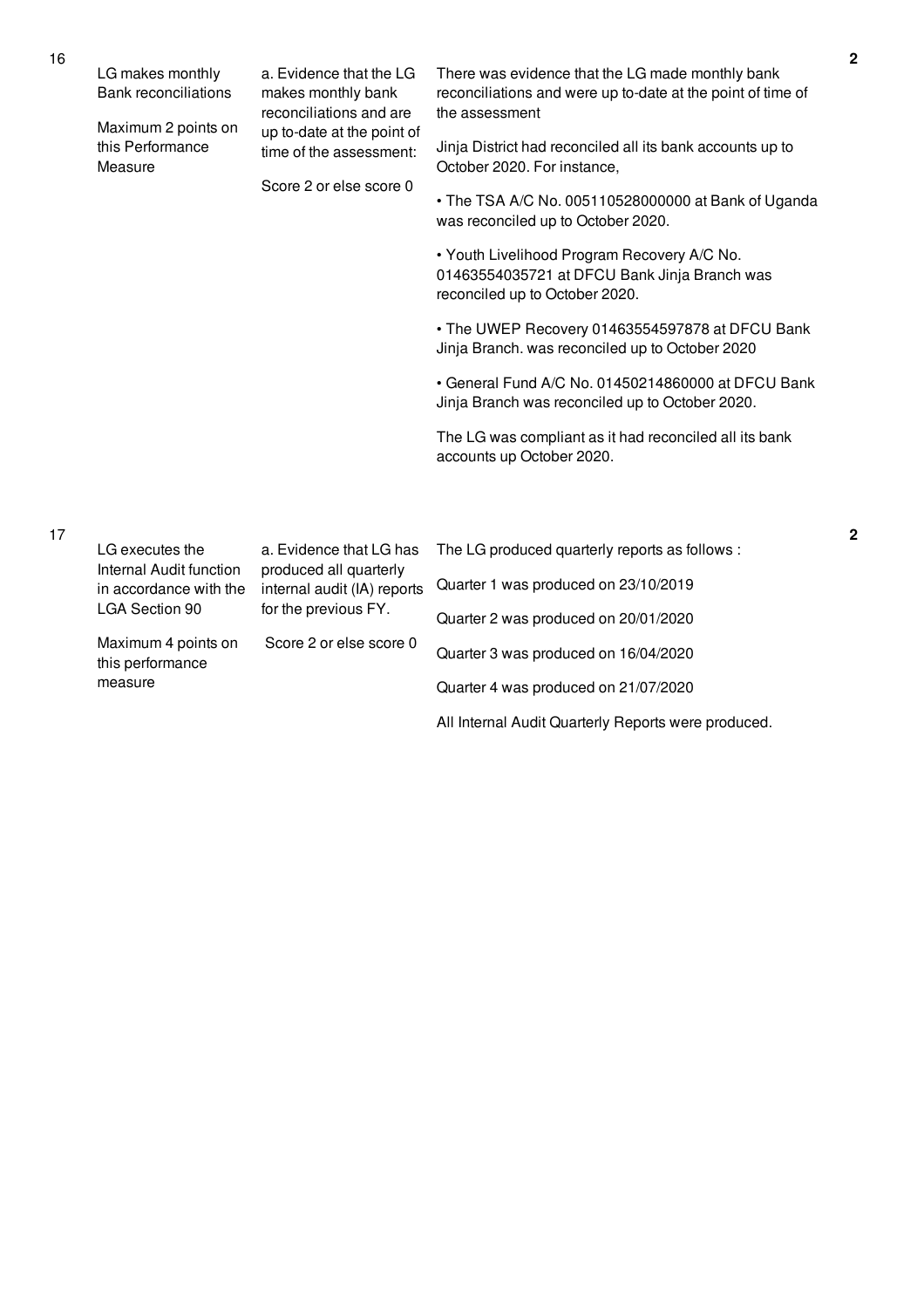| No. | Performance Area | Measure | Assessment | Score |
|---|---|---|---|---|
| 16 | LG makes monthly Bank reconciliations<br><br>Maximum 2 points on this Performance Measure | a. Evidence that the LG makes monthly bank reconciliations and are up to-date at the point of time of the assessment:<br><br>Score 2 or else score 0 | There was evidence that the LG made monthly bank reconciliations and were up to-date at the point of time of the assessment<br><br>Jinja District had reconciled all its bank accounts up to October 2020. For instance,<br><br>• The TSA A/C No. 005110528000000 at Bank of Uganda was reconciled up to October 2020.<br><br>• Youth Livelihood Program Recovery A/C No. 01463554035721 at DFCU Bank Jinja Branch was reconciled up to October 2020.<br><br>• The UWEP Recovery 01463554597878 at DFCU Bank Jinja Branch. was reconciled up to October 2020<br><br>• General Fund A/C No. 01450214860000 at DFCU Bank Jinja Branch was reconciled up to October 2020.<br><br>The LG was compliant as it had reconciled all its bank accounts up October 2020. | 2 |
| 17 | LG executes the Internal Audit function in accordance with the LGA Section 90<br><br>Maximum 4 points on this performance measure | a. Evidence that LG has produced all quarterly internal audit (IA) reports for the previous FY.<br><br>Score 2 or else score 0 | The LG produced quarterly reports as follows :<br><br>Quarter 1 was produced on 23/10/2019<br><br>Quarter 2 was produced on 20/01/2020<br><br>Quarter 3 was produced on 16/04/2020<br><br>Quarter 4 was produced on 21/07/2020<br><br>All Internal Audit Quarterly Reports were produced. | 2 |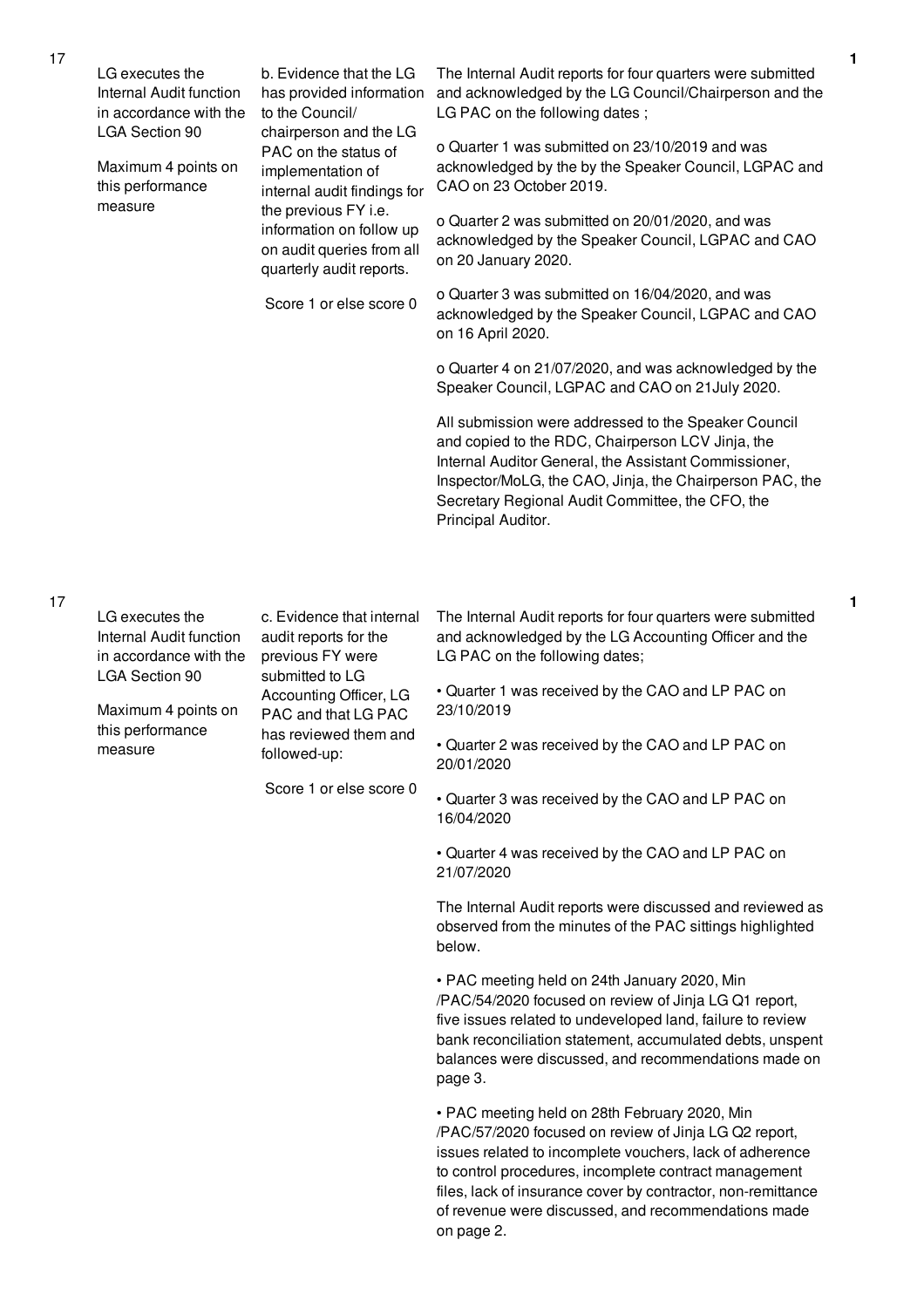| No. | Performance Area | Performance Measure | Assessment Results | Score |
|---|---|---|---|---|
| 17 | LG executes the Internal Audit function in accordance with the LGA Section 90<br><br>Maximum 4 points on this performance measure | b. Evidence that the LG has provided information to the Council/ chairperson and the LG PAC on the status of implementation of internal audit findings for the previous FY i.e. information on follow up on audit queries from all quarterly audit reports.<br><br>Score 1 or else score 0 | The Internal Audit reports for four quarters were submitted and acknowledged by the LG Council/Chairperson and the LG PAC on the following dates ;<br><br>o Quarter 1 was submitted on 23/10/2019 and was acknowledged by the by the Speaker Council, LGPAC and CAO on 23 October 2019.<br><br>o Quarter 2 was submitted on 20/01/2020, and was acknowledged by the Speaker Council, LGPAC and CAO on 20 January 2020.<br><br>o Quarter 3 was submitted on 16/04/2020, and was acknowledged by the Speaker Council, LGPAC and CAO on 16 April 2020.<br><br>o Quarter 4 on 21/07/2020, and was acknowledged by the Speaker Council, LGPAC and CAO on 21July 2020.<br><br>All submission were addressed to the Speaker Council and copied to the RDC, Chairperson LCV Jinja, the Internal Auditor General, the Assistant Commissioner, Inspector/MoLG, the CAO, Jinja, the Chairperson PAC, the Secretary Regional Audit Committee, the CFO, the Principal Auditor. | 1 |
| 17 | LG executes the Internal Audit function in accordance with the LGA Section 90<br><br>Maximum 4 points on this performance measure | c. Evidence that internal audit reports for the previous FY were submitted to LG Accounting Officer, LG PAC and that LG PAC has reviewed them and followed-up:<br><br>Score 1 or else score 0 | The Internal Audit reports for four quarters were submitted and acknowledged by the LG Accounting Officer and the LG PAC on the following dates;<br><br>• Quarter 1 was received by the CAO and LP PAC on 23/10/2019<br><br>• Quarter 2 was received by the CAO and LP PAC on 20/01/2020<br><br>• Quarter 3 was received by the CAO and LP PAC on 16/04/2020<br><br>• Quarter 4 was received by the CAO and LP PAC on 21/07/2020<br><br>The Internal Audit reports were discussed and reviewed as observed from the minutes of the PAC sittings highlighted below.<br><br>• PAC meeting held on 24th January 2020, Min /PAC/54/2020 focused on review of Jinja LG Q1 report, five issues related to undeveloped land, failure to review bank reconciliation statement, accumulated debts, unspent balances were discussed, and recommendations made on page 3.<br><br>• PAC meeting held on 28th February 2020, Min /PAC/57/2020 focused on review of Jinja LG Q2 report, issues related to incomplete vouchers, lack of adherence to control procedures, incomplete contract management files, lack of insurance cover by contractor, non-remittance of revenue were discussed, and recommendations made on page 2. | 1 |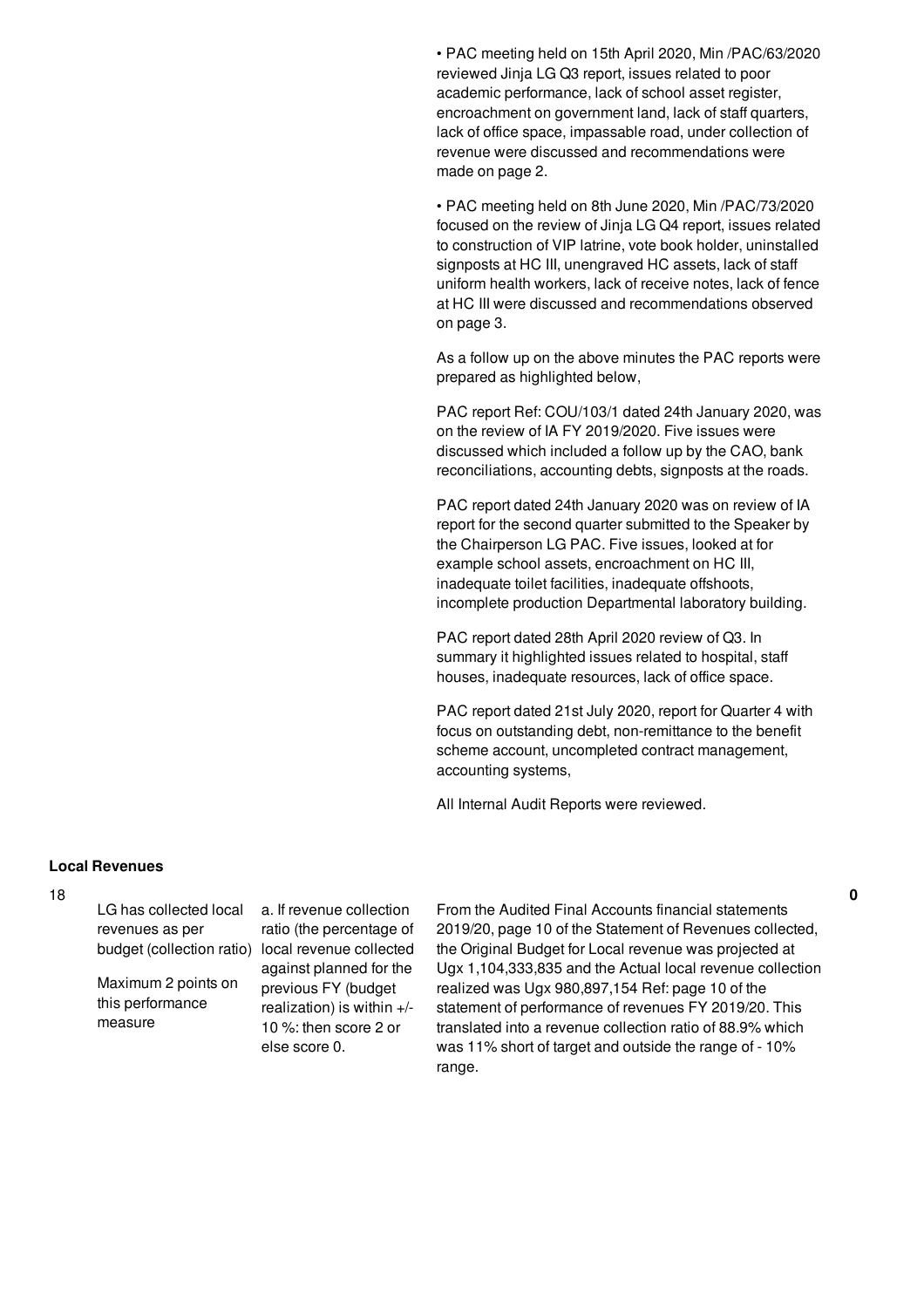| | | | | |
|---|---|---|---|---|
| | | | • PAC meeting held on 15th April 2020, Min /PAC/63/2020 reviewed Jinja LG Q3 report, issues related to poor academic performance, lack of school asset register, encroachment on government land, lack of staff quarters, lack of office space, impassable road, under collection of revenue were discussed and recommendations were made on page 2.<br><br>• PAC meeting held on 8th June 2020, Min /PAC/73/2020 focused on the review of Jinja LG Q4 report, issues related to construction of VIP latrine, vote book holder, uninstalled signposts at HC III, unengraved HC assets, lack of staff uniform health workers, lack of receive notes, lack of fence at HC III were discussed and recommendations observed on page 3.<br><br>As a follow up on the above minutes the PAC reports were prepared as highlighted below,<br><br>PAC report Ref: COU/103/1 dated 24th January 2020, was on the review of IA FY 2019/2020. Five issues were discussed which included a follow up by the CAO, bank reconciliations, accounting debts, signposts at the roads.<br><br>PAC report dated 24th January 2020 was on review of IA report for the second quarter submitted to the Speaker by the Chairperson LG PAC. Five issues, looked at for example school assets, encroachment on HC III, inadequate toilet facilities, inadequate offshoots, incomplete production Departmental laboratory building.<br><br>PAC report dated 28th April 2020 review of Q3. In summary it highlighted issues related to hospital, staff houses, inadequate resources, lack of office space.<br><br>PAC report dated 21st July 2020, report for Quarter 4 with focus on outstanding debt, non-remittance to the benefit scheme account, uncompleted contract management, accounting systems,<br><br>All Internal Audit Reports were reviewed. | |

**Local Revenues**

| | | | | |
|---|---|---|---|---|
| 18 | LG has collected local revenues as per budget (collection ratio)<br><br>Maximum 2 points on this performance measure | a. If revenue collection ratio (the percentage of local revenue collected against planned for the previous FY (budget realization) is within +/- 10 %: then score 2 or else score 0. | From the Audited Final Accounts financial statements 2019/20, page 10 of the Statement of Revenues collected, the Original Budget for Local revenue was projected at Ugx 1,104,333,835 and the Actual local revenue collection realized was Ugx 980,897,154 Ref: page 10 of the statement of performance of revenues FY 2019/20. This translated into a revenue collection ratio of 88.9% which was 11% short of target and outside the range of - 10% range. | 0 |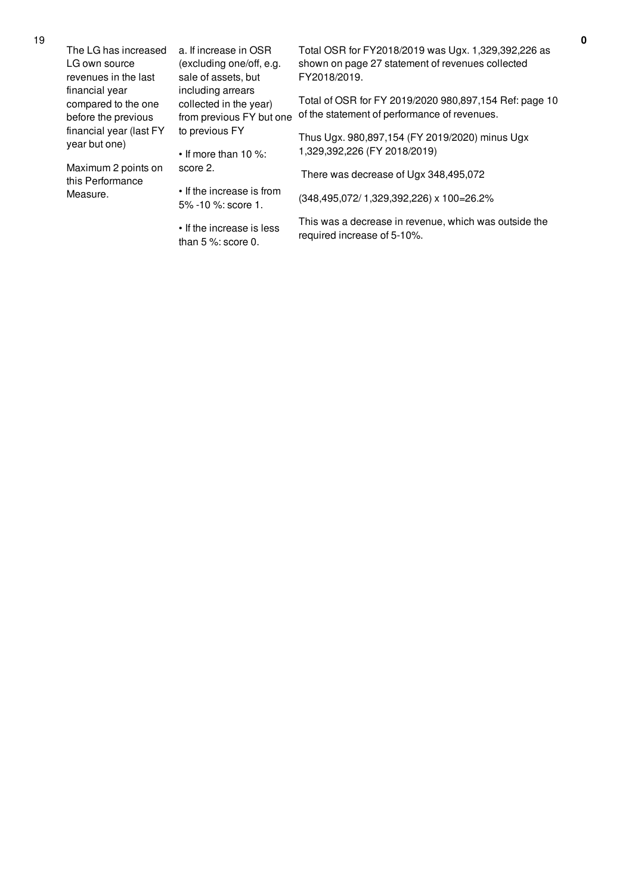| 19 | The LG has increased LG own source revenues in the last financial year compared to the one before the previous financial year (last FY year but one)<br><br>Maximum 2 points on this Performance Measure. | a. If increase in OSR (excluding one/off, e.g. sale of assets, but including arrears collected in the year) from previous FY but one to previous FY<br><br>• If more than 10 %: score 2.<br><br>• If the increase is from 5% -10 %: score 1.<br><br>• If the increase is less than 5 %: score 0. | Total OSR for FY2018/2019 was Ugx. 1,329,392,226 as shown on page 27 statement of revenues collected FY2018/2019.<br><br>Total of OSR for FY 2019/2020 980,897,154 Ref: page 10 of the statement of performance of revenues.<br><br>Thus Ugx. 980,897,154 (FY 2019/2020) minus Ugx 1,329,392,226 (FY 2018/2019)<br><br>There was decrease of Ugx 348,495,072<br><br>(348,495,072/ 1,329,392,226) x 100=26.2%<br><br>This was a decrease in revenue, which was outside the required increase of 5-10%. | 0 |
|---|---|---|---|---|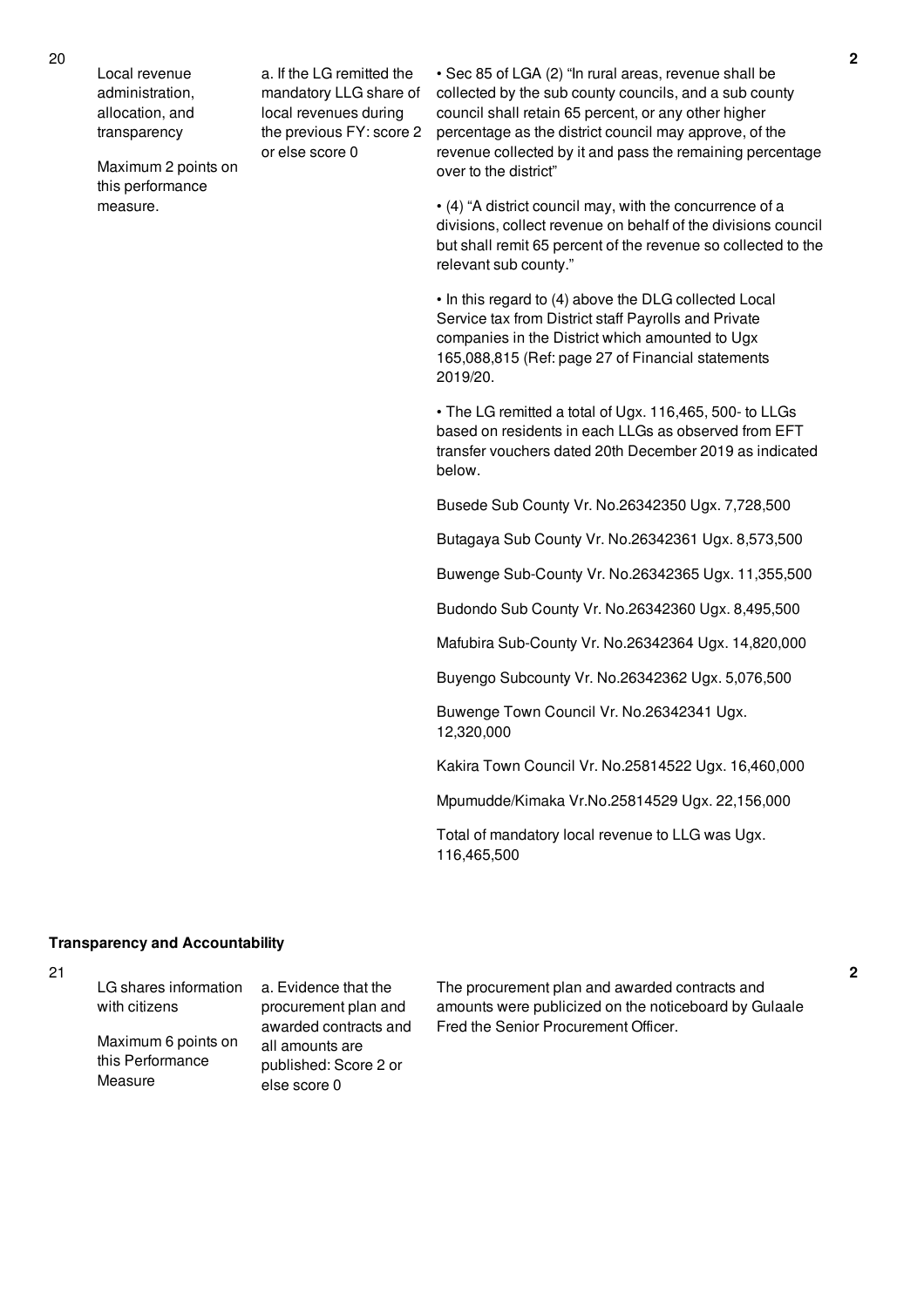| No. | Performance Area | Measure | Assessment Findings | Score |
|---|---|---|---|---|
| 20 | Local revenue administration, allocation, and transparency<br><br>Maximum 2 points on this performance measure. | a. If the LG remitted the mandatory LLG share of local revenues during the previous FY: score 2 or else score 0 | • Sec 85 of LGA (2) "In rural areas, revenue shall be collected by the sub county councils, and a sub county council shall retain 65 percent, or any other higher percentage as the district council may approve, of the revenue collected by it and pass the remaining percentage over to the district"<br><br>• (4) "A district council may, with the concurrence of a divisions, collect revenue on behalf of the divisions council but shall remit 65 percent of the revenue so collected to the relevant sub county."<br><br>• In this regard to (4) above the DLG collected Local Service tax from District staff Payrolls and Private companies in the District which amounted to Ugx 165,088,815 (Ref: page 27 of Financial statements 2019/20.<br><br>• The LG remitted a total of Ugx. 116,465, 500- to LLGs based on residents in each LLGs as observed from EFT transfer vouchers dated 20th December 2019 as indicated below.<br><br>Busede Sub County Vr. No.26342350 Ugx. 7,728,500<br><br>Butagaya Sub County Vr. No.26342361 Ugx. 8,573,500<br><br>Buwenge Sub-County Vr. No.26342365 Ugx. 11,355,500<br><br>Budondo Sub County Vr. No.26342360 Ugx. 8,495,500<br><br>Mafubira Sub-County Vr. No.26342364 Ugx. 14,820,000<br><br>Buyengo Subcounty Vr. No.26342362 Ugx. 5,076,500<br><br>Buwenge Town Council Vr. No.26342341 Ugx. 12,320,000<br><br>Kakira Town Council Vr. No.25814522 Ugx. 16,460,000<br><br>Mpumudde/Kimaka Vr.No.25814529 Ugx. 22,156,000<br><br>Total of mandatory local revenue to LLG was Ugx. 116,465,500 | 2 |

**Transparency and Accountability**

| No. | Performance Area | Measure | Assessment Findings | Score |
|---|---|---|---|---|
| 21 | LG shares information with citizens<br><br>Maximum 6 points on this Performance Measure | a. Evidence that the procurement plan and awarded contracts and all amounts are published: Score 2 or else score 0 | The procurement plan and awarded contracts and amounts were publicized on the noticeboard by Gulaale Fred the Senior Procurement Officer. | 2 |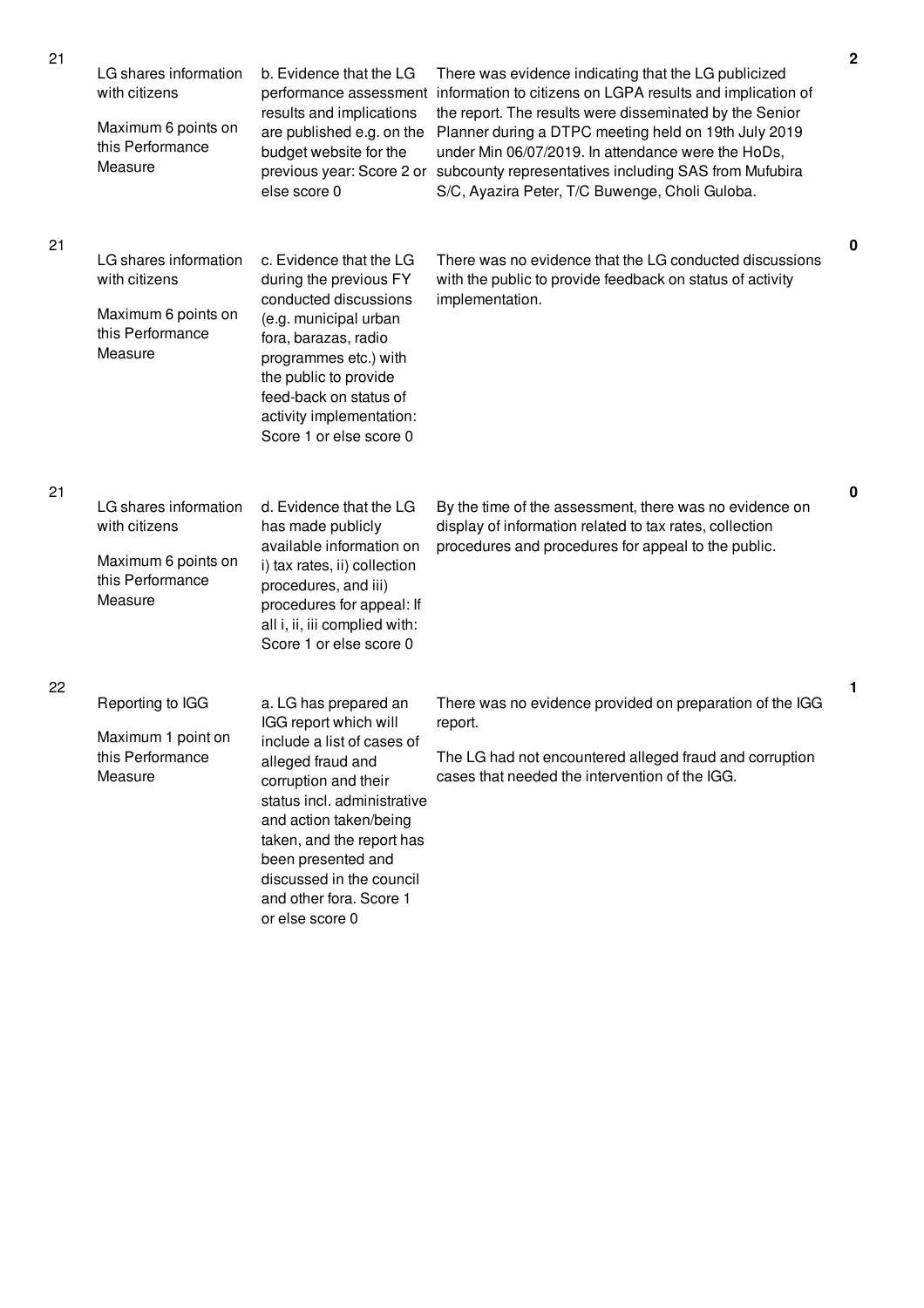| | | | | |
|---|---|---|---|---|
| 21 | LG shares information with citizens<br><br>Maximum 6 points on this Performance Measure | b. Evidence that the LG performance assessment results and implications are published e.g. on the budget website for the previous year: Score 2 or else score 0 | There was evidence indicating that the LG publicized information to citizens on LGPA results and implication of the report. The results were disseminated by the Senior Planner during a DTPC meeting held on 19th July 2019 under Min 06/07/2019. In attendance were the HoDs, subcounty representatives including SAS from Mufubira S/C, Ayazira Peter, T/C Buwenge, Choli Guloba. | 2 |
| 21 | LG shares information with citizens<br><br>Maximum 6 points on this Performance Measure | c. Evidence that the LG during the previous FY conducted discussions (e.g. municipal urban fora, barazas, radio programmes etc.) with the public to provide feed-back on status of activity implementation: Score 1 or else score 0 | There was no evidence that the LG conducted discussions with the public to provide feedback on status of activity implementation. | 0 |
| 21 | LG shares information with citizens<br><br>Maximum 6 points on this Performance Measure | d. Evidence that the LG has made publicly available information on i) tax rates, ii) collection procedures, and iii) procedures for appeal: If all i, ii, iii complied with: Score 1 or else score 0 | By the time of the assessment, there was no evidence on display of information related to tax rates, collection procedures and procedures for appeal to the public. | 0 |
| 22 | Reporting to IGG<br><br>Maximum 1 point on this Performance Measure | a. LG has prepared an IGG report which will include a list of cases of alleged fraud and corruption and their status incl. administrative and action taken/being taken, and the report has been presented and discussed in the council and other fora. Score 1 or else score 0 | There was no evidence provided on preparation of the IGG report.<br><br>The LG had not encountered alleged fraud and corruption cases that needed the intervention of the IGG. | 1 |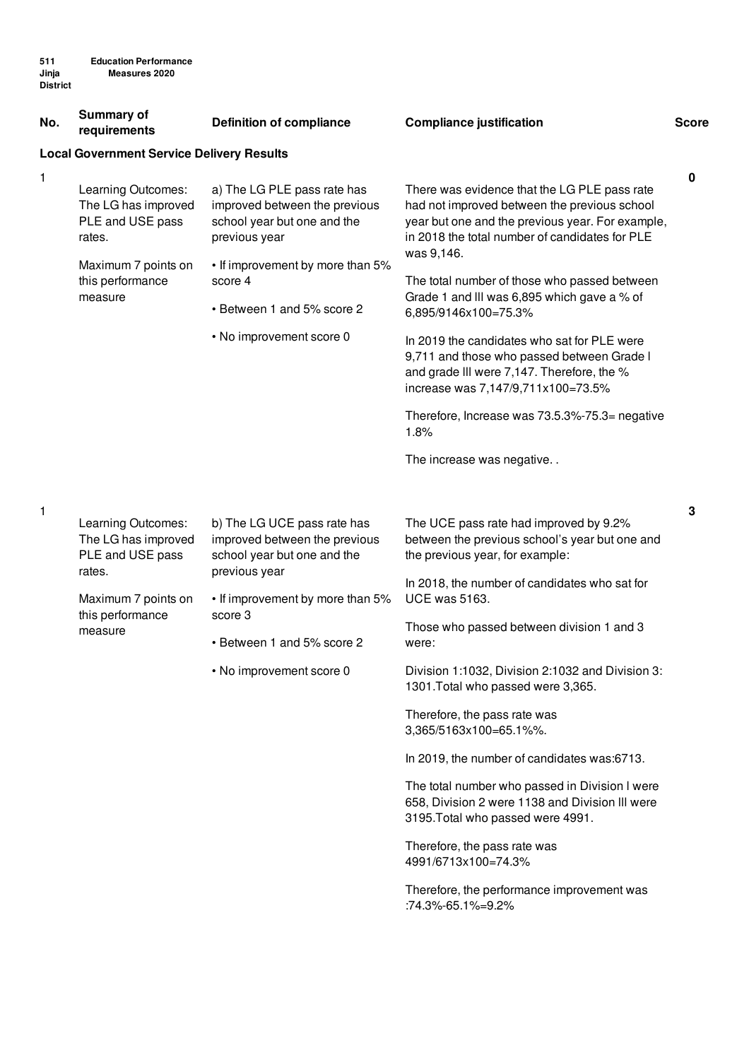| No. | Summary of requirements | Definition of compliance | Compliance justification | Score |
|---|---|---|---|---|
| **Local Government Service Delivery Results** | | | | |
| 1 | Learning Outcomes: The LG has improved PLE and USE pass rates.<br><br>Maximum 7 points on this performance measure | a) The LG PLE pass rate has improved between the previous school year but one and the previous year<br><br>• If improvement by more than 5% score 4<br><br>• Between 1 and 5% score 2<br><br>• No improvement score 0 | There was evidence that the LG PLE pass rate had not improved between the previous school year but one and the previous year. For example, in 2018 the total number of candidates for PLE was 9,146.<br><br>The total number of those who passed between Grade 1 and III was 6,895 which gave a % of 6,895/9146x100=75.3%<br><br>In 2019 the candidates who sat for PLE were 9,711 and those who passed between Grade I and grade III were 7,147. Therefore, the % increase was 7,147/9,711x100=73.5%<br><br>Therefore, Increase was 73.5.3%-75.3= negative 1.8%<br><br>The increase was negative. . | 0 |
| 1 | Learning Outcomes: The LG has improved PLE and USE pass rates.<br><br>Maximum 7 points on this performance measure | b) The LG UCE pass rate has improved between the previous school year but one and the previous year<br><br>• If improvement by more than 5% score 3<br><br>• Between 1 and 5% score 2<br><br>• No improvement score 0 | The UCE pass rate had improved by 9.2% between the previous school's year but one and the previous year, for example:<br><br>In 2018, the number of candidates who sat for UCE was 5163.<br><br>Those who passed between division 1 and 3 were:<br><br>Division 1:1032, Division 2:1032 and Division 3: 1301.Total who passed were 3,365.<br><br>Therefore, the pass rate was 3,365/5163x100=65.1%%.<br><br>In 2019, the number of candidates was:6713.<br><br>The total number who passed in Division l were 658, Division 2 were 1138 and Division III were 3195.Total who passed were 4991.<br><br>Therefore, the pass rate was 4991/6713x100=74.3%<br><br>Therefore, the performance improvement was :74.3%-65.1%=9.2% | 3 |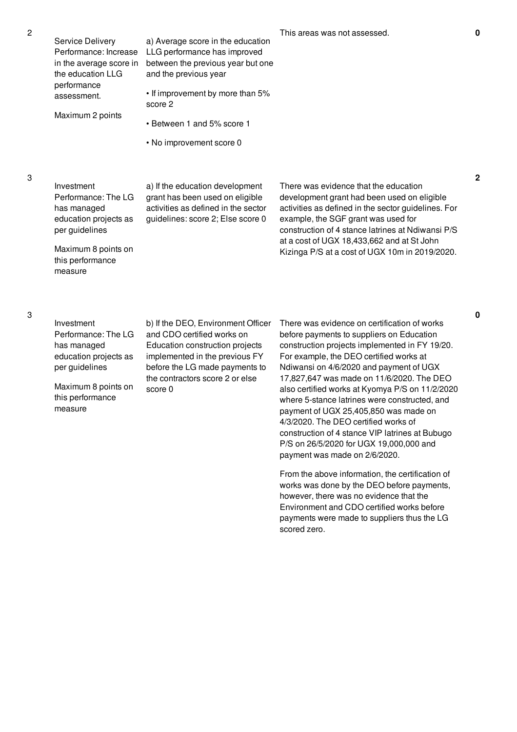| No. | Performance Measure | Scoring Guide | Justification | Score |
|---|---|---|---|---|
| 2 | Service Delivery Performance: Increase in the average score in the education LLG performance assessment.<br><br>Maximum 2 points | a) Average score in the education LLG performance has improved between the previous year but one and the previous year<br><br>• If improvement by more than 5% score 2<br><br>• Between 1 and 5% score 1<br><br>• No improvement score 0 | This areas was not assessed. | **0** |
| 3 | Investment Performance: The LG has managed education projects as per guidelines<br><br>Maximum 8 points on this performance measure | a) If the education development grant has been used on eligible activities as defined in the sector guidelines: score 2; Else score 0 | There was evidence that the education development grant had been used on eligible activities as defined in the sector guidelines. For example, the SGF grant was used for construction of 4 stance latrines at Ndiwansi P/S at a cost of UGX 18,433,662 and at St John Kizinga P/S at a cost of UGX 10m in 2019/2020. | **2** |
| 3 | Investment Performance: The LG has managed education projects as per guidelines<br><br>Maximum 8 points on this performance measure | b) If the DEO, Environment Officer and CDO certified works on Education construction projects implemented in the previous FY before the LG made payments to the contractors score 2 or else score 0 | There was evidence on certification of works before payments to suppliers on Education construction projects implemented in FY 19/20. For example, the DEO certified works at Ndiwansi on 4/6/2020 and payment of UGX 17,827,647 was made on 11/6/2020. The DEO also certified works at Kyomya P/S on 11/2/2020 where 5-stance latrines were constructed, and payment of UGX 25,405,850 was made on 4/3/2020. The DEO certified works of construction of 4 stance VIP latrines at Bubugo P/S on 26/5/2020 for UGX 19,000,000 and payment was made on 2/6/2020.<br><br>From the above information, the certification of works was done by the DEO before payments, however, there was no evidence that the Environment and CDO certified works before payments were made to suppliers thus the LG scored zero. | **0** |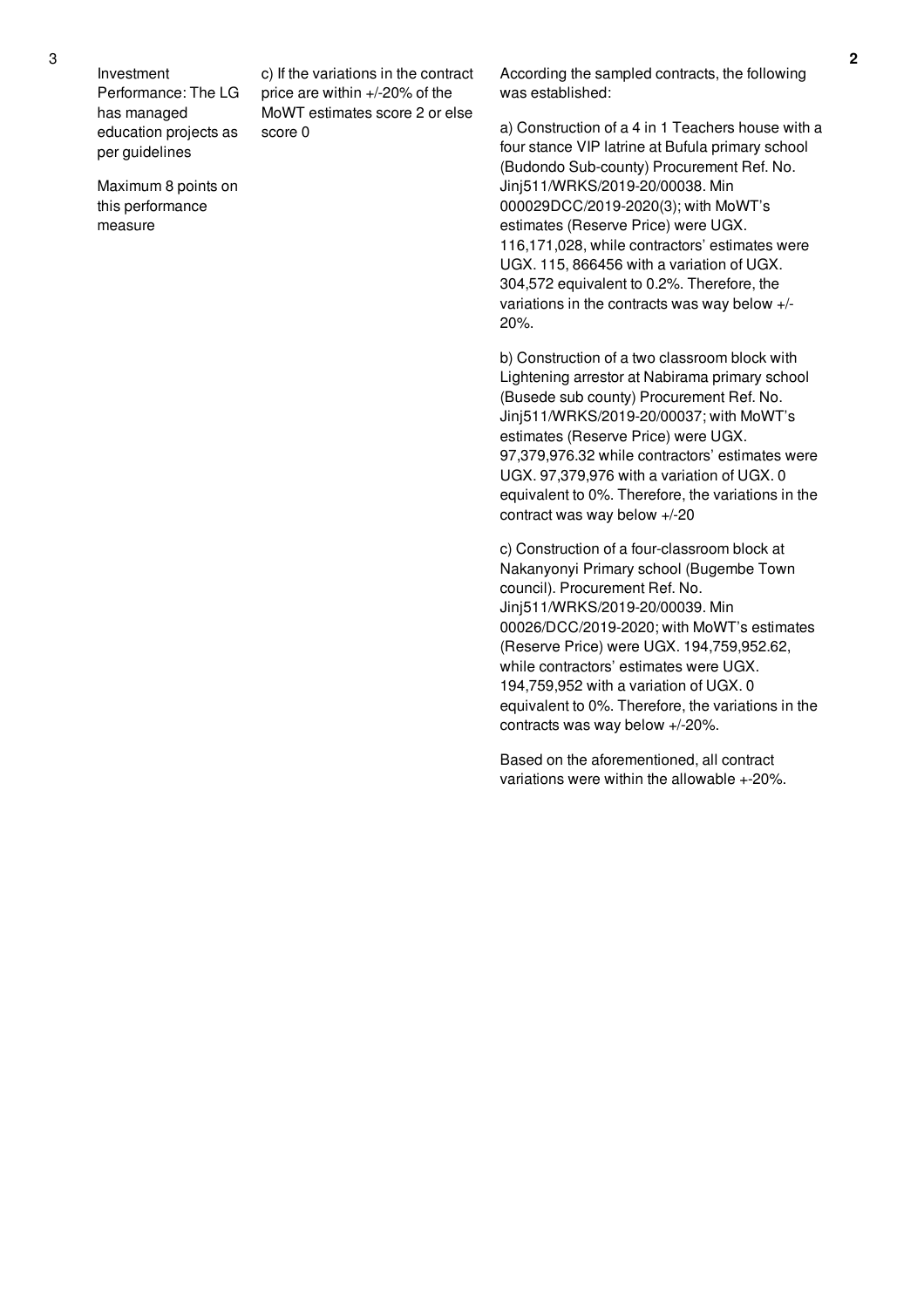| 3 | Investment Performance: The LG has managed education projects as per guidelines<br><br>Maximum 8 points on this performance measure | c) If the variations in the contract price are within +/-20% of the MoWT estimates score 2 or else score 0 | According the sampled contracts, the following was established:<br><br>a) Construction of a 4 in 1 Teachers house with a four stance VIP latrine at Bufula primary school (Budondo Sub-county) Procurement Ref. No. Jinj511/WRKS/2019-20/00038. Min 000029DCC/2019-2020(3); with MoWT's estimates (Reserve Price) were UGX. 116,171,028, while contractors' estimates were UGX. 115, 866456 with a variation of UGX. 304,572 equivalent to 0.2%. Therefore, the variations in the contracts was way below +/-20%.<br><br>b) Construction of a two classroom block with Lightening arrestor at Nabirama primary school (Busede sub county) Procurement Ref. No. Jinj511/WRKS/2019-20/00037; with MoWT's estimates (Reserve Price) were UGX. 97,379,976.32 while contractors' estimates were UGX. 97,379,976 with a variation of UGX. 0 equivalent to 0%. Therefore, the variations in the contract was way below +/-20<br><br>c) Construction of a four-classroom block at Nakanyonyi Primary school (Bugembe Town council). Procurement Ref. No. Jinj511/WRKS/2019-20/00039. Min 00026/DCC/2019-2020; with MoWT's estimates (Reserve Price) were UGX. 194,759,952.62, while contractors' estimates were UGX. 194,759,952 with a variation of UGX. 0 equivalent to 0%. Therefore, the variations in the contracts was way below +/-20%.<br><br>Based on the aforementioned, all contract variations were within the allowable +-20%. | 2 |
|---|---|---|---|---|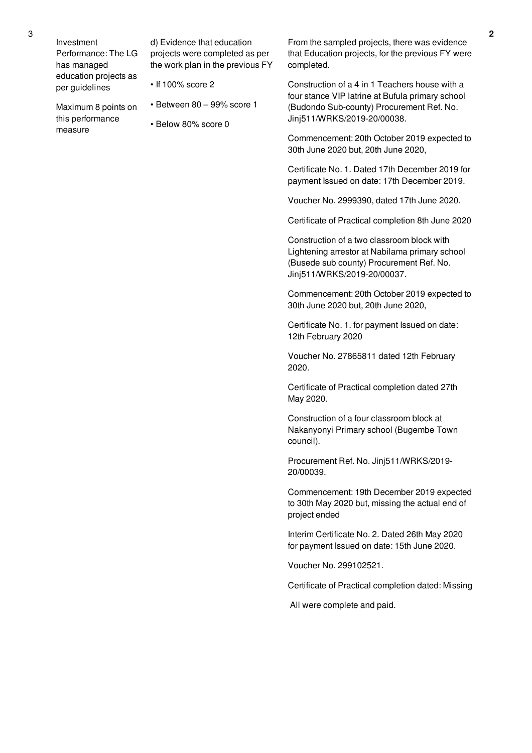| 3 | Investment Performance: The LG has managed education projects as per guidelines<br><br>Maximum 8 points on this performance measure | d) Evidence that education projects were completed as per the work plan in the previous FY<br><br>• If 100% score 2<br><br>• Between 80 – 99% score 1<br><br>• Below 80% score 0 | From the sampled projects, there was evidence that Education projects, for the previous FY were completed.<br><br>Construction of a 4 in 1 Teachers house with a four stance VIP latrine at Bufula primary school (Budondo Sub-county) Procurement Ref. No. Jinj511/WRKS/2019-20/00038.<br><br>Commencement: 20th October 2019 expected to 30th June 2020 but, 20th June 2020,<br><br>Certificate No. 1. Dated 17th December 2019 for payment Issued on date: 17th December 2019.<br><br>Voucher No. 2999390, dated 17th June 2020.<br><br>Certificate of Practical completion 8th June 2020<br><br>Construction of a two classroom block with Lightening arrestor at Nabilama primary school (Busede sub county) Procurement Ref. No. Jinj511/WRKS/2019-20/00037.<br><br>Commencement: 20th October 2019 expected to 30th June 2020 but, 20th June 2020,<br><br>Certificate No. 1. for payment Issued on date: 12th February 2020<br><br>Voucher No. 27865811 dated 12th February 2020.<br><br>Certificate of Practical completion dated 27th May 2020.<br><br>Construction of a four classroom block at Nakanyonyi Primary school (Bugembe Town council).<br><br>Procurement Ref. No. Jinj511/WRKS/2019-20/00039.<br><br>Commencement: 19th December 2019 expected to 30th May 2020 but, missing the actual end of project ended<br><br>Interim Certificate No. 2. Dated 26th May 2020 for payment Issued on date: 15th June 2020.<br><br>Voucher No. 299102521.<br><br>Certificate of Practical completion dated: Missing<br><br>All were complete and paid. | **2** |
|---|---|---|---|---|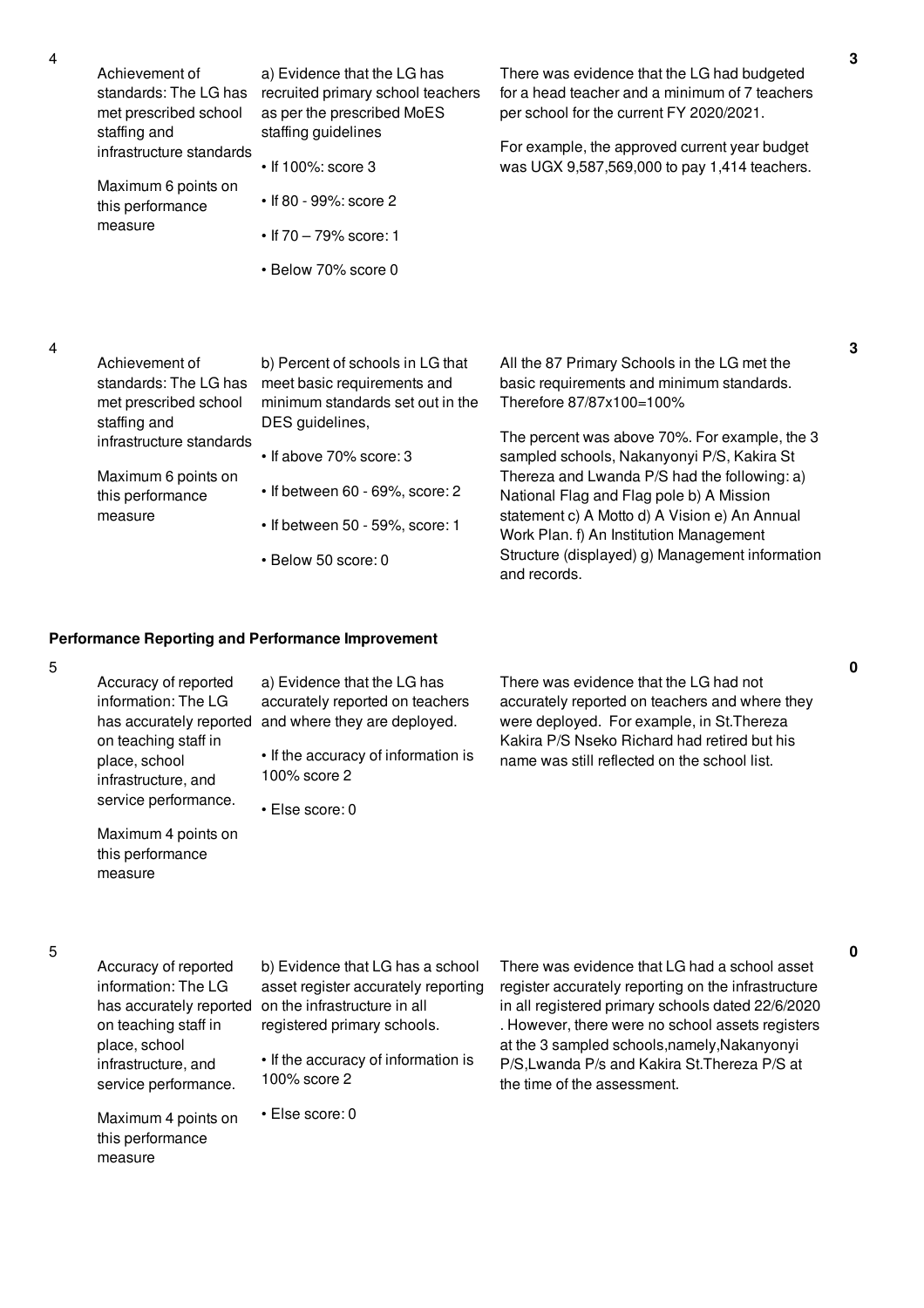| No. | Performance Measure | Scoring Guide | Justification | Score |
|---|---|---|---|---|
| 4 | Achievement of standards: The LG has met prescribed school staffing and infrastructure standards<br><br>Maximum 6 points on this performance measure | a) Evidence that the LG has recruited primary school teachers as per the prescribed MoES staffing guidelines<br><br>• If 100%: score 3<br><br>• If 80 - 99%: score 2<br><br>• If 70 – 79% score: 1<br><br>• Below 70% score 0 | There was evidence that the LG had budgeted for a head teacher and a minimum of 7 teachers per school for the current FY 2020/2021.<br><br>For example, the approved current year budget was UGX 9,587,569,000 to pay 1,414 teachers. | 3 |
| 4 | Achievement of standards: The LG has met prescribed school staffing and infrastructure standards<br><br>Maximum 6 points on this performance measure | b) Percent of schools in LG that meet basic requirements and minimum standards set out in the DES guidelines,<br><br>• If above 70% score: 3<br><br>• If between 60 - 69%, score: 2<br><br>• If between 50 - 59%, score: 1<br><br>• Below 50 score: 0 | All the 87 Primary Schools in the LG met the basic requirements and minimum standards. Therefore 87/87x100=100%<br><br>The percent was above 70%. For example, the 3 sampled schools, Nakanyonyi P/S, Kakira St Thereza and Lwanda P/S had the following: a) National Flag and Flag pole b) A Mission statement c) A Motto d) A Vision e) An Annual Work Plan. f) An Institution Management Structure (displayed) g) Management information and records. | 3 |

**Performance Reporting and Performance Improvement**

| No. | Performance Measure | Scoring Guide | Justification | Score |
|---|---|---|---|---|
| 5 | Accuracy of reported information: The LG has accurately reported on teaching staff in place, school infrastructure, and service performance.<br><br>Maximum 4 points on this performance measure | a) Evidence that the LG has accurately reported on teachers and where they are deployed.<br><br>• If the accuracy of information is 100% score 2<br><br>• Else score: 0 | There was evidence that the LG had not accurately reported on teachers and where they were deployed. For example, in St.Thereza Kakira P/S Nseko Richard had retired but his name was still reflected on the school list. | 0 |
| 5 | Accuracy of reported information: The LG has accurately reported on teaching staff in place, school infrastructure, and service performance.<br><br>Maximum 4 points on this performance measure | b) Evidence that LG has a school asset register accurately reporting on the infrastructure in all registered primary schools.<br><br>• If the accuracy of information is 100% score 2<br><br>• Else score: 0 | There was evidence that LG had a school asset register accurately reporting on the infrastructure in all registered primary schools dated 22/6/2020 . However, there were no school assets registers at the 3 sampled schools,namely,Nakanyonyi P/S,Lwanda P/s and Kakira St.Thereza P/S at the time of the assessment. | 0 |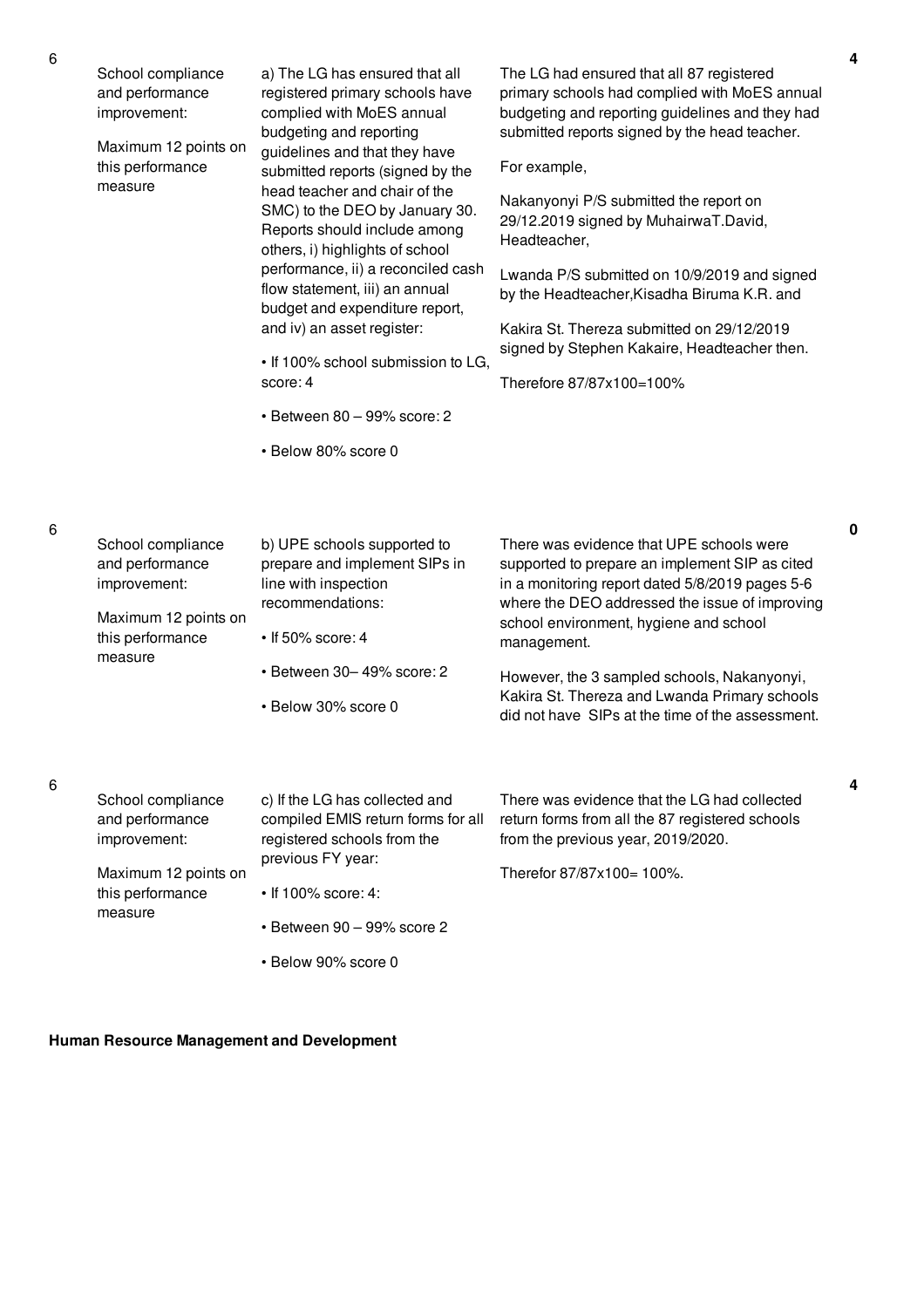| 6 | School compliance and performance improvement:<br><br>Maximum 12 points on this performance measure | a) The LG has ensured that all registered primary schools have complied with MoES annual budgeting and reporting guidelines and that they have submitted reports (signed by the head teacher and chair of the SMC) to the DEO by January 30. Reports should include among others, i) highlights of school performance, ii) a reconciled cash flow statement, iii) an annual budget and expenditure report, and iv) an asset register:<br><br>• If 100% school submission to LG, score: 4<br><br>• Between 80 – 99% score: 2<br><br>• Below 80% score 0 | The LG had ensured that all 87 registered primary schools had complied with MoES annual budgeting and reporting guidelines and they had submitted reports signed by the head teacher.<br><br>For example,<br><br>Nakanyonyi P/S submitted the report on 29/12.2019 signed by MuhairwaT.David, Headteacher,<br><br>Lwanda P/S submitted on 10/9/2019 and signed by the Headteacher,Kisadha Biruma K.R. and<br><br>Kakira St. Thereza submitted on 29/12/2019 signed by Stephen Kakaire, Headteacher then.<br><br>Therefore 87/87x100=100% | 4 |
|---|---|---|---|---|
| 6 | School compliance and performance improvement:<br><br>Maximum 12 points on this performance measure | b) UPE schools supported to prepare and implement SIPs in line with inspection recommendations:<br><br>• If 50% score: 4<br><br>• Between 30– 49% score: 2<br><br>• Below 30% score 0 | There was evidence that UPE schools were supported to prepare an implement SIP as cited in a monitoring report dated 5/8/2019 pages 5-6 where the DEO addressed the issue of improving school environment, hygiene and school management.<br><br>However, the 3 sampled schools, Nakanyonyi, Kakira St. Thereza and Lwanda Primary schools did not have SIPs at the time of the assessment. | 0 |
| 6 | School compliance and performance improvement:<br><br>Maximum 12 points on this performance measure | c) If the LG has collected and compiled EMIS return forms for all registered schools from the previous FY year:<br><br>• If 100% score: 4:<br><br>• Between 90 – 99% score 2<br><br>• Below 90% score 0 | There was evidence that the LG had collected return forms from all the 87 registered schools from the previous year, 2019/2020.<br><br>Therefor 87/87x100= 100%. | 4 |

**Human Resource Management and Development**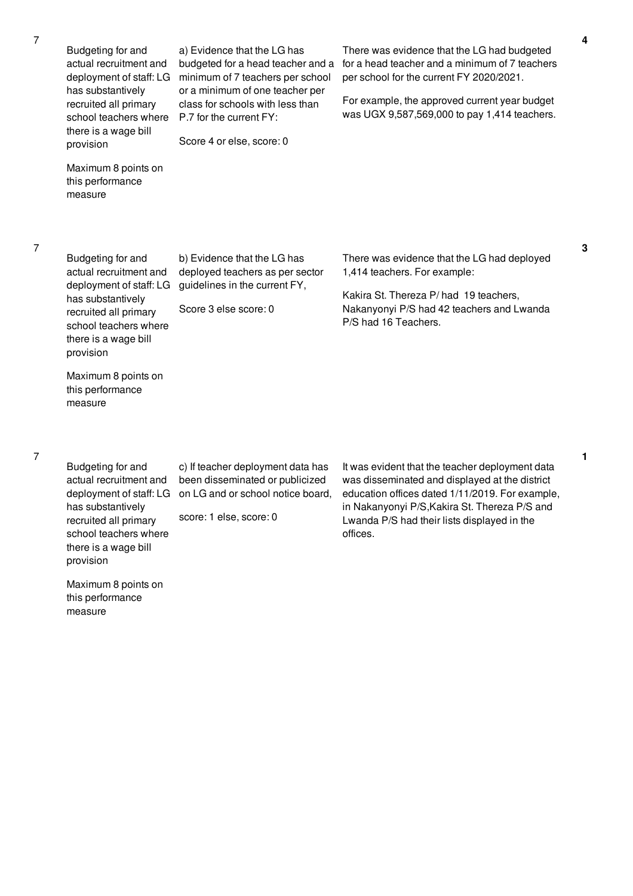| | | | | |
|---|---|---|---|---|
| 7 | Budgeting for and actual recruitment and deployment of staff: LG has substantively recruited all primary school teachers where there is a wage bill provision<br><br>Maximum 8 points on this performance measure | a) Evidence that the LG has budgeted for a head teacher and a minimum of 7 teachers per school or a minimum of one teacher per class for schools with less than P.7 for the current FY:<br><br>Score 4 or else, score: 0 | There was evidence that the LG had budgeted for a head teacher and a minimum of 7 teachers per school for the current FY 2020/2021.<br><br>For example, the approved current year budget was UGX 9,587,569,000 to pay 1,414 teachers. | **4** |
| 7 | Budgeting for and actual recruitment and deployment of staff: LG has substantively recruited all primary school teachers where there is a wage bill provision<br><br>Maximum 8 points on this performance measure | b) Evidence that the LG has deployed teachers as per sector guidelines in the current FY,<br><br>Score 3 else score: 0 | There was evidence that the LG had deployed 1,414 teachers. For example:<br><br>Kakira St. Thereza P/ had 19 teachers, Nakanyonyi P/S had 42 teachers and Lwanda P/S had 16 Teachers. | **3** |
| 7 | Budgeting for and actual recruitment and deployment of staff: LG has substantively recruited all primary school teachers where there is a wage bill provision<br><br>Maximum 8 points on this performance measure | c) If teacher deployment data has been disseminated or publicized on LG and or school notice board,<br><br>score: 1 else, score: 0 | It was evident that the teacher deployment data was disseminated and displayed at the district education offices dated 1/11/2019. For example, in Nakanyonyi P/S,Kakira St. Thereza P/S and Lwanda P/S had their lists displayed in the offices. | **1** |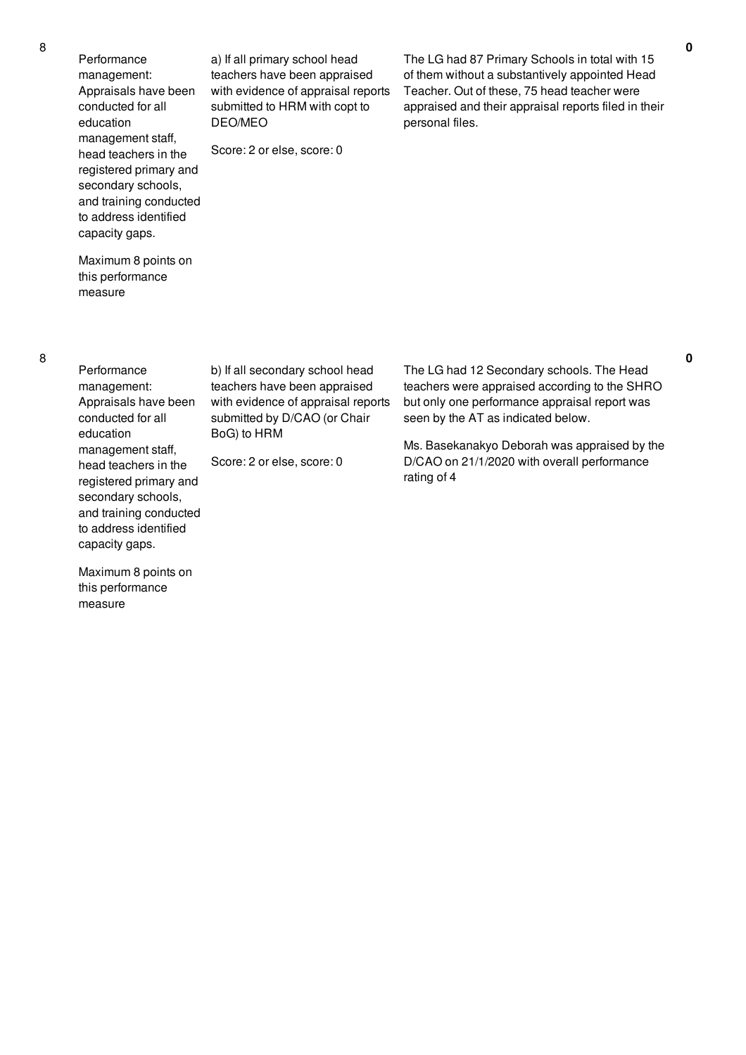| 8 | Performance management: Appraisals have been conducted for all education management staff, head teachers in the registered primary and secondary schools, and training conducted to address identified capacity gaps.<br><br>Maximum 8 points on this performance measure | a) If all primary school head teachers have been appraised with evidence of appraisal reports submitted to HRM with copt to DEO/MEO<br><br>Score: 2 or else, score: 0 | The LG had 87 Primary Schools in total with 15 of them without a substantively appointed Head Teacher. Out of these, 75 head teacher were appraised and their appraisal reports filed in their personal files. | **0** |
|---|---|---|---|---|
| 8 | Performance management: Appraisals have been conducted for all education management staff, head teachers in the registered primary and secondary schools, and training conducted to address identified capacity gaps.<br><br>Maximum 8 points on this performance measure | b) If all secondary school head teachers have been appraised with evidence of appraisal reports submitted by D/CAO (or Chair BoG) to HRM<br><br>Score: 2 or else, score: 0 | The LG had 12 Secondary schools. The Head teachers were appraised according to the SHRO but only one performance appraisal report was seen by the AT as indicated below.<br><br>Ms. Basekanakyo Deborah was appraised by the D/CAO on 21/1/2020 with overall performance rating of 4 | **0** |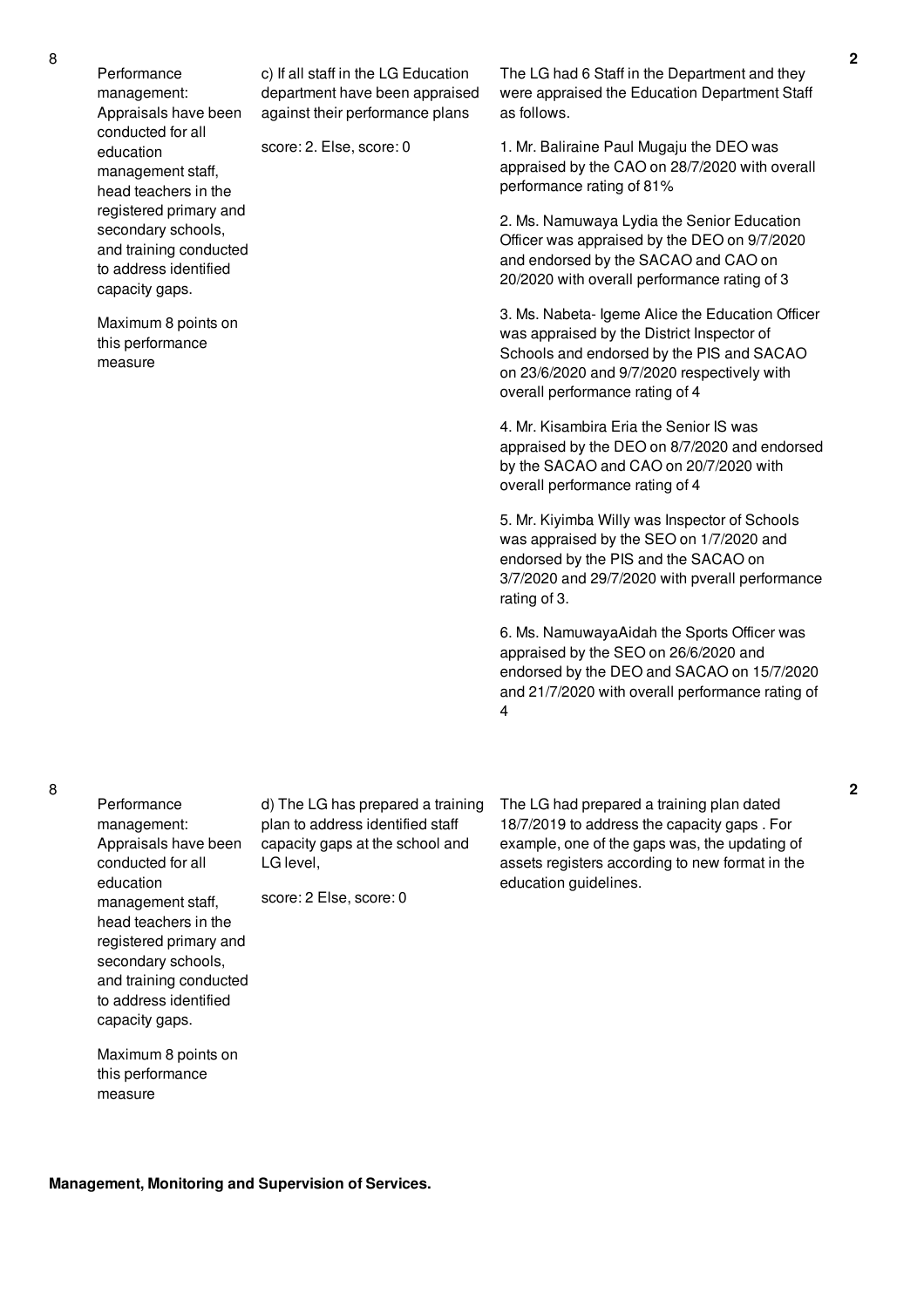| No. | Performance Area | Measure | Assessment Findings | Score |
|---|---|---|---|---|
| 8 | Performance management: Appraisals have been conducted for all education management staff, head teachers in the registered primary and secondary schools, and training conducted to address identified capacity gaps.<br><br>Maximum 8 points on this performance measure | c) If all staff in the LG Education department have been appraised against their performance plans<br><br>score: 2. Else, score: 0 | The LG had 6 Staff in the Department and they were appraised the Education Department Staff as follows.<br><br>1. Mr. Baliraine Paul Mugaju the DEO was appraised by the CAO on 28/7/2020 with overall performance rating of 81%<br><br>2. Ms. Namuwaya Lydia the Senior Education Officer was appraised by the DEO on 9/7/2020 and endorsed by the SACAO and CAO on 20/2020 with overall performance rating of 3<br><br>3. Ms. Nabeta- Igeme Alice the Education Officer was appraised by the District Inspector of Schools and endorsed by the PIS and SACAO on 23/6/2020 and 9/7/2020 respectively with overall performance rating of 4<br><br>4. Mr. Kisambira Eria the Senior IS was appraised by the DEO on 8/7/2020 and endorsed by the SACAO and CAO on 20/7/2020 with overall performance rating of 4<br><br>5. Mr. Kiyimba Willy was Inspector of Schools was appraised by the SEO on 1/7/2020 and endorsed by the PIS and the SACAO on 3/7/2020 and 29/7/2020 with pverall performance rating of 3.<br><br>6. Ms. NamuwayaAidah the Sports Officer was appraised by the SEO on 26/6/2020 and endorsed by the DEO and SACAO on 15/7/2020 and 21/7/2020 with overall performance rating of 4 | 2 |
| 8 | Performance management: Appraisals have been conducted for all education management staff, head teachers in the registered primary and secondary schools, and training conducted to address identified capacity gaps.<br><br>Maximum 8 points on this performance measure | d) The LG has prepared a training plan to address identified staff capacity gaps at the school and LG level,<br><br>score: 2 Else, score: 0 | The LG had prepared a training plan dated 18/7/2019 to address the capacity gaps . For example, one of the gaps was, the updating of assets registers according to new format in the education guidelines. | 2 |

**Management, Monitoring and Supervision of Services.**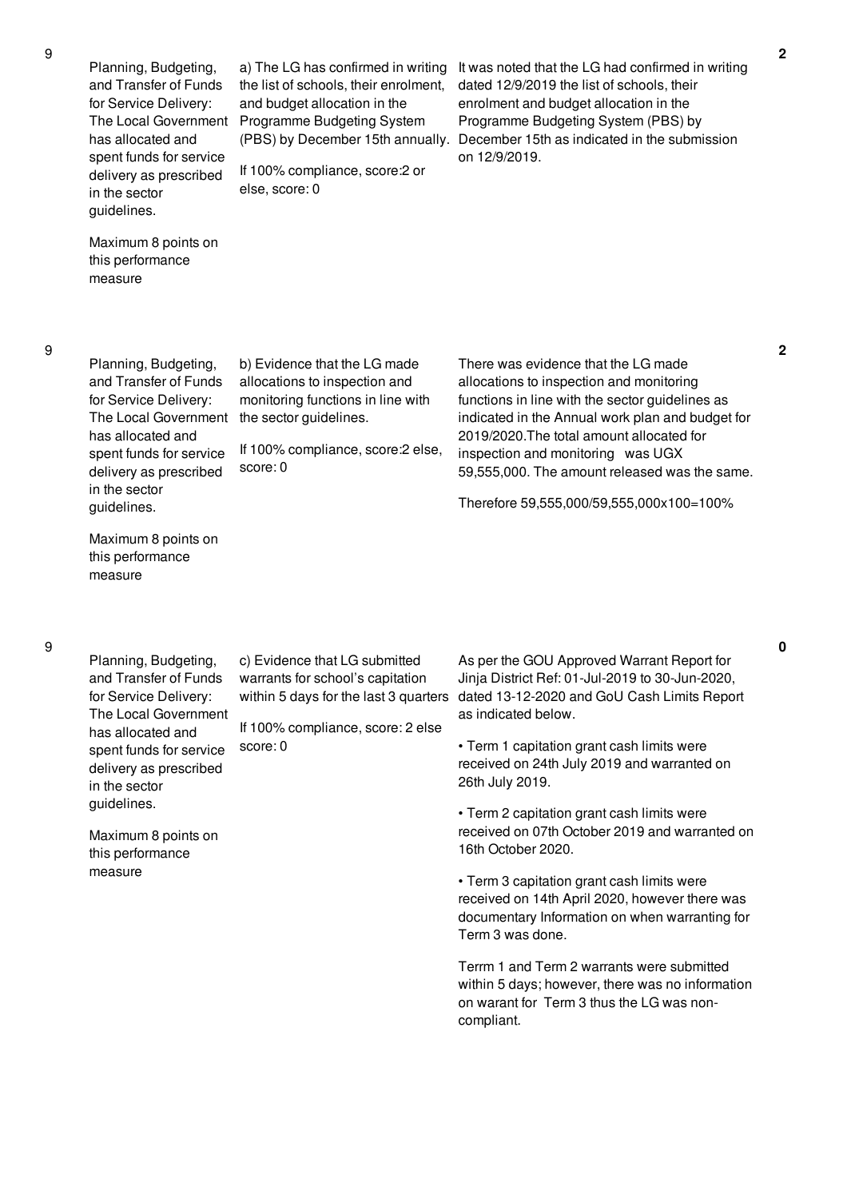| No. | Performance Area | Performance Measure | Assessment Findings | Score |
|---|---|---|---|---|
| 9 | Planning, Budgeting, and Transfer of Funds for Service Delivery: The Local Government has allocated and spent funds for service delivery as prescribed in the sector guidelines.<br><br>Maximum 8 points on this performance measure | a) The LG has confirmed in writing the list of schools, their enrolment, and budget allocation in the Programme Budgeting System (PBS) by December 15th annually.<br><br>If 100% compliance, score:2 or else, score: 0 | It was noted that the LG had confirmed in writing dated 12/9/2019 the list of schools, their enrolment and budget allocation in the Programme Budgeting System (PBS) by December 15th as indicated in the submission on 12/9/2019. | 2 |
| 9 | Planning, Budgeting, and Transfer of Funds for Service Delivery: The Local Government has allocated and spent funds for service delivery as prescribed in the sector guidelines.<br><br>Maximum 8 points on this performance measure | b) Evidence that the LG made allocations to inspection and monitoring functions in line with the sector guidelines.<br><br>If 100% compliance, score:2 else, score: 0 | There was evidence that the LG made allocations to inspection and monitoring functions in line with the sector guidelines as indicated in the Annual work plan and budget for 2019/2020.The total amount allocated for inspection and monitoring was UGX 59,555,000. The amount released was the same.<br><br>Therefore 59,555,000/59,555,000x100=100% | 2 |
| 9 | Planning, Budgeting, and Transfer of Funds for Service Delivery: The Local Government has allocated and spent funds for service delivery as prescribed in the sector guidelines.<br><br>Maximum 8 points on this performance measure | c) Evidence that LG submitted warrants for school's capitation within 5 days for the last 3 quarters<br><br>If 100% compliance, score: 2 else score: 0 | As per the GOU Approved Warrant Report for Jinja District Ref: 01-Jul-2019 to 30-Jun-2020, dated 13-12-2020 and GoU Cash Limits Report as indicated below.<br><br>• Term 1 capitation grant cash limits were received on 24th July 2019 and warranted on 26th July 2019.<br><br>• Term 2 capitation grant cash limits were received on 07th October 2019 and warranted on 16th October 2020.<br><br>• Term 3 capitation grant cash limits were received on 14th April 2020, however there was documentary Information on when warranting for Term 3 was done.<br><br>Terrm 1 and Term 2 warrants were submitted within 5 days; however, there was no information on warant for Term 3 thus the LG was non-compliant. | 0 |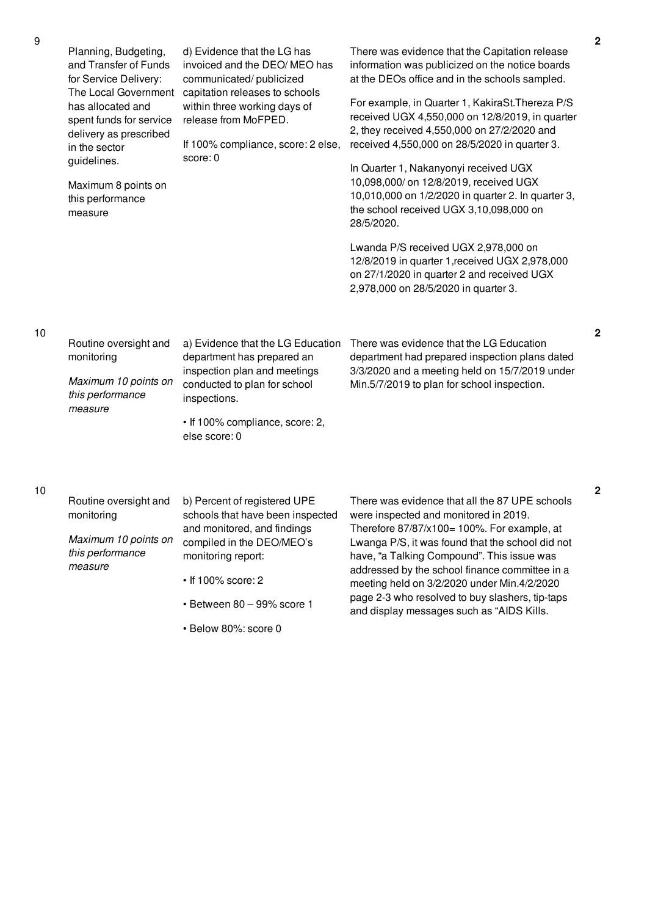| | | | | |
|---|---|---|---|---|
| 9 | Planning, Budgeting, and Transfer of Funds for Service Delivery: The Local Government has allocated and spent funds for service delivery as prescribed in the sector guidelines.<br><br>Maximum 8 points on this performance measure | d) Evidence that the LG has invoiced and the DEO/ MEO has communicated/ publicized capitation releases to schools within three working days of release from MoFPED.<br><br>If 100% compliance, score: 2 else, score: 0 | There was evidence that the Capitation release information was publicized on the notice boards at the DEOs office and in the schools sampled.<br><br>For example, in Quarter 1, KakiraSt.Thereza P/S received UGX 4,550,000 on 12/8/2019, in quarter 2, they received 4,550,000 on 27/2/2020 and received 4,550,000 on 28/5/2020 in quarter 3.<br><br>In Quarter 1, Nakanyonyi received UGX 10,098,000/ on 12/8/2019, received UGX 10,010,000 on 1/2/2020 in quarter 2. In quarter 3, the school received UGX 3,10,098,000 on 28/5/2020.<br><br>Lwanda P/S received UGX 2,978,000 on 12/8/2019 in quarter 1,received UGX 2,978,000 on 27/1/2020 in quarter 2 and received UGX 2,978,000 on 28/5/2020 in quarter 3. | 2 |
| 10 | Routine oversight and monitoring<br><br>*Maximum 10 points on this performance measure* | a) Evidence that the LG Education department has prepared an inspection plan and meetings conducted to plan for school inspections.<br><br>• If 100% compliance, score: 2, else score: 0 | There was evidence that the LG Education department had prepared inspection plans dated 3/3/2020 and a meeting held on 15/7/2019 under Min.5/7/2019 to plan for school inspection. | 2 |
| 10 | Routine oversight and monitoring<br><br>*Maximum 10 points on this performance measure* | b) Percent of registered UPE schools that have been inspected and monitored, and findings compiled in the DEO/MEO's monitoring report:<br><br>• If 100% score: 2<br><br>• Between 80 – 99% score 1<br><br>• Below 80%: score 0 | There was evidence that all the 87 UPE schools were inspected and monitored in 2019. Therefore 87/87/x100= 100%. For example, at Lwanga P/S, it was found that the school did not have, "a Talking Compound". This issue was addressed by the school finance committee in a meeting held on 3/2/2020 under Min.4/2/2020 page 2-3 who resolved to buy slashers, tip-taps and display messages such as "AIDS Kills. | 2 |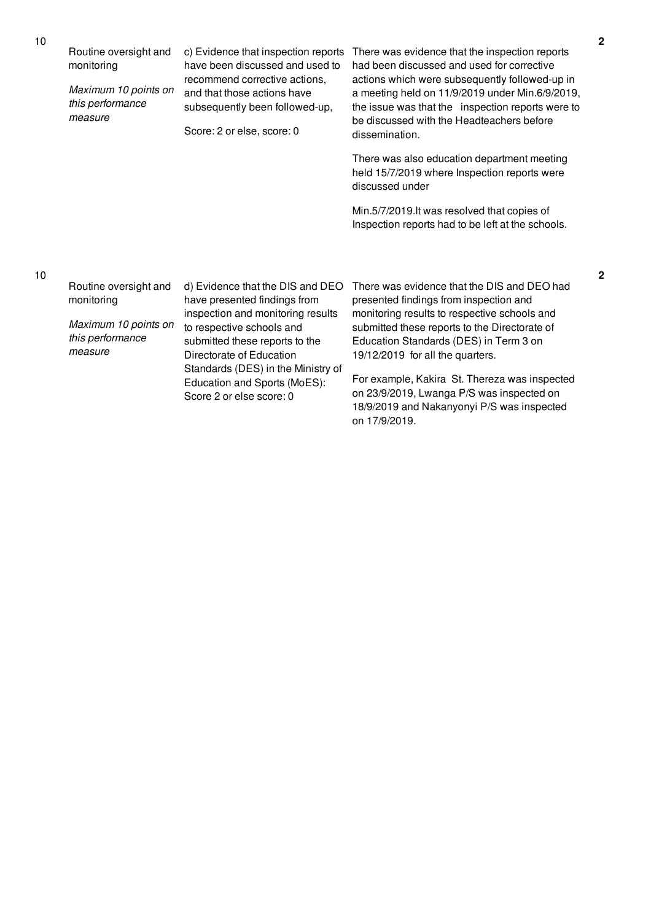| 10 | Routine oversight and monitoring<br><br>*Maximum 10 points on this performance measure* | c) Evidence that inspection reports have been discussed and used to recommend corrective actions, and that those actions have subsequently been followed-up,<br><br>Score: 2 or else, score: 0 | There was evidence that the inspection reports had been discussed and used for corrective actions which were subsequently followed-up in a meeting held on 11/9/2019 under Min.6/9/2019, the issue was that the inspection reports were to be discussed with the Headteachers before dissemination.<br><br>There was also education department meeting held 15/7/2019 where Inspection reports were discussed under<br><br>Min.5/7/2019.It was resolved that copies of Inspection reports had to be left at the schools. | 2 |
|---|---|---|---|---|
| 10 | Routine oversight and monitoring<br><br>*Maximum 10 points on this performance measure* | d) Evidence that the DIS and DEO have presented findings from inspection and monitoring results to respective schools and submitted these reports to the Directorate of Education Standards (DES) in the Ministry of Education and Sports (MoES): Score 2 or else score: 0 | There was evidence that the DIS and DEO had presented findings from inspection and monitoring results to respective schools and submitted these reports to the Directorate of Education Standards (DES) in Term 3 on 19/12/2019 for all the quarters.<br><br>For example, Kakira St. Thereza was inspected on 23/9/2019, Lwanga P/S was inspected on 18/9/2019 and Nakanyonyi P/S was inspected on 17/9/2019. | 2 |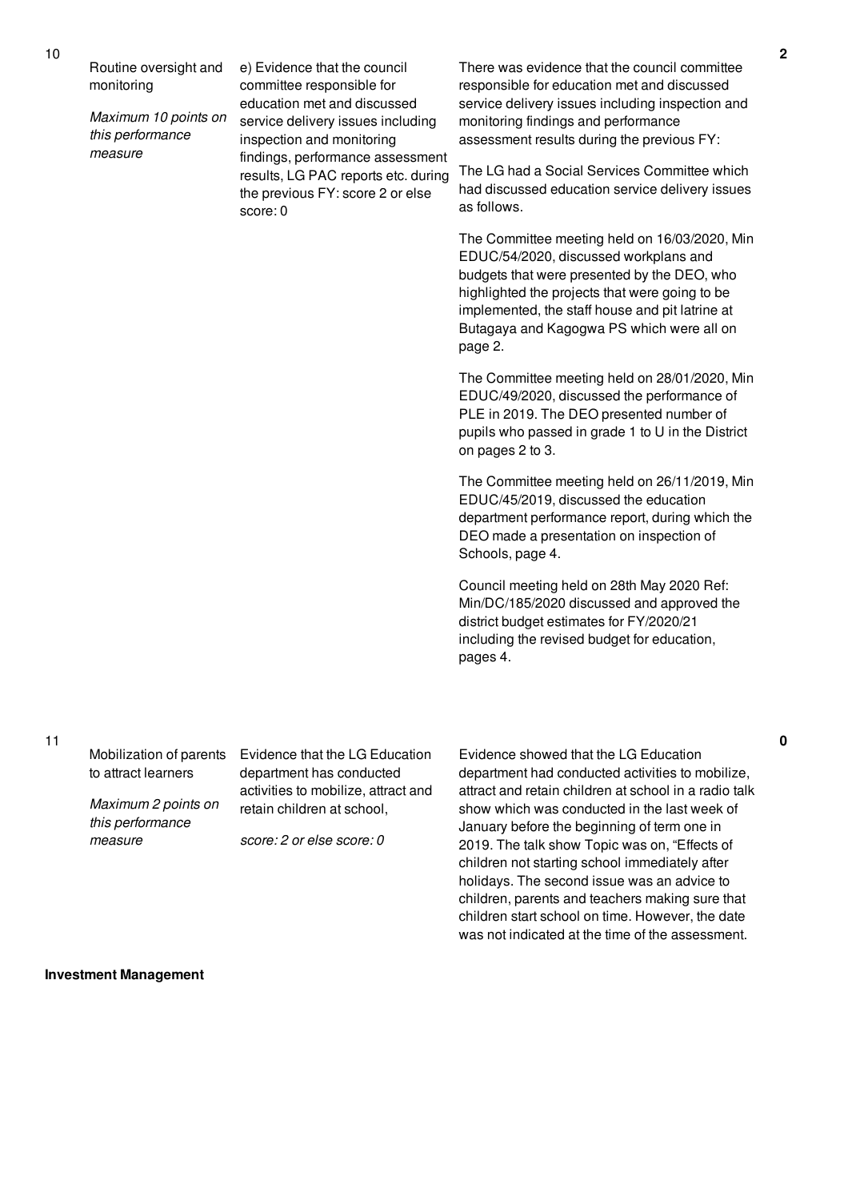| | | | | |
|---|---|---|---|---|
| 10 | Routine oversight and monitoring<br><br>*Maximum 10 points on this performance measure* | e) Evidence that the council committee responsible for education met and discussed service delivery issues including inspection and monitoring findings, performance assessment results, LG PAC reports etc. during the previous FY: score 2 or else score: 0 | There was evidence that the council committee responsible for education met and discussed service delivery issues including inspection and monitoring findings and performance assessment results during the previous FY:<br><br>The LG had a Social Services Committee which had discussed education service delivery issues as follows.<br><br>The Committee meeting held on 16/03/2020, Min EDUC/54/2020, discussed workplans and budgets that were presented by the DEO, who highlighted the projects that were going to be implemented, the staff house and pit latrine at Butagaya and Kagogwa PS which were all on page 2.<br><br>The Committee meeting held on 28/01/2020, Min EDUC/49/2020, discussed the performance of PLE in 2019. The DEO presented number of pupils who passed in grade 1 to U in the District on pages 2 to 3.<br><br>The Committee meeting held on 26/11/2019, Min EDUC/45/2019, discussed the education department performance report, during which the DEO made a presentation on inspection of Schools, page 4.<br><br>Council meeting held on 28th May 2020 Ref: Min/DC/185/2020 discussed and approved the district budget estimates for FY/2020/21 including the revised budget for education, pages 4. | 2 |
| 11 | Mobilization of parents to attract learners<br><br>*Maximum 2 points on this performance measure* | Evidence that the LG Education department has conducted activities to mobilize, attract and retain children at school,<br><br>*score: 2 or else score: 0* | Evidence showed that the LG Education department had conducted activities to mobilize, attract and retain children at school in a radio talk show which was conducted in the last week of January before the beginning of term one in 2019. The talk show Topic was on, "Effects of children not starting school immediately after holidays. The second issue was an advice to children, parents and teachers making sure that children start school on time. However, the date was not indicated at the time of the assessment. | 0 |

**Investment Management**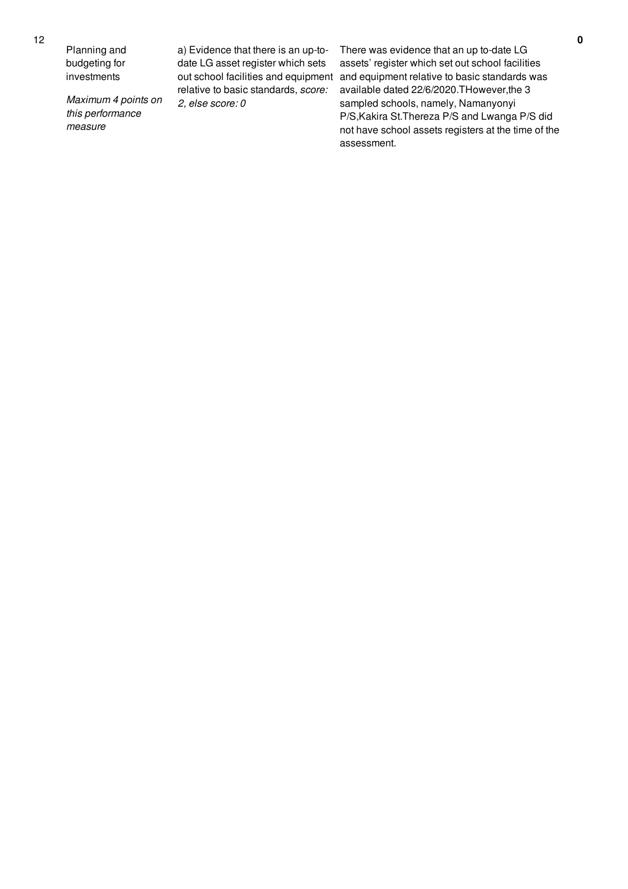| 12 | Planning and budgeting for investments<br><br>*Maximum 4 points on this performance measure* | a) Evidence that there is an up-to-date LG asset register which sets out school facilities and equipment relative to basic standards, *score: 2, else score: 0* | There was evidence that an up to-date LG assets' register which set out school facilities and equipment relative to basic standards was available dated 22/6/2020.THowever,the 3 sampled schools, namely, Namanyonyi P/S,Kakira St.Thereza P/S and Lwanga P/S did not have school assets registers at the time of the assessment. | **0** |
|---|---|---|---|---|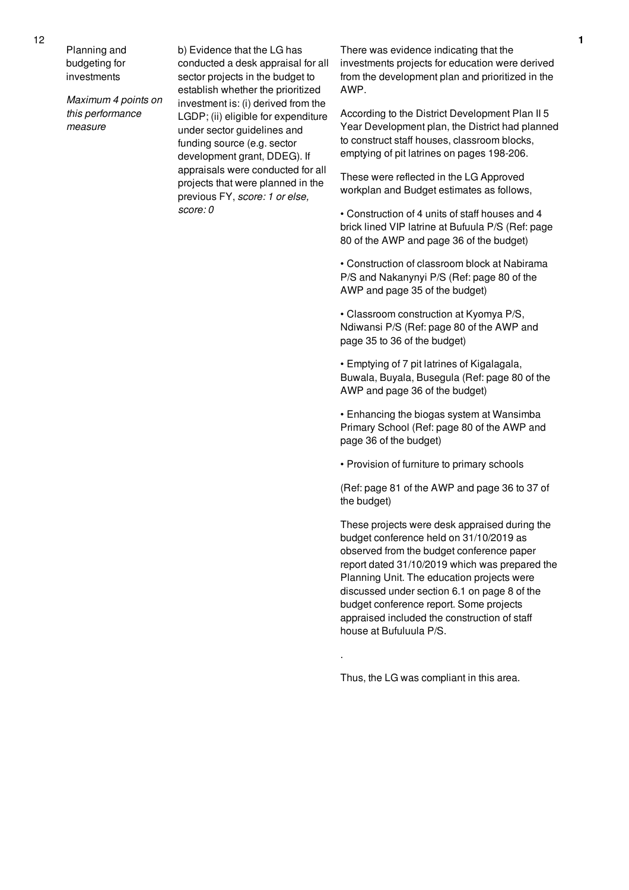| 12 | Planning and budgeting for investments<br><br>*Maximum 4 points on this performance measure* | b) Evidence that the LG has conducted a desk appraisal for all sector projects in the budget to establish whether the prioritized investment is: (i) derived from the LGDP; (ii) eligible for expenditure under sector guidelines and funding source (e.g. sector development grant, DDEG). If appraisals were conducted for all projects that were planned in the previous FY, *score: 1 or else, score: 0* | There was evidence indicating that the investments projects for education were derived from the development plan and prioritized in the AWP.<br><br>According to the District Development Plan II 5 Year Development plan, the District had planned to construct staff houses, classroom blocks, emptying of pit latrines on pages 198-206.<br><br>These were reflected in the LG Approved workplan and Budget estimates as follows,<br><br>• Construction of 4 units of staff houses and 4 brick lined VIP latrine at Bufuula P/S (Ref: page 80 of the AWP and page 36 of the budget)<br><br>• Construction of classroom block at Nabirama P/S and Nakanynyi P/S (Ref: page 80 of the AWP and page 35 of the budget)<br><br>• Classroom construction at Kyomya P/S, Ndiwansi P/S (Ref: page 80 of the AWP and page 35 to 36 of the budget)<br><br>• Emptying of 7 pit latrines of Kigalagala, Buwala, Buyala, Busegula (Ref: page 80 of the AWP and page 36 of the budget)<br><br>• Enhancing the biogas system at Wansimba Primary School (Ref: page 80 of the AWP and page 36 of the budget)<br><br>• Provision of furniture to primary schools<br><br>(Ref: page 81 of the AWP and page 36 to 37 of the budget)<br><br>These projects were desk appraised during the budget conference held on 31/10/2019 as observed from the budget conference paper report dated 31/10/2019 which was prepared the Planning Unit. The education projects were discussed under section 6.1 on page 8 of the budget conference report. Some projects appraised included the construction of staff house at Bufuluula P/S.<br><br>.<br><br>Thus, the LG was compliant in this area. | 1 |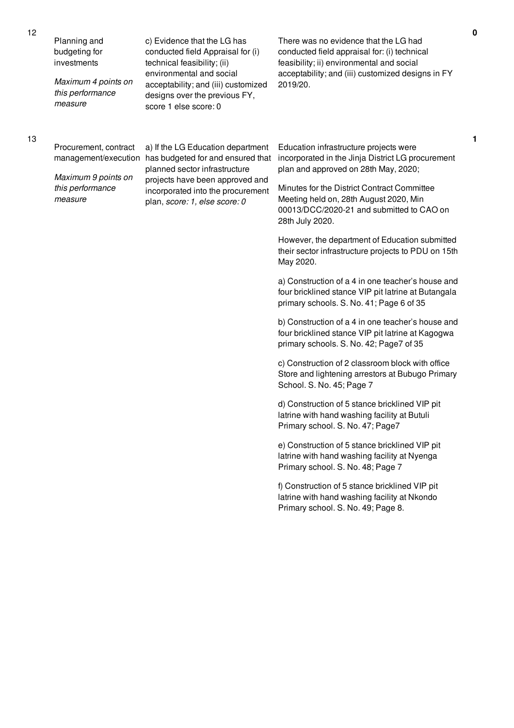| No. | Performance Area | Performance Measure | Assessment | Score |
|---|---|---|---|---|
| 12 | Planning and budgeting for investments<br><br>*Maximum 4 points on this performance measure* | c) Evidence that the LG has conducted field Appraisal for (i) technical feasibility; (ii) environmental and social acceptability; and (iii) customized designs over the previous FY, score 1 else score: 0 | There was no evidence that the LG had conducted field appraisal for: (i) technical feasibility; ii) environmental and social acceptability; and (iii) customized designs in FY 2019/20. | **0** |
| 13 | Procurement, contract management/execution<br><br>*Maximum 9 points on this performance measure* | a) If the LG Education department has budgeted for and ensured that planned sector infrastructure projects have been approved and incorporated into the procurement plan, *score: 1, else score: 0* | Education infrastructure projects were incorporated in the Jinja District LG procurement plan and approved on 28th May, 2020;<br><br>Minutes for the District Contract Committee Meeting held on, 28th August 2020, Min 00013/DCC/2020-21 and submitted to CAO on 28th July 2020.<br><br>However, the department of Education submitted their sector infrastructure projects to PDU on 15th May 2020.<br><br>a) Construction of a 4 in one teacher's house and four bricklined stance VIP pit latrine at Butangala primary schools. S. No. 41; Page 6 of 35<br><br>b) Construction of a 4 in one teacher's house and four bricklined stance VIP pit latrine at Kagogwa primary schools. S. No. 42; Page7 of 35<br><br>c) Construction of 2 classroom block with office Store and lightening arrestors at Bubugo Primary School. S. No. 45; Page 7<br><br>d) Construction of 5 stance bricklined VIP pit latrine with hand washing facility at Butuli Primary school. S. No. 47; Page7<br><br>e) Construction of 5 stance bricklined VIP pit latrine with hand washing facility at Nyenga Primary school. S. No. 48; Page 7<br><br>f) Construction of 5 stance bricklined VIP pit latrine with hand washing facility at Nkondo Primary school. S. No. 49; Page 8. | **1** |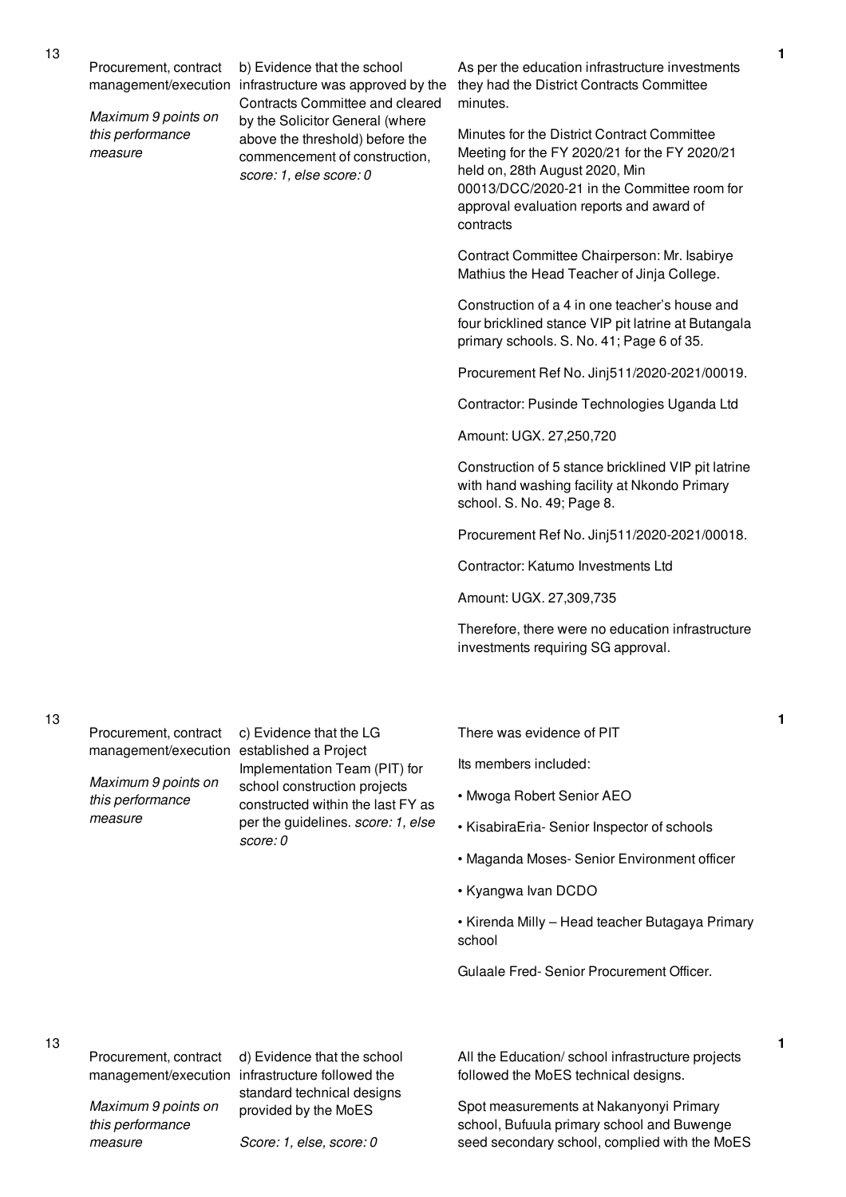| No. | Performance Area | Performance Measure | Justification | Score |
|---|---|---|---|---|
| 13 | Procurement, contract management/execution<br><br>*Maximum 9 points on this performance measure* | b) Evidence that the school infrastructure was approved by the Contracts Committee and cleared by the Solicitor General (where above the threshold) before the commencement of construction, *score: 1, else score: 0* | As per the education infrastructure investments they had the District Contracts Committee minutes.<br><br>Minutes for the District Contract Committee Meeting for the FY 2020/21 for the FY 2020/21 held on, 28th August 2020, Min 00013/DCC/2020-21 in the Committee room for approval evaluation reports and award of contracts<br><br>Contract Committee Chairperson: Mr. Isabirye Mathius the Head Teacher of Jinja College.<br><br>Construction of a 4 in one teacher's house and four bricklined stance VIP pit latrine at Butangala primary schools. S. No. 41; Page 6 of 35.<br><br>Procurement Ref No. Jinj511/2020-2021/00019.<br><br>Contractor: Pusinde Technologies Uganda Ltd<br><br>Amount: UGX. 27,250,720<br><br>Construction of 5 stance bricklined VIP pit latrine with hand washing facility at Nkondo Primary school. S. No. 49; Page 8.<br><br>Procurement Ref No. Jinj511/2020-2021/00018.<br><br>Contractor: Katumo Investments Ltd<br><br>Amount: UGX. 27,309,735<br><br>Therefore, there were no education infrastructure investments requiring SG approval. | 1 |
| 13 | Procurement, contract management/execution<br><br>*Maximum 9 points on this performance measure* | c) Evidence that the LG established a Project Implementation Team (PIT) for school construction projects constructed within the last FY as per the guidelines. *score: 1, else score: 0* | There was evidence of PIT<br><br>Its members included:<br><br>• Mwoga Robert Senior AEO<br><br>• KisabiraEria- Senior Inspector of schools<br><br>• Maganda Moses- Senior Environment officer<br><br>• Kyangwa Ivan DCDO<br><br>• Kirenda Milly – Head teacher Butagaya Primary school<br><br>Gulaale Fred- Senior Procurement Officer. | 1 |
| 13 | Procurement, contract management/execution<br><br>*Maximum 9 points on this performance measure* | d) Evidence that the school infrastructure followed the standard technical designs provided by the MoES<br><br>*Score: 1, else, score: 0* | All the Education/ school infrastructure projects followed the MoES technical designs.<br><br>Spot measurements at Nakanyonyi Primary school, Bufuula primary school and Buwenge seed secondary school, complied with the MoES | 1 |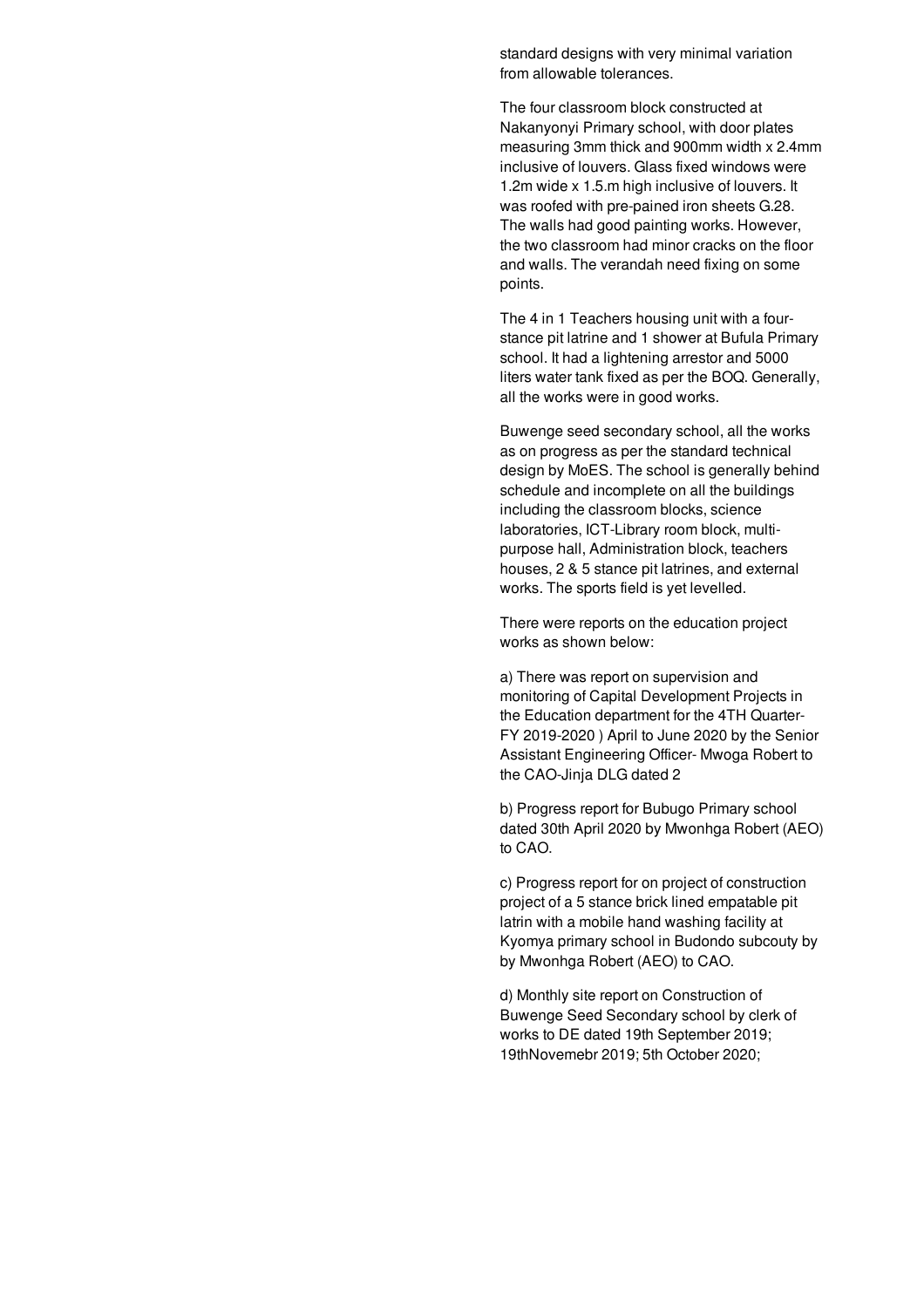standard designs with very minimal variation from allowable tolerances.

The four classroom block constructed at Nakanyonyi Primary school, with door plates measuring 3mm thick and 900mm width x 2.4mm inclusive of louvers. Glass fixed windows were 1.2m wide x 1.5.m high inclusive of louvers. It was roofed with pre-pained iron sheets G.28. The walls had good painting works. However, the two classroom had minor cracks on the floor and walls. The verandah need fixing on some points.

The 4 in 1 Teachers housing unit with a four-stance pit latrine and 1 shower at Bufula Primary school. It had a lightening arrestor and 5000 liters water tank fixed as per the BOQ. Generally, all the works were in good works.

Buwenge seed secondary school, all the works as on progress as per the standard technical design by MoES. The school is generally behind schedule and incomplete on all the buildings including the classroom blocks, science laboratories, ICT-Library room block, multi-purpose hall, Administration block, teachers houses, 2 & 5 stance pit latrines, and external works. The sports field is yet levelled.

There were reports on the education project works as shown below:

a) There was report on supervision and monitoring of Capital Development Projects in the Education department for the 4TH Quarter-FY 2019-2020 ) April to June 2020 by the Senior Assistant Engineering Officer- Mwoga Robert to the CAO-Jinja DLG dated 2

b) Progress report for Bubugo Primary school dated 30th April 2020 by Mwonhga Robert (AEO) to CAO.

c) Progress report for on project of construction project of a 5 stance brick lined empatable pit latrin with a mobile hand washing facility at Kyomya primary school in Budondo subcouty by by Mwonhga Robert (AEO) to CAO.

d) Monthly site report on Construction of Buwenge Seed Secondary school by clerk of works to DE dated 19th September 2019; 19thNovemebr 2019; 5th October 2020;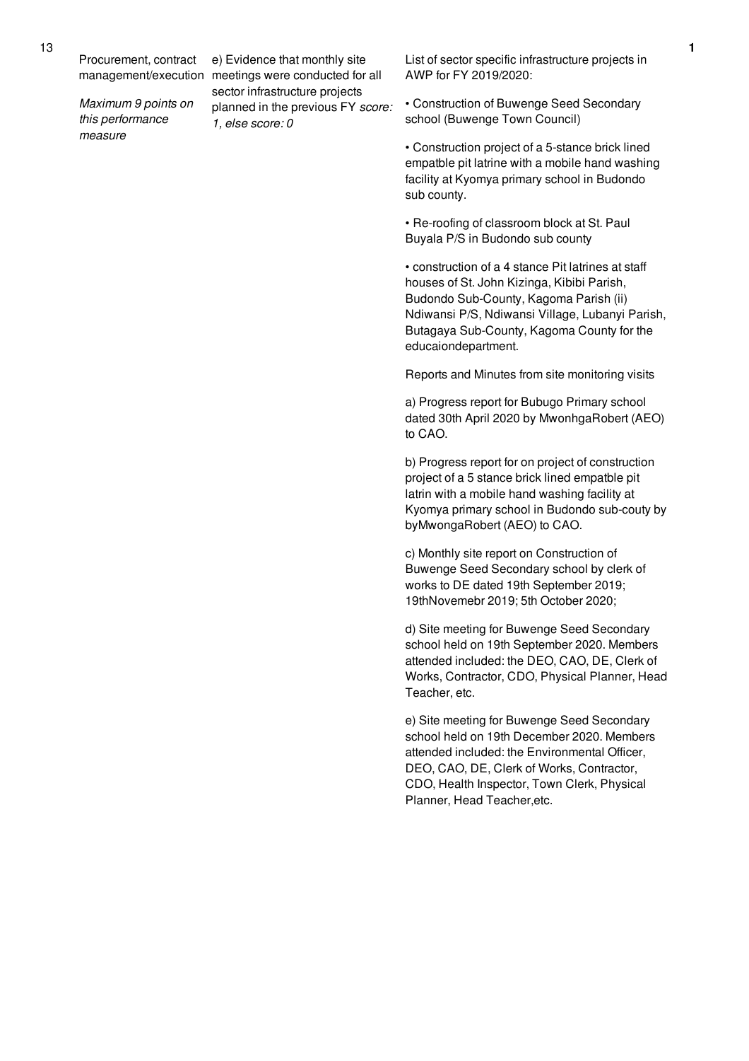| 13 | Procurement, contract management/execution *Maximum 9 points on this performance measure* | e) Evidence that monthly site meetings were conducted for all sector infrastructure projects planned in the previous FY *score: 1, else score: 0* | List of sector specific infrastructure projects in AWP for FY 2019/2020:<br><br>• Construction of Buwenge Seed Secondary school (Buwenge Town Council)<br><br>• Construction project of a 5-stance brick lined empatble pit latrine with a mobile hand washing facility at Kyomya primary school in Budondo sub county.<br><br>• Re-roofing of classroom block at St. Paul Buyala P/S in Budondo sub county<br><br>• construction of a 4 stance Pit latrines at staff houses of St. John Kizinga, Kibibi Parish, Budondo Sub-County, Kagoma Parish (ii) Ndiwansi P/S, Ndiwansi Village, Lubanyi Parish, Butagaya Sub-County, Kagoma County for the educaiondepartment.<br><br>Reports and Minutes from site monitoring visits<br><br>a) Progress report for Bubugo Primary school dated 30th April 2020 by MwonhgaRobert (AEO) to CAO.<br><br>b) Progress report for on project of construction project of a 5 stance brick lined empatble pit latrin with a mobile hand washing facility at Kyomya primary school in Budondo sub-couty by byMwongaRobert (AEO) to CAO.<br><br>c) Monthly site report on Construction of Buwenge Seed Secondary school by clerk of works to DE dated 19th September 2019; 19thNovemebr 2019; 5th October 2020;<br><br>d) Site meeting for Buwenge Seed Secondary school held on 19th September 2020. Members attended included: the DEO, CAO, DE, Clerk of Works, Contractor, CDO, Physical Planner, Head Teacher, etc.<br><br>e) Site meeting for Buwenge Seed Secondary school held on 19th December 2020. Members attended included: the Environmental Officer, DEO, CAO, DE, Clerk of Works, Contractor, CDO, Health Inspector, Town Clerk, Physical Planner, Head Teacher,etc. | 1 |
|---|---|---|---|---|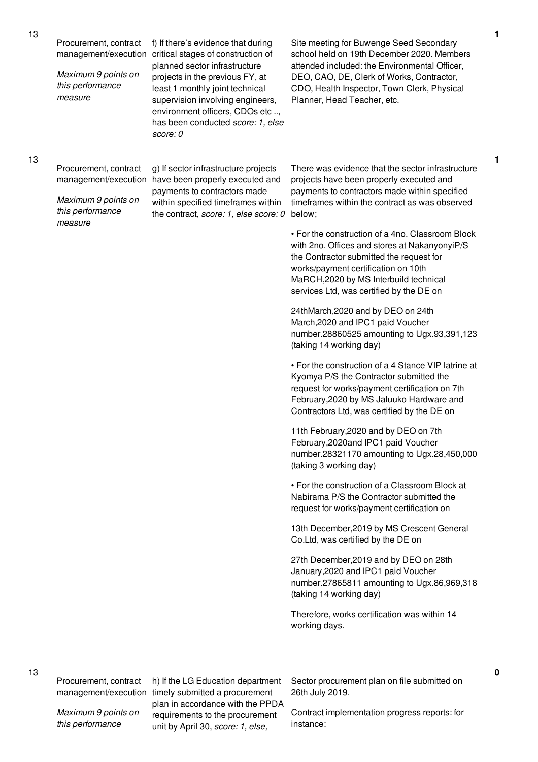| No. | Performance area | Performance measure | Assessment | Score |
|---|---|---|---|---|
| 13 | Procurement, contract management/execution *Maximum 9 points on this performance measure* | f) If there's evidence that during critical stages of construction of planned sector infrastructure projects in the previous FY, at least 1 monthly joint technical supervision involving engineers, environment officers, CDOs etc .., has been conducted *score: 1, else score: 0* | Site meeting for Buwenge Seed Secondary school held on 19th December 2020. Members attended included: the Environmental Officer, DEO, CAO, DE, Clerk of Works, Contractor, CDO, Health Inspector, Town Clerk, Physical Planner, Head Teacher, etc. | 1 |
| 13 | Procurement, contract management/execution *Maximum 9 points on this performance measure* | g) If sector infrastructure projects have been properly executed and payments to contractors made within specified timeframes within the contract, *score: 1, else score: 0* | There was evidence that the sector infrastructure projects have been properly executed and payments to contractors made within specified timeframes within the contract as was observed below;<br><br>• For the construction of a 4no. Classroom Block with 2no. Offices and stores at NakanyonyiP/S the Contractor submitted the request for works/payment certification on 10th MaRCH,2020 by MS Interbuild technical services Ltd, was certified by the DE on<br><br>24thMarch,2020 and by DEO on 24th March,2020 and IPC1 paid Voucher number.28860525 amounting to Ugx.93,391,123 (taking 14 working day)<br><br>• For the construction of a 4 Stance VIP latrine at Kyomya P/S the Contractor submitted the request for works/payment certification on 7th February,2020 by MS Jaluuko Hardware and Contractors Ltd, was certified by the DE on<br><br>11th February,2020 and by DEO on 7th February,2020and IPC1 paid Voucher number.28321170 amounting to Ugx.28,450,000 (taking 3 working day)<br><br>• For the construction of a Classroom Block at Nabirama P/S the Contractor submitted the request for works/payment certification on<br><br>13th December,2019 by MS Crescent General Co.Ltd, was certified by the DE on<br><br>27th December,2019 and by DEO on 28th January,2020 and IPC1 paid Voucher number.27865811 amounting to Ugx.86,969,318 (taking 14 working day)<br><br>Therefore, works certification was within 14 working days. | 1 |
| 13 | Procurement, contract management/execution *Maximum 9 points on this performance* | h) If the LG Education department timely submitted a procurement plan in accordance with the PPDA requirements to the procurement unit by April 30, *score: 1, else,* | Sector procurement plan on file submitted on 26th July 2019.<br><br>Contract implementation progress reports: for instance: | 0 |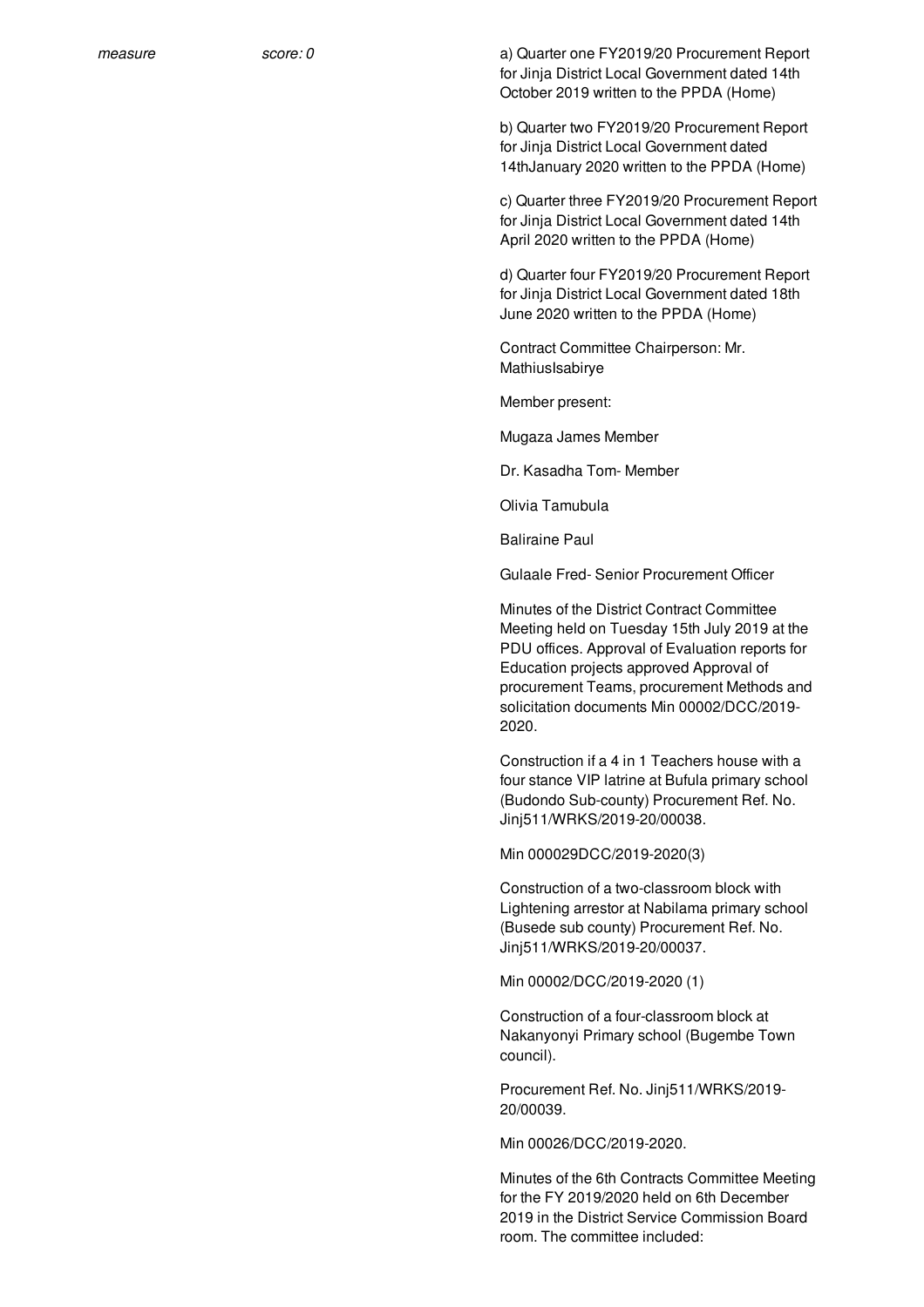*measure* *score: 0*

a) Quarter one FY2019/20 Procurement Report for Jinja District Local Government dated 14th October 2019 written to the PPDA (Home)

b) Quarter two FY2019/20 Procurement Report for Jinja District Local Government dated 14thJanuary 2020 written to the PPDA (Home)

c) Quarter three FY2019/20 Procurement Report for Jinja District Local Government dated 14th April 2020 written to the PPDA (Home)

d) Quarter four FY2019/20 Procurement Report for Jinja District Local Government dated 18th June 2020 written to the PPDA (Home)

Contract Committee Chairperson: Mr. MathiusIsabirye

Member present:

Mugaza James Member

Dr. Kasadha Tom- Member

Olivia Tamubula

Baliraine Paul

Gulaale Fred- Senior Procurement Officer

Minutes of the District Contract Committee Meeting held on Tuesday 15th July 2019 at the PDU offices. Approval of Evaluation reports for Education projects approved Approval of procurement Teams, procurement Methods and solicitation documents Min 00002/DCC/2019-2020.

Construction if a 4 in 1 Teachers house with a four stance VIP latrine at Bufula primary school (Budondo Sub-county) Procurement Ref. No. Jinj511/WRKS/2019-20/00038.

Min 000029DCC/2019-2020(3)

Construction of a two-classroom block with Lightening arrestor at Nabilama primary school (Busede sub county) Procurement Ref. No. Jinj511/WRKS/2019-20/00037.

Min 00002/DCC/2019-2020 (1)

Construction of a four-classroom block at Nakanyonyi Primary school (Bugembe Town council).

Procurement Ref. No. Jinj511/WRKS/2019-20/00039.

Min 00026/DCC/2019-2020.

Minutes of the 6th Contracts Committee Meeting for the FY 2019/2020 held on 6th December 2019 in the District Service Commission Board room. The committee included: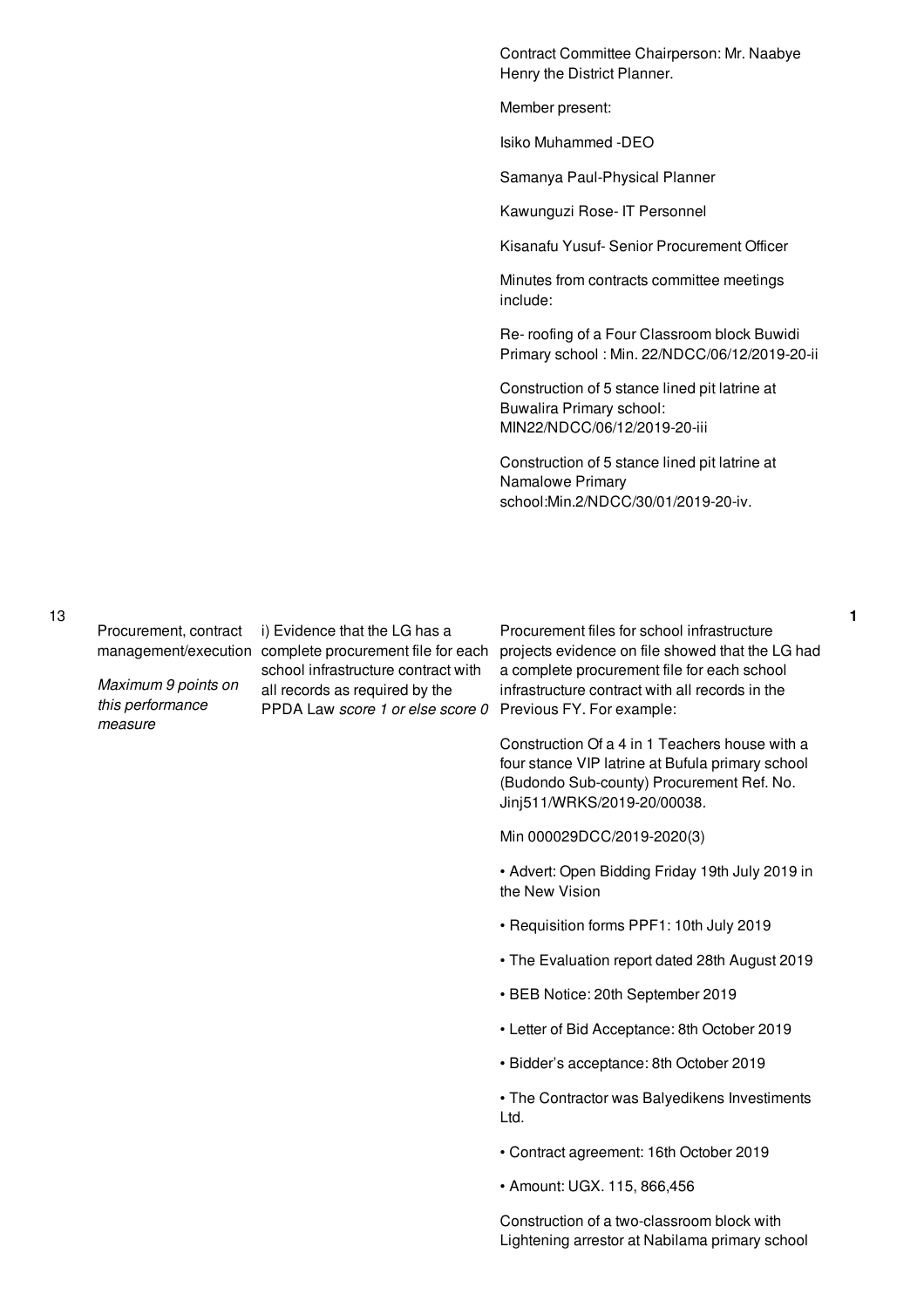| | | | | |
|---|---|---|---|---|
| | | | Contract Committee Chairperson: Mr. Naabye Henry the District Planner.<br><br>Member present:<br><br>Isiko Muhammed -DEO<br><br>Samanya Paul-Physical Planner<br><br>Kawunguzi Rose- IT Personnel<br><br>Kisanafu Yusuf- Senior Procurement Officer<br><br>Minutes from contracts committee meetings include:<br><br>Re- roofing of a Four Classroom block Buwidi Primary school : Min. 22/NDCC/06/12/2019-20-ii<br><br>Construction of 5 stance lined pit latrine at Buwalira Primary school: MIN22/NDCC/06/12/2019-20-iii<br><br>Construction of 5 stance lined pit latrine at Namalowe Primary school:Min.2/NDCC/30/01/2019-20-iv. | |
| 13 | Procurement, contract management/execution<br><br>*Maximum 9 points on this performance measure* | i) Evidence that the LG has a complete procurement file for each school infrastructure contract with all records as required by the PPDA Law *score 1 or else score 0* | Procurement files for school infrastructure projects evidence on file showed that the LG had a complete procurement file for each school infrastructure contract with all records in the Previous FY. For example:<br><br>Construction Of a 4 in 1 Teachers house with a four stance VIP latrine at Bufula primary school (Budondo Sub-county) Procurement Ref. No. Jinj511/WRKS/2019-20/00038.<br><br>Min 000029DCC/2019-2020(3)<br><br>• Advert: Open Bidding Friday 19th July 2019 in the New Vision<br><br>• Requisition forms PPF1: 10th July 2019<br><br>• The Evaluation report dated 28th August 2019<br><br>• BEB Notice: 20th September 2019<br><br>• Letter of Bid Acceptance: 8th October 2019<br><br>• Bidder's acceptance: 8th October 2019<br><br>• The Contractor was Balyedikens Investiments Ltd.<br><br>• Contract agreement: 16th October 2019<br><br>• Amount: UGX. 115, 866,456<br><br>Construction of a two-classroom block with Lightening arrestor at Nabilama primary school | 1 |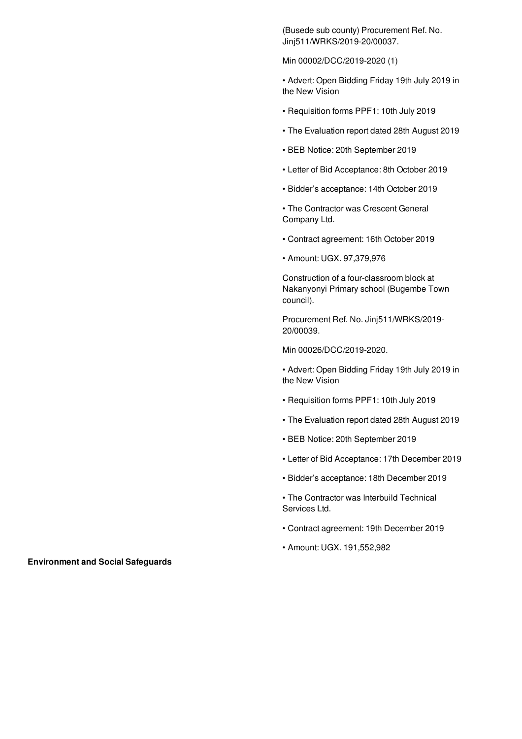(Busede sub county) Procurement Ref. No. Jinj511/WRKS/2019-20/00037.

Min 00002/DCC/2019-2020 (1)

- Advert: Open Bidding Friday 19th July 2019 in the New Vision
- Requisition forms PPF1: 10th July 2019
- The Evaluation report dated 28th August 2019
- BEB Notice: 20th September 2019
- Letter of Bid Acceptance: 8th October 2019
- Bidder's acceptance: 14th October 2019
- The Contractor was Crescent General Company Ltd.
- Contract agreement: 16th October 2019
- Amount: UGX. 97,379,976

Construction of a four-classroom block at Nakanyonyi Primary school (Bugembe Town council).

Procurement Ref. No. Jinj511/WRKS/2019-20/00039.

Min 00026/DCC/2019-2020.

- Advert: Open Bidding Friday 19th July 2019 in the New Vision
- Requisition forms PPF1: 10th July 2019
- The Evaluation report dated 28th August 2019
- BEB Notice: 20th September 2019
- Letter of Bid Acceptance: 17th December 2019
- Bidder's acceptance: 18th December 2019
- The Contractor was Interbuild Technical Services Ltd.
- Contract agreement: 19th December 2019
- Amount: UGX. 191,552,982

**Environment and Social Safeguards**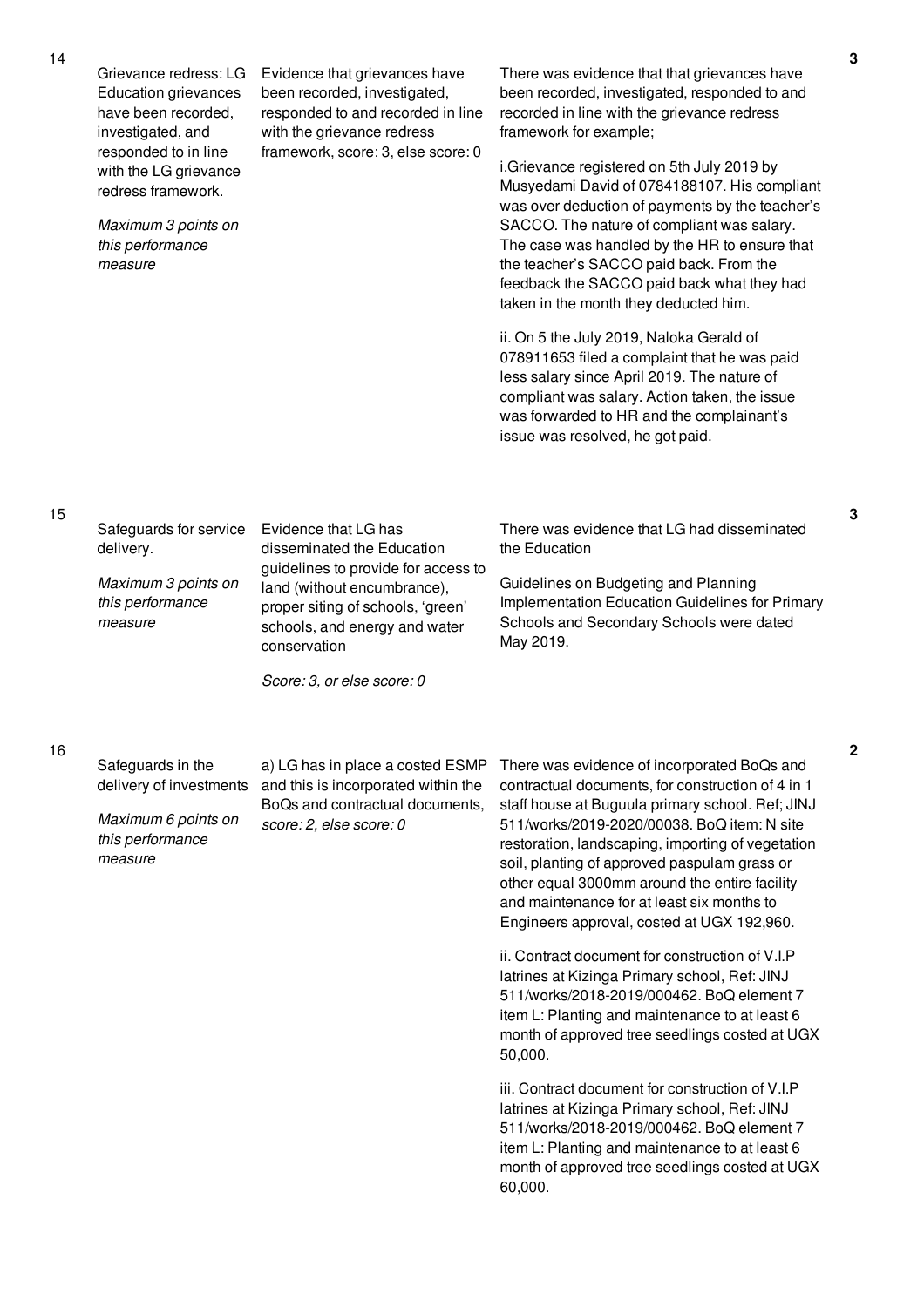| No. | Performance Measure | Scoring Guide | Justification | Score |
|---|---|---|---|---|
| 14 | Grievance redress: LG Education grievances have been recorded, investigated, and responded to in line with the LG grievance redress framework.<br><br>*Maximum 3 points on this performance measure* | Evidence that grievances have been recorded, investigated, responded to and recorded in line with the grievance redress framework, score: 3, else score: 0 | There was evidence that that grievances have been recorded, investigated, responded to and recorded in line with the grievance redress framework for example;<br><br>i.Grievance registered on 5th July 2019 by Musyedami David of 0784188107. His compliant was over deduction of payments by the teacher's SACCO. The nature of compliant was salary. The case was handled by the HR to ensure that the teacher's SACCO paid back. From the feedback the SACCO paid back what they had taken in the month they deducted him.<br><br>ii. On 5 the July 2019, Naloka Gerald of 078911653 filed a complaint that he was paid less salary since April 2019. The nature of compliant was salary. Action taken, the issue was forwarded to HR and the complainant's issue was resolved, he got paid. | 3 |
| 15 | Safeguards for service delivery.<br><br>*Maximum 3 points on this performance measure* | Evidence that LG has disseminated the Education guidelines to provide for access to land (without encumbrance), proper siting of schools, 'green' schools, and energy and water conservation<br><br>*Score: 3, or else score: 0* | There was evidence that LG had disseminated the Education<br><br>Guidelines on Budgeting and Planning Implementation Education Guidelines for Primary Schools and Secondary Schools were dated May 2019. | 3 |
| 16 | Safeguards in the delivery of investments<br><br>*Maximum 6 points on this performance measure* | a) LG has in place a costed ESMP and this is incorporated within the BoQs and contractual documents, *score: 2, else score: 0* | There was evidence of incorporated BoQs and contractual documents, for construction of 4 in 1 staff house at Buguula primary school. Ref; JINJ 511/works/2019-2020/00038. BoQ item: N site restoration, landscaping, importing of vegetation soil, planting of approved paspulam grass or other equal 3000mm around the entire facility and maintenance for at least six months to Engineers approval, costed at UGX 192,960.<br><br>ii. Contract document for construction of V.I.P latrines at Kizinga Primary school, Ref: JINJ 511/works/2018-2019/000462. BoQ element 7 item L: Planting and maintenance to at least 6 month of approved tree seedlings costed at UGX 50,000.<br><br>iii. Contract document for construction of V.I.P latrines at Kizinga Primary school, Ref: JINJ 511/works/2018-2019/000462. BoQ element 7 item L: Planting and maintenance to at least 6 month of approved tree seedlings costed at UGX 60,000. | 2 |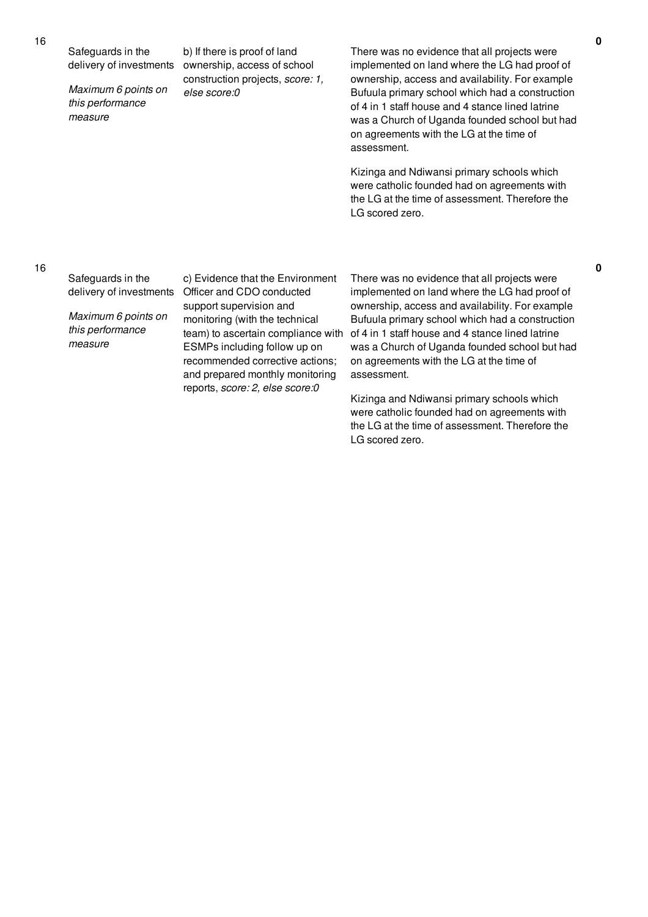| No. | Performance Area | Measure | Justification | Score |
|---|---|---|---|---|
| 16 | Safeguards in the delivery of investments<br><br>*Maximum 6 points on this performance measure* | b) If there is proof of land ownership, access of school construction projects, *score: 1, else score:0* | There was no evidence that all projects were implemented on land where the LG had proof of ownership, access and availability. For example Bufuula primary school which had a construction of 4 in 1 staff house and 4 stance lined latrine was a Church of Uganda founded school but had on agreements with the LG at the time of assessment.<br><br>Kizinga and Ndiwansi primary schools which were catholic founded had on agreements with the LG at the time of assessment. Therefore the LG scored zero. | **0** |
| 16 | Safeguards in the delivery of investments<br><br>*Maximum 6 points on this performance measure* | c) Evidence that the Environment Officer and CDO conducted support supervision and monitoring (with the technical team) to ascertain compliance with ESMPs including follow up on recommended corrective actions; and prepared monthly monitoring reports, *score: 2, else score:0* | There was no evidence that all projects were implemented on land where the LG had proof of ownership, access and availability. For example Bufuula primary school which had a construction of 4 in 1 staff house and 4 stance lined latrine was a Church of Uganda founded school but had on agreements with the LG at the time of assessment.<br><br>Kizinga and Ndiwansi primary schools which were catholic founded had on agreements with the LG at the time of assessment. Therefore the LG scored zero. | **0** |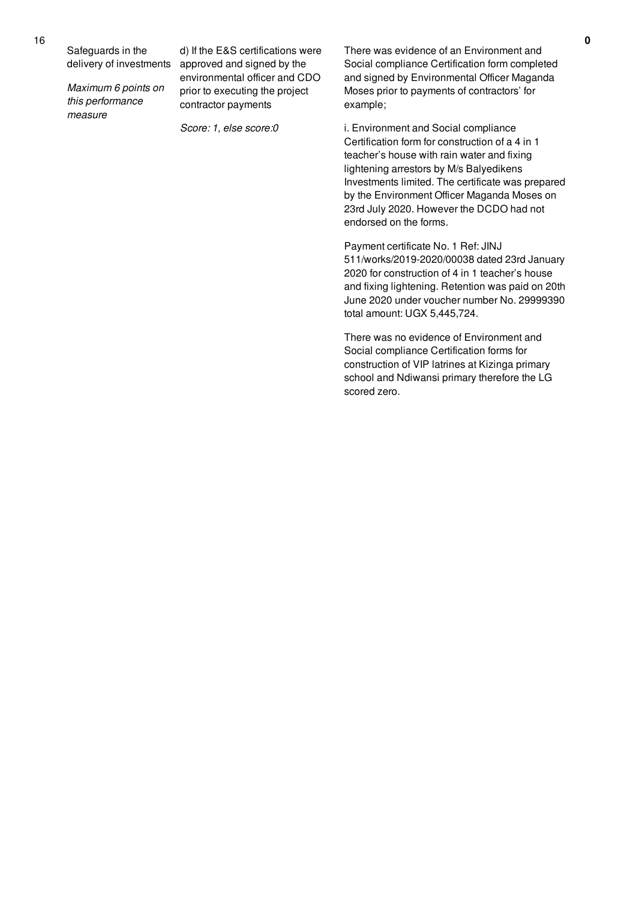| No. | Performance Measure | Scoring Guide | Assessment Findings | Score |
|---|---|---|---|---|
| 16 | Safeguards in the delivery of investments<br><br>*Maximum 6 points on this performance measure* | d) If the E&S certifications were approved and signed by the environmental officer and CDO prior to executing the project contractor payments<br><br>*Score: 1, else score:0* | There was evidence of an Environment and Social compliance Certification form completed and signed by Environmental Officer Maganda Moses prior to payments of contractors' for example;<br><br>i. Environment and Social compliance Certification form for construction of a 4 in 1 teacher's house with rain water and fixing lightening arrestors by M/s Balyedikens Investments limited. The certificate was prepared by the Environment Officer Maganda Moses on 23rd July 2020. However the DCDO had not endorsed on the forms.<br><br>Payment certificate No. 1 Ref: JINJ 511/works/2019-2020/00038 dated 23rd January 2020 for construction of 4 in 1 teacher's house and fixing lightening. Retention was paid on 20th June 2020 under voucher number No. 29999390 total amount: UGX 5,445,724.<br><br>There was no evidence of Environment and Social compliance Certification forms for construction of VIP latrines at Kizinga primary school and Ndiwansi primary therefore the LG scored zero. | 0 |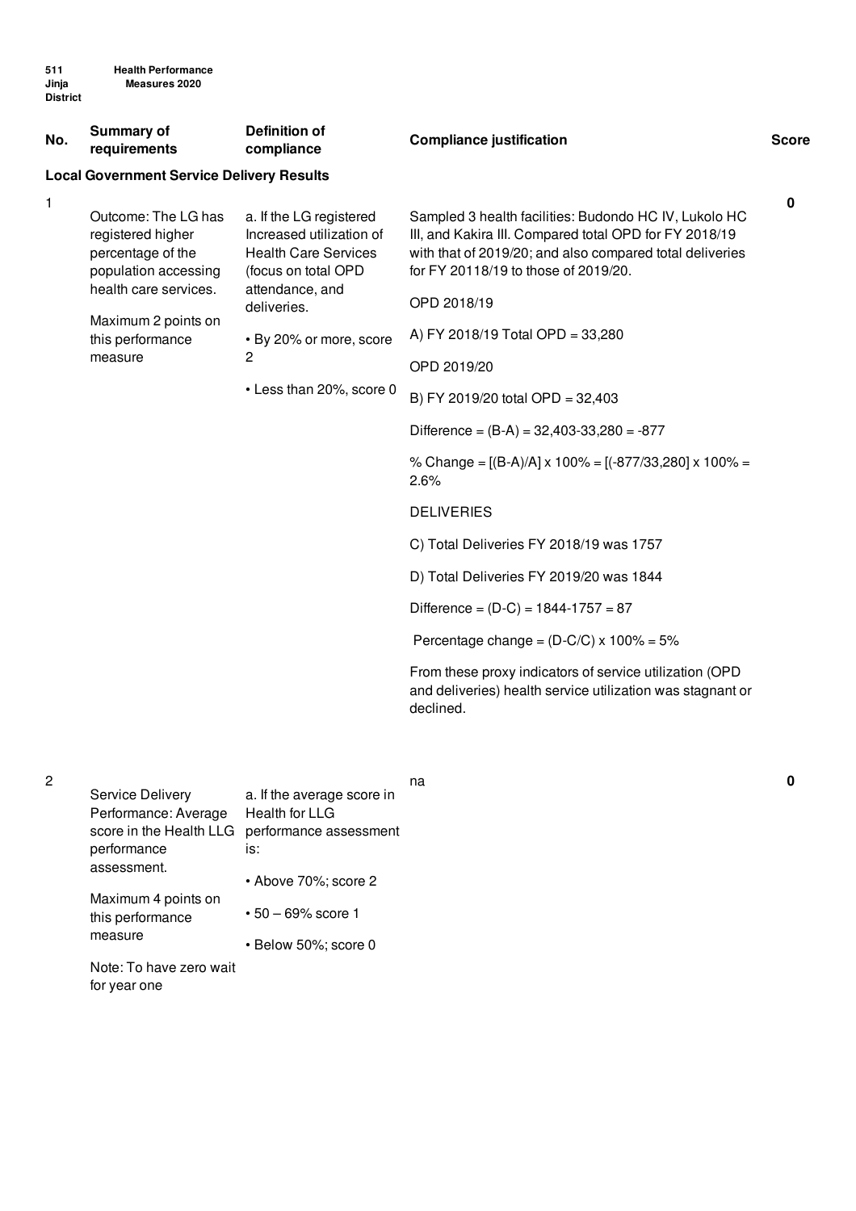| No. | Summary of requirements | Definition of compliance | Compliance justification | Score |
|---|---|---|---|---|
| **Local Government Service Delivery Results** | | | | |
| 1 | Outcome: The LG has registered higher percentage of the population accessing health care services.<br><br>Maximum 2 points on this performance measure | a. If the LG registered Increased utilization of Health Care Services (focus on total OPD attendance, and deliveries.<br><br>• By 20% or more, score 2<br><br>• Less than 20%, score 0 | Sampled 3 health facilities: Budondo HC IV, Lukolo HC III, and Kakira III. Compared total OPD for FY 2018/19 with that of 2019/20; and also compared total deliveries for FY 20118/19 to those of 2019/20.<br><br>OPD 2018/19<br><br>A) FY 2018/19 Total OPD = 33,280<br><br>OPD 2019/20<br><br>B) FY 2019/20 total OPD = 32,403<br><br>Difference = (B-A) = 32,403-33,280 = -877<br><br>% Change = [(B-A)/A] x 100% = [(-877/33,280] x 100% = 2.6%<br><br>DELIVERIES<br><br>C) Total Deliveries FY 2018/19 was 1757<br><br>D) Total Deliveries FY 2019/20 was 1844<br><br>Difference = (D-C) = 1844-1757 = 87<br><br>Percentage change = (D-C/C) x 100% = 5%<br><br>From these proxy indicators of service utilization (OPD and deliveries) health service utilization was stagnant or declined. | **0** |
| 2 | Service Delivery Performance: Average score in the Health LLG performance assessment.<br><br>Maximum 4 points on this performance measure<br><br>Note: To have zero wait for year one | a. If the average score in Health for LLG performance assessment is:<br><br>• Above 70%; score 2<br><br>• 50 – 69% score 1<br><br>• Below 50%; score 0 | na | **0** |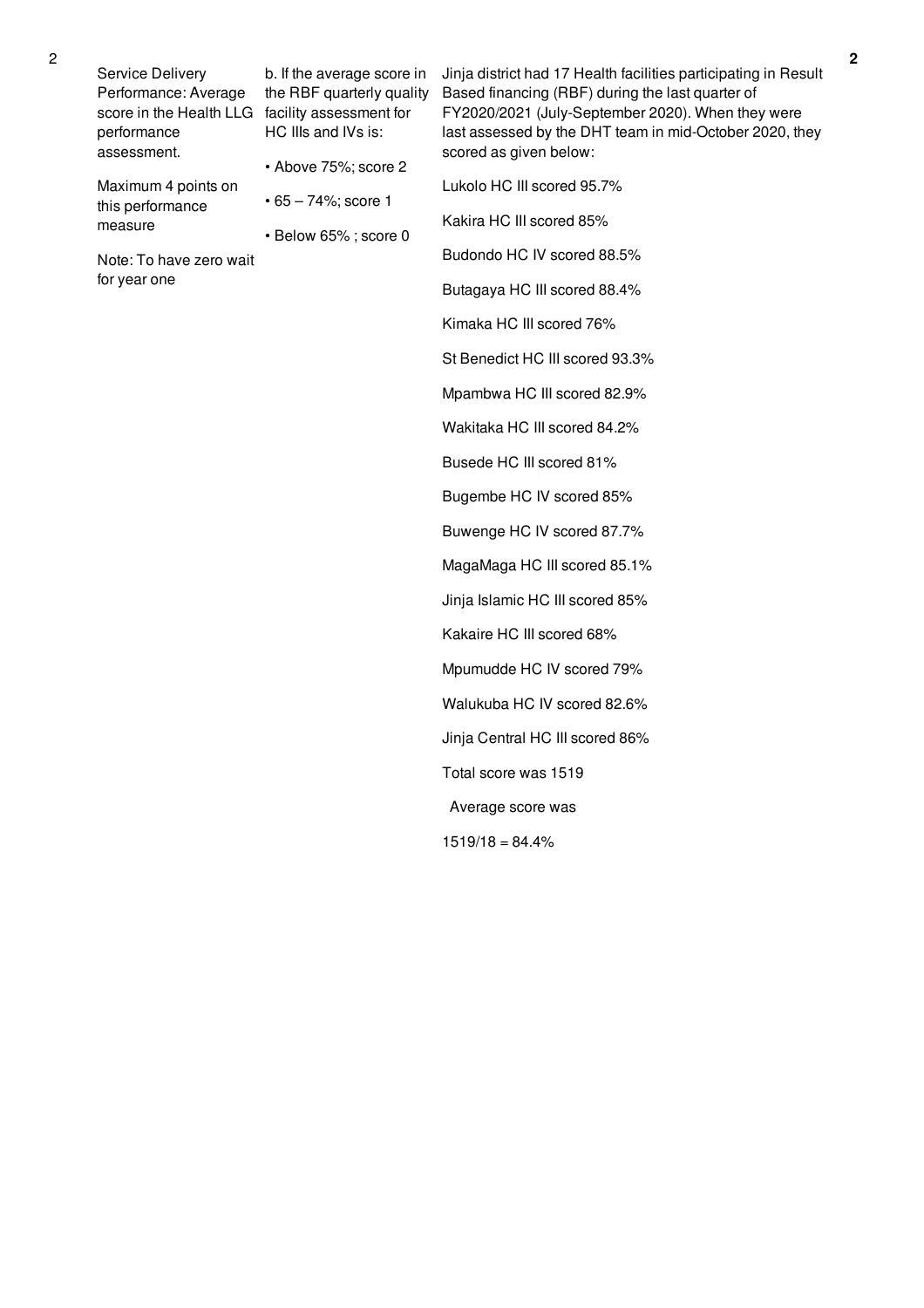| 2 | Service Delivery Performance: Average score in the Health LLG performance assessment. Maximum 4 points on this performance measure Note: To have zero wait for year one | b. If the average score in the RBF quarterly quality facility assessment for HC IIIs and IVs is: • Above 75%; score 2 • 65 – 74%; score 1 • Below 65% ; score 0 | Jinja district had 17 Health facilities participating in Result Based financing (RBF) during the last quarter of FY2020/2021 (July-September 2020). When they were last assessed by the DHT team in mid-October 2020, they scored as given below: Lukolo HC III scored 95.7% Kakira HC III scored 85% Budondo HC IV scored 88.5% Butagaya HC III scored 88.4% Kimaka HC III scored 76% St Benedict HC III scored 93.3% Mpambwa HC III scored 82.9% Wakitaka HC III scored 84.2% Busede HC III scored 81% Bugembe HC IV scored 85% Buwenge HC IV scored 87.7% MagaMaga HC III scored 85.1% Jinja Islamic HC III scored 85% Kakaire HC III scored 68% Mpumudde HC IV scored 79% Walukuba HC IV scored 82.6% Jinja Central HC III scored 86% Total score was 1519 Average score was 1519/18 = 84.4% | 2 |
|---|---|---|---|---|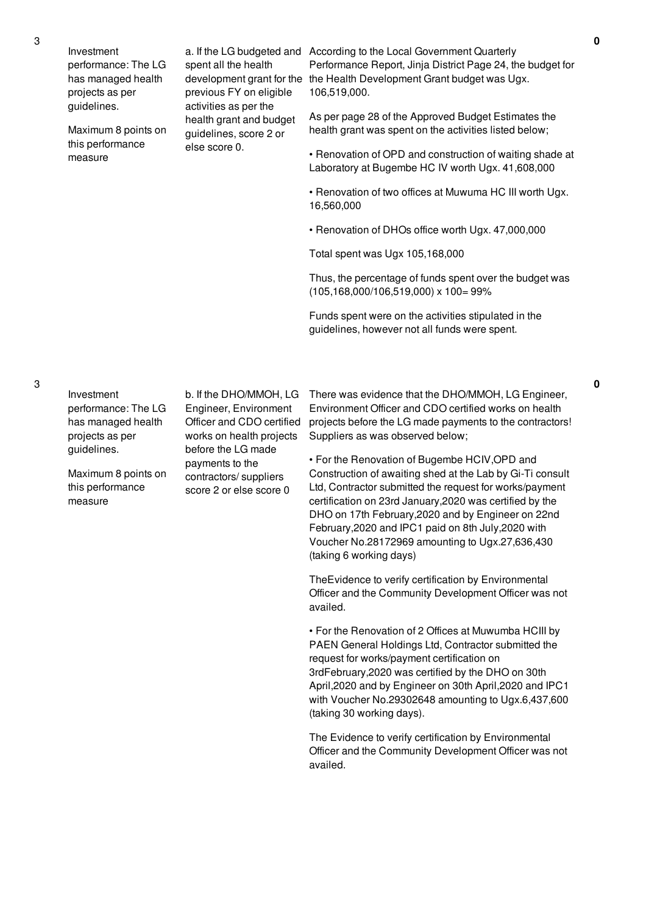| No. | Performance Area | Scoring Guide | Justification | Score |
|---|---|---|---|---|
| 3 | Investment performance: The LG has managed health projects as per guidelines.<br><br>Maximum 8 points on this performance measure | a. If the LG budgeted and spent all the health development grant for the previous FY on eligible activities as per the health grant and budget guidelines, score 2 or else score 0. | According to the Local Government Quarterly Performance Report, Jinja District Page 24, the budget for the Health Development Grant budget was Ugx. 106,519,000.<br><br>As per page 28 of the Approved Budget Estimates the health grant was spent on the activities listed below;<br><br>• Renovation of OPD and construction of waiting shade at Laboratory at Bugembe HC IV worth Ugx. 41,608,000<br><br>• Renovation of two offices at Muwuma HC III worth Ugx. 16,560,000<br><br>• Renovation of DHOs office worth Ugx. 47,000,000<br><br>Total spent was Ugx 105,168,000<br><br>Thus, the percentage of funds spent over the budget was (105,168,000/106,519,000) x 100= 99%<br><br>Funds spent were on the activities stipulated in the guidelines, however not all funds were spent. | 0 |
| 3 | Investment performance: The LG has managed health projects as per guidelines.<br><br>Maximum 8 points on this performance measure | b. If the DHO/MMOH, LG Engineer, Environment Officer and CDO certified works on health projects before the LG made payments to the contractors/ suppliers score 2 or else score 0 | There was evidence that the DHO/MMOH, LG Engineer, Environment Officer and CDO certified works on health projects before the LG made payments to the contractors! Suppliers as was observed below;<br><br>• For the Renovation of Bugembe HCIV,OPD and Construction of awaiting shed at the Lab by Gi-Ti consult Ltd, Contractor submitted the request for works/payment certification on 23rd January,2020 was certified by the DHO on 17th February,2020 and by Engineer on 22nd February,2020 and IPC1 paid on 8th July,2020 with Voucher No.28172969 amounting to Ugx.27,636,430 (taking 6 working days)<br><br>TheEvidence to verify certification by Environmental Officer and the Community Development Officer was not availed.<br><br>• For the Renovation of 2 Offices at Muwumba HCIII by PAEN General Holdings Ltd, Contractor submitted the request for works/payment certification on 3rdFebruary,2020 was certified by the DHO on 30th April,2020 and by Engineer on 30th April,2020 and IPC1 with Voucher No.29302648 amounting to Ugx.6,437,600 (taking 30 working days).<br><br>The Evidence to verify certification by Environmental Officer and the Community Development Officer was not availed. | 0 |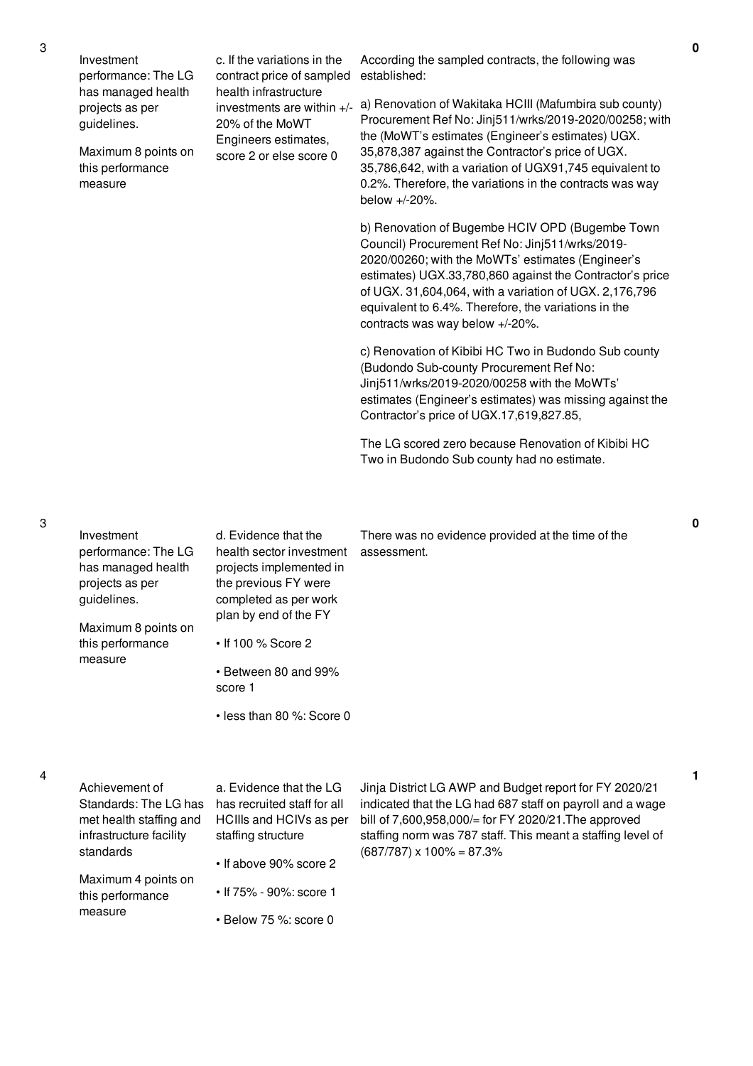| No. | Performance Area | Performance Measure | Assessment Findings | Score |
|---|---|---|---|---|
| 3 | Investment performance: The LG has managed health projects as per guidelines.<br><br>Maximum 8 points on this performance measure | c. If the variations in the contract price of sampled health infrastructure investments are within +/- 20% of the MoWT Engineers estimates, score 2 or else score 0 | According the sampled contracts, the following was established:<br><br>a) Renovation of Wakitaka HCIII (Mafumbira sub county) Procurement Ref No: Jinj511/wrks/2019-2020/00258; with the (MoWT's estimates (Engineer's estimates) UGX. 35,878,387 against the Contractor's price of UGX. 35,786,642, with a variation of UGX91,745 equivalent to 0.2%. Therefore, the variations in the contracts was way below +/-20%.<br><br>b) Renovation of Bugembe HCIV OPD (Bugembe Town Council) Procurement Ref No: Jinj511/wrks/2019-2020/00260; with the MoWTs' estimates (Engineer's estimates) UGX.33,780,860 against the Contractor's price of UGX. 31,604,064, with a variation of UGX. 2,176,796 equivalent to 6.4%. Therefore, the variations in the contracts was way below +/-20%.<br><br>c) Renovation of Kibibi HC Two in Budondo Sub county (Budondo Sub-county Procurement Ref No: Jinj511/wrks/2019-2020/00258 with the MoWTs' estimates (Engineer's estimates) was missing against the Contractor's price of UGX.17,619,827.85,<br><br>The LG scored zero because Renovation of Kibibi HC Two in Budondo Sub county had no estimate. | 0 |
| 3 | Investment performance: The LG has managed health projects as per guidelines.<br><br>Maximum 8 points on this performance measure | d. Evidence that the health sector investment projects implemented in the previous FY were completed as per work plan by end of the FY<br><br>• If 100 % Score 2<br><br>• Between 80 and 99% score 1<br><br>• less than 80 %: Score 0 | There was no evidence provided at the time of the assessment. | 0 |
| 4 | Achievement of Standards: The LG has met health staffing and infrastructure facility standards<br><br>Maximum 4 points on this performance measure | a. Evidence that the LG has recruited staff for all HCIIIs and HCIVs as per staffing structure<br><br>• If above 90% score 2<br><br>• If 75% - 90%: score 1<br><br>• Below 75 %: score 0 | Jinja District LG AWP and Budget report for FY 2020/21 indicated that the LG had 687 staff on payroll and a wage bill of 7,600,958,000/= for FY 2020/21.The approved staffing norm was 787 staff. This meant a staffing level of (687/787) x 100% = 87.3% | 1 |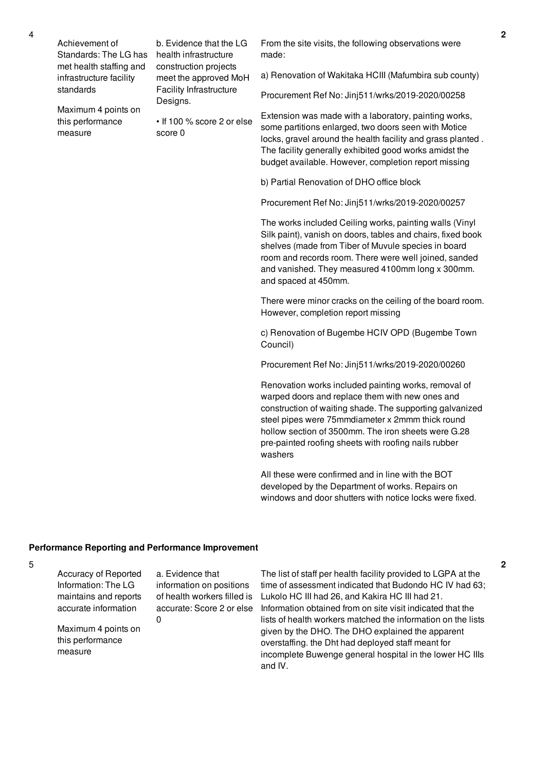| No. | Summary of requirements | Definition of compliance | Compliance justification | Score |
|---|---|---|---|---|
| 4 | Achievement of Standards: The LG has met health staffing and infrastructure facility standards<br><br>Maximum 4 points on this performance measure | b. Evidence that the LG health infrastructure construction projects meet the approved MoH Facility Infrastructure Designs.<br><br>• If 100 % score 2 or else score 0 | From the site visits, the following observations were made:<br><br>a) Renovation of Wakitaka HCIII (Mafumbira sub county)<br><br>Procurement Ref No: Jinj511/wrks/2019-2020/00258<br><br>Extension was made with a laboratory, painting works, some partitions enlarged, two doors seen with Motice locks, gravel around the health facility and grass planted . The facility generally exhibited good works amidst the budget available. However, completion report missing<br><br>b) Partial Renovation of DHO office block<br><br>Procurement Ref No: Jinj511/wrks/2019-2020/00257<br><br>The works included Ceiling works, painting walls (Vinyl Silk paint), vanish on doors, tables and chairs, fixed book shelves (made from Tiber of Muvule species in board room and records room. There were well joined, sanded and vanished. They measured 4100mm long x 300mm. and spaced at 450mm.<br><br>There were minor cracks on the ceiling of the board room. However, completion report missing<br><br>c) Renovation of Bugembe HCIV OPD (Bugembe Town Council)<br><br>Procurement Ref No: Jinj511/wrks/2019-2020/00260<br><br>Renovation works included painting works, removal of warped doors and replace them with new ones and construction of waiting shade. The supporting galvanized steel pipes were 75mmdiameter x 2mmm thick round hollow section of 3500mm. The iron sheets were G.28 pre-painted roofing sheets with roofing nails rubber washers<br><br>All these were confirmed and in line with the BOT developed by the Department of works. Repairs on windows and door shutters with notice locks were fixed. | 2 |

**Performance Reporting and Performance Improvement**

| No. | Summary of requirements | Definition of compliance | Compliance justification | Score |
|---|---|---|---|---|
| 5 | Accuracy of Reported Information: The LG maintains and reports accurate information<br><br>Maximum 4 points on this performance measure | a. Evidence that information on positions of health workers filled is accurate: Score 2 or else 0 | The list of staff per health facility provided to LGPA at the time of assessment indicated that Budondo HC IV had 63; Lukolo HC III had 26, and Kakira HC III had 21. Information obtained from on site visit indicated that the lists of health workers matched the information on the lists given by the DHO. The DHO explained the apparent overstaffing. the Dht had deployed staff meant for incomplete Buwenge general hospital in the lower HC IIIs and IV. | 2 |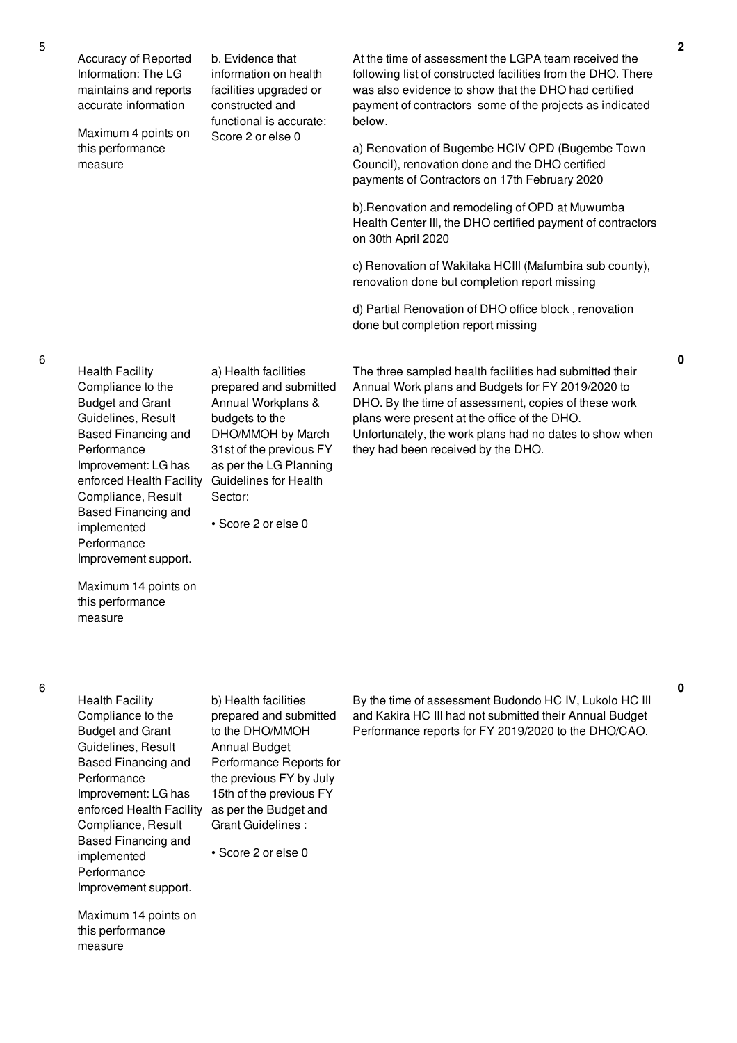| No. | Performance Measure | Scoring Guide | Assessment Findings | Score |
|---|---|---|---|---|
| 5 | Accuracy of Reported Information: The LG maintains and reports accurate information<br><br>Maximum 4 points on this performance measure | b. Evidence that information on health facilities upgraded or constructed and functional is accurate: Score 2 or else 0 | At the time of assessment the LGPA team received the following list of constructed facilities from the DHO. There was also evidence to show that the DHO had certified payment of contractors some of the projects as indicated below.<br><br>a) Renovation of Bugembe HCIV OPD (Bugembe Town Council), renovation done and the DHO certified payments of Contractors on 17th February 2020<br><br>b).Renovation and remodeling of OPD at Muwumba Health Center III, the DHO certified payment of contractors on 30th April 2020<br><br>c) Renovation of Wakitaka HCIII (Mafumbira sub county), renovation done but completion report missing<br><br>d) Partial Renovation of DHO office block , renovation done but completion report missing | 2 |
| 6 | Health Facility Compliance to the Budget and Grant Guidelines, Result Based Financing and Performance Improvement: LG has enforced Health Facility Compliance, Result Based Financing and implemented Performance Improvement support.<br><br>Maximum 14 points on this performance measure | a) Health facilities prepared and submitted Annual Workplans & budgets to the DHO/MMOH by March 31st of the previous FY as per the LG Planning Guidelines for Health Sector:<br><br>• Score 2 or else 0 | The three sampled health facilities had submitted their Annual Work plans and Budgets for FY 2019/2020 to DHO. By the time of assessment, copies of these work plans were present at the office of the DHO. Unfortunately, the work plans had no dates to show when they had been received by the DHO. | 0 |
| 6 | Health Facility Compliance to the Budget and Grant Guidelines, Result Based Financing and Performance Improvement: LG has enforced Health Facility Compliance, Result Based Financing and implemented Performance Improvement support.<br><br>Maximum 14 points on this performance measure | b) Health facilities prepared and submitted to the DHO/MMOH Annual Budget Performance Reports for the previous FY by July 15th of the previous FY as per the Budget and Grant Guidelines :<br><br>• Score 2 or else 0 | By the time of assessment Budondo HC IV, Lukolo HC III and Kakira HC III had not submitted their Annual Budget Performance reports for FY 2019/2020 to the DHO/CAO. | 0 |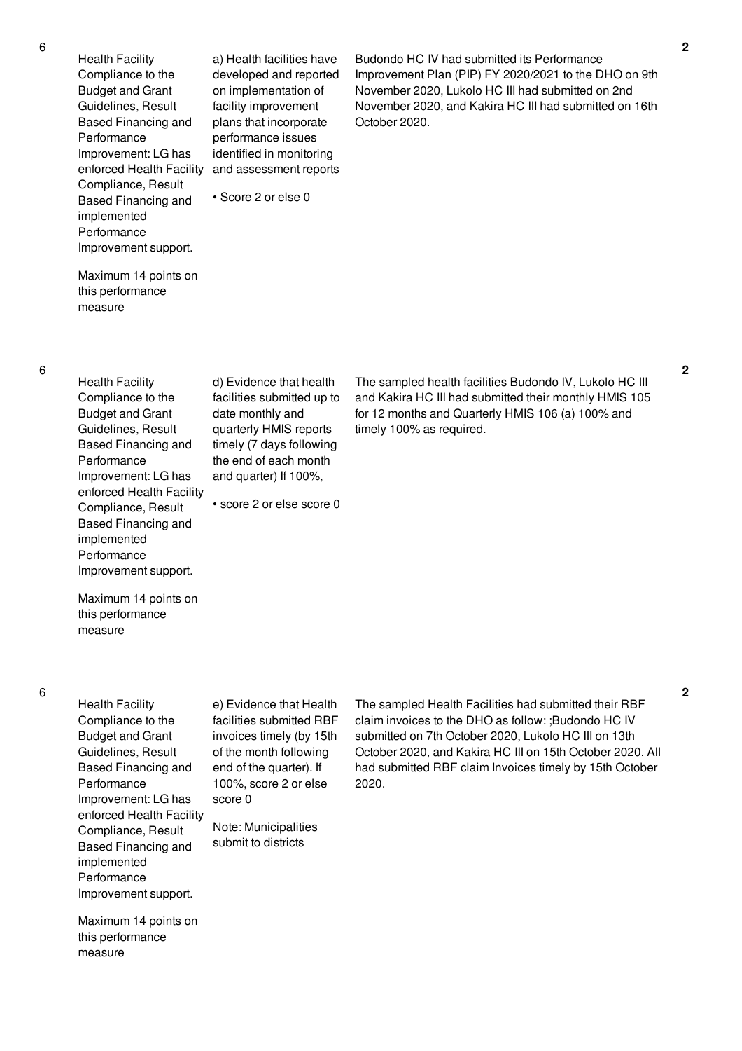| No. | Performance Measure | Requirement | Justification | Score |
|---|---|---|---|---|
| 6 | Health Facility Compliance to the Budget and Grant Guidelines, Result Based Financing and Performance Improvement: LG has enforced Health Facility Compliance, Result Based Financing and implemented Performance Improvement support.<br><br>Maximum 14 points on this performance measure | a) Health facilities have developed and reported on implementation of facility improvement plans that incorporate performance issues identified in monitoring and assessment reports<br><br>• Score 2 or else 0 | Budondo HC IV had submitted its Performance Improvement Plan (PIP) FY 2020/2021 to the DHO on 9th November 2020, Lukolo HC III had submitted on 2nd November 2020, and Kakira HC III had submitted on 16th October 2020. | 2 |
| 6 | Health Facility Compliance to the Budget and Grant Guidelines, Result Based Financing and Performance Improvement: LG has enforced Health Facility Compliance, Result Based Financing and implemented Performance Improvement support.<br><br>Maximum 14 points on this performance measure | d) Evidence that health facilities submitted up to date monthly and quarterly HMIS reports timely (7 days following the end of each month and quarter) If 100%,<br><br>• score 2 or else score 0 | The sampled health facilities Budondo IV, Lukolo HC III and Kakira HC III had submitted their monthly HMIS 105 for 12 months and Quarterly HMIS 106 (a) 100% and timely 100% as required. | 2 |
| 6 | Health Facility Compliance to the Budget and Grant Guidelines, Result Based Financing and Performance Improvement: LG has enforced Health Facility Compliance, Result Based Financing and implemented Performance Improvement support.<br><br>Maximum 14 points on this performance measure | e) Evidence that Health facilities submitted RBF invoices timely (by 15th of the month following end of the quarter). If 100%, score 2 or else score 0<br><br>Note: Municipalities submit to districts | The sampled Health Facilities had submitted their RBF claim invoices to the DHO as follow: ;Budondo HC IV submitted on 7th October 2020, Lukolo HC III on 13th October 2020, and Kakira HC III on 15th October 2020. All had submitted RBF claim Invoices timely by 15th October 2020. | 2 |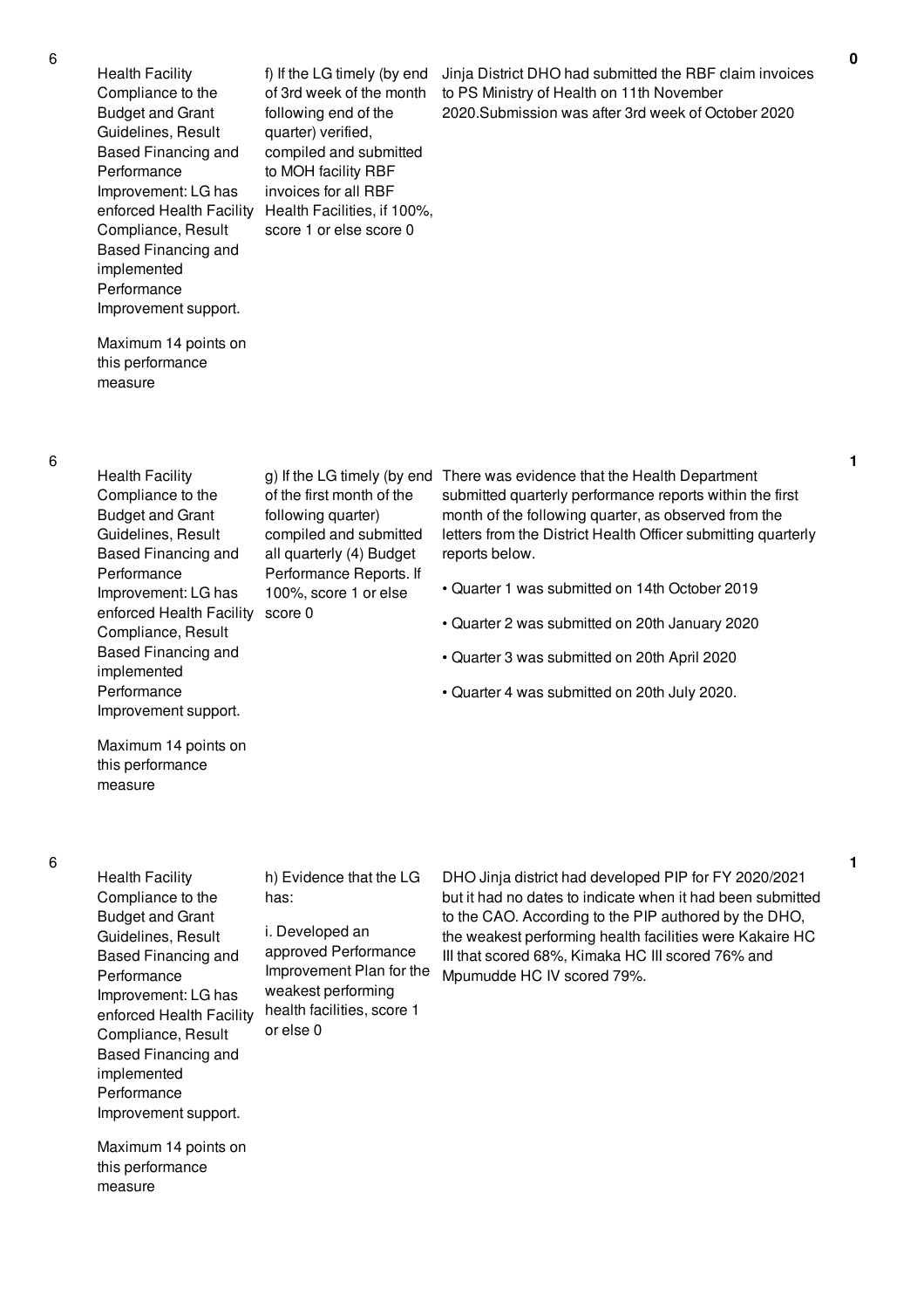| No. | Performance Measure | Scoring Guide | Justification | Score |
|---|---|---|---|---|
| 6 | Health Facility Compliance to the Budget and Grant Guidelines, Result Based Financing and Performance Improvement: LG has enforced Health Facility Compliance, Result Based Financing and implemented Performance Improvement support.<br><br>Maximum 14 points on this performance measure | f) If the LG timely (by end of 3rd week of the month following end of the quarter) verified, compiled and submitted to MOH facility RBF invoices for all RBF Health Facilities, if 100%, score 1 or else score 0 | Jinja District DHO had submitted the RBF claim invoices to PS Ministry of Health on 11th November 2020.Submission was after 3rd week of October 2020 | 0 |
| 6 | Health Facility Compliance to the Budget and Grant Guidelines, Result Based Financing and Performance Improvement: LG has enforced Health Facility Compliance, Result Based Financing and implemented Performance Improvement support.<br><br>Maximum 14 points on this performance measure | g) If the LG timely (by end of the first month of the following quarter) compiled and submitted all quarterly (4) Budget Performance Reports. If 100%, score 1 or else score 0 | There was evidence that the Health Department submitted quarterly performance reports within the first month of the following quarter, as observed from the letters from the District Health Officer submitting quarterly reports below.<br><br>• Quarter 1 was submitted on 14th October 2019<br><br>• Quarter 2 was submitted on 20th January 2020<br><br>• Quarter 3 was submitted on 20th April 2020<br><br>• Quarter 4 was submitted on 20th July 2020. | 1 |
| 6 | Health Facility Compliance to the Budget and Grant Guidelines, Result Based Financing and Performance Improvement: LG has enforced Health Facility Compliance, Result Based Financing and implemented Performance Improvement support.<br><br>Maximum 14 points on this performance measure | h) Evidence that the LG has:<br><br>i. Developed an approved Performance Improvement Plan for the weakest performing health facilities, score 1 or else 0 | DHO Jinja district had developed PIP for FY 2020/2021 but it had no dates to indicate when it had been submitted to the CAO. According to the PIP authored by the DHO, the weakest performing health facilities were Kakaire HC III that scored 68%, Kimaka HC III scored 76% and Mpumudde HC IV scored 79%. | 1 |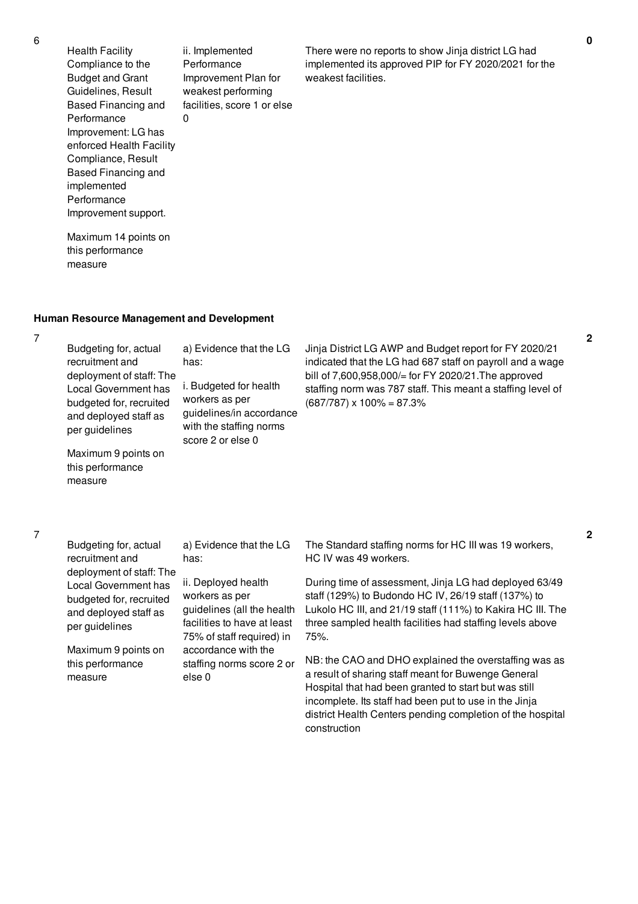| No. | Summary of requirements | Definition of compliance | Compliance justification | Score |
|---|---|---|---|---|
| 6 | Health Facility Compliance to the Budget and Grant Guidelines, Result Based Financing and Performance Improvement: LG has enforced Health Facility Compliance, Result Based Financing and implemented Performance Improvement support.<br><br>Maximum 14 points on this performance measure | ii. Implemented Performance Improvement Plan for weakest performing facilities, score 1 or else 0 | There were no reports to show Jinja district LG had implemented its approved PIP for FY 2020/2021 for the weakest facilities. | 0 |

**Human Resource Management and Development**

| No. | Summary of requirements | Definition of compliance | Compliance justification | Score |
|---|---|---|---|---|
| 7 | Budgeting for, actual recruitment and deployment of staff: The Local Government has budgeted for, recruited and deployed staff as per guidelines<br><br>Maximum 9 points on this performance measure | a) Evidence that the LG has:<br><br>i. Budgeted for health workers as per guidelines/in accordance with the staffing norms score 2 or else 0 | Jinja District LG AWP and Budget report for FY 2020/21 indicated that the LG had 687 staff on payroll and a wage bill of 7,600,958,000/= for FY 2020/21.The approved staffing norm was 787 staff. This meant a staffing level of (687/787) x 100% = 87.3% | 2 |
| 7 | Budgeting for, actual recruitment and deployment of staff: The Local Government has budgeted for, recruited and deployed staff as per guidelines<br><br>Maximum 9 points on this performance measure | a) Evidence that the LG has:<br><br>ii. Deployed health workers as per guidelines (all the health facilities to have at least 75% of staff required) in accordance with the staffing norms score 2 or else 0 | The Standard staffing norms for HC III was 19 workers, HC IV was 49 workers.<br><br>During time of assessment, Jinja LG had deployed 63/49 staff (129%) to Budondo HC IV, 26/19 staff (137%) to Lukolo HC III, and 21/19 staff (111%) to Kakira HC III. The three sampled health facilities had staffing levels above 75%.<br><br>NB: the CAO and DHO explained the overstaffing was as a result of sharing staff meant for Buwenge General Hospital that had been granted to start but was still incomplete. Its staff had been put to use in the Jinja district Health Centers pending completion of the hospital construction | 2 |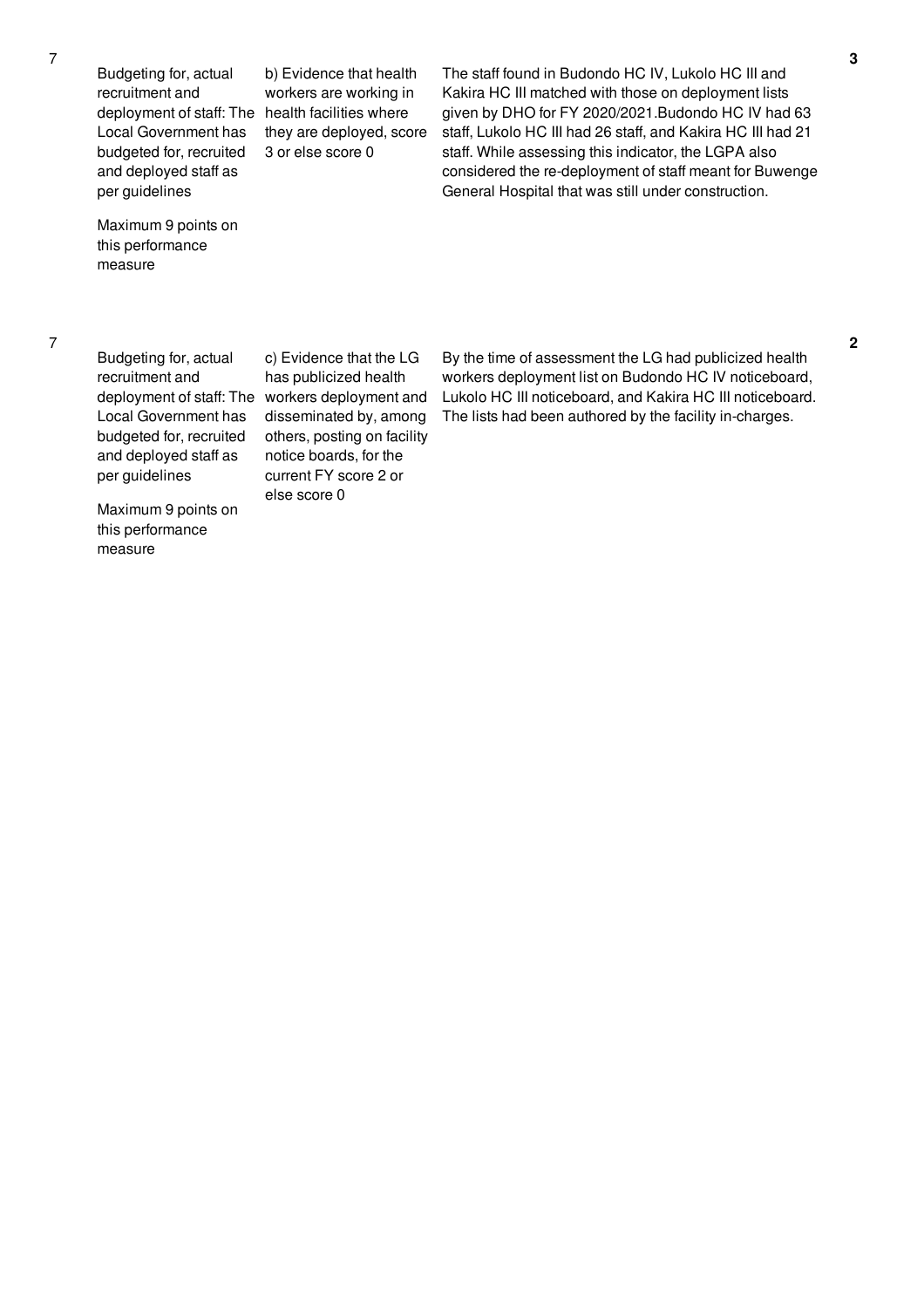| | | | | |
|---|---|---|---|---|
| 7 | Budgeting for, actual recruitment and deployment of staff: The Local Government has budgeted for, recruited and deployed staff as per guidelines<br><br>Maximum 9 points on this performance measure | b) Evidence that health workers are working in health facilities where they are deployed, score 3 or else score 0 | The staff found in Budondo HC IV, Lukolo HC III and Kakira HC III matched with those on deployment lists given by DHO for FY 2020/2021.Budondo HC IV had 63 staff, Lukolo HC III had 26 staff, and Kakira HC III had 21 staff. While assessing this indicator, the LGPA also considered the re-deployment of staff meant for Buwenge General Hospital that was still under construction. | 3 |
| 7 | Budgeting for, actual recruitment and deployment of staff: The Local Government has budgeted for, recruited and deployed staff as per guidelines<br><br>Maximum 9 points on this performance measure | c) Evidence that the LG has publicized health workers deployment and disseminated by, among others, posting on facility notice boards, for the current FY score 2 or else score 0 | By the time of assessment the LG had publicized health workers deployment list on Budondo HC IV noticeboard, Lukolo HC III noticeboard, and Kakira HC III noticeboard. The lists had been authored by the facility in-charges. | 2 |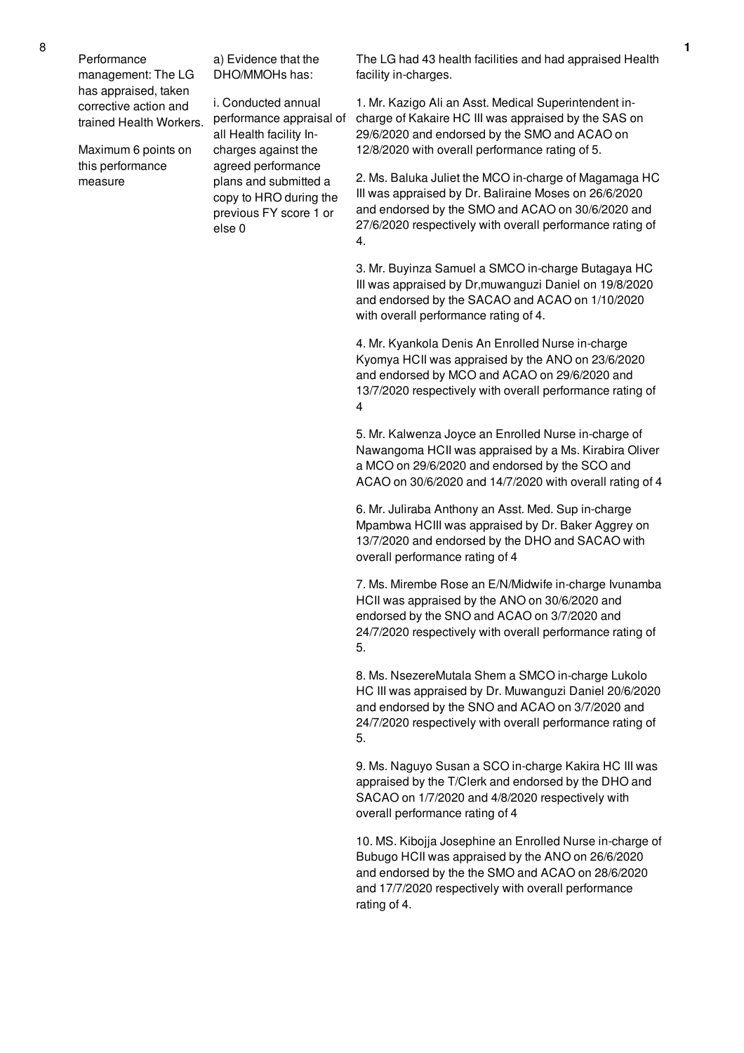| 8 | Performance management: The LG has appraised, taken corrective action and trained Health Workers.<br><br>Maximum 6 points on this performance measure | a) Evidence that the DHO/MMOHs has:<br><br>i. Conducted annual performance appraisal of all Health facility In-charges against the agreed performance plans and submitted a copy to HRO during the previous FY score 1 or else 0 | The LG had 43 health facilities and had appraised Health facility in-charges.<br><br>1. Mr. Kazigo Ali an Asst. Medical Superintendent in-charge of Kakaire HC III was appraised by the SAS on 29/6/2020 and endorsed by the SMO and ACAO on 12/8/2020 with overall performance rating of 5.<br><br>2. Ms. Baluka Juliet the MCO in-charge of Magamaga HC III was appraised by Dr. Baliraine Moses on 26/6/2020 and endorsed by the SMO and ACAO on 30/6/2020 and 27/6/2020 respectively with overall performance rating of 4.<br><br>3. Mr. Buyinza Samuel a SMCO in-charge Butagaya HC III was appraised by Dr,muwanguzi Daniel on 19/8/2020 and endorsed by the SACAO and ACAO on 1/10/2020 with overall performance rating of 4.<br><br>4. Mr. Kyankola Denis An Enrolled Nurse in-charge Kyomya HCII was appraised by the ANO on 23/6/2020 and endorsed by MCO and ACAO on 29/6/2020 and 13/7/2020 respectively with overall performance rating of 4<br><br>5. Mr. Kalwenza Joyce an Enrolled Nurse in-charge of Nawangoma HCII was appraised by a Ms. Kirabira Oliver a MCO on 29/6/2020 and endorsed by the SCO and ACAO on 30/6/2020 and 14/7/2020 with overall rating of 4<br><br>6. Mr. Juliraba Anthony an Asst. Med. Sup in-charge Mpambwa HCIII was appraised by Dr. Baker Aggrey on 13/7/2020 and endorsed by the DHO and SACAO with overall performance rating of 4<br><br>7. Ms. Mirembe Rose an E/N/Midwife in-charge Ivunamba HCII was appraised by the ANO on 30/6/2020 and endorsed by the SNO and ACAO on 3/7/2020 and 24/7/2020 respectively with overall performance rating of 5.<br><br>8. Ms. NsezereMutala Shem a SMCO in-charge Lukolo HC III was appraised by Dr. Muwanguzi Daniel 20/6/2020 and endorsed by the SNO and ACAO on 3/7/2020 and 24/7/2020 respectively with overall performance rating of 5.<br><br>9. Ms. Naguyo Susan a SCO in-charge Kakira HC III was appraised by the T/Clerk and endorsed by the DHO and SACAO on 1/7/2020 and 4/8/2020 respectively with overall performance rating of 4<br><br>10. MS. Kibojja Josephine an Enrolled Nurse in-charge of Bubugo HCII was appraised by the ANO on 26/6/2020 and endorsed by the the SMO and ACAO on 28/6/2020 and 17/7/2020 respectively with overall performance rating of 4. | 1 |
|---|---|---|---|---|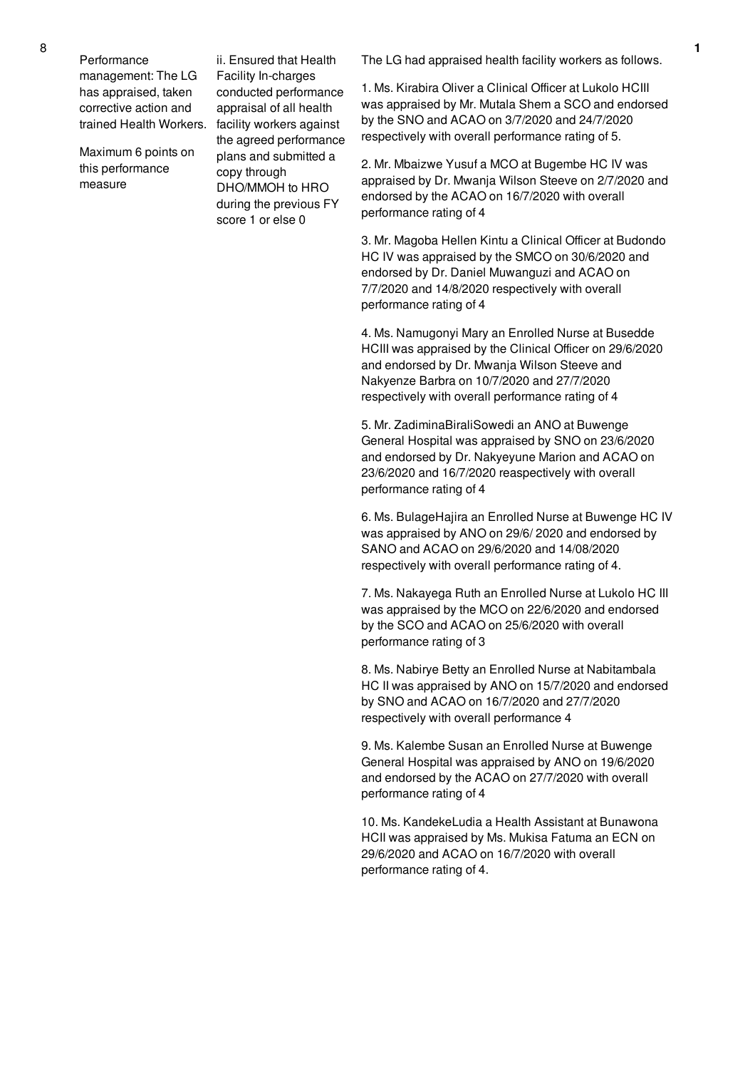| | | | |
|---|---|---|---|
| 8 | Performance management: The LG has appraised, taken corrective action and trained Health Workers.<br><br>Maximum 6 points on this performance measure | ii. Ensured that Health Facility In-charges conducted performance appraisal of all health facility workers against the agreed performance plans and submitted a copy through DHO/MMOH to HRO during the previous FY score 1 or else 0 | The LG had appraised health facility workers as follows.<br><br>1. Ms. Kirabira Oliver a Clinical Officer at Lukolo HCIII was appraised by Mr. Mutala Shem a SCO and endorsed by the SNO and ACAO on 3/7/2020 and 24/7/2020 respectively with overall performance rating of 5.<br><br>2. Mr. Mbaizwe Yusuf a MCO at Bugembe HC IV was appraised by Dr. Mwanja Wilson Steeve on 2/7/2020 and endorsed by the ACAO on 16/7/2020 with overall performance rating of 4<br><br>3. Mr. Magoba Hellen Kintu a Clinical Officer at Budondo HC IV was appraised by the SMCO on 30/6/2020 and endorsed by Dr. Daniel Muwanguzi and ACAO on 7/7/2020 and 14/8/2020 respectively with overall performance rating of 4<br><br>4. Ms. Namugonyi Mary an Enrolled Nurse at Busedde HCIII was appraised by the Clinical Officer on 29/6/2020 and endorsed by Dr. Mwanja Wilson Steeve and Nakyenze Barbra on 10/7/2020 and 27/7/2020 respectively with overall performance rating of 4<br><br>5. Mr. ZadiminaBiraliSowedi an ANO at Buwenge General Hospital was appraised by SNO on 23/6/2020 and endorsed by Dr. Nakyeyune Marion and ACAO on 23/6/2020 and 16/7/2020 reaspectively with overall performance rating of 4<br><br>6. Ms. BulageHajira an Enrolled Nurse at Buwenge HC IV was appraised by ANO on 29/6/ 2020 and endorsed by SANO and ACAO on 29/6/2020 and 14/08/2020 respectively with overall performance rating of 4.<br><br>7. Ms. Nakayega Ruth an Enrolled Nurse at Lukolo HC III was appraised by the MCO on 22/6/2020 and endorsed by the SCO and ACAO on 25/6/2020 with overall performance rating of 3<br><br>8. Ms. Nabirye Betty an Enrolled Nurse at Nabitambala HC II was appraised by ANO on 15/7/2020 and endorsed by SNO and ACAO on 16/7/2020 and 27/7/2020 respectively with overall performance 4<br><br>9. Ms. Kalembe Susan an Enrolled Nurse at Buwenge General Hospital was appraised by ANO on 19/6/2020 and endorsed by the ACAO on 27/7/2020 with overall performance rating of 4<br><br>10. Ms. KandekeLudia a Health Assistant at Bunawona HCII was appraised by Ms. Mukisa Fatuma an ECN on 29/6/2020 and ACAO on 16/7/2020 with overall performance rating of 4. | 1 |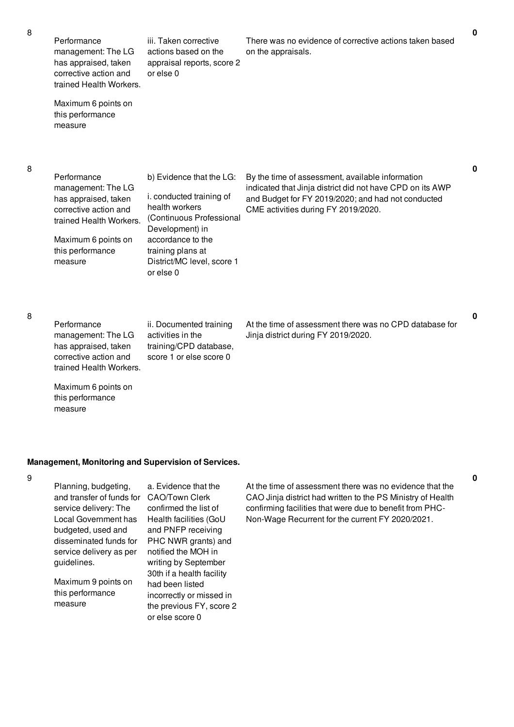| | | | | |
|---|---|---|---|---|
| 8 | Performance management: The LG has appraised, taken corrective action and trained Health Workers.<br><br>Maximum 6 points on this performance measure | iii. Taken corrective actions based on the appraisal reports, score 2 or else 0 | There was no evidence of corrective actions taken based on the appraisals. | 0 |
| 8 | Performance management: The LG has appraised, taken corrective action and trained Health Workers.<br><br>Maximum 6 points on this performance measure | b) Evidence that the LG:<br><br>i. conducted training of health workers (Continuous Professional Development) in accordance to the training plans at District/MC level, score 1 or else 0 | By the time of assessment, available information indicated that Jinja district did not have CPD on its AWP and Budget for FY 2019/2020; and had not conducted CME activities during FY 2019/2020. | 0 |
| 8 | Performance management: The LG has appraised, taken corrective action and trained Health Workers.<br><br>Maximum 6 points on this performance measure | ii. Documented training activities in the training/CPD database, score 1 or else score 0 | At the time of assessment there was no CPD database for Jinja district during FY 2019/2020. | 0 |

**Management, Monitoring and Supervision of Services.**

| | | | | |
|---|---|---|---|---|
| 9 | Planning, budgeting, and transfer of funds for service delivery: The Local Government has budgeted, used and disseminated funds for service delivery as per guidelines.<br><br>Maximum 9 points on this performance measure | a. Evidence that the CAO/Town Clerk confirmed the list of Health facilities (GoU and PNFP receiving PHC NWR grants) and notified the MOH in writing by September 30th if a health facility had been listed incorrectly or missed in the previous FY, score 2 or else score 0 | At the time of assessment there was no evidence that the CAO Jinja district had written to the PS Ministry of Health confirming facilities that were due to benefit from PHC-Non-Wage Recurrent for the current FY 2020/2021. | 0 |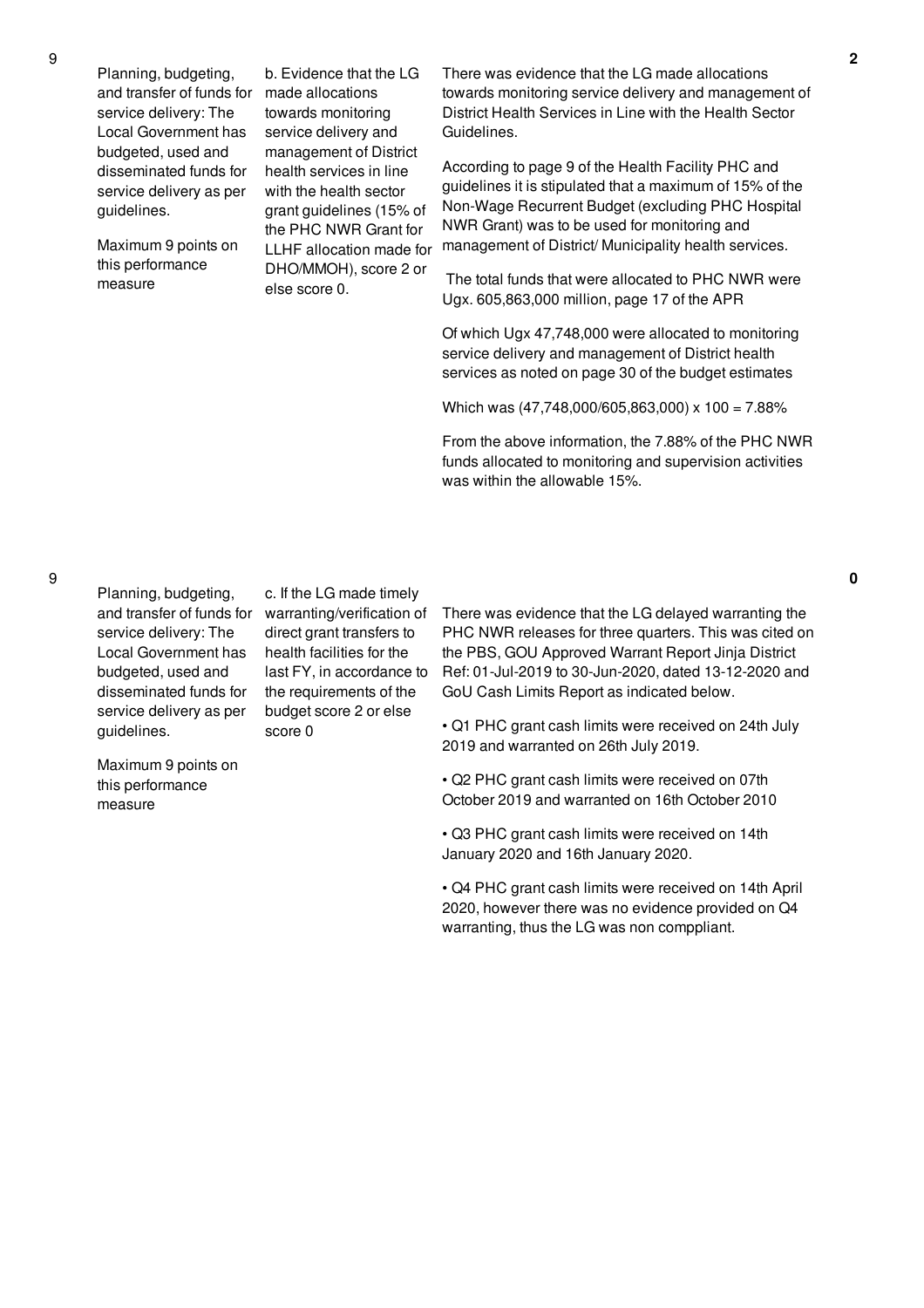| No. | Performance Area | Performance Measure | Assessment | Score |
|---|---|---|---|---|
| 9 | Planning, budgeting, and transfer of funds for service delivery: The Local Government has budgeted, used and disseminated funds for service delivery as per guidelines.<br><br>Maximum 9 points on this performance measure | b. Evidence that the LG made allocations towards monitoring service delivery and management of District health services in line with the health sector grant guidelines (15% of the PHC NWR Grant for LLHF allocation made for DHO/MMOH), score 2 or else score 0. | There was evidence that the LG made allocations towards monitoring service delivery and management of District Health Services in Line with the Health Sector Guidelines.<br><br>According to page 9 of the Health Facility PHC and guidelines it is stipulated that a maximum of 15% of the Non-Wage Recurrent Budget (excluding PHC Hospital NWR Grant) was to be used for monitoring and management of District/ Municipality health services.<br><br>The total funds that were allocated to PHC NWR were Ugx. 605,863,000 million, page 17 of the APR<br><br>Of which Ugx 47,748,000 were allocated to monitoring service delivery and management of District health services as noted on page 30 of the budget estimates<br><br>Which was (47,748,000/605,863,000) x 100 = 7.88%<br><br>From the above information, the 7.88% of the PHC NWR funds allocated to monitoring and supervision activities was within the allowable 15%. | 2 |
| 9 | Planning, budgeting, and transfer of funds for service delivery: The Local Government has budgeted, used and disseminated funds for service delivery as per guidelines.<br><br>Maximum 9 points on this performance measure | c. If the LG made timely warranting/verification of direct grant transfers to health facilities for the last FY, in accordance to the requirements of the budget score 2 or else score 0 | There was evidence that the LG delayed warranting the PHC NWR releases for three quarters. This was cited on the PBS, GOU Approved Warrant Report Jinja District Ref: 01-Jul-2019 to 30-Jun-2020, dated 13-12-2020 and GoU Cash Limits Report as indicated below.<br><br>• Q1 PHC grant cash limits were received on 24th July 2019 and warranted on 26th July 2019.<br><br>• Q2 PHC grant cash limits were received on 07th October 2019 and warranted on 16th October 2010<br><br>• Q3 PHC grant cash limits were received on 14th January 2020 and 16th January 2020.<br><br>• Q4 PHC grant cash limits were received on 14th April 2020, however there was no evidence provided on Q4 warranting, thus the LG was non comppliant. | 0 |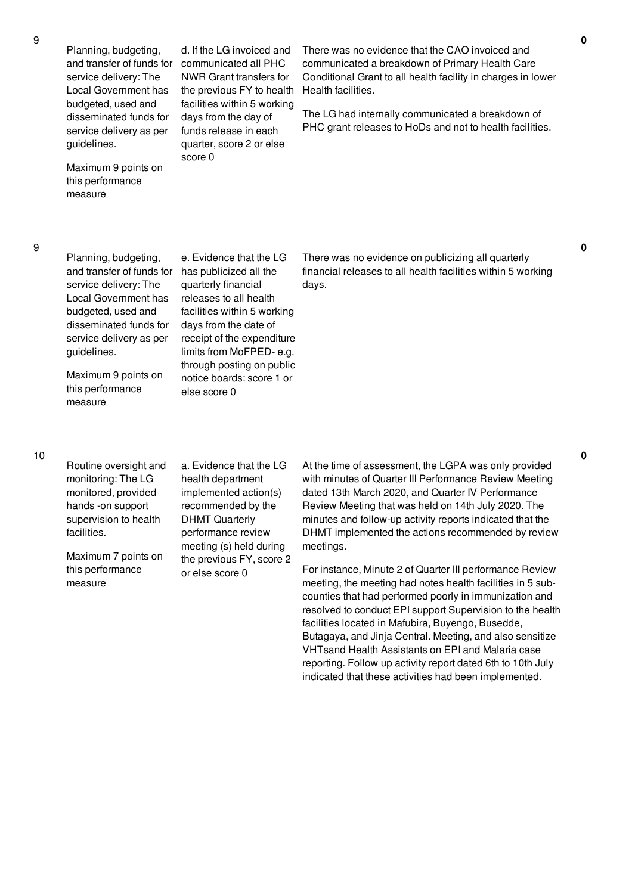| | | | | |
|---|---|---|---|---|
| 9 | Planning, budgeting, and transfer of funds for service delivery: The Local Government has budgeted, used and disseminated funds for service delivery as per guidelines.<br><br>Maximum 9 points on this performance measure | d. If the LG invoiced and communicated all PHC NWR Grant transfers for the previous FY to health facilities within 5 working days from the day of funds release in each quarter, score 2 or else score 0 | There was no evidence that the CAO invoiced and communicated a breakdown of Primary Health Care Conditional Grant to all health facility in charges in lower Health facilities.<br><br>The LG had internally communicated a breakdown of PHC grant releases to HoDs and not to health facilities. | 0 |
| 9 | Planning, budgeting, and transfer of funds for service delivery: The Local Government has budgeted, used and disseminated funds for service delivery as per guidelines.<br><br>Maximum 9 points on this performance measure | e. Evidence that the LG has publicized all the quarterly financial releases to all health facilities within 5 working days from the date of receipt of the expenditure limits from MoFPED- e.g. through posting on public notice boards: score 1 or else score 0 | There was no evidence on publicizing all quarterly financial releases to all health facilities within 5 working days. | 0 |
| 10 | Routine oversight and monitoring: The LG monitored, provided hands -on support supervision to health facilities.<br><br>Maximum 7 points on this performance measure | a. Evidence that the LG health department implemented action(s) recommended by the DHMT Quarterly performance review meeting (s) held during the previous FY, score 2 or else score 0 | At the time of assessment, the LGPA was only provided with minutes of Quarter III Performance Review Meeting dated 13th March 2020, and Quarter IV Performance Review Meeting that was held on 14th July 2020. The minutes and follow-up activity reports indicated that the DHMT implemented the actions recommended by review meetings.<br><br>For instance, Minute 2 of Quarter III performance Review meeting, the meeting had notes health facilities in 5 sub-counties that had performed poorly in immunization and resolved to conduct EPI support Supervision to the health facilities located in Mafubira, Buyengo, Busedde, Butagaya, and Jinja Central. Meeting, and also sensitize VHTsand Health Assistants on EPI and Malaria case reporting. Follow up activity report dated 6th to 10th July indicated that these activities had been implemented. | 0 |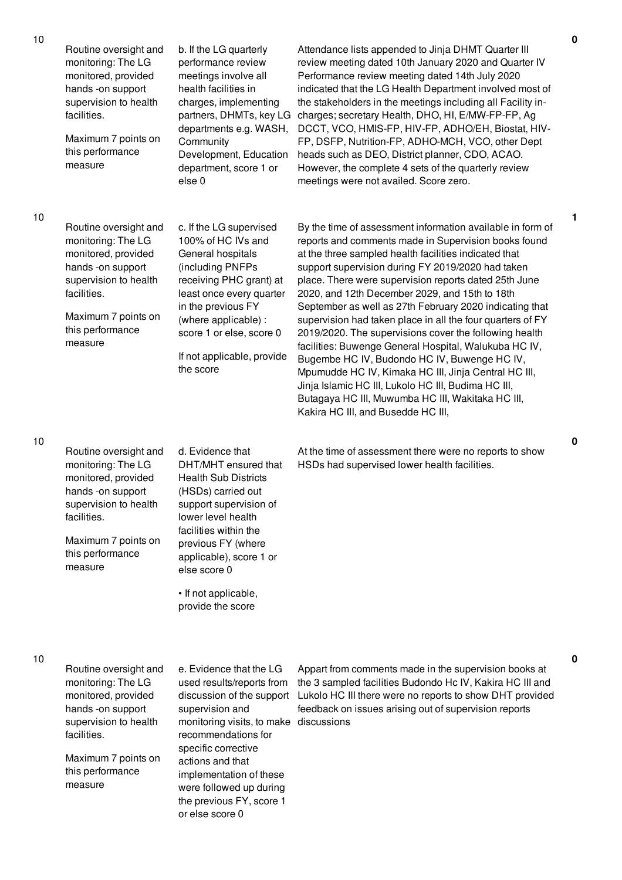| | | | | |
|---|---|---|---|---|
| 10 | Routine oversight and monitoring: The LG monitored, provided hands -on support supervision to health facilities.<br><br>Maximum 7 points on this performance measure | b. If the LG quarterly performance review meetings involve all health facilities in charges, implementing partners, DHMTs, key LG departments e.g. WASH, Community Development, Education department, score 1 or else 0 | Attendance lists appended to Jinja DHMT Quarter III review meeting dated 10th January 2020 and Quarter IV Performance review meeting dated 14th July 2020 indicated that the LG Health Department involved most of the stakeholders in the meetings including all Facility in-charges; secretary Health, DHO, HI, E/MW-FP-FP, Ag DCCT, VCO, HMIS-FP, HIV-FP, ADHO/EH, Biostat, HIV-FP, DSFP, Nutrition-FP, ADHO-MCH, VCO, other Dept heads such as DEO, District planner, CDO, ACAO. However, the complete 4 sets of the quarterly review meetings were not availed. Score zero. | 0 |
| 10 | Routine oversight and monitoring: The LG monitored, provided hands -on support supervision to health facilities.<br><br>Maximum 7 points on this performance measure | c. If the LG supervised 100% of HC IVs and General hospitals (including PNFPs receiving PHC grant) at least once every quarter in the previous FY (where applicable) : score 1 or else, score 0<br><br>If not applicable, provide the score | By the time of assessment information available in form of reports and comments made in Supervision books found at the three sampled health facilities indicated that support supervision during FY 2019/2020 had taken place. There were supervision reports dated 25th June 2020, and 12th December 2029, and 15th to 18th September as well as 27th February 2020 indicating that supervision had taken place in all the four quarters of FY 2019/2020. The supervisions cover the following health facilities: Buwenge General Hospital, Walukuba HC IV, Bugembe HC IV, Budondo HC IV, Buwenge HC IV, Mpumudde HC IV, Kimaka HC III, Jinja Central HC III, Jinja Islamic HC III, Lukolo HC III, Budima HC III, Butagaya HC III, Muwumba HC III, Wakitaka HC III, Kakira HC III, and Busedde HC III, | 1 |
| 10 | Routine oversight and monitoring: The LG monitored, provided hands -on support supervision to health facilities.<br><br>Maximum 7 points on this performance measure | d. Evidence that DHT/MHT ensured that Health Sub Districts (HSDs) carried out support supervision of lower level health facilities within the previous FY (where applicable), score 1 or else score 0<br><br>• If not applicable, provide the score | At the time of assessment there were no reports to show HSDs had supervised lower health facilities. | 0 |
| 10 | Routine oversight and monitoring: The LG monitored, provided hands -on support supervision to health facilities.<br><br>Maximum 7 points on this performance measure | e. Evidence that the LG used results/reports from discussion of the support supervision and monitoring visits, to make recommendations for specific corrective actions and that implementation of these were followed up during the previous FY, score 1 or else score 0 | Appart from comments made in the supervision books at the 3 sampled facilities Budondo Hc IV, Kakira HC III and Lukolo HC III there were no reports to show DHT provided feedback on issues arising out of supervision reports discussions | 0 |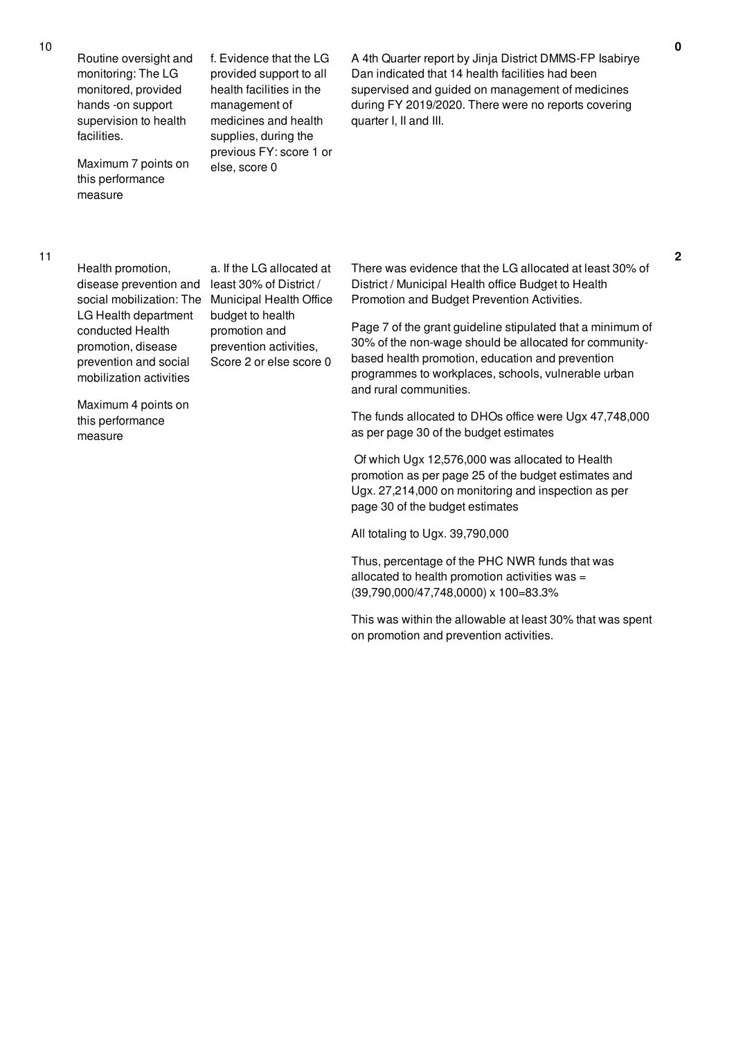| | | | | |
|---|---|---|---|---|
| 10 | Routine oversight and monitoring: The LG monitored, provided hands -on support supervision to health facilities.<br><br>Maximum 7 points on this performance measure | f. Evidence that the LG provided support to all health facilities in the management of medicines and health supplies, during the previous FY: score 1 or else, score 0 | A 4th Quarter report by Jinja District DMMS-FP Isabirye Dan indicated that 14 health facilities had been supervised and guided on management of medicines during FY 2019/2020. There were no reports covering quarter I, II and III. | 0 |
| 11 | Health promotion, disease prevention and social mobilization: The LG Health department conducted Health promotion, disease prevention and social mobilization activities<br><br>Maximum 4 points on this performance measure | a. If the LG allocated at least 30% of District / Municipal Health Office budget to health promotion and prevention activities, Score 2 or else score 0 | There was evidence that the LG allocated at least 30% of District / Municipal Health office Budget to Health Promotion and Budget Prevention Activities.<br><br>Page 7 of the grant guideline stipulated that a minimum of 30% of the non-wage should be allocated for community-based health promotion, education and prevention programmes to workplaces, schools, vulnerable urban and rural communities.<br><br>The funds allocated to DHOs office were Ugx 47,748,000 as per page 30 of the budget estimates<br><br>Of which Ugx 12,576,000 was allocated to Health promotion as per page 25 of the budget estimates and Ugx. 27,214,000 on monitoring and inspection as per page 30 of the budget estimates<br><br>All totaling to Ugx. 39,790,000<br><br>Thus, percentage of the PHC NWR funds that was allocated to health promotion activities was = (39,790,000/47,748,0000) x 100=83.3%<br><br>This was within the allowable at least 30% that was spent on promotion and prevention activities. | 2 |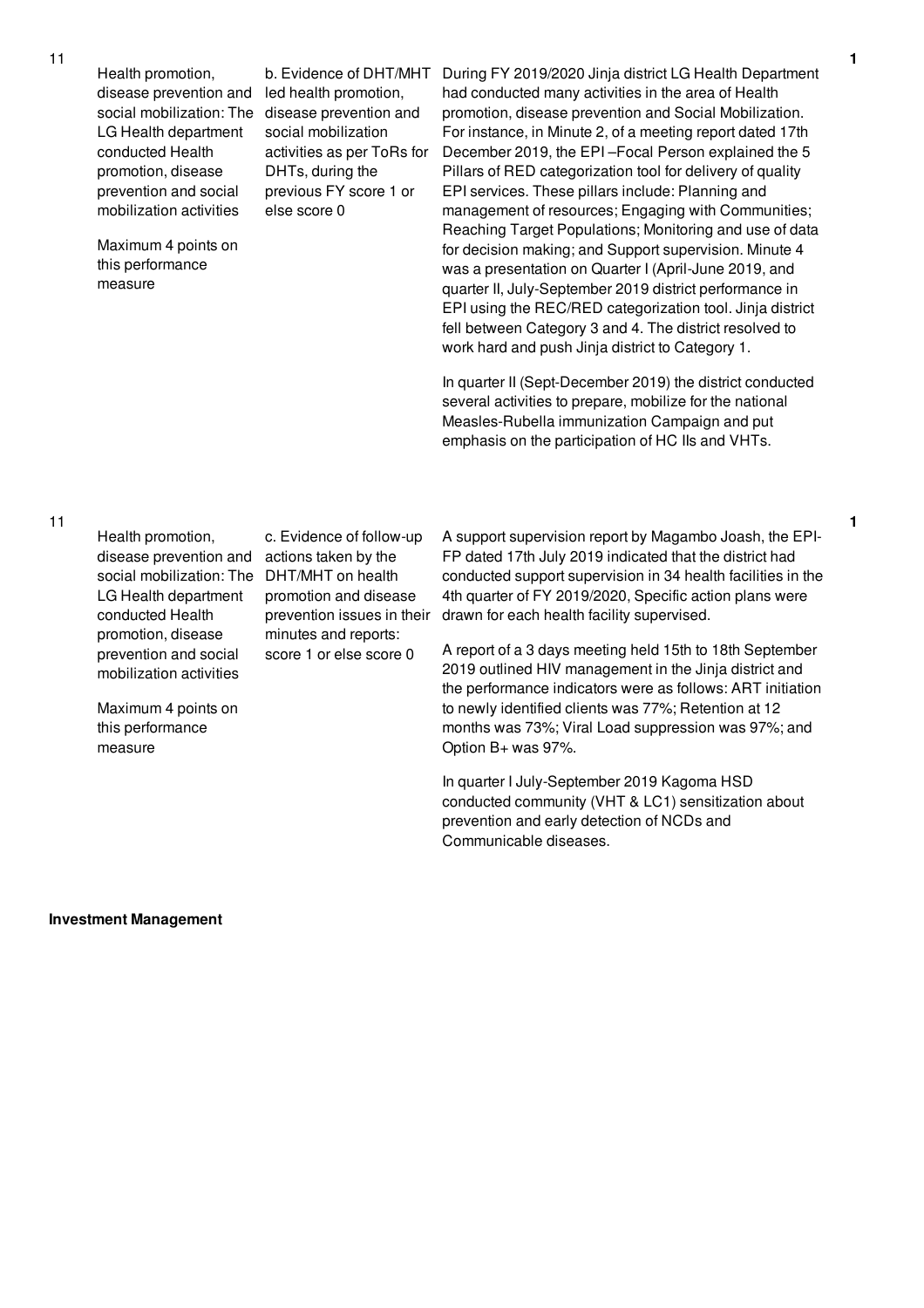| 11 | Health promotion, disease prevention and social mobilization: The LG Health department conducted Health promotion, disease prevention and social mobilization activities<br><br>Maximum 4 points on this performance measure | b. Evidence of DHT/MHT led health promotion, disease prevention and social mobilization activities as per ToRs for DHTs, during the previous FY score 1 or else score 0 | During FY 2019/2020 Jinja district LG Health Department had conducted many activities in the area of Health promotion, disease prevention and Social Mobilization. For instance, in Minute 2, of a meeting report dated 17th December 2019, the EPI –Focal Person explained the 5 Pillars of RED categorization tool for delivery of quality EPI services. These pillars include: Planning and management of resources; Engaging with Communities; Reaching Target Populations; Monitoring and use of data for decision making; and Support supervision. Minute 4 was a presentation on Quarter I (April-June 2019, and quarter II, July-September 2019 district performance in EPI using the REC/RED categorization tool. Jinja district fell between Category 3 and 4. The district resolved to work hard and push Jinja district to Category 1.<br><br>In quarter II (Sept-December 2019) the district conducted several activities to prepare, mobilize for the national Measles-Rubella immunization Campaign and put emphasis on the participation of HC IIs and VHTs. | 1 |
|---|---|---|---|---|
| 11 | Health promotion, disease prevention and social mobilization: The LG Health department conducted Health promotion, disease prevention and social mobilization activities<br><br>Maximum 4 points on this performance measure | c. Evidence of follow-up actions taken by the DHT/MHT on health promotion and disease prevention issues in their minutes and reports: score 1 or else score 0 | A support supervision report by Magambo Joash, the EPI-FP dated 17th July 2019 indicated that the district had conducted support supervision in 34 health facilities in the 4th quarter of FY 2019/2020, Specific action plans were drawn for each health facility supervised.<br><br>A report of a 3 days meeting held 15th to 18th September 2019 outlined HIV management in the Jinja district and the performance indicators were as follows: ART initiation to newly identified clients was 77%; Retention at 12 months was 73%; Viral Load suppression was 97%; and Option B+ was 97%.<br><br>In quarter I July-September 2019 Kagoma HSD conducted community (VHT & LC1) sensitization about prevention and early detection of NCDs and Communicable diseases. | 1 |

**Investment Management**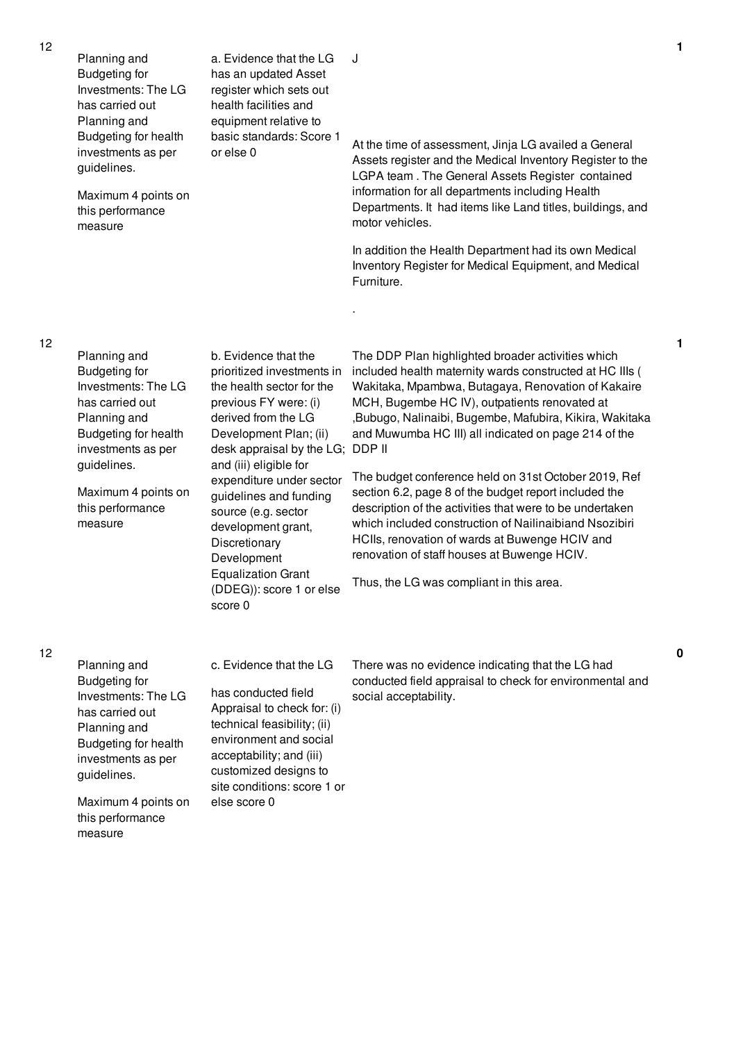| No. | Performance Area | Performance Measure | Assessment | Score |
|---|---|---|---|---|
| 12 | Planning and Budgeting for Investments: The LG has carried out Planning and Budgeting for health investments as per guidelines.<br><br>Maximum 4 points on this performance measure | a. Evidence that the LG has an updated Asset register which sets out health facilities and equipment relative to basic standards: Score 1 or else 0 | J<br><br>At the time of assessment, Jinja LG availed a General Assets register and the Medical Inventory Register to the LGPA team . The General Assets Register contained information for all departments including Health Departments. It had items like Land titles, buildings, and motor vehicles.<br><br>In addition the Health Department had its own Medical Inventory Register for Medical Equipment, and Medical Furniture.<br><br>. | 1 |
| 12 | Planning and Budgeting for Investments: The LG has carried out Planning and Budgeting for health investments as per guidelines.<br><br>Maximum 4 points on this performance measure | b. Evidence that the prioritized investments in the health sector for the previous FY were: (i) derived from the LG Development Plan; (ii) desk appraisal by the LG; and (iii) eligible for expenditure under sector guidelines and funding source (e.g. sector development grant, Discretionary Development Equalization Grant (DDEG)): score 1 or else score 0 | The DDP Plan highlighted broader activities which included health maternity wards constructed at HC IIIs ( Wakitaka, Mpambwa, Butagaya, Renovation of Kakaire MCH, Bugembe HC IV), outpatients renovated at ,Bubugo, Nalinaibi, Bugembe, Mafubira, Kikira, Wakitaka and Muwumba HC III) all indicated on page 214 of the DDP II<br><br>The budget conference held on 31st October 2019, Ref section 6.2, page 8 of the budget report included the description of the activities that were to be undertaken which included construction of Nailinaibiand Nsozibiri HCIIs, renovation of wards at Buwenge HCIV and renovation of staff houses at Buwenge HCIV.<br><br>Thus, the LG was compliant in this area. | 1 |
| 12 | Planning and Budgeting for Investments: The LG has carried out Planning and Budgeting for health investments as per guidelines.<br><br>Maximum 4 points on this performance measure | c. Evidence that the LG<br><br>has conducted field Appraisal to check for: (i) technical feasibility; (ii) environment and social acceptability; and (iii) customized designs to site conditions: score 1 or else score 0 | There was no evidence indicating that the LG had conducted field appraisal to check for environmental and social acceptability. | 0 |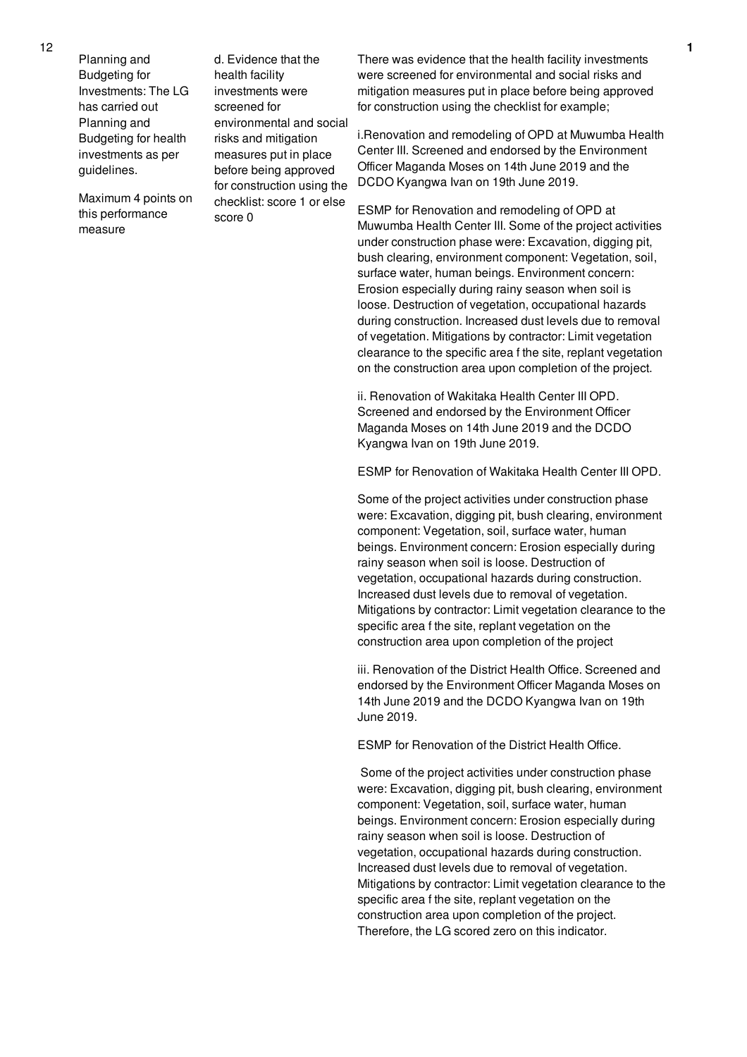| 12 | Planning and Budgeting for Investments: The LG has carried out Planning and Budgeting for health investments as per guidelines.<br><br>Maximum 4 points on this performance measure | d. Evidence that the health facility investments were screened for environmental and social risks and mitigation measures put in place before being approved for construction using the checklist: score 1 or else score 0 | There was evidence that the health facility investments were screened for environmental and social risks and mitigation measures put in place before being approved for construction using the checklist for example;<br><br>i.Renovation and remodeling of OPD at Muwumba Health Center III. Screened and endorsed by the Environment Officer Maganda Moses on 14th June 2019 and the DCDO Kyangwa Ivan on 19th June 2019.<br><br>ESMP for Renovation and remodeling of OPD at Muwumba Health Center III. Some of the project activities under construction phase were: Excavation, digging pit, bush clearing, environment component: Vegetation, soil, surface water, human beings. Environment concern: Erosion especially during rainy season when soil is loose. Destruction of vegetation, occupational hazards during construction. Increased dust levels due to removal of vegetation. Mitigations by contractor: Limit vegetation clearance to the specific area f the site, replant vegetation on the construction area upon completion of the project.<br><br>ii. Renovation of Wakitaka Health Center III OPD. Screened and endorsed by the Environment Officer Maganda Moses on 14th June 2019 and the DCDO Kyangwa Ivan on 19th June 2019.<br><br>ESMP for Renovation of Wakitaka Health Center III OPD.<br><br>Some of the project activities under construction phase were: Excavation, digging pit, bush clearing, environment component: Vegetation, soil, surface water, human beings. Environment concern: Erosion especially during rainy season when soil is loose. Destruction of vegetation, occupational hazards during construction. Increased dust levels due to removal of vegetation. Mitigations by contractor: Limit vegetation clearance to the specific area f the site, replant vegetation on the construction area upon completion of the project<br><br>iii. Renovation of the District Health Office. Screened and endorsed by the Environment Officer Maganda Moses on 14th June 2019 and the DCDO Kyangwa Ivan on 19th June 2019.<br><br>ESMP for Renovation of the District Health Office.<br><br>Some of the project activities under construction phase were: Excavation, digging pit, bush clearing, environment component: Vegetation, soil, surface water, human beings. Environment concern: Erosion especially during rainy season when soil is loose. Destruction of vegetation, occupational hazards during construction. Increased dust levels due to removal of vegetation. Mitigations by contractor: Limit vegetation clearance to the specific area f the site, replant vegetation on the construction area upon completion of the project. Therefore, the LG scored zero on this indicator. | 1 |
|---|---|---|---|---|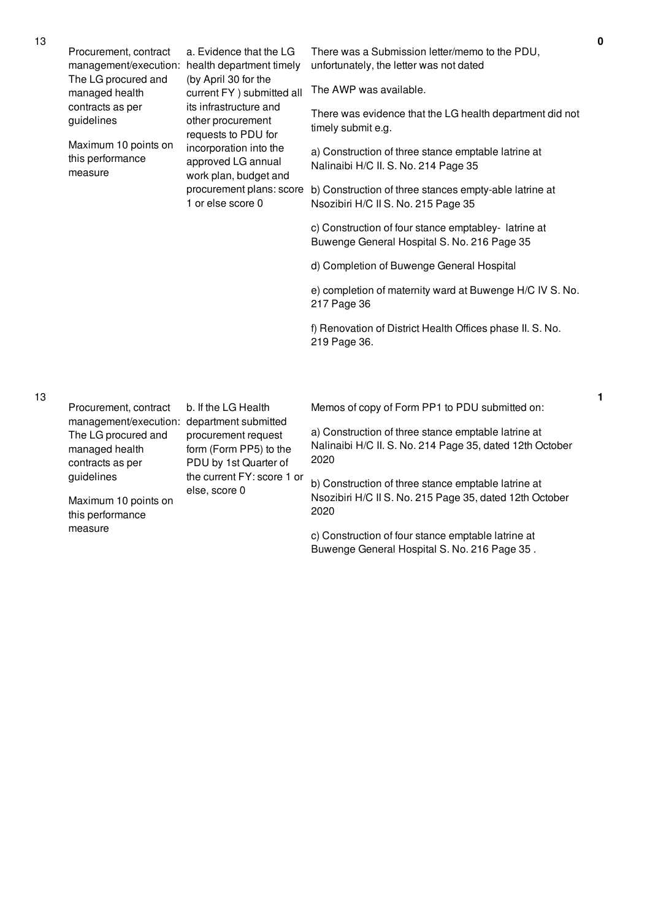| No. | Performance Area | Performance Measure | Assessment Findings | Score |
|---|---|---|---|---|
| 13 | Procurement, contract management/execution: The LG procured and managed health contracts as per guidelines<br><br>Maximum 10 points on this performance measure | a. Evidence that the LG health department timely (by April 30 for the current FY ) submitted all its infrastructure and other procurement requests to PDU for incorporation into the approved LG annual work plan, budget and procurement plans: score 1 or else score 0 | There was a Submission letter/memo to the PDU, unfortunately, the letter was not dated<br><br>The AWP was available.<br><br>There was evidence that the LG health department did not timely submit e.g.<br><br>a) Construction of three stance emptable latrine at Nalinaibi H/C II. S. No. 214 Page 35<br><br>b) Construction of three stances empty-able latrine at Nsozibiri H/C II S. No. 215 Page 35<br><br>c) Construction of four stance emptabley- latrine at Buwenge General Hospital S. No. 216 Page 35<br><br>d) Completion of Buwenge General Hospital<br><br>e) completion of maternity ward at Buwenge H/C IV S. No. 217 Page 36<br><br>f) Renovation of District Health Offices phase II. S. No. 219 Page 36. | 0 |
| 13 | Procurement, contract management/execution: The LG procured and managed health contracts as per guidelines<br><br>Maximum 10 points on this performance measure | b. If the LG Health department submitted procurement request form (Form PP5) to the PDU by 1st Quarter of the current FY: score 1 or else, score 0 | Memos of copy of Form PP1 to PDU submitted on:<br><br>a) Construction of three stance emptable latrine at Nalinaibi H/C II. S. No. 214 Page 35, dated 12th October 2020<br><br>b) Construction of three stance emptable latrine at Nsozibiri H/C II S. No. 215 Page 35, dated 12th October 2020<br><br>c) Construction of four stance emptable latrine at Buwenge General Hospital S. No. 216 Page 35 . | 1 |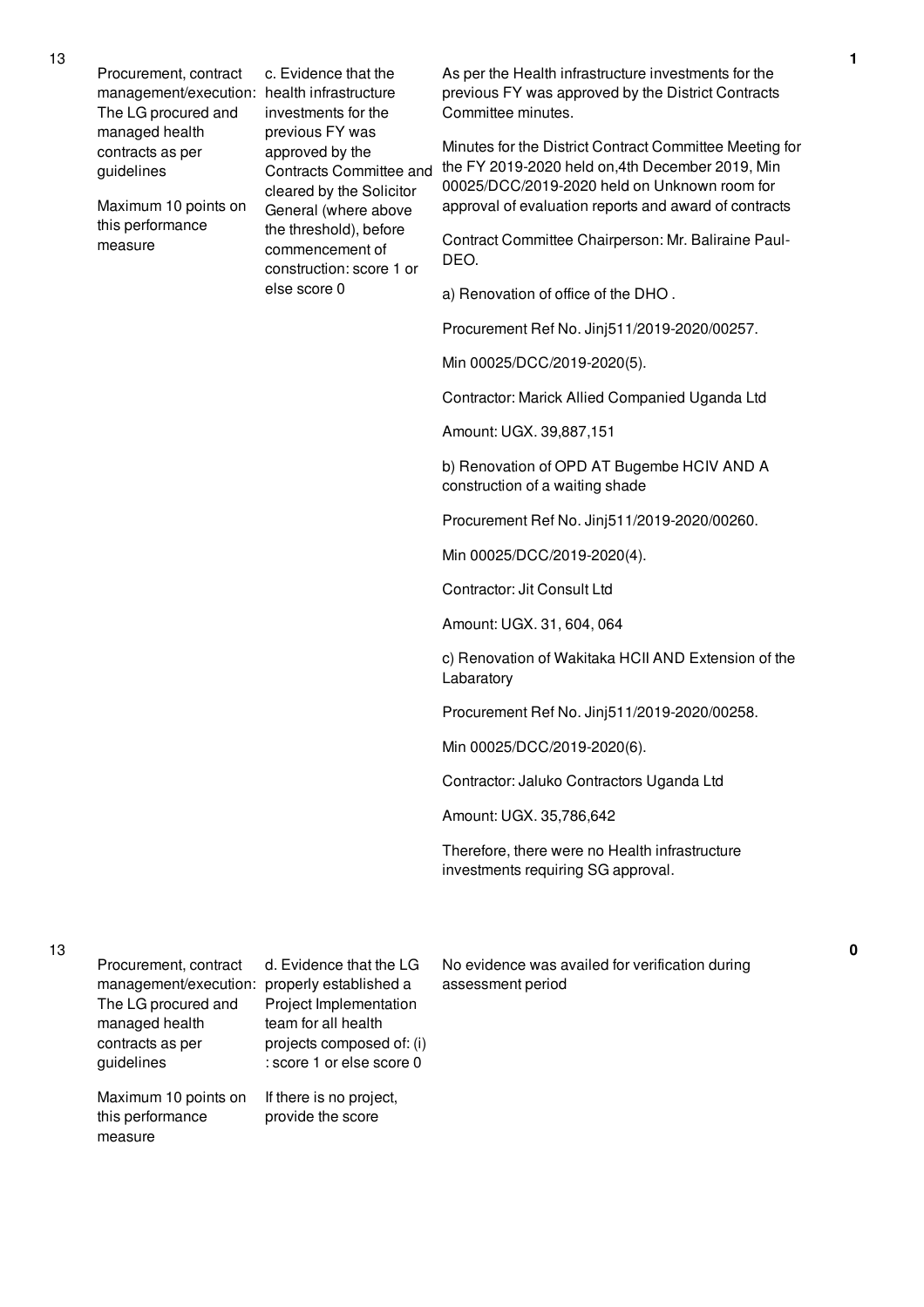| No. | Performance Area | Performance Measure | Assessment Details | Score |
|---|---|---|---|---|
| 13 | Procurement, contract management/execution: The LG procured and managed health contracts as per guidelines<br><br>Maximum 10 points on this performance measure | c. Evidence that the health infrastructure investments for the previous FY was approved by the Contracts Committee and cleared by the Solicitor General (where above the threshold), before commencement of construction: score 1 or else score 0 | As per the Health infrastructure investments for the previous FY was approved by the District Contracts Committee minutes.<br><br>Minutes for the District Contract Committee Meeting for the FY 2019-2020 held on,4th December 2019, Min 00025/DCC/2019-2020 held on Unknown room for approval of evaluation reports and award of contracts<br><br>Contract Committee Chairperson: Mr. Baliraine Paul-DEO.<br><br>a) Renovation of office of the DHO .<br><br>Procurement Ref No. Jinj511/2019-2020/00257.<br><br>Min 00025/DCC/2019-2020(5).<br><br>Contractor: Marick Allied Companied Uganda Ltd<br><br>Amount: UGX. 39,887,151<br><br>b) Renovation of OPD AT Bugembe HCIV AND A construction of a waiting shade<br><br>Procurement Ref No. Jinj511/2019-2020/00260.<br><br>Min 00025/DCC/2019-2020(4).<br><br>Contractor: Jit Consult Ltd<br><br>Amount: UGX. 31, 604, 064<br><br>c) Renovation of Wakitaka HCII AND Extension of the Labaratory<br><br>Procurement Ref No. Jinj511/2019-2020/00258.<br><br>Min 00025/DCC/2019-2020(6).<br><br>Contractor: Jaluko Contractors Uganda Ltd<br><br>Amount: UGX. 35,786,642<br><br>Therefore, there were no Health infrastructure investments requiring SG approval. | 1 |
| 13 | Procurement, contract management/execution: The LG procured and managed health contracts as per guidelines<br><br>Maximum 10 points on this performance measure | d. Evidence that the LG properly established a Project Implementation team for all health projects composed of: (i) : score 1 or else score 0<br><br>If there is no project, provide the score | No evidence was availed for verification during assessment period | 0 |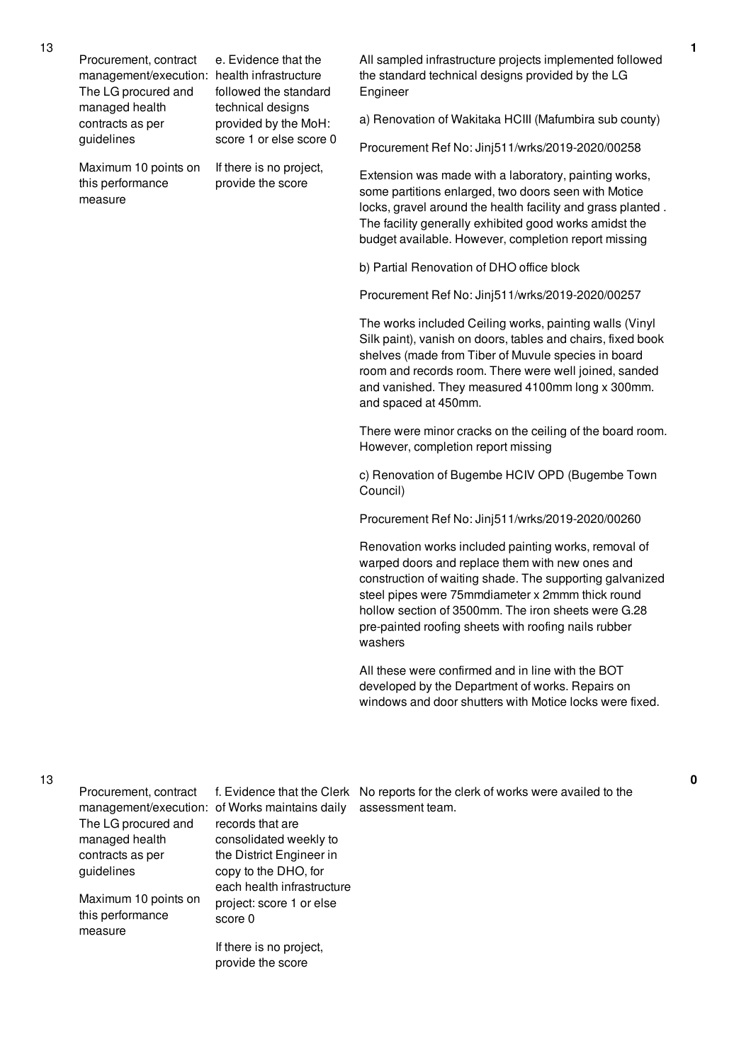| No. | Performance Measure | Scoring Guide | Justification | Score |
|---|---|---|---|---|
| 13 | Procurement, contract management/execution: The LG procured and managed health contracts as per guidelines<br><br>Maximum 10 points on this performance measure | e. Evidence that the health infrastructure followed the standard technical designs provided by the MoH: score 1 or else score 0<br><br>If there is no project, provide the score | All sampled infrastructure projects implemented followed the standard technical designs provided by the LG Engineer<br><br>a) Renovation of Wakitaka HCIII (Mafumbira sub county)<br><br>Procurement Ref No: Jinj511/wrks/2019-2020/00258<br><br>Extension was made with a laboratory, painting works, some partitions enlarged, two doors seen with Motice locks, gravel around the health facility and grass planted . The facility generally exhibited good works amidst the budget available. However, completion report missing<br><br>b) Partial Renovation of DHO office block<br><br>Procurement Ref No: Jinj511/wrks/2019-2020/00257<br><br>The works included Ceiling works, painting walls (Vinyl Silk paint), vanish on doors, tables and chairs, fixed book shelves (made from Tiber of Muvule species in board room and records room. There were well joined, sanded and vanished. They measured 4100mm long x 300mm. and spaced at 450mm.<br><br>There were minor cracks on the ceiling of the board room. However, completion report missing<br><br>c) Renovation of Bugembe HCIV OPD (Bugembe Town Council)<br><br>Procurement Ref No: Jinj511/wrks/2019-2020/00260<br><br>Renovation works included painting works, removal of warped doors and replace them with new ones and construction of waiting shade. The supporting galvanized steel pipes were 75mmdiameter x 2mmm thick round hollow section of 3500mm. The iron sheets were G.28 pre-painted roofing sheets with roofing nails rubber washers<br><br>All these were confirmed and in line with the BOT developed by the Department of works. Repairs on windows and door shutters with Motice locks were fixed. | 1 |
| 13 | Procurement, contract management/execution: The LG procured and managed health contracts as per guidelines<br><br>Maximum 10 points on this performance measure | f. Evidence that the Clerk of Works maintains daily records that are consolidated weekly to the District Engineer in copy to the DHO, for each health infrastructure project: score 1 or else score 0<br><br>If there is no project, provide the score | No reports for the clerk of works were availed to the assessment team. | 0 |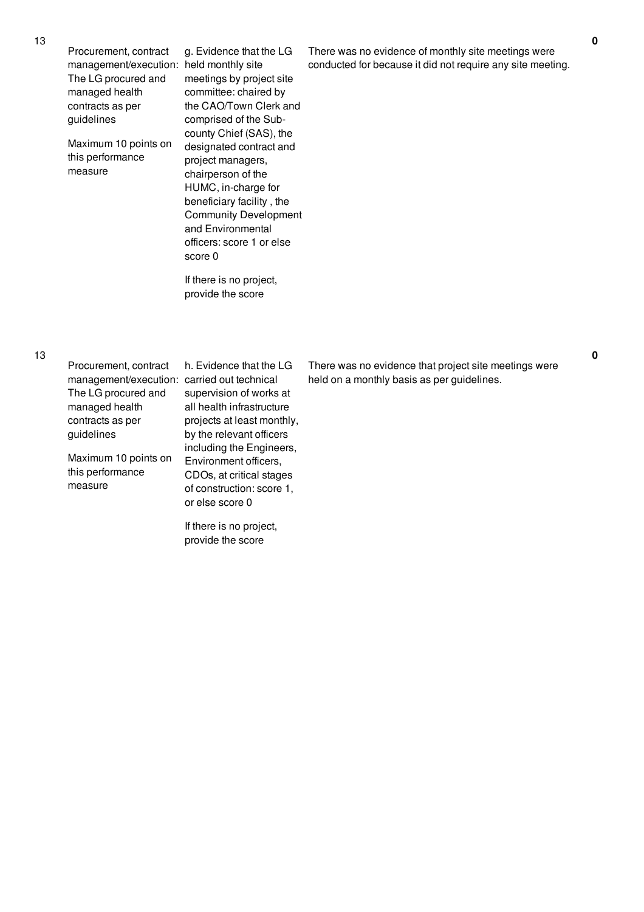| No. | Performance Area | Performance Measure | Assessment Justification | Score |
|---|---|---|---|---|
| 13 | Procurement, contract management/execution: The LG procured and managed health contracts as per guidelines<br><br>Maximum 10 points on this performance measure | g. Evidence that the LG held monthly site meetings by project site committee: chaired by the CAO/Town Clerk and comprised of the Sub-county Chief (SAS), the designated contract and project managers, chairperson of the HUMC, in-charge for beneficiary facility , the Community Development and Environmental officers: score 1 or else score 0<br><br>If there is no project, provide the score | There was no evidence of monthly site meetings were conducted for because it did not require any site meeting. | 0 |
| 13 | Procurement, contract management/execution: The LG procured and managed health contracts as per guidelines<br><br>Maximum 10 points on this performance measure | h. Evidence that the LG carried out technical supervision of works at all health infrastructure projects at least monthly, by the relevant officers including the Engineers, Environment officers, CDOs, at critical stages of construction: score 1, or else score 0<br><br>If there is no project, provide the score | There was no evidence that project site meetings were held on a monthly basis as per guidelines. | 0 |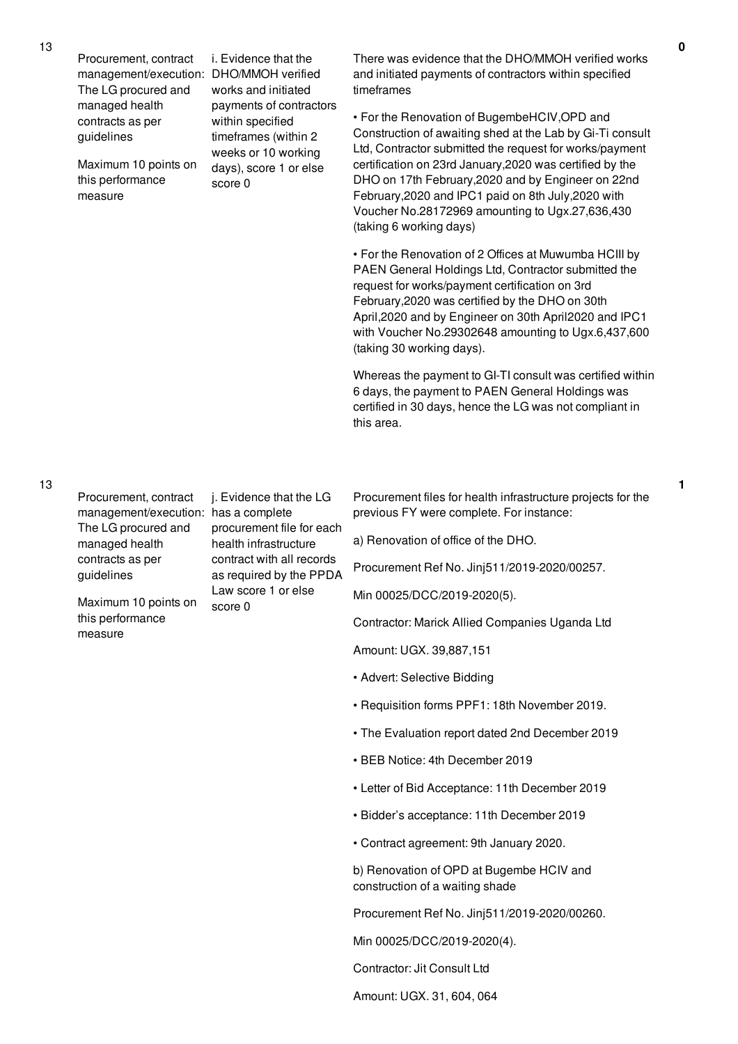| No. | Area | Performance Measure | Assessment | Score |
|---|---|---|---|---|
| 13 | Procurement, contract management/execution: The LG procured and managed health contracts as per guidelines<br><br>Maximum 10 points on this performance measure | i. Evidence that the DHO/MMOH verified works and initiated payments of contractors within specified timeframes (within 2 weeks or 10 working days), score 1 or else score 0 | There was evidence that the DHO/MMOH verified works and initiated payments of contractors within specified timeframes<br><br>• For the Renovation of BugembeHCIV,OPD and Construction of awaiting shed at the Lab by Gi-Ti consult Ltd, Contractor submitted the request for works/payment certification on 23rd January,2020 was certified by the DHO on 17th February,2020 and by Engineer on 22nd February,2020 and IPC1 paid on 8th July,2020 with Voucher No.28172969 amounting to Ugx.27,636,430 (taking 6 working days)<br><br>• For the Renovation of 2 Offices at Muwumba HCIII by PAEN General Holdings Ltd, Contractor submitted the request for works/payment certification on 3rd February,2020 was certified by the DHO on 30th April,2020 and by Engineer on 30th April2020 and IPC1 with Voucher No.29302648 amounting to Ugx.6,437,600 (taking 30 working days).<br><br>Whereas the payment to GI-TI consult was certified within 6 days, the payment to PAEN General Holdings was certified in 30 days, hence the LG was not compliant in this area. | 0 |
| 13 | Procurement, contract management/execution: The LG procured and managed health contracts as per guidelines<br><br>Maximum 10 points on this performance measure | j. Evidence that the LG has a complete procurement file for each health infrastructure contract with all records as required by the PPDA Law score 1 or else score 0 | Procurement files for health infrastructure projects for the previous FY were complete. For instance:<br><br>a) Renovation of office of the DHO.<br><br>Procurement Ref No. Jinj511/2019-2020/00257.<br><br>Min 00025/DCC/2019-2020(5).<br><br>Contractor: Marick Allied Companies Uganda Ltd<br><br>Amount: UGX. 39,887,151<br><br>• Advert: Selective Bidding<br><br>• Requisition forms PPF1: 18th November 2019.<br><br>• The Evaluation report dated 2nd December 2019<br><br>• BEB Notice: 4th December 2019<br><br>• Letter of Bid Acceptance: 11th December 2019<br><br>• Bidder's acceptance: 11th December 2019<br><br>• Contract agreement: 9th January 2020.<br><br>b) Renovation of OPD at Bugembe HCIV and construction of a waiting shade<br><br>Procurement Ref No. Jinj511/2019-2020/00260.<br><br>Min 00025/DCC/2019-2020(4).<br><br>Contractor: Jit Consult Ltd<br><br>Amount: UGX. 31, 604, 064 | 1 |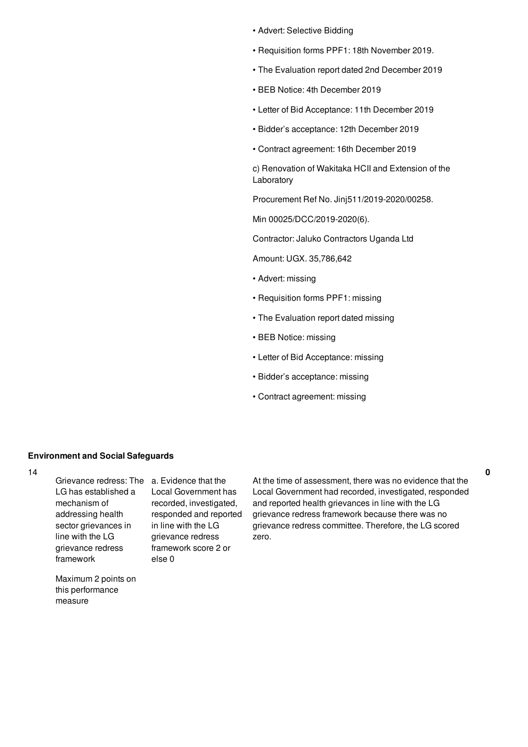- Advert: Selective Bidding
- Requisition forms PPF1: 18th November 2019.
- The Evaluation report dated 2nd December 2019
- BEB Notice: 4th December 2019
- Letter of Bid Acceptance: 11th December 2019
- Bidder's acceptance: 12th December 2019
- Contract agreement: 16th December 2019

c) Renovation of Wakitaka HCII and Extension of the Laboratory

Procurement Ref No. Jinj511/2019-2020/00258.

Min 00025/DCC/2019-2020(6).

Contractor: Jaluko Contractors Uganda Ltd

Amount: UGX. 35,786,642

- Advert: missing
- Requisition forms PPF1: missing
- The Evaluation report dated missing
- BEB Notice: missing
- Letter of Bid Acceptance: missing
- Bidder's acceptance: missing
- Contract agreement: missing

**Environment and Social Safeguards**

| No. | Performance Measure | Scoring Guide | Assessment | Score |
|---|---|---|---|---|
| 14 | Grievance redress: The LG has established a mechanism of addressing health sector grievances in line with the LG grievance redress framework<br><br>Maximum 2 points on this performance measure | a. Evidence that the Local Government has recorded, investigated, responded and reported in line with the LG grievance redress framework score 2 or else 0 | At the time of assessment, there was no evidence that the Local Government had recorded, investigated, responded and reported health grievances in line with the LG grievance redress framework because there was no grievance redress committee. Therefore, the LG scored zero. | **0** |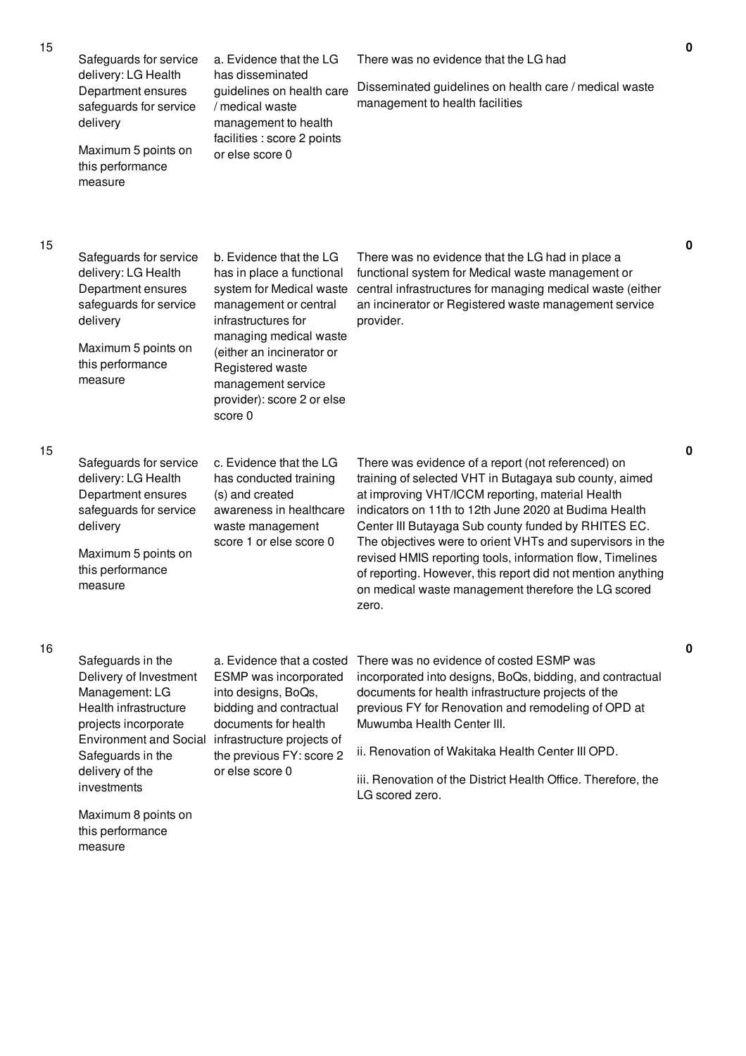| | | | | |
|---|---|---|---|---|
| 15 | Safeguards for service delivery: LG Health Department ensures safeguards for service delivery<br><br>Maximum 5 points on this performance measure | a. Evidence that the LG has disseminated guidelines on health care / medical waste management to health facilities : score 2 points or else score 0 | There was no evidence that the LG had<br><br>Disseminated guidelines on health care / medical waste management to health facilities | 0 |
| 15 | Safeguards for service delivery: LG Health Department ensures safeguards for service delivery<br><br>Maximum 5 points on this performance measure | b. Evidence that the LG has in place a functional system for Medical waste management or central infrastructures for managing medical waste (either an incinerator or Registered waste management service provider): score 2 or else score 0 | There was no evidence that the LG had in place a functional system for Medical waste management or central infrastructures for managing medical waste (either an incinerator or Registered waste management service provider. | 0 |
| 15 | Safeguards for service delivery: LG Health Department ensures safeguards for service delivery<br><br>Maximum 5 points on this performance measure | c. Evidence that the LG has conducted training (s) and created awareness in healthcare waste management score 1 or else score 0 | There was evidence of a report (not referenced) on training of selected VHT in Butagaya sub county, aimed at improving VHT/ICCM reporting, material Health indicators on 11th to 12th June 2020 at Budima Health Center III Butayaga Sub county funded by RHITES EC. The objectives were to orient VHTs and supervisors in the revised HMIS reporting tools, information flow, Timelines of reporting. However, this report did not mention anything on medical waste management therefore the LG scored zero. | 0 |
| 16 | Safeguards in the Delivery of Investment Management: LG Health infrastructure projects incorporate Environment and Social Safeguards in the delivery of the investments<br><br>Maximum 8 points on this performance measure | a. Evidence that a costed ESMP was incorporated into designs, BoQs, bidding and contractual documents for health infrastructure projects of the previous FY: score 2 or else score 0 | There was no evidence of costed ESMP was incorporated into designs, BoQs, bidding, and contractual documents for health infrastructure projects of the previous FY for Renovation and remodeling of OPD at Muwumba Health Center III.<br><br>ii. Renovation of Wakitaka Health Center III OPD.<br><br>iii. Renovation of the District Health Office. Therefore, the LG scored zero. | 0 |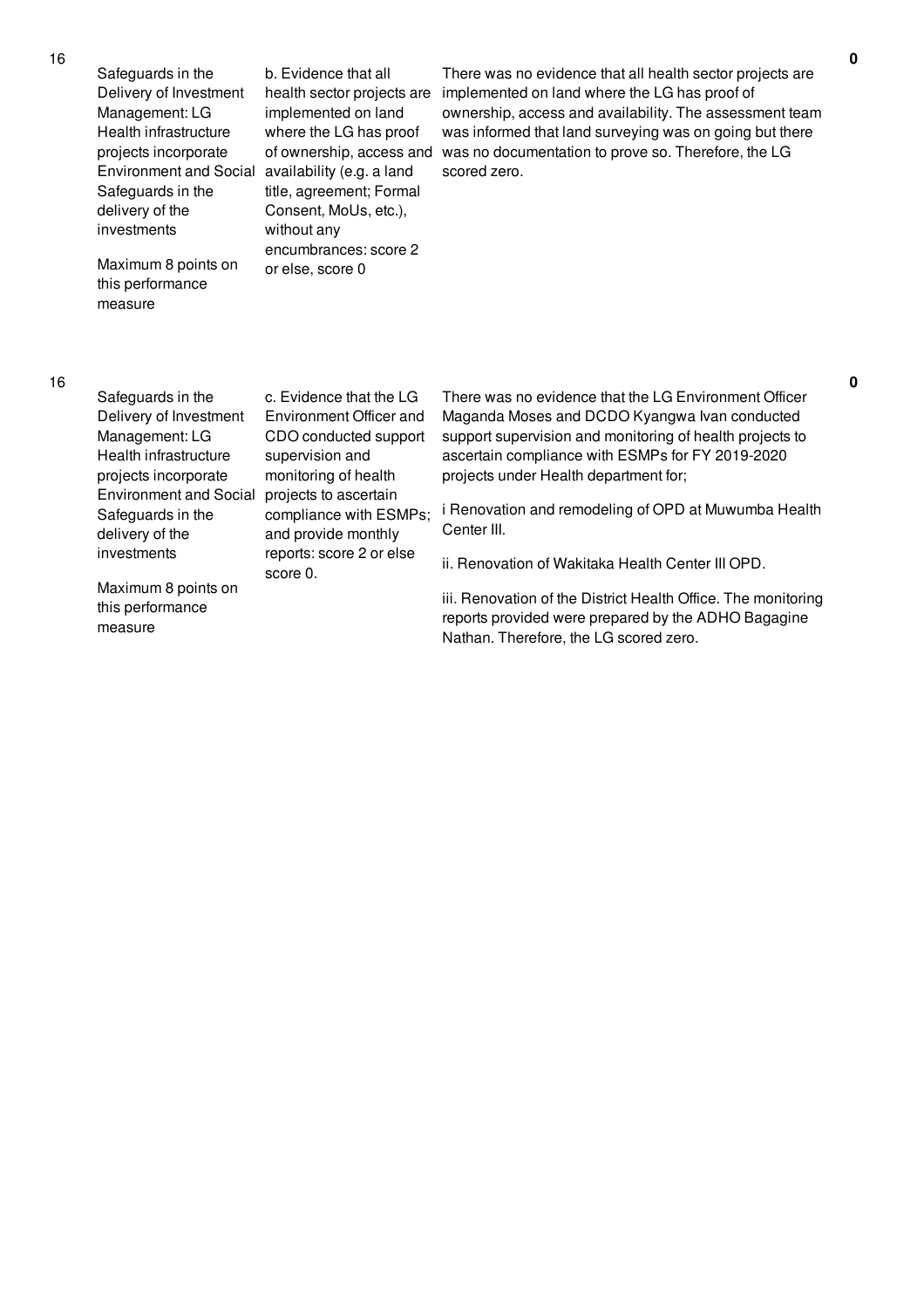| No. | Performance Measure | Indicator | Assessment Finding | Score |
|---|---|---|---|---|
| 16 | Safeguards in the Delivery of Investment Management: LG Health infrastructure projects incorporate Environment and Social Safeguards in the delivery of the investments<br><br>Maximum 8 points on this performance measure | b. Evidence that all health sector projects are implemented on land where the LG has proof of ownership, access and availability (e.g. a land title, agreement; Formal Consent, MoUs, etc.), without any encumbrances: score 2 or else, score 0 | There was no evidence that all health sector projects are implemented on land where the LG has proof of ownership, access and availability. The assessment team was informed that land surveying was on going but there was no documentation to prove so. Therefore, the LG scored zero. | 0 |
| 16 | Safeguards in the Delivery of Investment Management: LG Health infrastructure projects incorporate Environment and Social Safeguards in the delivery of the investments<br><br>Maximum 8 points on this performance measure | c. Evidence that the LG Environment Officer and CDO conducted support supervision and monitoring of health projects to ascertain compliance with ESMPs; and provide monthly reports: score 2 or else score 0. | There was no evidence that the LG Environment Officer Maganda Moses and DCDO Kyangwa Ivan conducted support supervision and monitoring of health projects to ascertain compliance with ESMPs for FY 2019-2020 projects under Health department for;<br><br>i Renovation and remodeling of OPD at Muwumba Health Center III.<br><br>ii. Renovation of Wakitaka Health Center III OPD.<br><br>iii. Renovation of the District Health Office. The monitoring reports provided were prepared by the ADHO Bagagine Nathan. Therefore, the LG scored zero. | 0 |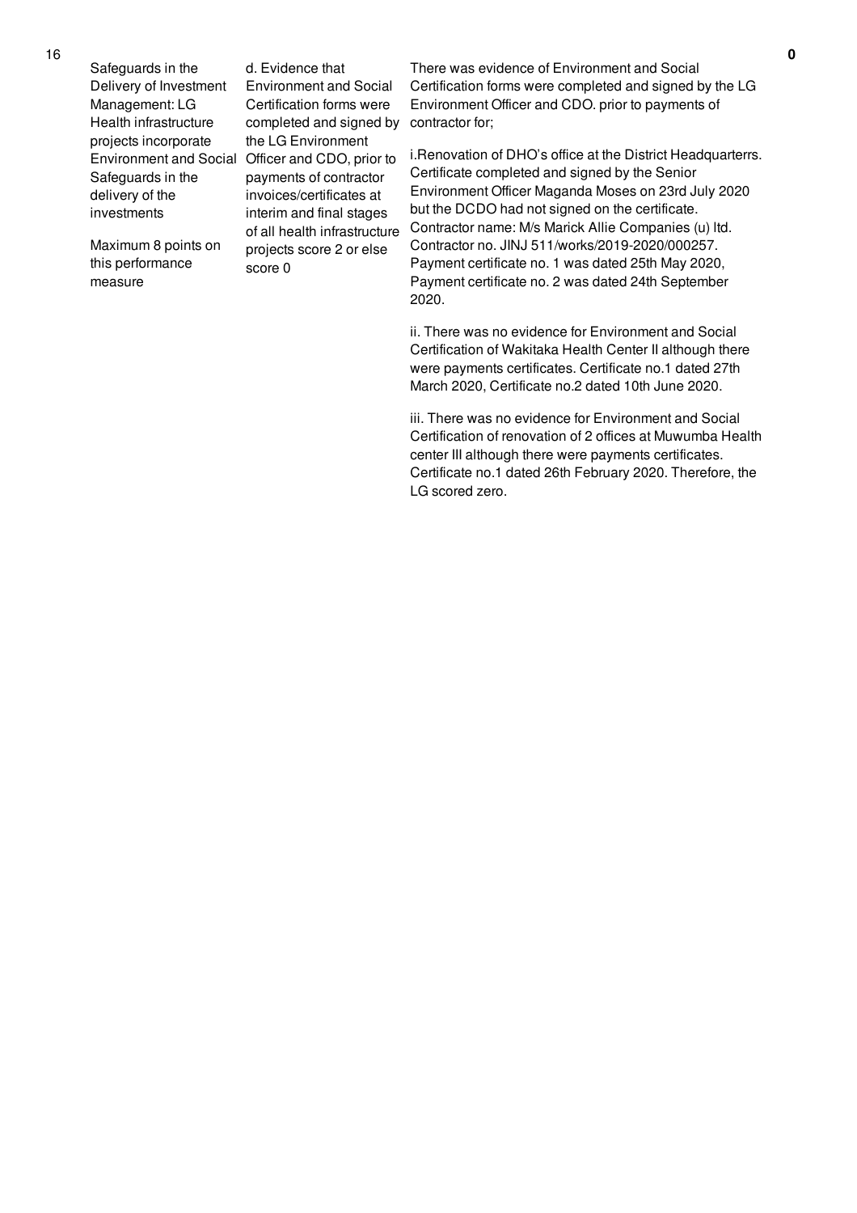| 16 | Safeguards in the Delivery of Investment Management: LG Health infrastructure projects incorporate Environment and Social Safeguards in the delivery of the investments<br><br>Maximum 8 points on this performance measure | d. Evidence that Environment and Social Certification forms were completed and signed by the LG Environment Officer and CDO, prior to payments of contractor invoices/certificates at interim and final stages of all health infrastructure projects score 2 or else score 0 | There was evidence of Environment and Social Certification forms were completed and signed by the LG Environment Officer and CDO. prior to payments of contractor for;<br><br>i.Renovation of DHO's office at the District Headquarterrs. Certificate completed and signed by the Senior Environment Officer Maganda Moses on 23rd July 2020 but the DCDO had not signed on the certificate. Contractor name: M/s Marick Allie Companies (u) ltd. Contractor no. JINJ 511/works/2019-2020/000257. Payment certificate no. 1 was dated 25th May 2020, Payment certificate no. 2 was dated 24th September 2020.<br><br>ii. There was no evidence for Environment and Social Certification of Wakitaka Health Center II although there were payments certificates. Certificate no.1 dated 27th March 2020, Certificate no.2 dated 10th June 2020.<br><br>iii. There was no evidence for Environment and Social Certification of renovation of 2 offices at Muwumba Health center III although there were payments certificates. Certificate no.1 dated 26th February 2020. Therefore, the LG scored zero. | 0 |
|---|---|---|---|---|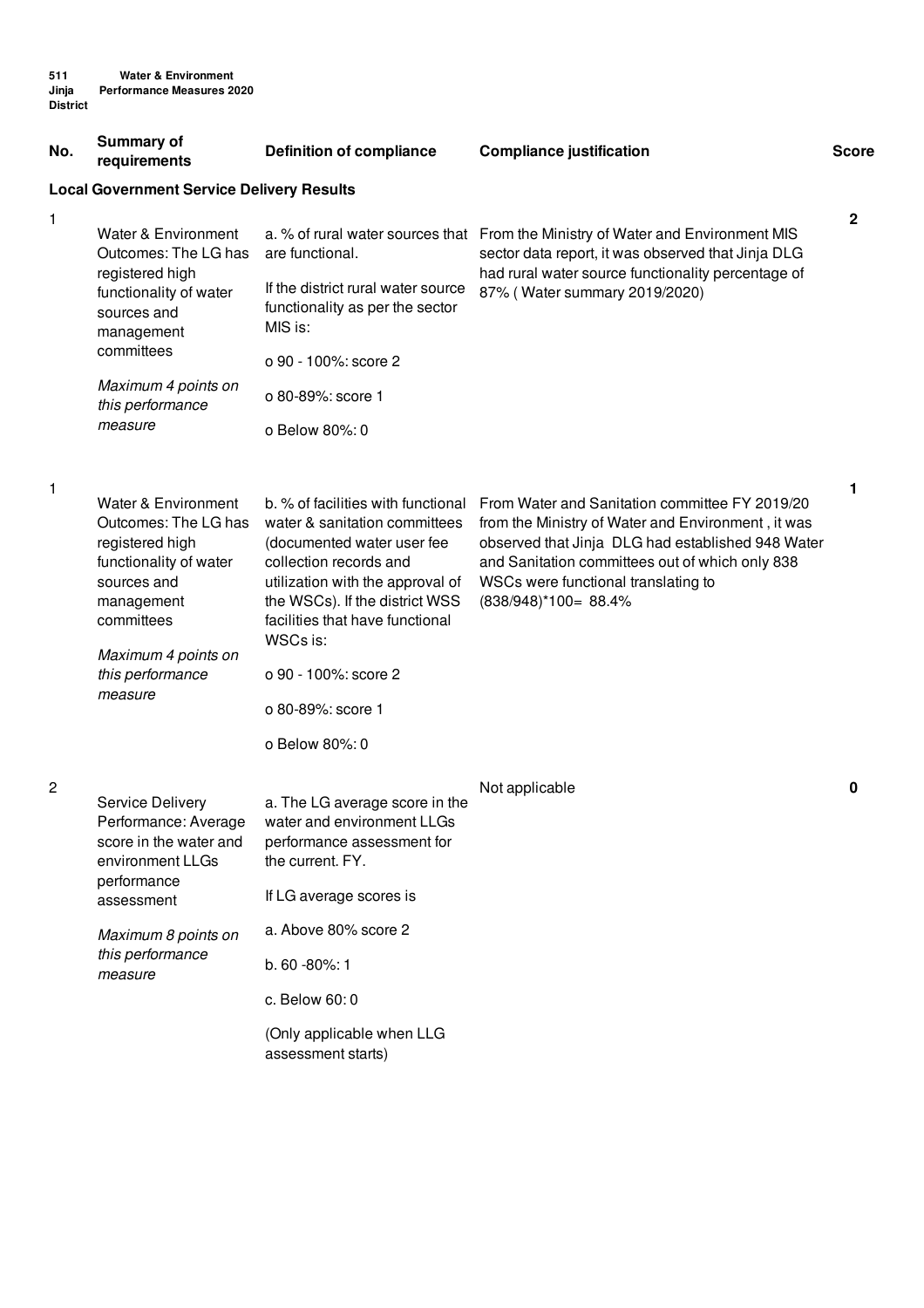511 Jinja District — Water & Environment Performance Measures 2020

| No. | Summary of requirements | Definition of compliance | Compliance justification | Score |
|---|---|---|---|---|
| **Local Government Service Delivery Results** | | | | |
| 1 | Water & Environment Outcomes: The LG has registered high functionality of water sources and management committees<br><br>*Maximum 4 points on this performance measure* | a. % of rural water sources that are functional.<br><br>If the district rural water source functionality as per the sector MIS is:<br><br>o 90 - 100%: score 2<br><br>o 80-89%: score 1<br><br>o Below 80%: 0 | From the Ministry of Water and Environment MIS sector data report, it was observed that Jinja DLG had rural water source functionality percentage of 87% ( Water summary 2019/2020) | **2** |
| 1 | Water & Environment Outcomes: The LG has registered high functionality of water sources and management committees<br><br>*Maximum 4 points on this performance measure* | b. % of facilities with functional water & sanitation committees (documented water user fee collection records and utilization with the approval of the WSCs). If the district WSS facilities that have functional WSCs is:<br><br>o 90 - 100%: score 2<br><br>o 80-89%: score 1<br><br>o Below 80%: 0 | From Water and Sanitation committee FY 2019/20 from the Ministry of Water and Environment , it was observed that Jinja DLG had established 948 Water and Sanitation committees out of which only 838 WSCs were functional translating to (838/948)*100= 88.4% | **1** |
| 2 | Service Delivery Performance: Average score in the water and environment LLGs performance assessment<br><br>*Maximum 8 points on this performance measure* | a. The LG average score in the water and environment LLGs performance assessment for the current. FY.<br><br>If LG average scores is<br><br>a. Above 80% score 2<br><br>b. 60 -80%: 1<br><br>c. Below 60: 0<br><br>(Only applicable when LLG assessment starts) | Not applicable | **0** |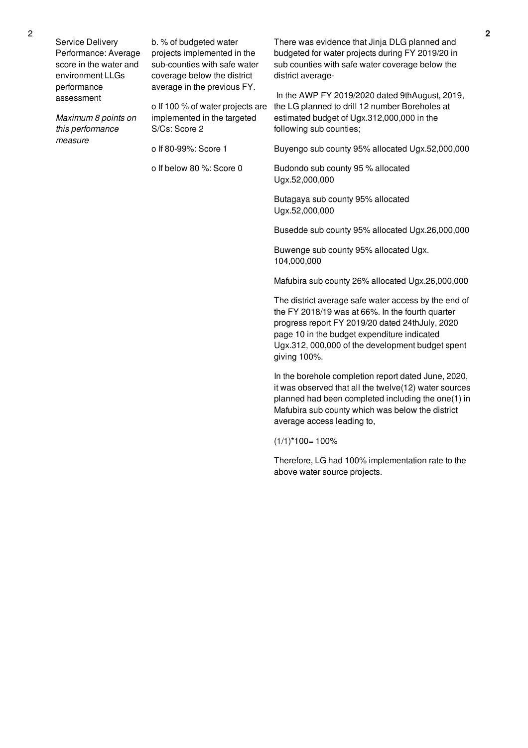| 2 | Service Delivery Performance: Average score in the water and environment LLGs performance assessment<br><br>*Maximum 8 points on this performance measure* | b. % of budgeted water projects implemented in the sub-counties with safe water coverage below the district average in the previous FY.<br><br>o If 100 % of water projects are implemented in the targeted S/Cs: Score 2<br><br>o If 80-99%: Score 1<br><br>o If below 80 %: Score 0 | There was evidence that Jinja DLG planned and budgeted for water projects during FY 2019/20 in sub counties with safe water coverage below the district average-<br><br>In the AWP FY 2019/2020 dated 9thAugust, 2019, the LG planned to drill 12 number Boreholes at estimated budget of Ugx.312,000,000 in the following sub counties;<br><br>Buyengo sub county 95% allocated Ugx.52,000,000<br><br>Budondo sub county 95 % allocated Ugx.52,000,000<br><br>Butagaya sub county 95% allocated Ugx.52,000,000<br><br>Busedde sub county 95% allocated Ugx.26,000,000<br><br>Buwenge sub county 95% allocated Ugx. 104,000,000<br><br>Mafubira sub county 26% allocated Ugx.26,000,000<br><br>The district average safe water access by the end of the FY 2018/19 was at 66%. In the fourth quarter progress report FY 2019/20 dated 24thJuly, 2020 page 10 in the budget expenditure indicated Ugx.312, 000,000 of the development budget spent giving 100%.<br><br>In the borehole completion report dated June, 2020, it was observed that all the twelve(12) water sources planned had been completed including the one(1) in Mafubira sub county which was below the district average access leading to,<br><br>(1/1)*100= 100%<br><br>Therefore, LG had 100% implementation rate to the above water source projects. | **2** |
|---|---|---|---|---|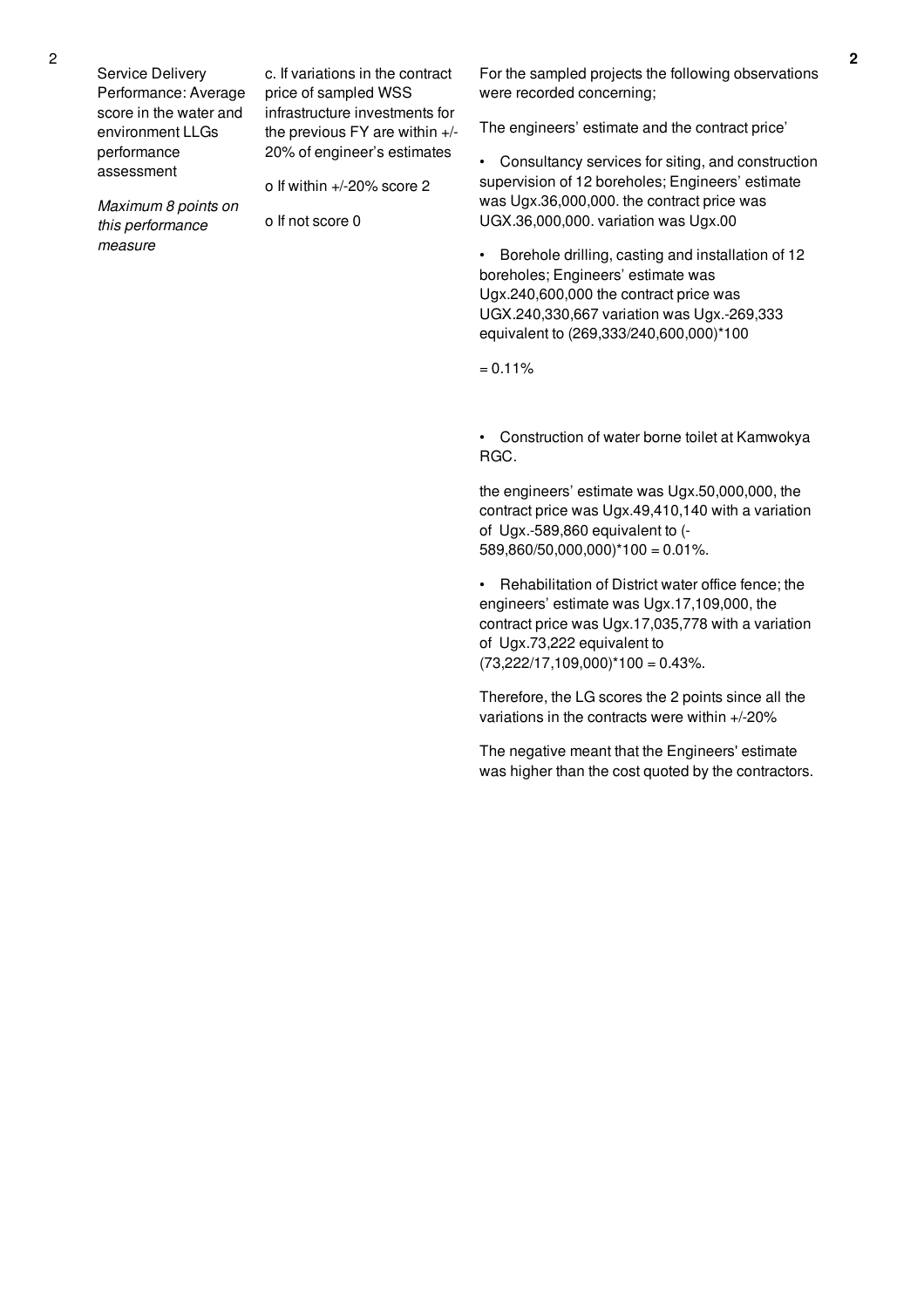| 2 | Service Delivery Performance: Average score in the water and environment LLGs performance assessment<br><br>*Maximum 8 points on this performance measure* | c. If variations in the contract price of sampled WSS infrastructure investments for the previous FY are within +/-20% of engineer's estimates<br><br>o If within +/-20% score 2<br><br>o If not score 0 | For the sampled projects the following observations were recorded concerning;<br><br>The engineers' estimate and the contract price'<br><br>• Consultancy services for siting, and construction supervision of 12 boreholes; Engineers' estimate was Ugx.36,000,000. the contract price was UGX.36,000,000. variation was Ugx.00<br><br>• Borehole drilling, casting and installation of 12 boreholes; Engineers' estimate was Ugx.240,600,000 the contract price was UGX.240,330,667 variation was Ugx.-269,333 equivalent to (269,333/240,600,000)*100<br><br>= 0.11%<br><br>• Construction of water borne toilet at Kamwokya RGC.<br><br>the engineers' estimate was Ugx.50,000,000, the contract price was Ugx.49,410,140 with a variation of Ugx.-589,860 equivalent to (-589,860/50,000,000)*100 = 0.01%.<br><br>• Rehabilitation of District water office fence; the engineers' estimate was Ugx.17,109,000, the contract price was Ugx.17,035,778 with a variation of Ugx.73,222 equivalent to (73,222/17,109,000)*100 = 0.43%.<br><br>Therefore, the LG scores the 2 points since all the variations in the contracts were within +/-20%<br><br>The negative meant that the Engineers' estimate was higher than the cost quoted by the contractors. | 2 |
|---|---|---|---|---|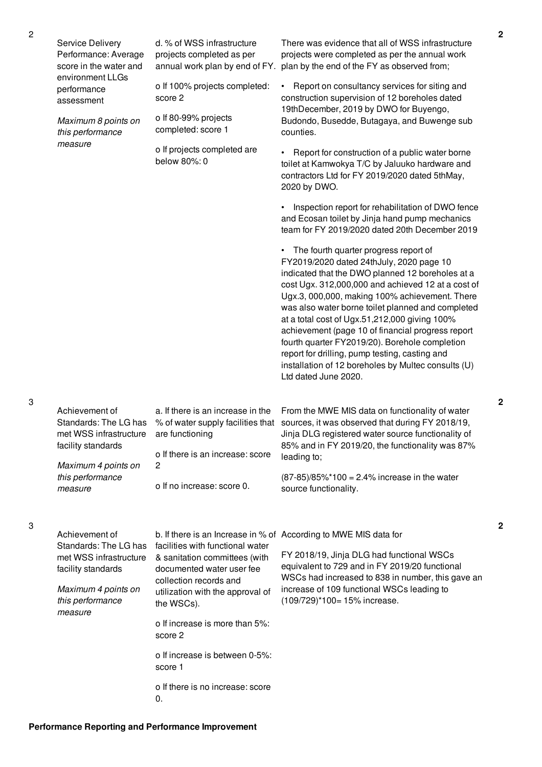| No. | Performance Measure | Scoring Guide | Justification | Score |
|---|---|---|---|---|
| 2 | Service Delivery Performance: Average score in the water and environment LLGs performance assessment<br><br>*Maximum 8 points on this performance measure* | d. % of WSS infrastructure projects completed as per annual work plan by end of FY.<br><br>o If 100% projects completed: score 2<br><br>o If 80-99% projects completed: score 1<br><br>o If projects completed are below 80%: 0 | There was evidence that all of WSS infrastructure projects were completed as per the annual work plan by the end of the FY as observed from;<br><br>• Report on consultancy services for siting and construction supervision of 12 boreholes dated 19thDecember, 2019 by DWO for Buyengo, Budondo, Busedde, Butagaya, and Buwenge sub counties.<br><br>• Report for construction of a public water borne toilet at Kamwokya T/C by Jaluuko hardware and contractors Ltd for FY 2019/2020 dated 5thMay, 2020 by DWO.<br><br>• Inspection report for rehabilitation of DWO fence and Ecosan toilet by Jinja hand pump mechanics team for FY 2019/2020 dated 20th December 2019<br><br>• The fourth quarter progress report of FY2019/2020 dated 24thJuly, 2020 page 10 indicated that the DWO planned 12 boreholes at a cost Ugx. 312,000,000 and achieved 12 at a cost of Ugx.3, 000,000, making 100% achievement. There was also water borne toilet planned and completed at a total cost of Ugx.51,212,000 giving 100% achievement (page 10 of financial progress report fourth quarter FY2019/20). Borehole completion report for drilling, pump testing, casting and installation of 12 boreholes by Multec consults (U) Ltd dated June 2020. | 2 |
| 3 | Achievement of Standards: The LG has met WSS infrastructure facility standards<br><br>*Maximum 4 points on this performance measure* | a. If there is an increase in the % of water supply facilities that are functioning<br><br>o If there is an increase: score 2<br><br>o If no increase: score 0. | From the MWE MIS data on functionality of water sources, it was observed that during FY 2018/19, Jinja DLG registered water source functionality of 85% and in FY 2019/20, the functionality was 87% leading to;<br><br>(87-85)/85%*100 = 2.4% increase in the water source functionality. | 2 |
| 3 | Achievement of Standards: The LG has met WSS infrastructure facility standards<br><br>*Maximum 4 points on this performance measure* | b. If there is an Increase in % of facilities with functional water & sanitation committees (with documented water user fee collection records and utilization with the approval of the WSCs).<br><br>o If increase is more than 5%: score 2<br><br>o If increase is between 0-5%: score 1<br><br>o If there is no increase: score 0. | According to MWE MIS data for<br><br>FY 2018/19, Jinja DLG had functional WSCs equivalent to 729 and in FY 2019/20 functional WSCs had increased to 838 in number, this gave an increase of 109 functional WSCs leading to (109/729)*100= 15% increase. | 2 |

**Performance Reporting and Performance Improvement**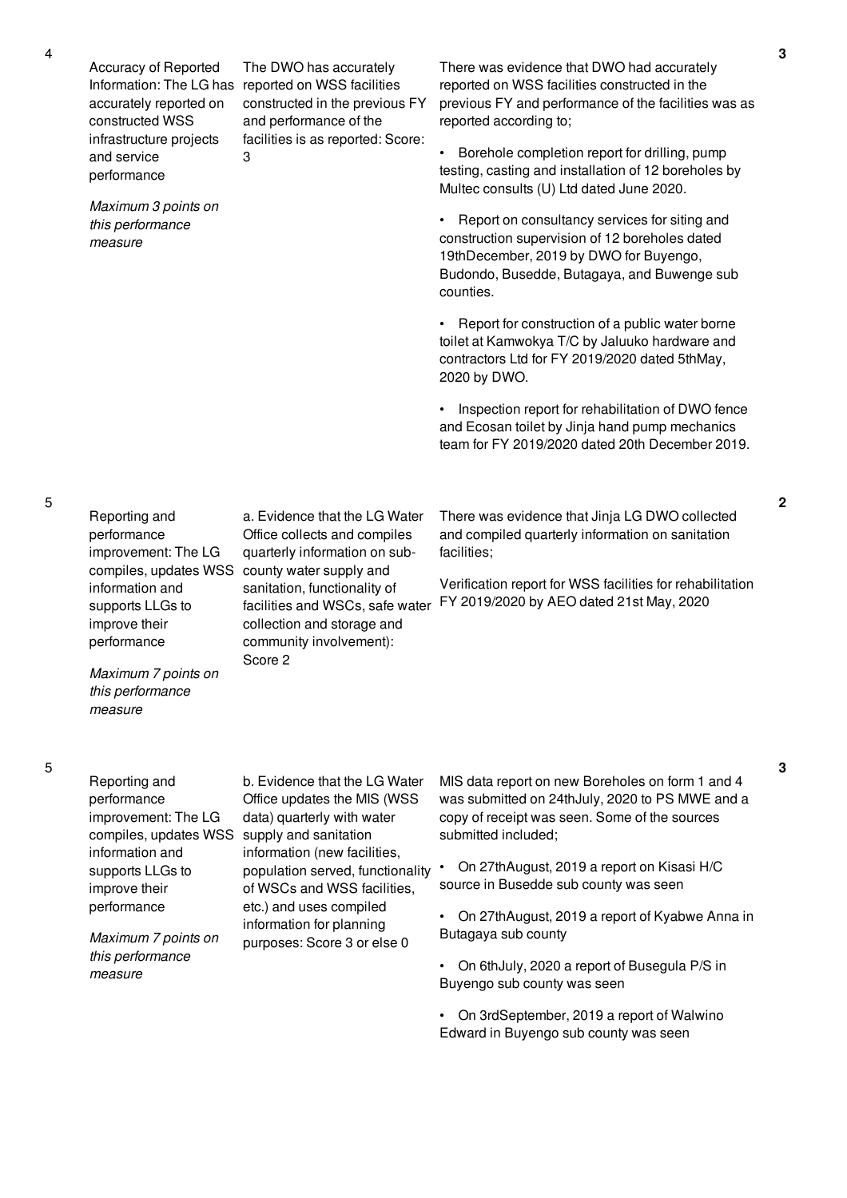| No. | Performance Area | Performance Measure | Justification | Score |
|---|---|---|---|---|
| 4 | Accuracy of Reported Information: The LG has accurately reported on constructed WSS infrastructure projects and service performance<br><br>*Maximum 3 points on this performance measure* | The DWO has accurately reported on WSS facilities constructed in the previous FY and performance of the facilities is as reported: Score: 3 | There was evidence that DWO had accurately reported on WSS facilities constructed in the previous FY and performance of the facilities was as reported according to;<br><br>• Borehole completion report for drilling, pump testing, casting and installation of 12 boreholes by Multec consults (U) Ltd dated June 2020.<br><br>• Report on consultancy services for siting and construction supervision of 12 boreholes dated 19thDecember, 2019 by DWO for Buyengo, Budondo, Busedde, Butagaya, and Buwenge sub counties.<br><br>• Report for construction of a public water borne toilet at Kamwokya T/C by Jaluuko hardware and contractors Ltd for FY 2019/2020 dated 5thMay, 2020 by DWO.<br><br>• Inspection report for rehabilitation of DWO fence and Ecosan toilet by Jinja hand pump mechanics team for FY 2019/2020 dated 20th December 2019. | 3 |
| 5 | Reporting and performance improvement: The LG compiles, updates WSS information and supports LLGs to improve their performance<br><br>*Maximum 7 points on this performance measure* | a. Evidence that the LG Water Office collects and compiles quarterly information on sub-county water supply and sanitation, functionality of facilities and WSCs, safe water collection and storage and community involvement): Score 2 | There was evidence that Jinja LG DWO collected and compiled quarterly information on sanitation facilities;<br><br>Verification report for WSS facilities for rehabilitation FY 2019/2020 by AEO dated 21st May, 2020 | 2 |
| 5 | Reporting and performance improvement: The LG compiles, updates WSS information and supports LLGs to improve their performance<br><br>*Maximum 7 points on this performance measure* | b. Evidence that the LG Water Office updates the MIS (WSS data) quarterly with water supply and sanitation information (new facilities, population served, functionality of WSCs and WSS facilities, etc.) and uses compiled information for planning purposes: Score 3 or else 0 | MIS data report on new Boreholes on form 1 and 4 was submitted on 24thJuly, 2020 to PS MWE and a copy of receipt was seen. Some of the sources submitted included;<br><br>• On 27thAugust, 2019 a report on Kisasi H/C source in Busedde sub county was seen<br><br>• On 27thAugust, 2019 a report of Kyabwe Anna in Butagaya sub county<br><br>• On 6thJuly, 2020 a report of Busegula P/S in Buyengo sub county was seen<br><br>• On 3rdSeptember, 2019 a report of Walwino Edward in Buyengo sub county was seen | 3 |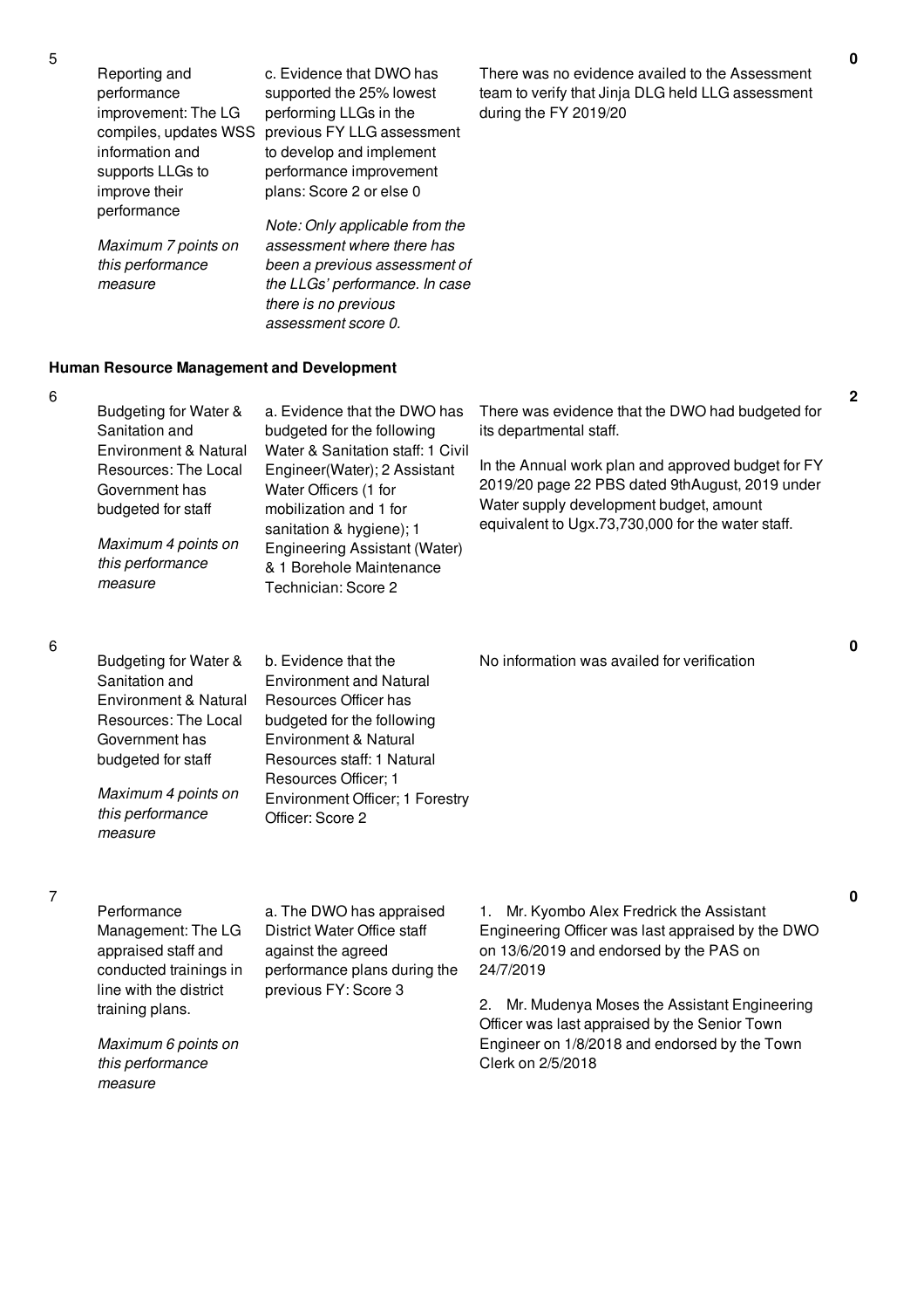| No. | Performance Area | Performance Measure | Assessment Findings | Score |
|---|---|---|---|---|
| 5 | Reporting and performance improvement: The LG compiles, updates WSS information and supports LLGs to improve their performance<br><br>*Maximum 7 points on this performance measure* | c. Evidence that DWO has supported the 25% lowest performing LLGs in the previous FY LLG assessment to develop and implement performance improvement plans: Score 2 or else 0<br><br>*Note: Only applicable from the assessment where there has been a previous assessment of the LLGs' performance. In case there is no previous assessment score 0.* | There was no evidence availed to the Assessment team to verify that Jinja DLG held LLG assessment during the FY 2019/20 | 0 |

**Human Resource Management and Development**

| No. | Performance Area | Performance Measure | Assessment Findings | Score |
|---|---|---|---|---|
| 6 | Budgeting for Water & Sanitation and Environment & Natural Resources: The Local Government has budgeted for staff<br><br>*Maximum 4 points on this performance measure* | a. Evidence that the DWO has budgeted for the following Water & Sanitation staff: 1 Civil Engineer(Water); 2 Assistant Water Officers (1 for mobilization and 1 for sanitation & hygiene); 1 Engineering Assistant (Water) & 1 Borehole Maintenance Technician: Score 2 | There was evidence that the DWO had budgeted for its departmental staff.<br><br>In the Annual work plan and approved budget for FY 2019/20 page 22 PBS dated 9thAugust, 2019 under Water supply development budget, amount equivalent to Ugx.73,730,000 for the water staff. | 2 |
| 6 | Budgeting for Water & Sanitation and Environment & Natural Resources: The Local Government has budgeted for staff<br><br>*Maximum 4 points on this performance measure* | b. Evidence that the Environment and Natural Resources Officer has budgeted for the following Environment & Natural Resources staff: 1 Natural Resources Officer; 1 Environment Officer; 1 Forestry Officer: Score 2 | No information was availed for verification | 0 |
| 7 | Performance Management: The LG appraised staff and conducted trainings in line with the district training plans.<br><br>*Maximum 6 points on this performance measure* | a. The DWO has appraised District Water Office staff against the agreed performance plans during the previous FY: Score 3 | 1. Mr. Kyombo Alex Fredrick the Assistant Engineering Officer was last appraised by the DWO on 13/6/2019 and endorsed by the PAS on 24/7/2019<br><br>2. Mr. Mudenya Moses the Assistant Engineering Officer was last appraised by the Senior Town Engineer on 1/8/2018 and endorsed by the Town Clerk on 2/5/2018 | 0 |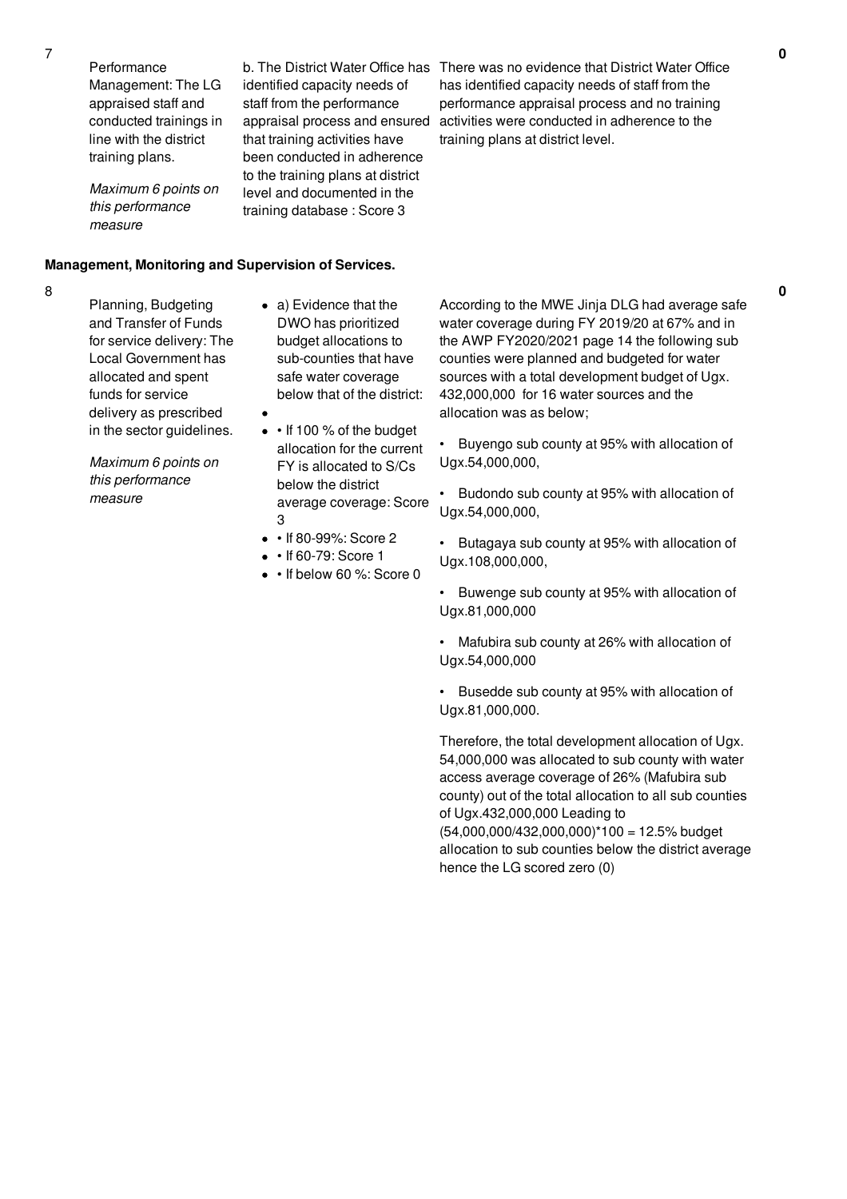| No. | Performance Measure | Scoring Guide | Justification | Score |
|---|---|---|---|---|
| 7 | Performance Management: The LG appraised staff and conducted trainings in line with the district training plans.<br><br>*Maximum 6 points on this performance measure* | b. The District Water Office has identified capacity needs of staff from the performance appraisal process and ensured that training activities have been conducted in adherence to the training plans at district level and documented in the training database : Score 3 | There was no evidence that District Water Office has identified capacity needs of staff from the performance appraisal process and no training activities were conducted in adherence to the training plans at district level. | **0** |

**Management, Monitoring and Supervision of Services.**

| No. | Performance Measure | Scoring Guide | Justification | Score |
|---|---|---|---|---|
| 8 | Planning, Budgeting and Transfer of Funds for service delivery: The Local Government has allocated and spent funds for service delivery as prescribed in the sector guidelines.<br><br>*Maximum 6 points on this performance measure* | • a) Evidence that the DWO has prioritized budget allocations to sub-counties that have safe water coverage below that of the district:<br>•<br>• • If 100 % of the budget allocation for the current FY is allocated to S/Cs below the district average coverage: Score 3<br>• • If 80-99%: Score 2<br>• • If 60-79: Score 1<br>• • If below 60 %: Score 0 | According to the MWE Jinja DLG had average safe water coverage during FY 2019/20 at 67% and in the AWP FY2020/2021 page 14 the following sub counties were planned and budgeted for water sources with a total development budget of Ugx. 432,000,000 for 16 water sources and the allocation was as below;<br><br>• Buyengo sub county at 95% with allocation of Ugx.54,000,000,<br><br>• Budondo sub county at 95% with allocation of Ugx.54,000,000,<br><br>• Butagaya sub county at 95% with allocation of Ugx.108,000,000,<br><br>• Buwenge sub county at 95% with allocation of Ugx.81,000,000<br><br>• Mafubira sub county at 26% with allocation of Ugx.54,000,000<br><br>• Busedde sub county at 95% with allocation of Ugx.81,000,000.<br><br>Therefore, the total development allocation of Ugx. 54,000,000 was allocated to sub county with water access average coverage of 26% (Mafubira sub county) out of the total allocation to all sub counties of Ugx.432,000,000 Leading to (54,000,000/432,000,000)*100 = 12.5% budget allocation to sub counties below the district average hence the LG scored zero (0) | **0** |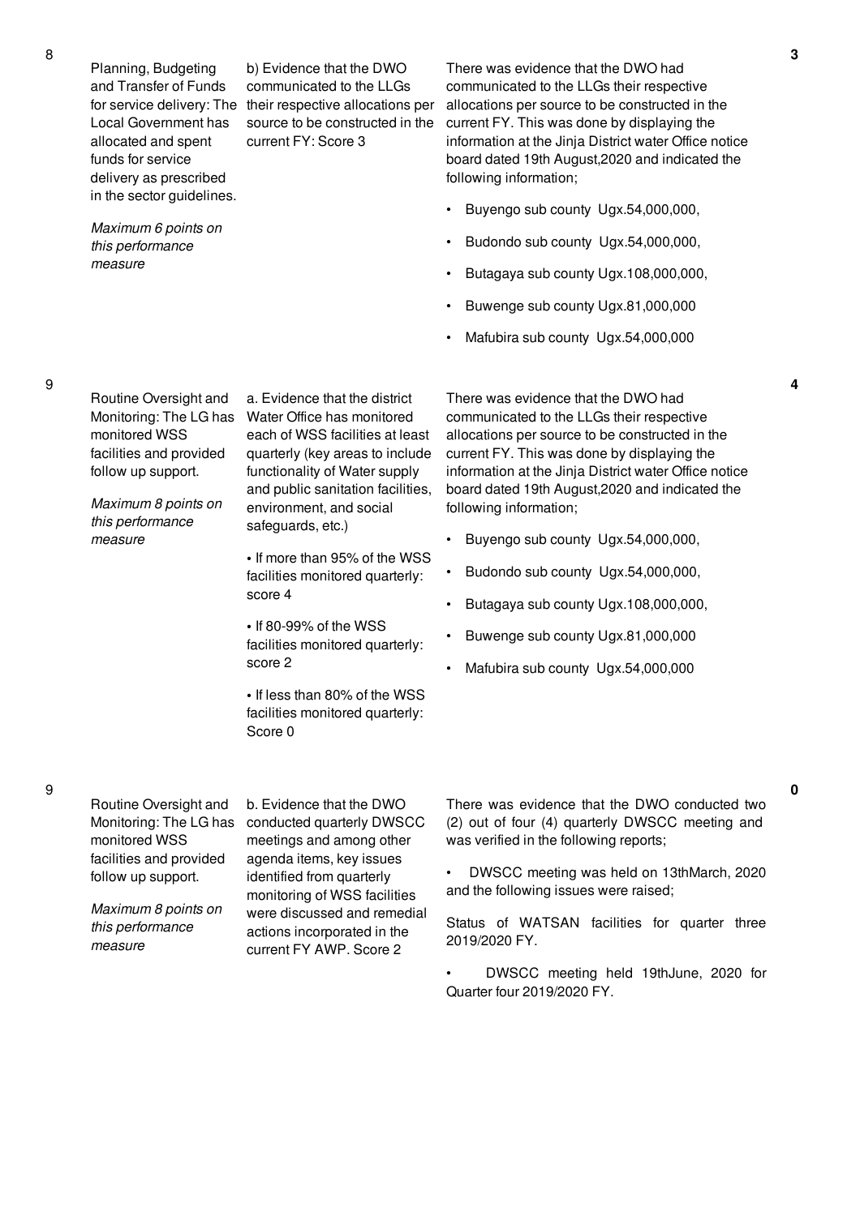| No. | Performance Area | Performance Measure | Assessment Findings | Score |
|---|---|---|---|---|
| 8 | Planning, Budgeting and Transfer of Funds for service delivery: The Local Government has allocated and spent funds for service delivery as prescribed in the sector guidelines.<br><br>*Maximum 6 points on this performance measure* | b) Evidence that the DWO communicated to the LLGs their respective allocations per source to be constructed in the current FY: Score 3 | There was evidence that the DWO had communicated to the LLGs their respective allocations per source to be constructed in the current FY. This was done by displaying the information at the Jinja District water Office notice board dated 19th August,2020 and indicated the following information;<br><br>• Buyengo sub county Ugx.54,000,000,<br>• Budondo sub county Ugx.54,000,000,<br>• Butagaya sub county Ugx.108,000,000,<br>• Buwenge sub county Ugx.81,000,000<br>• Mafubira sub county Ugx.54,000,000 | 3 |
| 9 | Routine Oversight and Monitoring: The LG has monitored WSS facilities and provided follow up support.<br><br>*Maximum 8 points on this performance measure* | a. Evidence that the district Water Office has monitored each of WSS facilities at least quarterly (key areas to include functionality of Water supply and public sanitation facilities, environment, and social safeguards, etc.)<br><br>• If more than 95% of the WSS facilities monitored quarterly: score 4<br><br>• If 80-99% of the WSS facilities monitored quarterly: score 2<br><br>• If less than 80% of the WSS facilities monitored quarterly: Score 0 | There was evidence that the DWO had communicated to the LLGs their respective allocations per source to be constructed in the current FY. This was done by displaying the information at the Jinja District water Office notice board dated 19th August,2020 and indicated the following information;<br><br>• Buyengo sub county Ugx.54,000,000,<br>• Budondo sub county Ugx.54,000,000,<br>• Butagaya sub county Ugx.108,000,000,<br>• Buwenge sub county Ugx.81,000,000<br>• Mafubira sub county Ugx.54,000,000 | 4 |
| 9 | Routine Oversight and Monitoring: The LG has monitored WSS facilities and provided follow up support.<br><br>*Maximum 8 points on this performance measure* | b. Evidence that the DWO conducted quarterly DWSCC meetings and among other agenda items, key issues identified from quarterly monitoring of WSS facilities were discussed and remedial actions incorporated in the current FY AWP. Score 2 | There was evidence that the DWO conducted two (2) out of four (4) quarterly DWSCC meeting and was verified in the following reports;<br><br>• DWSCC meeting was held on 13thMarch, 2020 and the following issues were raised;<br><br>Status of WATSAN facilities for quarter three 2019/2020 FY.<br><br>• DWSCC meeting held 19thJune, 2020 for Quarter four 2019/2020 FY. | 0 |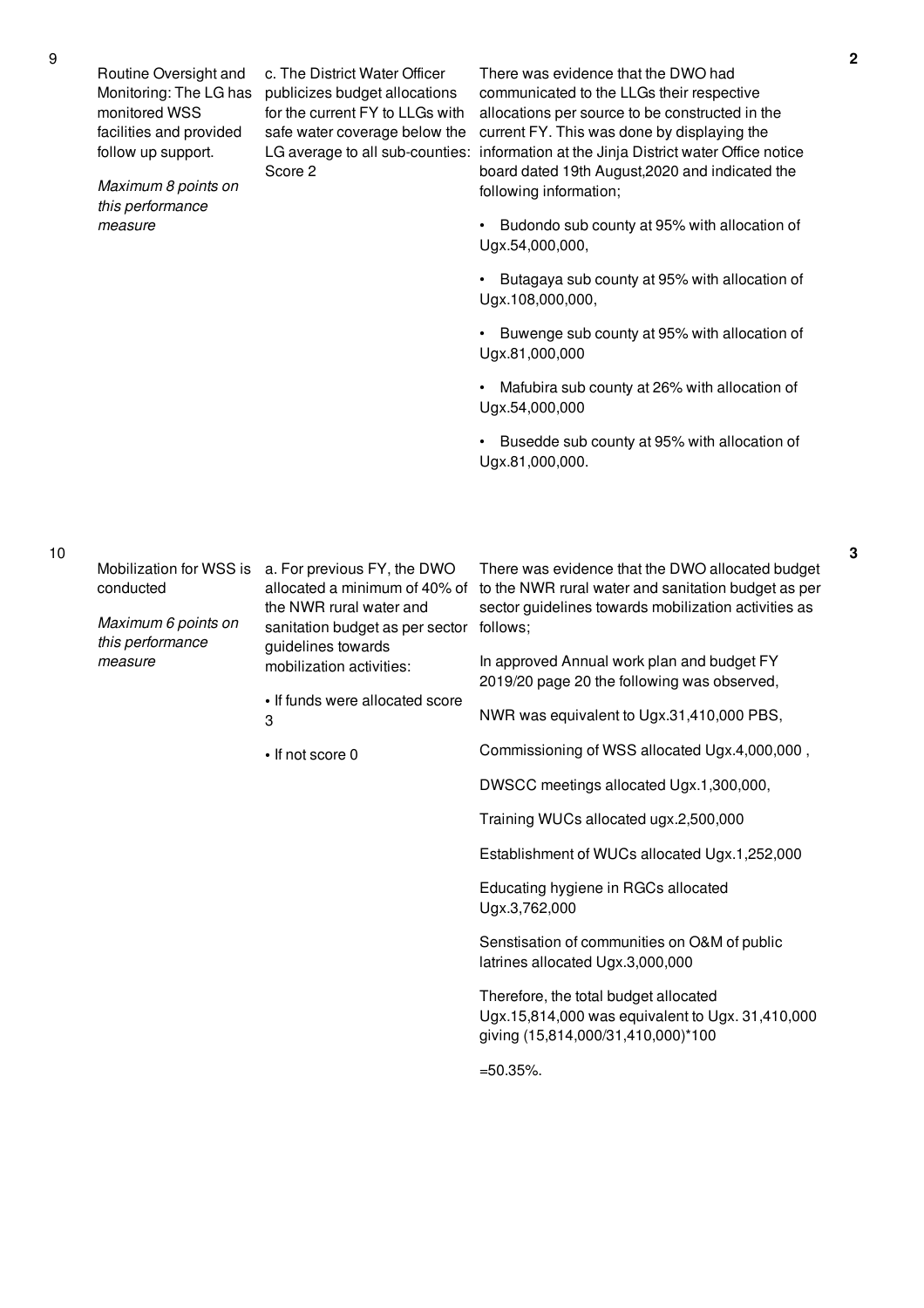| | | | | |
|---|---|---|---|---|
| 9 | Routine Oversight and Monitoring: The LG has monitored WSS facilities and provided follow up support.<br><br>*Maximum 8 points on this performance measure* | c. The District Water Officer publicizes budget allocations for the current FY to LLGs with safe water coverage below the LG average to all sub-counties: Score 2 | There was evidence that the DWO had communicated to the LLGs their respective allocations per source to be constructed in the current FY. This was done by displaying the information at the Jinja District water Office notice board dated 19th August,2020 and indicated the following information;<br><br>• Budondo sub county at 95% with allocation of Ugx.54,000,000,<br><br>• Butagaya sub county at 95% with allocation of Ugx.108,000,000,<br><br>• Buwenge sub county at 95% with allocation of Ugx.81,000,000<br><br>• Mafubira sub county at 26% with allocation of Ugx.54,000,000<br><br>• Busedde sub county at 95% with allocation of Ugx.81,000,000. | 2 |
| 10 | Mobilization for WSS is conducted<br><br>*Maximum 6 points on this performance measure* | a. For previous FY, the DWO allocated a minimum of 40% of the NWR rural water and sanitation budget as per sector guidelines towards mobilization activities:<br><br>• If funds were allocated score 3<br><br>• If not score 0 | There was evidence that the DWO allocated budget to the NWR rural water and sanitation budget as per sector guidelines towards mobilization activities as follows;<br><br>In approved Annual work plan and budget FY 2019/20 page 20 the following was observed,<br><br>NWR was equivalent to Ugx.31,410,000 PBS,<br><br>Commissioning of WSS allocated Ugx.4,000,000 ,<br><br>DWSCC meetings allocated Ugx.1,300,000,<br><br>Training WUCs allocated ugx.2,500,000<br><br>Establishment of WUCs allocated Ugx.1,252,000<br><br>Educating hygiene in RGCs allocated Ugx.3,762,000<br><br>Senstisation of communities on O&M of public latrines allocated Ugx.3,000,000<br><br>Therefore, the total budget allocated Ugx.15,814,000 was equivalent to Ugx. 31,410,000 giving (15,814,000/31,410,000)*100<br><br>=50.35%. | 3 |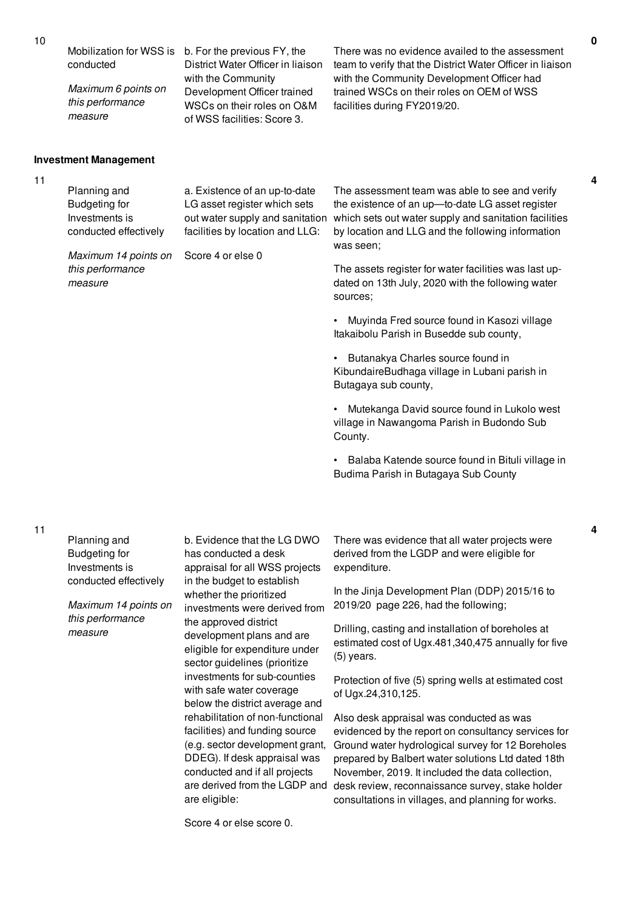| No. | Performance Area | Measure | Assessment Findings | Score |
|---|---|---|---|---|
| 10 | Mobilization for WSS is conducted<br><br>*Maximum 6 points on this performance measure* | b. For the previous FY, the District Water Officer in liaison with the Community Development Officer trained WSCs on their roles on O&M of WSS facilities: Score 3. | There was no evidence availed to the assessment team to verify that the District Water Officer in liaison with the Community Development Officer had trained WSCs on their roles on OEM of WSS facilities during FY2019/20. | 0 |

**Investment Management**

| No. | Performance Area | Measure | Assessment Findings | Score |
|---|---|---|---|---|
| 11 | Planning and Budgeting for Investments is conducted effectively<br><br>*Maximum 14 points on this performance measure* | a. Existence of an up-to-date LG asset register which sets out water supply and sanitation facilities by location and LLG:<br><br>Score 4 or else 0 | The assessment team was able to see and verify the existence of an up—to-date LG asset register which sets out water supply and sanitation facilities by location and LLG and the following information was seen;<br><br>The assets register for water facilities was last up-dated on 13th July, 2020 with the following water sources;<br><br>• Muyinda Fred source found in Kasozi village Itakaibolu Parish in Busedde sub county,<br><br>• Butanakya Charles source found in KibundaireBudhaga village in Lubani parish in Butagaya sub county,<br><br>• Mutekanga David source found in Lukolo west village in Nawangoma Parish in Budondo Sub County.<br><br>• Balaba Katende source found in Bituli village in Budima Parish in Butagaya Sub County | 4 |
| 11 | Planning and Budgeting for Investments is conducted effectively<br><br>*Maximum 14 points on this performance measure* | b. Evidence that the LG DWO has conducted a desk appraisal for all WSS projects in the budget to establish whether the prioritized investments were derived from the approved district development plans and are eligible for expenditure under sector guidelines (prioritize investments for sub-counties with safe water coverage below the district average and rehabilitation of non-functional facilities) and funding source (e.g. sector development grant, DDEG). If desk appraisal was conducted and if all projects are derived from the LGDP and are eligible:<br><br>Score 4 or else score 0. | There was evidence that all water projects were derived from the LGDP and were eligible for expenditure.<br><br>In the Jinja Development Plan (DDP) 2015/16 to 2019/20 page 226, had the following;<br><br>Drilling, casting and installation of boreholes at estimated cost of Ugx.481,340,475 annually for five (5) years.<br><br>Protection of five (5) spring wells at estimated cost of Ugx.24,310,125.<br><br>Also desk appraisal was conducted as was evidenced by the report on consultancy services for Ground water hydrological survey for 12 Boreholes prepared by Balbert water solutions Ltd dated 18th November, 2019. It included the data collection, desk review, reconnaissance survey, stake holder consultations in villages, and planning for works. | 4 |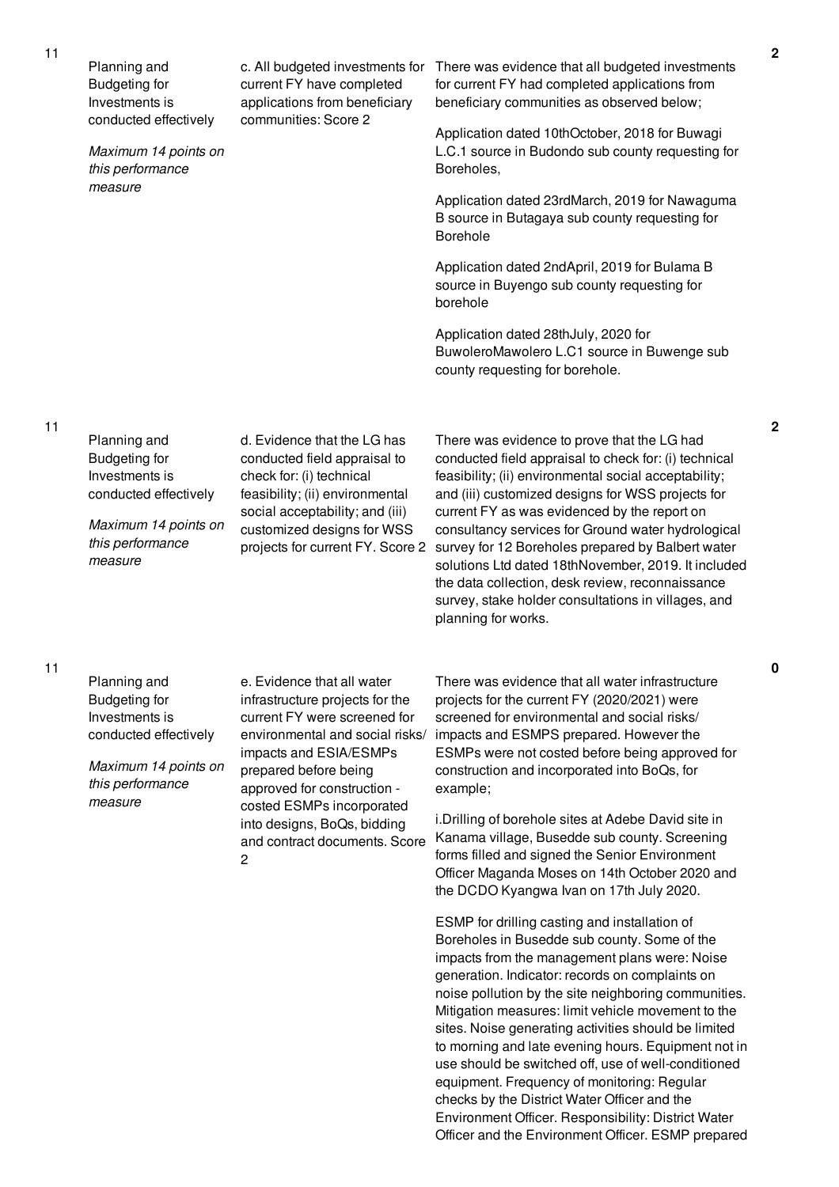| No. | Summary of requirements | Definition of compliance | Compliance justification | Score |
|---|---|---|---|---|
| 11 | Planning and Budgeting for Investments is conducted effectively<br><br>*Maximum 14 points on this performance measure* | c. All budgeted investments for current FY have completed applications from beneficiary communities: Score 2 | There was evidence that all budgeted investments for current FY had completed applications from beneficiary communities as observed below;<br><br>Application dated 10thOctober, 2018 for Buwagi L.C.1 source in Budondo sub county requesting for Boreholes,<br><br>Application dated 23rdMarch, 2019 for Nawaguma B source in Butagaya sub county requesting for Borehole<br><br>Application dated 2ndApril, 2019 for Bulama B source in Buyengo sub county requesting for borehole<br><br>Application dated 28thJuly, 2020 for BuwoleroMawolero L.C1 source in Buwenge sub county requesting for borehole. | 2 |
| 11 | Planning and Budgeting for Investments is conducted effectively<br><br>*Maximum 14 points on this performance measure* | d. Evidence that the LG has conducted field appraisal to check for: (i) technical feasibility; (ii) environmental social acceptability; and (iii) customized designs for WSS projects for current FY. Score 2 | There was evidence to prove that the LG had conducted field appraisal to check for: (i) technical feasibility; (ii) environmental social acceptability; and (iii) customized designs for WSS projects for current FY as was evidenced by the report on consultancy services for Ground water hydrological survey for 12 Boreholes prepared by Balbert water solutions Ltd dated 18thNovember, 2019. It included the data collection, desk review, reconnaissance survey, stake holder consultations in villages, and planning for works. | 2 |
| 11 | Planning and Budgeting for Investments is conducted effectively<br><br>*Maximum 14 points on this performance measure* | e. Evidence that all water infrastructure projects for the current FY were screened for environmental and social risks/ impacts and ESIA/ESMPs prepared before being approved for construction - costed ESMPs incorporated into designs, BoQs, bidding and contract documents. Score 2 | There was evidence that all water infrastructure projects for the current FY (2020/2021) were screened for environmental and social risks/ impacts and ESMPS prepared. However the ESMPs were not costed before being approved for construction and incorporated into BoQs, for example;<br><br>i.Drilling of borehole sites at Adebe David site in Kanama village, Busedde sub county. Screening forms filled and signed the Senior Environment Officer Maganda Moses on 14th October 2020 and the DCDO Kyangwa Ivan on 17th July 2020.<br><br>ESMP for drilling casting and installation of Boreholes in Busedde sub county. Some of the impacts from the management plans were: Noise generation. Indicator: records on complaints on noise pollution by the site neighboring communities. Mitigation measures: limit vehicle movement to the sites. Noise generating activities should be limited to morning and late evening hours. Equipment not in use should be switched off, use of well-conditioned equipment. Frequency of monitoring: Regular checks by the District Water Officer and the Environment Officer. Responsibility: District Water Officer and the Environment Officer. ESMP prepared | 0 |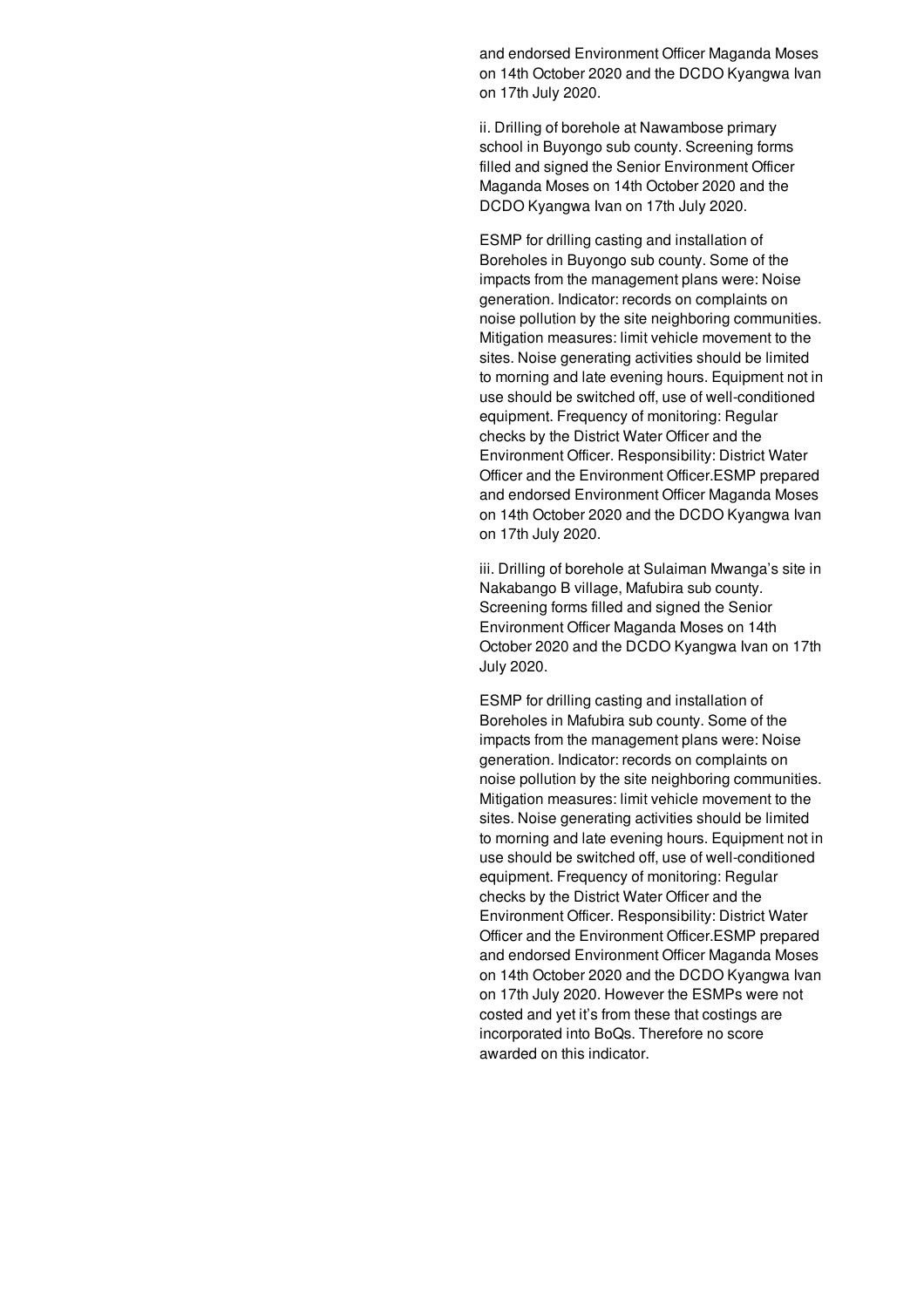and endorsed Environment Officer Maganda Moses on 14th October 2020 and the DCDO Kyangwa Ivan on 17th July 2020.

ii. Drilling of borehole at Nawambose primary school in Buyongo sub county. Screening forms filled and signed the Senior Environment Officer Maganda Moses on 14th October 2020 and the DCDO Kyangwa Ivan on 17th July 2020.

ESMP for drilling casting and installation of Boreholes in Buyongo sub county. Some of the impacts from the management plans were: Noise generation. Indicator: records on complaints on noise pollution by the site neighboring communities. Mitigation measures: limit vehicle movement to the sites. Noise generating activities should be limited to morning and late evening hours. Equipment not in use should be switched off, use of well-conditioned equipment. Frequency of monitoring: Regular checks by the District Water Officer and the Environment Officer. Responsibility: District Water Officer and the Environment Officer.ESMP prepared and endorsed Environment Officer Maganda Moses on 14th October 2020 and the DCDO Kyangwa Ivan on 17th July 2020.

iii. Drilling of borehole at Sulaiman Mwanga's site in Nakabango B village, Mafubira sub county. Screening forms filled and signed the Senior Environment Officer Maganda Moses on 14th October 2020 and the DCDO Kyangwa Ivan on 17th July 2020.

ESMP for drilling casting and installation of Boreholes in Mafubira sub county. Some of the impacts from the management plans were: Noise generation. Indicator: records on complaints on noise pollution by the site neighboring communities. Mitigation measures: limit vehicle movement to the sites. Noise generating activities should be limited to morning and late evening hours. Equipment not in use should be switched off, use of well-conditioned equipment. Frequency of monitoring: Regular checks by the District Water Officer and the Environment Officer. Responsibility: District Water Officer and the Environment Officer.ESMP prepared and endorsed Environment Officer Maganda Moses on 14th October 2020 and the DCDO Kyangwa Ivan on 17th July 2020. However the ESMPs were not costed and yet it's from these that costings are incorporated into BoQs. Therefore no score awarded on this indicator.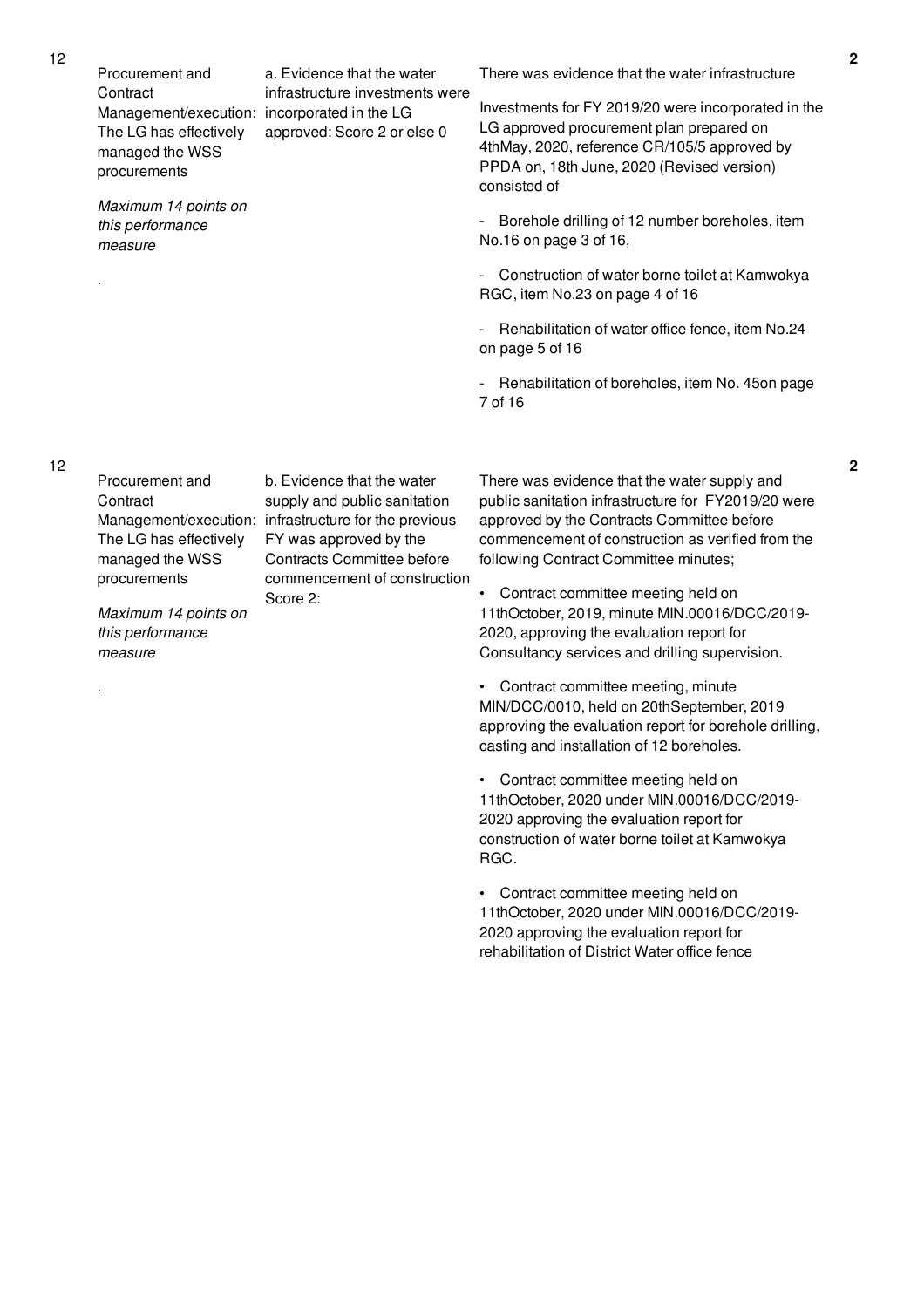| No. | Performance Measure | Scoring Guide | Justification | Score |
|---|---|---|---|---|
| 12 | Procurement and Contract Management/execution: The LG has effectively managed the WSS procurements<br><br>*Maximum 14 points on this performance measure*<br><br>. | a. Evidence that the water infrastructure investments were incorporated in the LG approved: Score 2 or else 0 | There was evidence that the water infrastructure<br><br>Investments for FY 2019/20 were incorporated in the LG approved procurement plan prepared on 4thMay, 2020, reference CR/105/5 approved by PPDA on, 18th June, 2020 (Revised version) consisted of<br><br>- Borehole drilling of 12 number boreholes, item No.16 on page 3 of 16,<br><br>- Construction of water borne toilet at Kamwokya RGC, item No.23 on page 4 of 16<br><br>- Rehabilitation of water office fence, item No.24 on page 5 of 16<br><br>- Rehabilitation of boreholes, item No. 45on page 7 of 16 | 2 |
| 12 | Procurement and Contract Management/execution: The LG has effectively managed the WSS procurements<br><br>*Maximum 14 points on this performance measure*<br><br>. | b. Evidence that the water supply and public sanitation infrastructure for the previous FY was approved by the Contracts Committee before commencement of construction Score 2: | There was evidence that the water supply and public sanitation infrastructure for FY2019/20 were approved by the Contracts Committee before commencement of construction as verified from the following Contract Committee minutes;<br><br>• Contract committee meeting held on 11thOctober, 2019, minute MIN.00016/DCC/2019-2020, approving the evaluation report for Consultancy services and drilling supervision.<br><br>• Contract committee meeting, minute MIN/DCC/0010, held on 20thSeptember, 2019 approving the evaluation report for borehole drilling, casting and installation of 12 boreholes.<br><br>• Contract committee meeting held on 11thOctober, 2020 under MIN.00016/DCC/2019-2020 approving the evaluation report for construction of water borne toilet at Kamwokya RGC.<br><br>• Contract committee meeting held on 11thOctober, 2020 under MIN.00016/DCC/2019-2020 approving the evaluation report for rehabilitation of District Water office fence | 2 |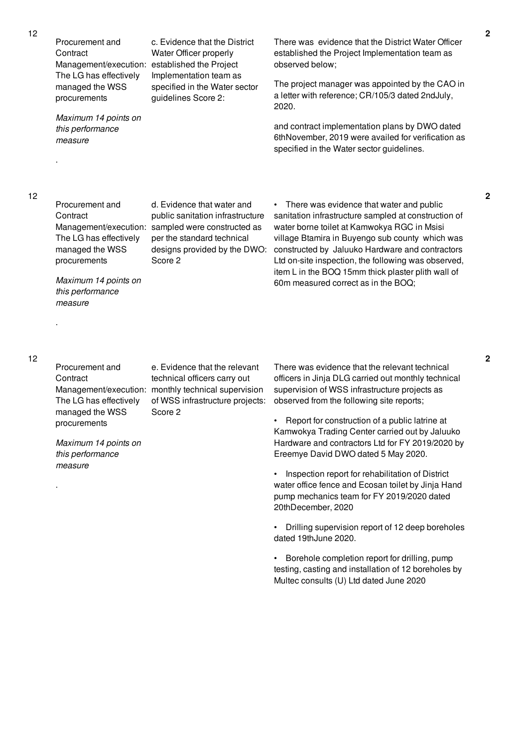| | | | | |
|---|---|---|---|---|
| 12 | Procurement and Contract Management/execution: The LG has effectively managed the WSS procurements<br><br>*Maximum 14 points on this performance measure*<br><br>. | c. Evidence that the District Water Officer properly established the Project Implementation team as specified in the Water sector guidelines Score 2: | There was evidence that the District Water Officer established the Project Implementation team as observed below;<br><br>The project manager was appointed by the CAO in a letter with reference; CR/105/3 dated 2ndJuly, 2020.<br><br>and contract implementation plans by DWO dated 6thNovember, 2019 were availed for verification as specified in the Water sector guidelines. | 2 |
| 12 | Procurement and Contract Management/execution: The LG has effectively managed the WSS procurements<br><br>*Maximum 14 points on this performance measure*<br><br>. | d. Evidence that water and public sanitation infrastructure sampled were constructed as per the standard technical designs provided by the DWO: Score 2 | • There was evidence that water and public sanitation infrastructure sampled at construction of water borne toilet at Kamwokya RGC in Msisi village Btamira in Buyengo sub county which was constructed by Jaluuko Hardware and contractors Ltd on-site inspection, the following was observed, item L in the BOQ 15mm thick plaster plith wall of 60m measured correct as in the BOQ; | 2 |
| 12 | Procurement and Contract Management/execution: The LG has effectively managed the WSS procurements<br><br>*Maximum 14 points on this performance measure*<br><br>. | e. Evidence that the relevant technical officers carry out monthly technical supervision of WSS infrastructure projects: Score 2 | There was evidence that the relevant technical officers in Jinja DLG carried out monthly technical supervision of WSS infrastructure projects as observed from the following site reports;<br><br>• Report for construction of a public latrine at Kamwokya Trading Center carried out by Jaluuko Hardware and contractors Ltd for FY 2019/2020 by Ereemye David DWO dated 5 May 2020.<br><br>• Inspection report for rehabilitation of District water office fence and Ecosan toilet by Jinja Hand pump mechanics team for FY 2019/2020 dated 20thDecember, 2020<br><br>• Drilling supervision report of 12 deep boreholes dated 19thJune 2020.<br><br>• Borehole completion report for drilling, pump testing, casting and installation of 12 boreholes by Multec consults (U) Ltd dated June 2020 | 2 |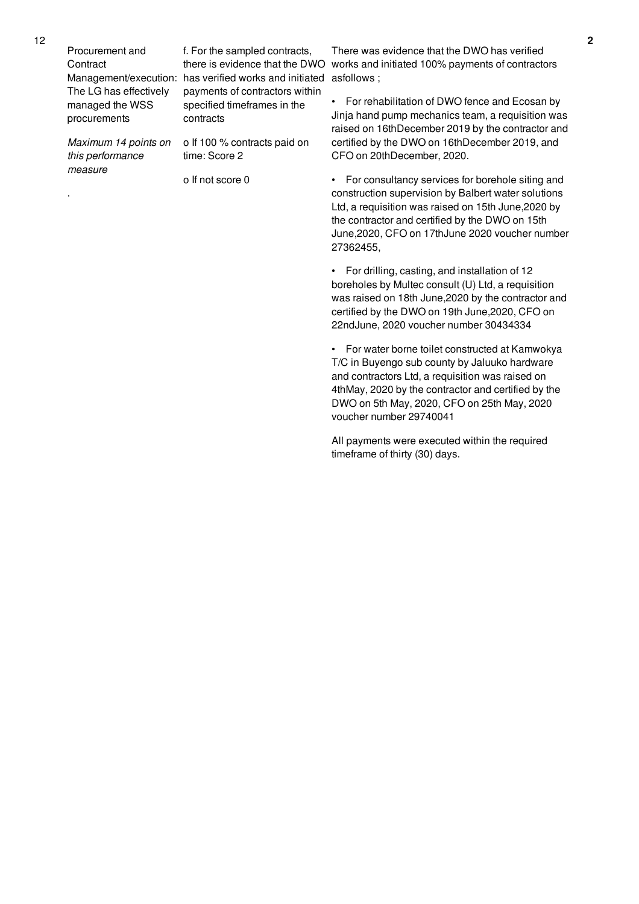| 12 | Procurement and Contract Management/execution: The LG has effectively managed the WSS procurements<br><br>*Maximum 14 points on this performance measure*<br><br>. | f. For the sampled contracts, there is evidence that the DWO has verified works and initiated payments of contractors within specified timeframes in the contracts<br><br>o If 100 % contracts paid on time: Score 2<br><br>o If not score 0 | There was evidence that the DWO has verified works and initiated 100% payments of contractors asfollows ;<br><br>• For rehabilitation of DWO fence and Ecosan by Jinja hand pump mechanics team, a requisition was raised on 16thDecember 2019 by the contractor and certified by the DWO on 16thDecember 2019, and CFO on 20thDecember, 2020.<br><br>• For consultancy services for borehole siting and construction supervision by Balbert water solutions Ltd, a requisition was raised on 15th June,2020 by the contractor and certified by the DWO on 15th June,2020, CFO on 17thJune 2020 voucher number 27362455,<br><br>• For drilling, casting, and installation of 12 boreholes by Multec consult (U) Ltd, a requisition was raised on 18th June,2020 by the contractor and certified by the DWO on 19th June,2020, CFO on 22ndJune, 2020 voucher number 30434334<br><br>• For water borne toilet constructed at Kamwokya T/C in Buyengo sub county by Jaluuko hardware and contractors Ltd, a requisition was raised on 4thMay, 2020 by the contractor and certified by the DWO on 5th May, 2020, CFO on 25th May, 2020 voucher number 29740041<br><br>All payments were executed within the required timeframe of thirty (30) days. | 2 |
|---|---|---|---|---|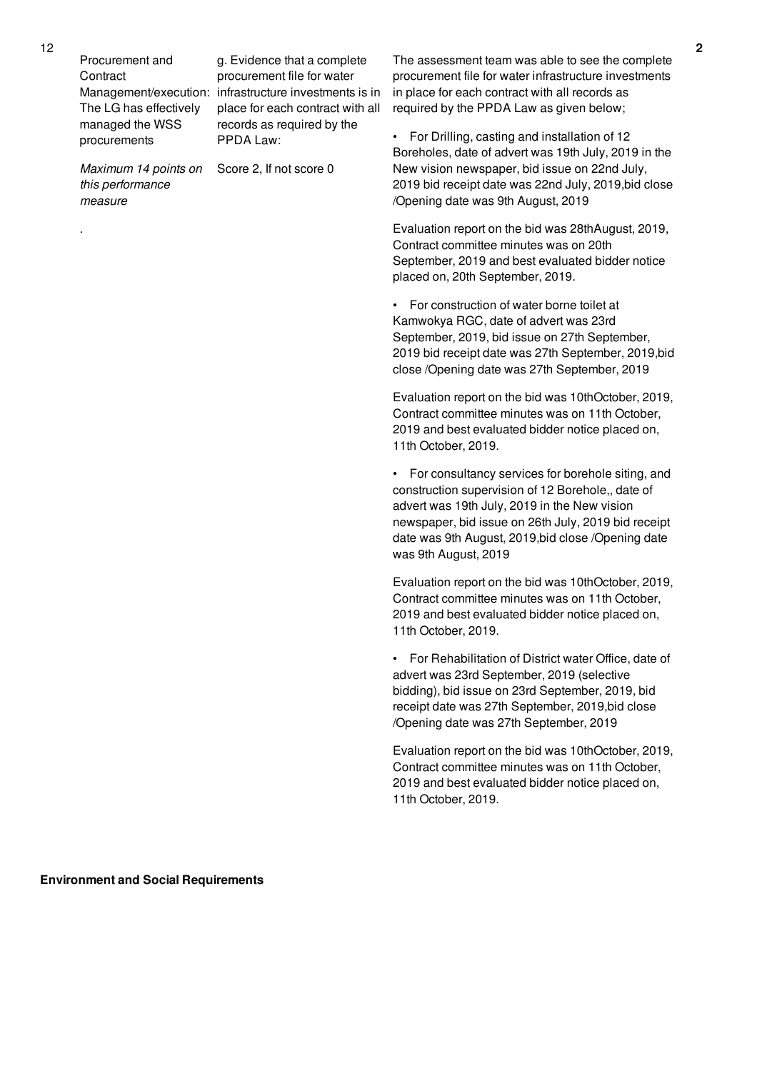| 12 | Procurement and Contract Management/execution: The LG has effectively managed the WSS procurements<br><br>*Maximum 14 points on this performance measure*<br><br>. | g. Evidence that a complete procurement file for water infrastructure investments is in place for each contract with all records as required by the PPDA Law:<br><br>Score 2, If not score 0 | The assessment team was able to see the complete procurement file for water infrastructure investments in place for each contract with all records as required by the PPDA Law as given below;<br><br>• For Drilling, casting and installation of 12 Boreholes, date of advert was 19th July, 2019 in the New vision newspaper, bid issue on 22nd July, 2019 bid receipt date was 22nd July, 2019,bid close /Opening date was 9th August, 2019<br><br>Evaluation report on the bid was 28thAugust, 2019, Contract committee minutes was on 20th September, 2019 and best evaluated bidder notice placed on, 20th September, 2019.<br><br>• For construction of water borne toilet at Kamwokya RGC, date of advert was 23rd September, 2019, bid issue on 27th September, 2019 bid receipt date was 27th September, 2019,bid close /Opening date was 27th September, 2019<br><br>Evaluation report on the bid was 10thOctober, 2019, Contract committee minutes was on 11th October, 2019 and best evaluated bidder notice placed on, 11th October, 2019.<br><br>• For consultancy services for borehole siting, and construction supervision of 12 Borehole,, date of advert was 19th July, 2019 in the New vision newspaper, bid issue on 26th July, 2019 bid receipt date was 9th August, 2019,bid close /Opening date was 9th August, 2019<br><br>Evaluation report on the bid was 10thOctober, 2019, Contract committee minutes was on 11th October, 2019 and best evaluated bidder notice placed on, 11th October, 2019.<br><br>• For Rehabilitation of District water Office, date of advert was 23rd September, 2019 (selective bidding), bid issue on 23rd September, 2019, bid receipt date was 27th September, 2019,bid close /Opening date was 27th September, 2019<br><br>Evaluation report on the bid was 10thOctober, 2019, Contract committee minutes was on 11th October, 2019 and best evaluated bidder notice placed on, 11th October, 2019. | 2 |
|---|---|---|---|---|

**Environment and Social Requirements**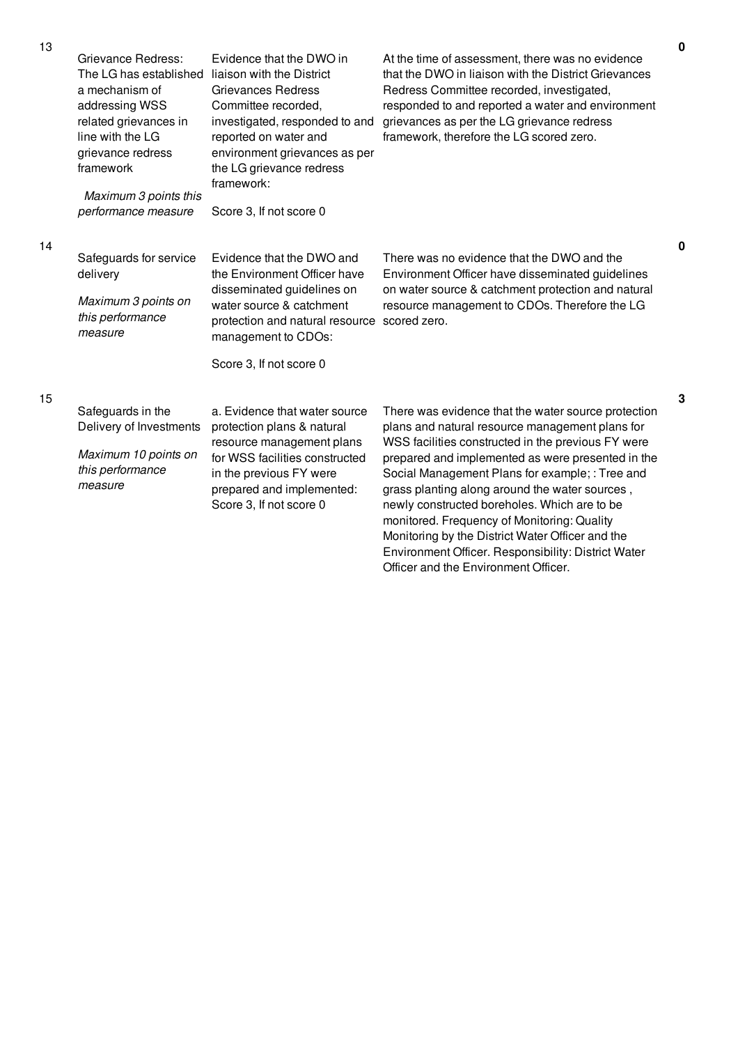| | | | | |
|---|---|---|---|---|
| 13 | Grievance Redress: The LG has established a mechanism of addressing WSS related grievances in line with the LG grievance redress framework<br><br>*Maximum 3 points this performance measure* | Evidence that the DWO in liaison with the District Grievances Redress Committee recorded, investigated, responded to and reported on water and environment grievances as per the LG grievance redress framework:<br><br>Score 3, If not score 0 | At the time of assessment, there was no evidence that the DWO in liaison with the District Grievances Redress Committee recorded, investigated, responded to and reported a water and environment grievances as per the LG grievance redress framework, therefore the LG scored zero. | **0** |
| 14 | Safeguards for service delivery<br><br>*Maximum 3 points on this performance measure* | Evidence that the DWO and the Environment Officer have disseminated guidelines on water source & catchment protection and natural resource management to CDOs:<br><br>Score 3, If not score 0 | There was no evidence that the DWO and the Environment Officer have disseminated guidelines on water source & catchment protection and natural resource management to CDOs. Therefore the LG scored zero. | **0** |
| 15 | Safeguards in the Delivery of Investments<br><br>*Maximum 10 points on this performance measure* | a. Evidence that water source protection plans & natural resource management plans for WSS facilities constructed in the previous FY were prepared and implemented: Score 3, If not score 0 | There was evidence that the water source protection plans and natural resource management plans for WSS facilities constructed in the previous FY were prepared and implemented as were presented in the Social Management Plans for example; : Tree and grass planting along around the water sources , newly constructed boreholes. Which are to be monitored. Frequency of Monitoring: Quality Monitoring by the District Water Officer and the Environment Officer. Responsibility: District Water Officer and the Environment Officer. | **3** |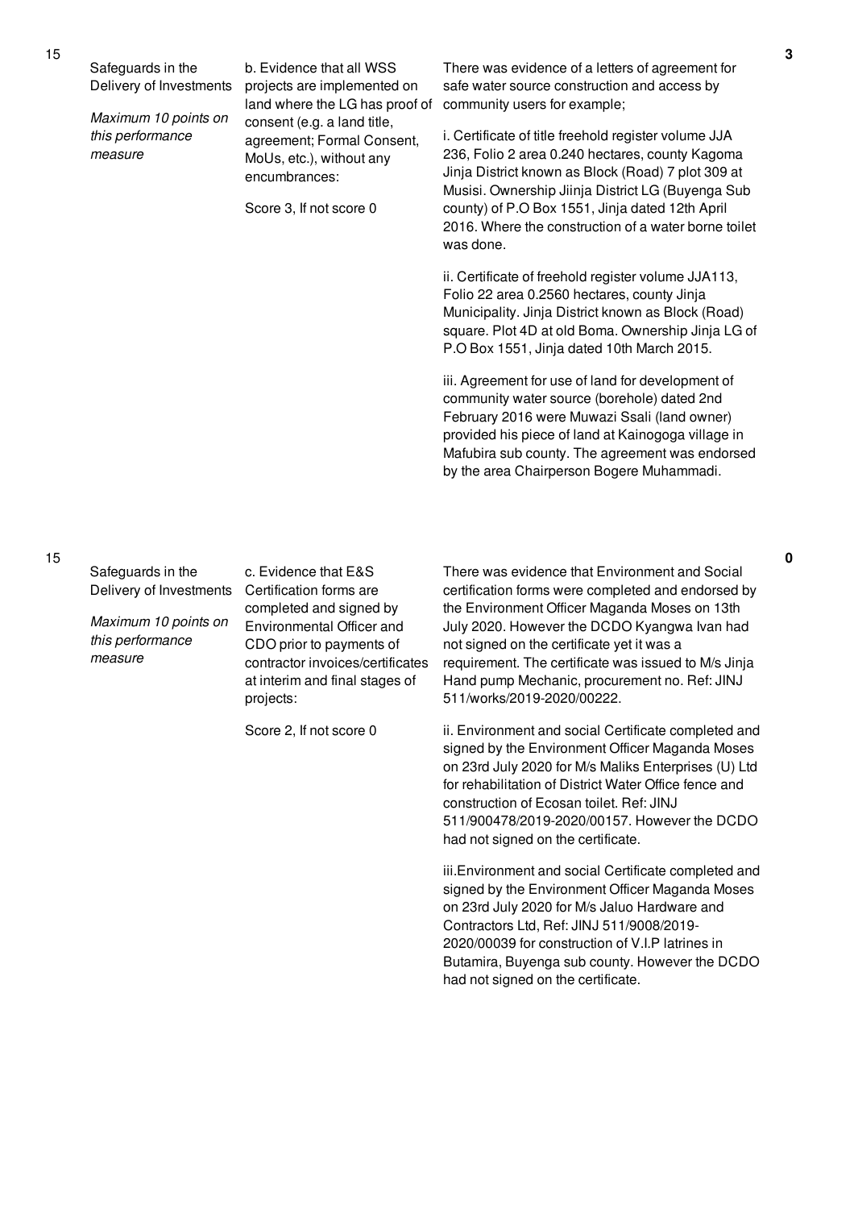| No. | Performance Area | Performance Measure | Assessment Findings | Score |
|---|---|---|---|---|
| 15 | Safeguards in the Delivery of Investments<br><br>*Maximum 10 points on this performance measure* | b. Evidence that all WSS projects are implemented on land where the LG has proof of consent (e.g. a land title, agreement; Formal Consent, MoUs, etc.), without any encumbrances:<br><br>Score 3, If not score 0 | There was evidence of a letters of agreement for safe water source construction and access by community users for example;<br><br>i. Certificate of title freehold register volume JJA 236, Folio 2 area 0.240 hectares, county Kagoma Jinja District known as Block (Road) 7 plot 309 at Musisi. Ownership Jiinja District LG (Buyenga Sub county) of P.O Box 1551, Jinja dated 12th April 2016. Where the construction of a water borne toilet was done.<br><br>ii. Certificate of freehold register volume JJA113, Folio 22 area 0.2560 hectares, county Jinja Municipality. Jinja District known as Block (Road) square. Plot 4D at old Boma. Ownership Jinja LG of P.O Box 1551, Jinja dated 10th March 2015.<br><br>iii. Agreement for use of land for development of community water source (borehole) dated 2nd February 2016 were Muwazi Ssali (land owner) provided his piece of land at Kainogoga village in Mafubira sub county. The agreement was endorsed by the area Chairperson Bogere Muhammadi. | 3 |
| 15 | Safeguards in the Delivery of Investments<br><br>*Maximum 10 points on this performance measure* | c. Evidence that E&S Certification forms are completed and signed by Environmental Officer and CDO prior to payments of contractor invoices/certificates at interim and final stages of projects:<br><br>Score 2, If not score 0 | There was evidence that Environment and Social certification forms were completed and endorsed by the Environment Officer Maganda Moses on 13th July 2020. However the DCDO Kyangwa Ivan had not signed on the certificate yet it was a requirement. The certificate was issued to M/s Jinja Hand pump Mechanic, procurement no. Ref: JINJ 511/works/2019-2020/00222.<br><br>ii. Environment and social Certificate completed and signed by the Environment Officer Maganda Moses on 23rd July 2020 for M/s Maliks Enterprises (U) Ltd for rehabilitation of District Water Office fence and construction of Ecosan toilet. Ref: JINJ 511/900478/2019-2020/00157. However the DCDO had not signed on the certificate.<br><br>iii.Environment and social Certificate completed and signed by the Environment Officer Maganda Moses on 23rd July 2020 for M/s Jaluo Hardware and Contractors Ltd, Ref: JINJ 511/9008/2019-2020/00039 for construction of V.I.P latrines in Butamira, Buyenga sub county. However the DCDO had not signed on the certificate. | 0 |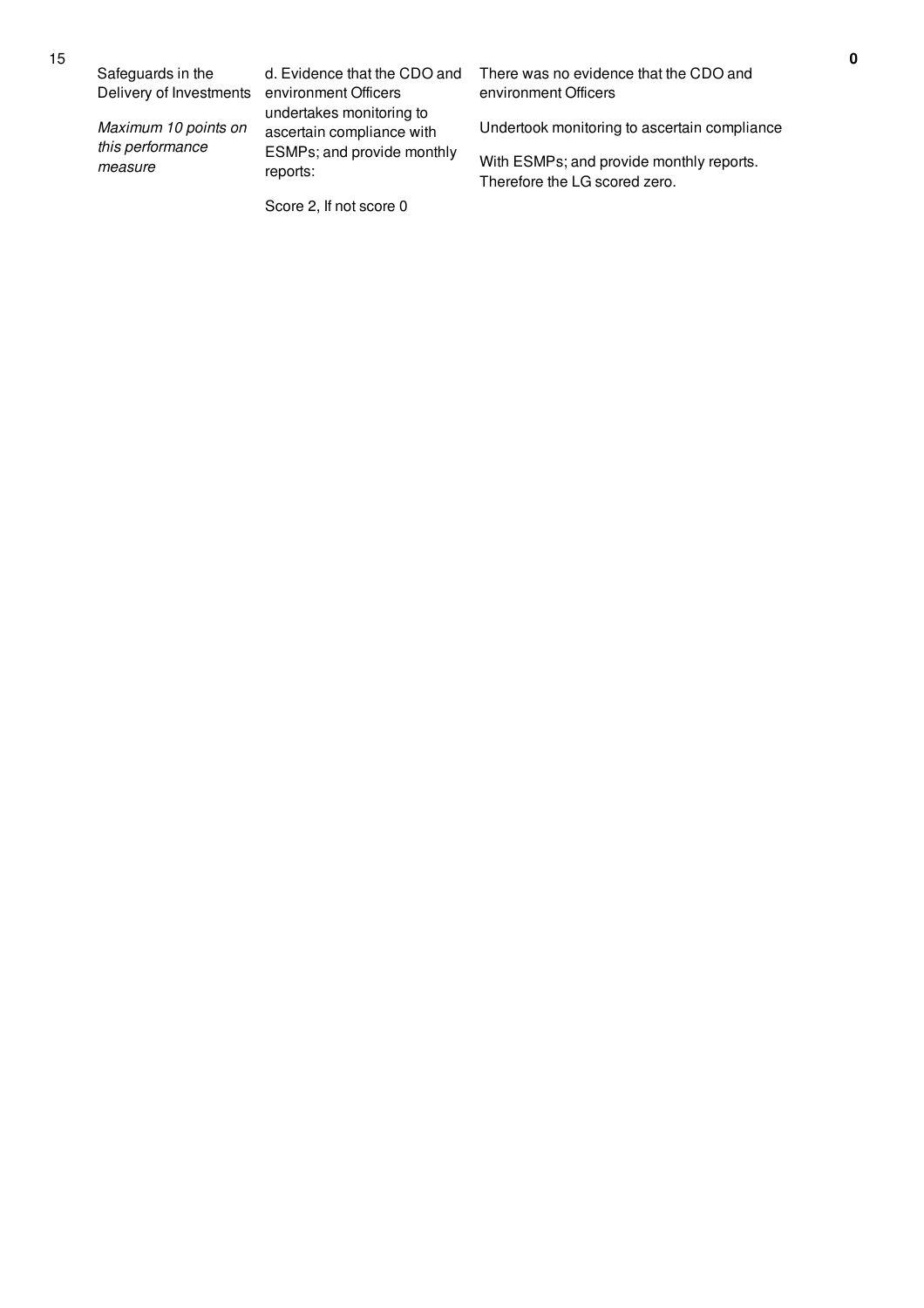| No. | Performance Area | Performance Measure | Assessment Findings | Score |
|---|---|---|---|---|
| 15 | Safeguards in the Delivery of Investments<br><br>*Maximum 10 points on this performance measure* | d. Evidence that the CDO and environment Officers undertakes monitoring to ascertain compliance with ESMPs; and provide monthly reports:<br><br>Score 2, If not score 0 | There was no evidence that the CDO and environment Officers<br><br>Undertook monitoring to ascertain compliance<br><br>With ESMPs; and provide monthly reports. Therefore the LG scored zero. | **0** |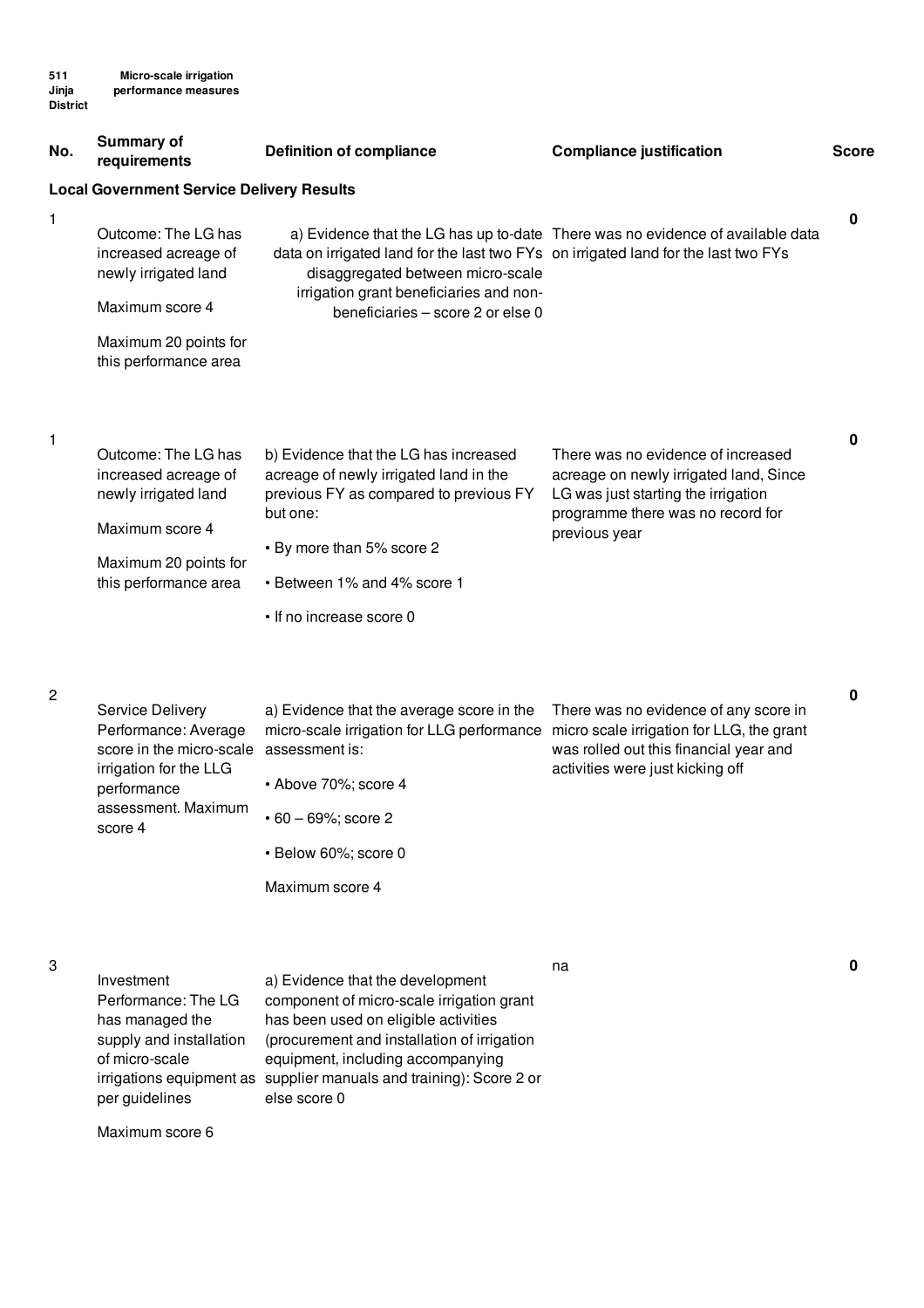511 Jinja District

Micro-scale irrigation performance measures

| No. | Summary of requirements | Definition of compliance | Compliance justification | Score |
|---|---|---|---|---|
| **Local Government Service Delivery Results** | | | | |
| 1 | Outcome: The LG has increased acreage of newly irrigated land<br><br>Maximum score 4<br><br>Maximum 20 points for this performance area | a) Evidence that the LG has up to-date data on irrigated land for the last two FYs disaggregated between micro-scale irrigation grant beneficiaries and non-beneficiaries – score 2 or else 0 | There was no evidence of available data on irrigated land for the last two FYs | 0 |
| 1 | Outcome: The LG has increased acreage of newly irrigated land<br><br>Maximum score 4<br><br>Maximum 20 points for this performance area | b) Evidence that the LG has increased acreage of newly irrigated land in the previous FY as compared to previous FY but one:<br><br>• By more than 5% score 2<br><br>• Between 1% and 4% score 1<br><br>• If no increase score 0 | There was no evidence of increased acreage on newly irrigated land, Since LG was just starting the irrigation programme there was no record for previous year | 0 |
| 2 | Service Delivery Performance: Average score in the micro-scale irrigation for the LLG performance assessment. Maximum score 4 | a) Evidence that the average score in the micro-scale irrigation for LLG performance assessment is:<br><br>• Above 70%; score 4<br><br>• 60 – 69%; score 2<br><br>• Below 60%; score 0<br><br>Maximum score 4 | There was no evidence of any score in micro scale irrigation for LLG, the grant was rolled out this financial year and activities were just kicking off | 0 |
| 3 | Investment Performance: The LG has managed the supply and installation of micro-scale irrigations equipment as per guidelines<br><br>Maximum score 6 | a) Evidence that the development component of micro-scale irrigation grant has been used on eligible activities (procurement and installation of irrigation equipment, including accompanying supplier manuals and training): Score 2 or else score 0 | na | 0 |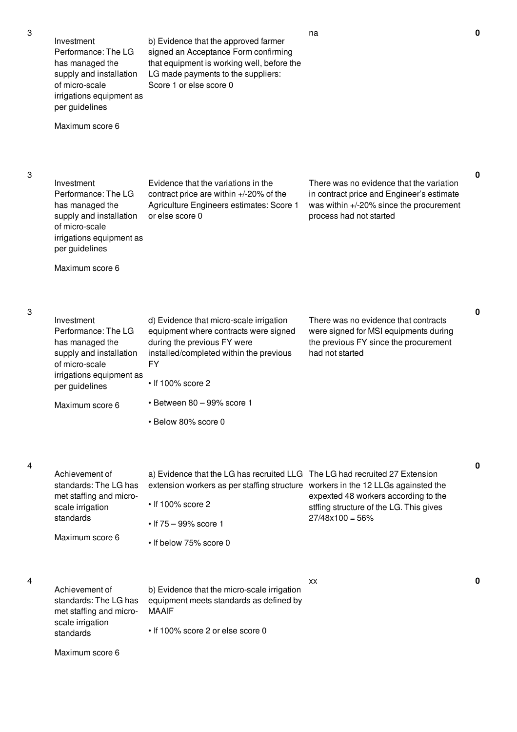| | | | | |
|---|---|---|---|---|
| 3 | Investment Performance: The LG has managed the supply and installation of micro-scale irrigations equipment as per guidelines<br><br>Maximum score 6 | b) Evidence that the approved farmer signed an Acceptance Form confirming that equipment is working well, before the LG made payments to the suppliers: Score 1 or else score 0 | na | **0** |
| 3 | Investment Performance: The LG has managed the supply and installation of micro-scale irrigations equipment as per guidelines<br><br>Maximum score 6 | Evidence that the variations in the contract price are within +/-20% of the Agriculture Engineers estimates: Score 1 or else score 0 | There was no evidence that the variation in contract price and Engineer's estimate was within +/-20% since the procurement process had not started | **0** |
| 3 | Investment Performance: The LG has managed the supply and installation of micro-scale irrigations equipment as per guidelines<br><br>Maximum score 6 | d) Evidence that micro-scale irrigation equipment where contracts were signed during the previous FY were installed/completed within the previous FY<br><br>• If 100% score 2<br><br>• Between 80 – 99% score 1<br><br>• Below 80% score 0 | There was no evidence that contracts were signed for MSI equipments during the previous FY since the procurement had not started | **0** |
| 4 | Achievement of standards: The LG has met staffing and micro-scale irrigation standards<br><br>Maximum score 6 | a) Evidence that the LG has recruited LLG extension workers as per staffing structure<br><br>• If 100% score 2<br><br>• If 75 – 99% score 1<br><br>• If below 75% score 0 | The LG had recruited 27 Extension workers in the 12 LLGs againsted the expexted 48 workers according to the stffing structure of the LG. This gives 27/48x100 = 56% | **0** |
| 4 | Achievement of standards: The LG has met staffing and micro-scale irrigation standards<br><br>Maximum score 6 | b) Evidence that the micro-scale irrigation equipment meets standards as defined by MAAIF<br><br>• If 100% score 2 or else score 0 | xx | **0** |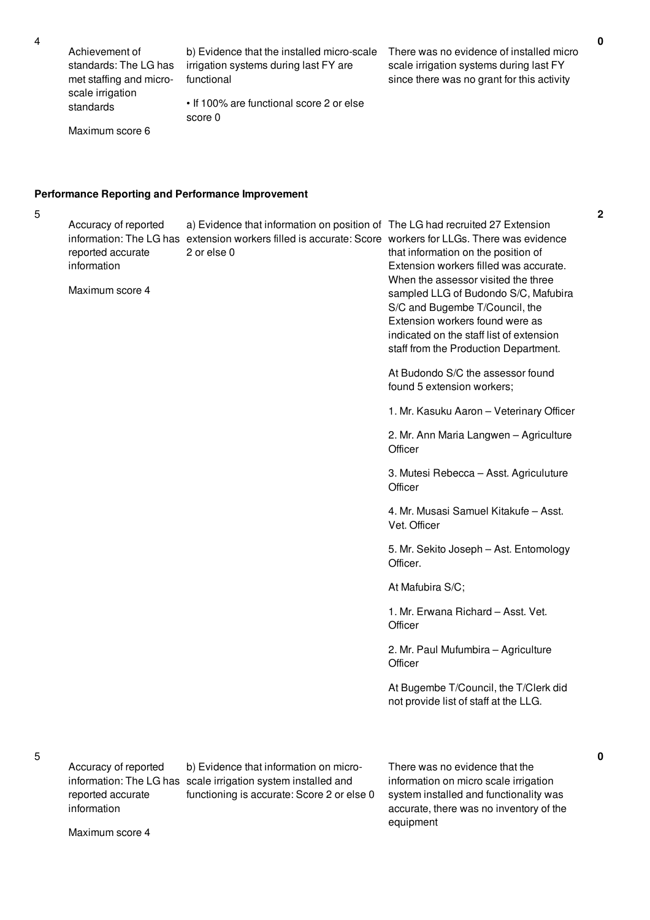| No. | Performance Measure | Indicator | Assessment Details | Score |
|---|---|---|---|---|
| 4 | Achievement of standards: The LG has met staffing and micro-scale irrigation standards<br><br>Maximum score 6 | b) Evidence that the installed micro-scale irrigation systems during last FY are functional<br><br>• If 100% are functional score 2 or else score 0 | There was no evidence of installed micro scale irrigation systems during last FY since there was no grant for this activity | 0 |

**Performance Reporting and Performance Improvement**

| No. | Performance Measure | Indicator | Assessment Details | Score |
|---|---|---|---|---|
| 5 | Accuracy of reported information: The LG has reported accurate information<br><br>Maximum score 4 | a) Evidence that information on position of extension workers filled is accurate: Score 2 or else 0 | The LG had recruited 27 Extension workers for LLGs. There was evidence that information on the position of Extension workers filled was accurate. When the assessor visited the three sampled LLG of Budondo S/C, Mafubira S/C and Bugembe T/Council, the Extension workers found were as indicated on the staff list of extension staff from the Production Department.<br><br>At Budondo S/C the assessor found found 5 extension workers;<br><br>1. Mr. Kasuku Aaron – Veterinary Officer<br><br>2. Mr. Ann Maria Langwen – Agriculture Officer<br><br>3. Mutesi Rebecca – Asst. Agriculuture Officer<br><br>4. Mr. Musasi Samuel Kitakufe – Asst. Vet. Officer<br><br>5. Mr. Sekito Joseph – Ast. Entomology Officer.<br><br>At Mafubira S/C;<br><br>1. Mr. Erwana Richard – Asst. Vet. Officer<br><br>2. Mr. Paul Mufumbira – Agriculture Officer<br><br>At Bugembe T/Council, the T/Clerk did not provide list of staff at the LLG. | 2 |
| 5 | Accuracy of reported information: The LG has reported accurate information<br><br>Maximum score 4 | b) Evidence that information on micro-scale irrigation system installed and functioning is accurate: Score 2 or else 0 | There was no evidence that the information on micro scale irrigation system installed and functionality was accurate, there was no inventory of the equipment | 0 |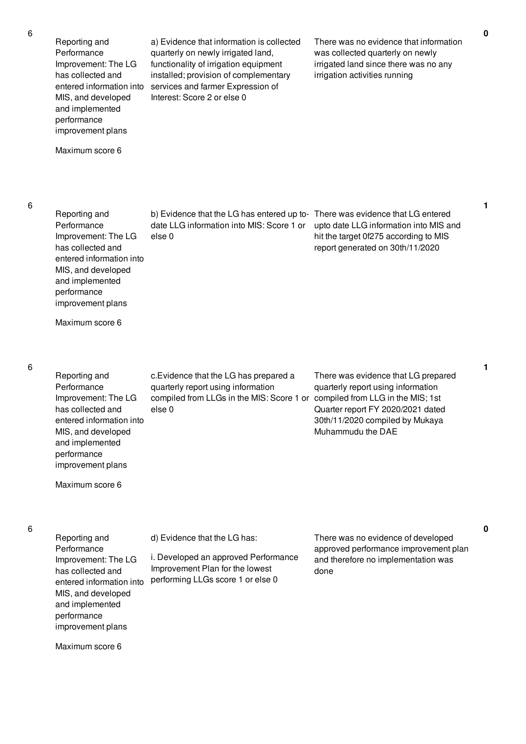| | | | | |
|---|---|---|---|---|
| 6 | Reporting and Performance Improvement: The LG has collected and entered information into MIS, and developed and implemented performance improvement plans<br><br>Maximum score 6 | a) Evidence that information is collected quarterly on newly irrigated land, functionality of irrigation equipment installed; provision of complementary services and farmer Expression of Interest: Score 2 or else 0 | There was no evidence that information was collected quarterly on newly irrigated land since there was no any irrigation activities running | **0** |
| 6 | Reporting and Performance Improvement: The LG has collected and entered information into MIS, and developed and implemented performance improvement plans<br><br>Maximum score 6 | b) Evidence that the LG has entered up to-date LLG information into MIS: Score 1 or else 0 | There was evidence that LG entered upto date LLG information into MIS and hit the target 0f275 according to MIS report generated on 30th/11/2020 | **1** |
| 6 | Reporting and Performance Improvement: The LG has collected and entered information into MIS, and developed and implemented performance improvement plans<br><br>Maximum score 6 | c.Evidence that the LG has prepared a quarterly report using information compiled from LLGs in the MIS: Score 1 or else 0 | There was evidence that LG prepared quarterly report using information compiled from LLG in the MIS; 1st Quarter report FY 2020/2021 dated 30th/11/2020 compiled by Mukaya Muhammudu the DAE | **1** |
| 6 | Reporting and Performance Improvement: The LG has collected and entered information into MIS, and developed and implemented performance improvement plans<br><br>Maximum score 6 | d) Evidence that the LG has:<br><br>i. Developed an approved Performance Improvement Plan for the lowest performing LLGs score 1 or else 0 | There was no evidence of developed approved performance improvement plan and therefore no implementation was done | **0** |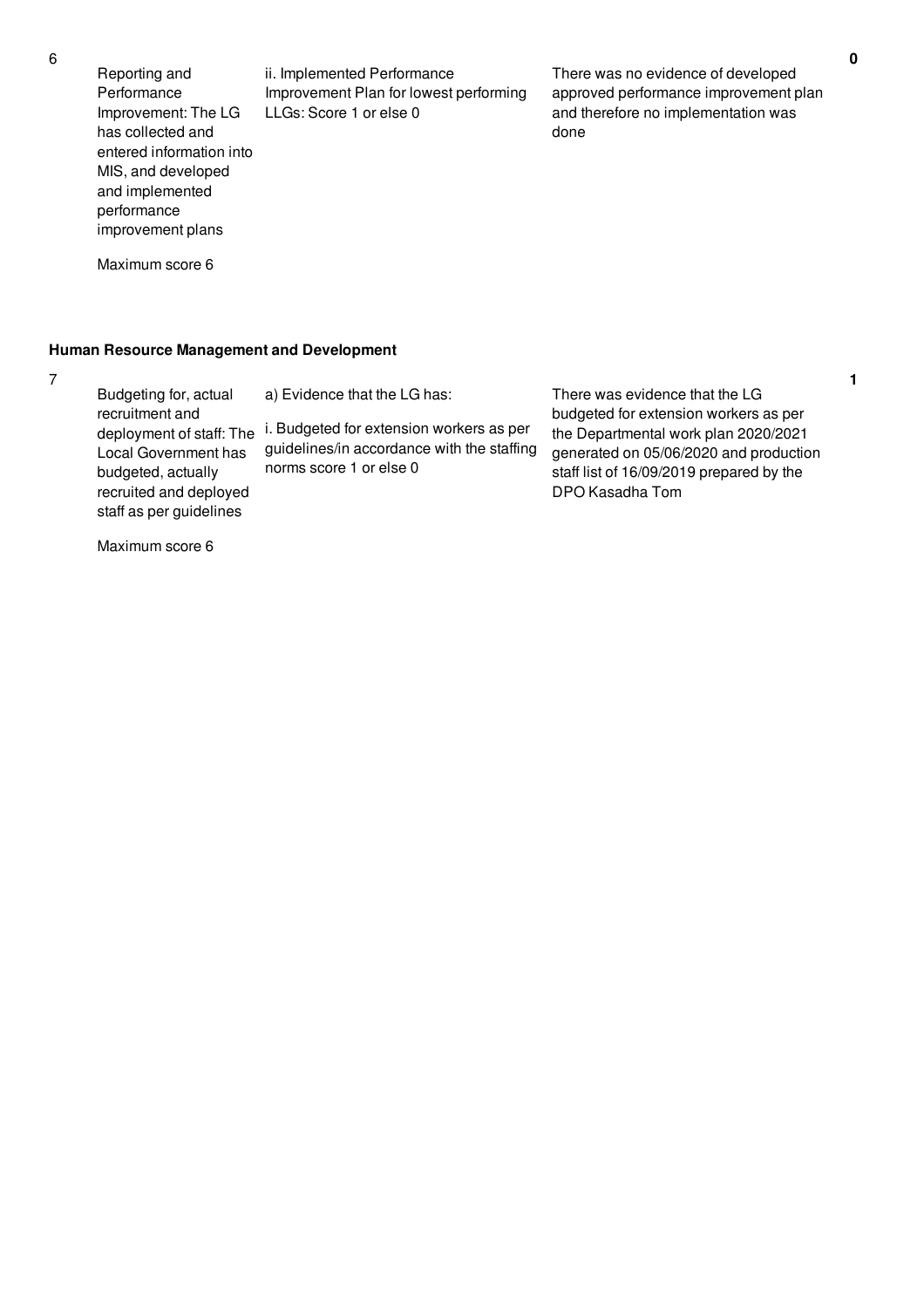| No. | Performance Area | Performance Measure | Assessment Findings | Score |
|---|---|---|---|---|
| 6 | Reporting and Performance Improvement: The LG has collected and entered information into MIS, and developed and implemented performance improvement plans<br><br>Maximum score 6 | ii. Implemented Performance Improvement Plan for lowest performing LLGs: Score 1 or else 0 | There was no evidence of developed approved performance improvement plan and therefore no implementation was done | **0** |

**Human Resource Management and Development**

| No. | Performance Area | Performance Measure | Assessment Findings | Score |
|---|---|---|---|---|
| 7 | Budgeting for, actual recruitment and deployment of staff: The Local Government has budgeted, actually recruited and deployed staff as per guidelines<br><br>Maximum score 6 | a) Evidence that the LG has:<br><br>i. Budgeted for extension workers as per guidelines/in accordance with the staffing norms score 1 or else 0 | There was evidence that the LG budgeted for extension workers as per the Departmental work plan 2020/2021 generated on 05/06/2020 and production staff list of 16/09/2019 prepared by the DPO Kasadha Tom | **1** |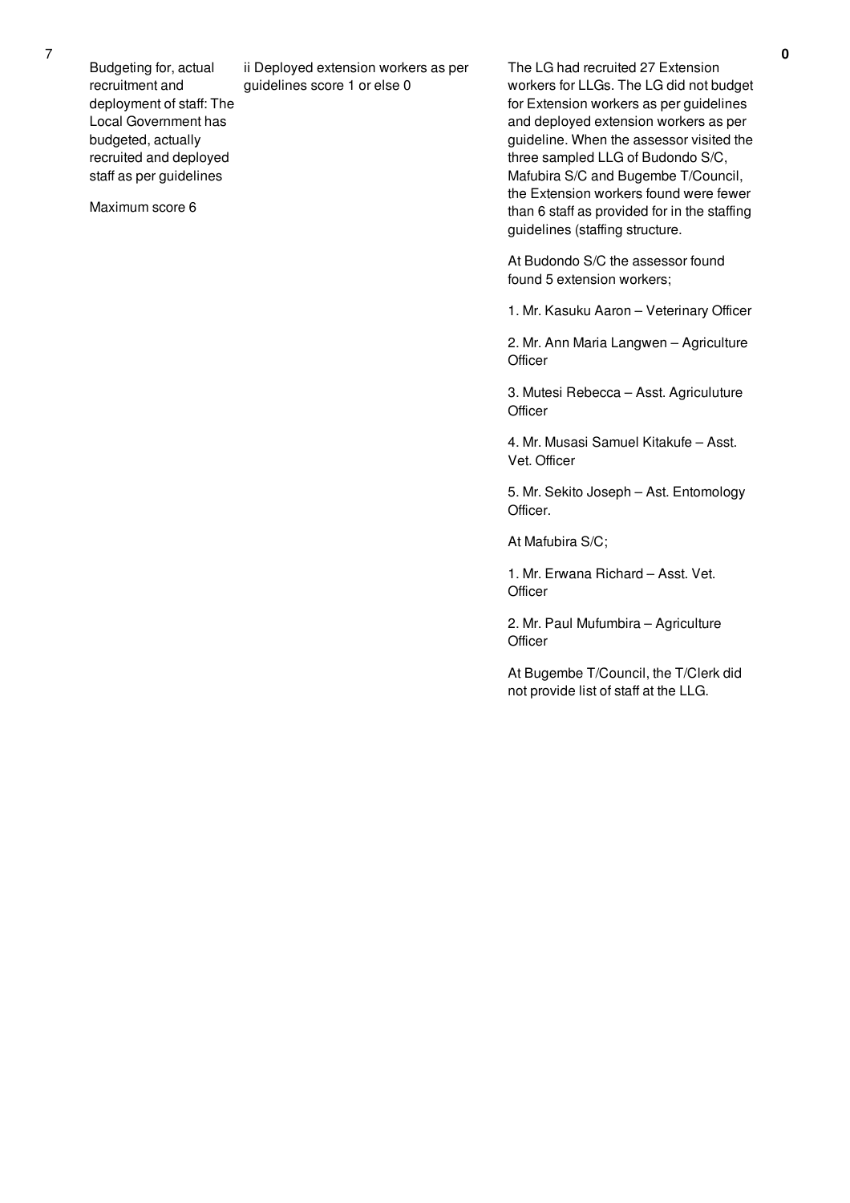| No. | Performance Measure | Scoring Guide | Justification | Score |
|---|---|---|---|---|
| 7 | Budgeting for, actual recruitment and deployment of staff: The Local Government has budgeted, actually recruited and deployed staff as per guidelines<br><br>Maximum score 6 | ii Deployed extension workers as per guidelines score 1 or else 0 | The LG had recruited 27 Extension workers for LLGs. The LG did not budget for Extension workers as per guidelines and deployed extension workers as per guideline. When the assessor visited the three sampled LLG of Budondo S/C, Mafubira S/C and Bugembe T/Council, the Extension workers found were fewer than 6 staff as provided for in the staffing guidelines (staffing structure.<br><br>At Budondo S/C the assessor found found 5 extension workers;<br><br>1. Mr. Kasuku Aaron – Veterinary Officer<br><br>2. Mr. Ann Maria Langwen – Agriculture Officer<br><br>3. Mutesi Rebecca – Asst. Agriculuture Officer<br><br>4. Mr. Musasi Samuel Kitakufe – Asst. Vet. Officer<br><br>5. Mr. Sekito Joseph – Ast. Entomology Officer.<br><br>At Mafubira S/C;<br><br>1. Mr. Erwana Richard – Asst. Vet. Officer<br><br>2. Mr. Paul Mufumbira – Agriculture Officer<br><br>At Bugembe T/Council, the T/Clerk did not provide list of staff at the LLG. | 0 |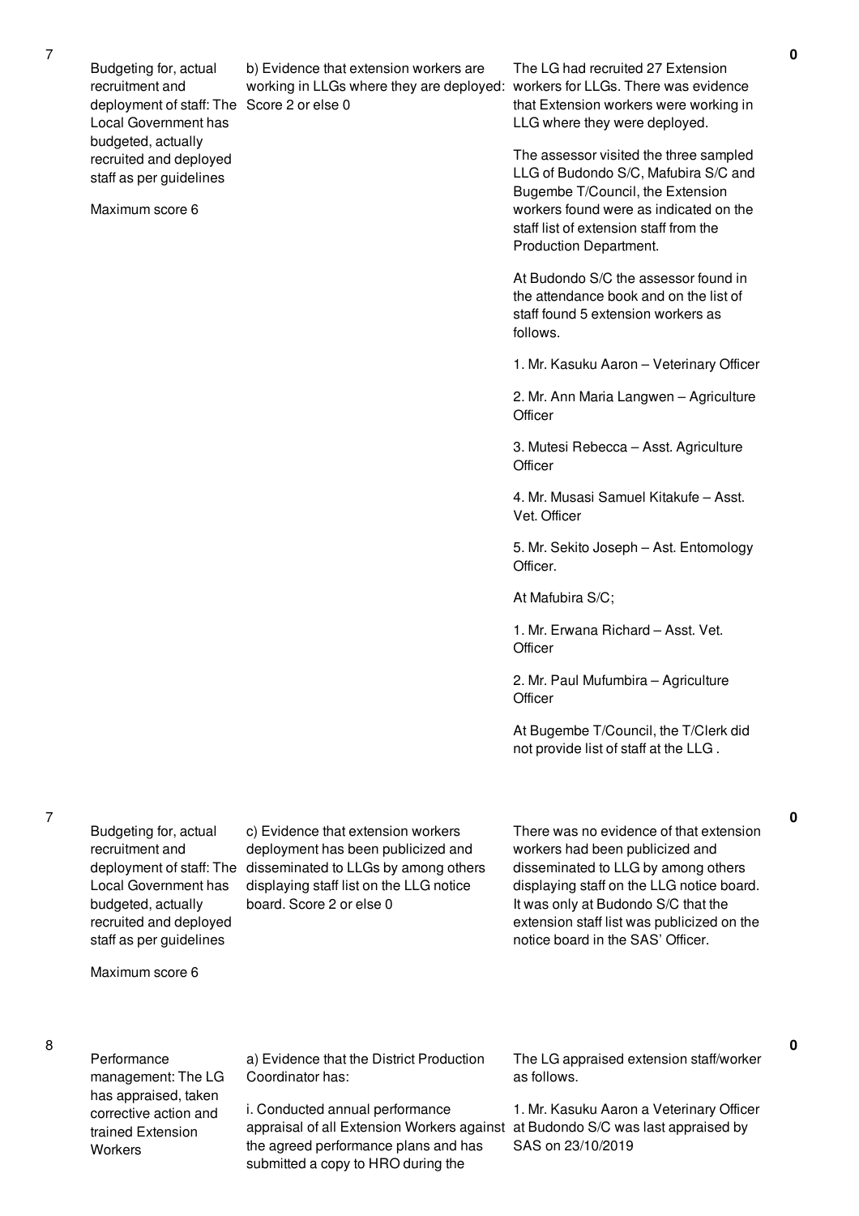| No. | Performance Area | Measure | Assessment Findings | Score |
|---|---|---|---|---|
| 7 | Budgeting for, actual recruitment and deployment of staff: The Local Government has budgeted, actually recruited and deployed staff as per guidelines<br><br>Maximum score 6 | b) Evidence that extension workers are working in LLGs where they are deployed: Score 2 or else 0 | The LG had recruited 27 Extension workers for LLGs. There was evidence that Extension workers were working in LLG where they were deployed.<br><br>The assessor visited the three sampled LLG of Budondo S/C, Mafubira S/C and Bugembe T/Council, the Extension workers found were as indicated on the staff list of extension staff from the Production Department.<br><br>At Budondo S/C the assessor found in the attendance book and on the list of staff found 5 extension workers as follows.<br><br>1. Mr. Kasuku Aaron – Veterinary Officer<br><br>2. Mr. Ann Maria Langwen – Agriculture Officer<br><br>3. Mutesi Rebecca – Asst. Agriculture Officer<br><br>4. Mr. Musasi Samuel Kitakufe – Asst. Vet. Officer<br><br>5. Mr. Sekito Joseph – Ast. Entomology Officer.<br><br>At Mafubira S/C;<br><br>1. Mr. Erwana Richard – Asst. Vet. Officer<br><br>2. Mr. Paul Mufumbira – Agriculture Officer<br><br>At Bugembe T/Council, the T/Clerk did not provide list of staff at the LLG . | 0 |
| 7 | Budgeting for, actual recruitment and deployment of staff: The Local Government has budgeted, actually recruited and deployed staff as per guidelines<br><br>Maximum score 6 | c) Evidence that extension workers deployment has been publicized and disseminated to LLGs by among others displaying staff list on the LLG notice board. Score 2 or else 0 | There was no evidence of that extension workers had been publicized and disseminated to LLG by among others displaying staff on the LLG notice board. It was only at Budondo S/C that the extension staff list was publicized on the notice board in the SAS' Officer. | 0 |
| 8 | Performance management: The LG has appraised, taken corrective action and trained Extension Workers | a) Evidence that the District Production Coordinator has:<br><br>i. Conducted annual performance appraisal of all Extension Workers against the agreed performance plans and has submitted a copy to HRO during the | The LG appraised extension staff/worker as follows.<br><br>1. Mr. Kasuku Aaron a Veterinary Officer at Budondo S/C was last appraised by SAS on 23/10/2019 | 0 |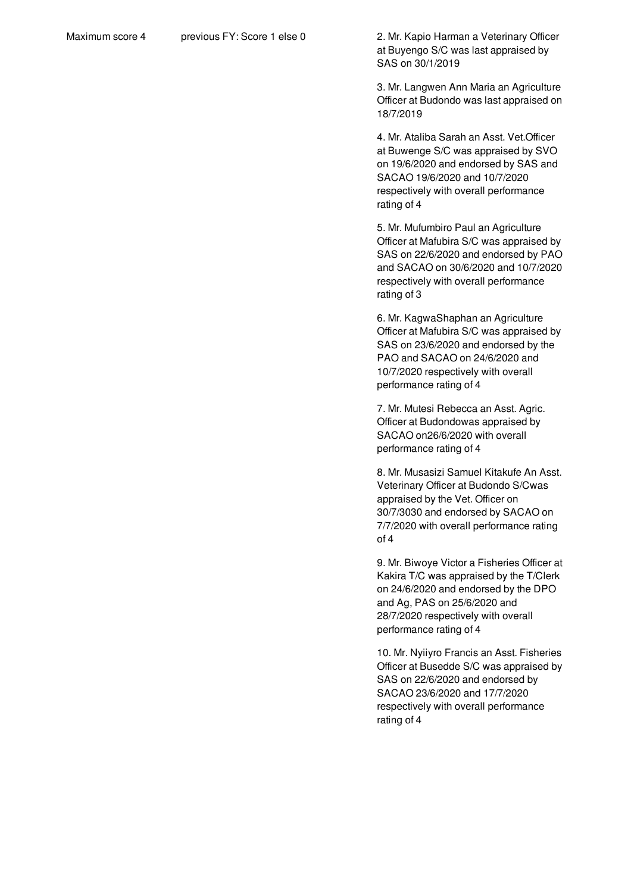| | | |
|---|---|---|
| Maximum score 4 | previous FY: Score 1 else 0 | 2. Mr. Kapio Harman a Veterinary Officer at Buyengo S/C was last appraised by SAS on 30/1/2019<br><br>3. Mr. Langwen Ann Maria an Agriculture Officer at Budondo was last appraised on 18/7/2019<br><br>4. Mr. Ataliba Sarah an Asst. Vet.Officer at Buwenge S/C was appraised by SVO on 19/6/2020 and endorsed by SAS and SACAO 19/6/2020 and 10/7/2020 respectively with overall performance rating of 4<br><br>5. Mr. Mufumbiro Paul an Agriculture Officer at Mafubira S/C was appraised by SAS on 22/6/2020 and endorsed by PAO and SACAO on 30/6/2020 and 10/7/2020 respectively with overall performance rating of 3<br><br>6. Mr. KagwaShaphan an Agriculture Officer at Mafubira S/C was appraised by SAS on 23/6/2020 and endorsed by the PAO and SACAO on 24/6/2020 and 10/7/2020 respectively with overall performance rating of 4<br><br>7. Mr. Mutesi Rebecca an Asst. Agric. Officer at Budondowas appraised by SACAO on26/6/2020 with overall performance rating of 4<br><br>8. Mr. Musasizi Samuel Kitakufe An Asst. Veterinary Officer at Budondo S/Cwas appraised by the Vet. Officer on 30/7/3030 and endorsed by SACAO on 7/7/2020 with overall performance rating of 4<br><br>9. Mr. Biwoye Victor a Fisheries Officer at Kakira T/C was appraised by the T/Clerk on 24/6/2020 and endorsed by the DPO and Ag, PAS on 25/6/2020 and 28/7/2020 respectively with overall performance rating of 4<br><br>10. Mr. Nyiiyro Francis an Asst. Fisheries Officer at Busedde S/C was appraised by SAS on 22/6/2020 and endorsed by SACAO 23/6/2020 and 17/7/2020 respectively with overall performance rating of 4 |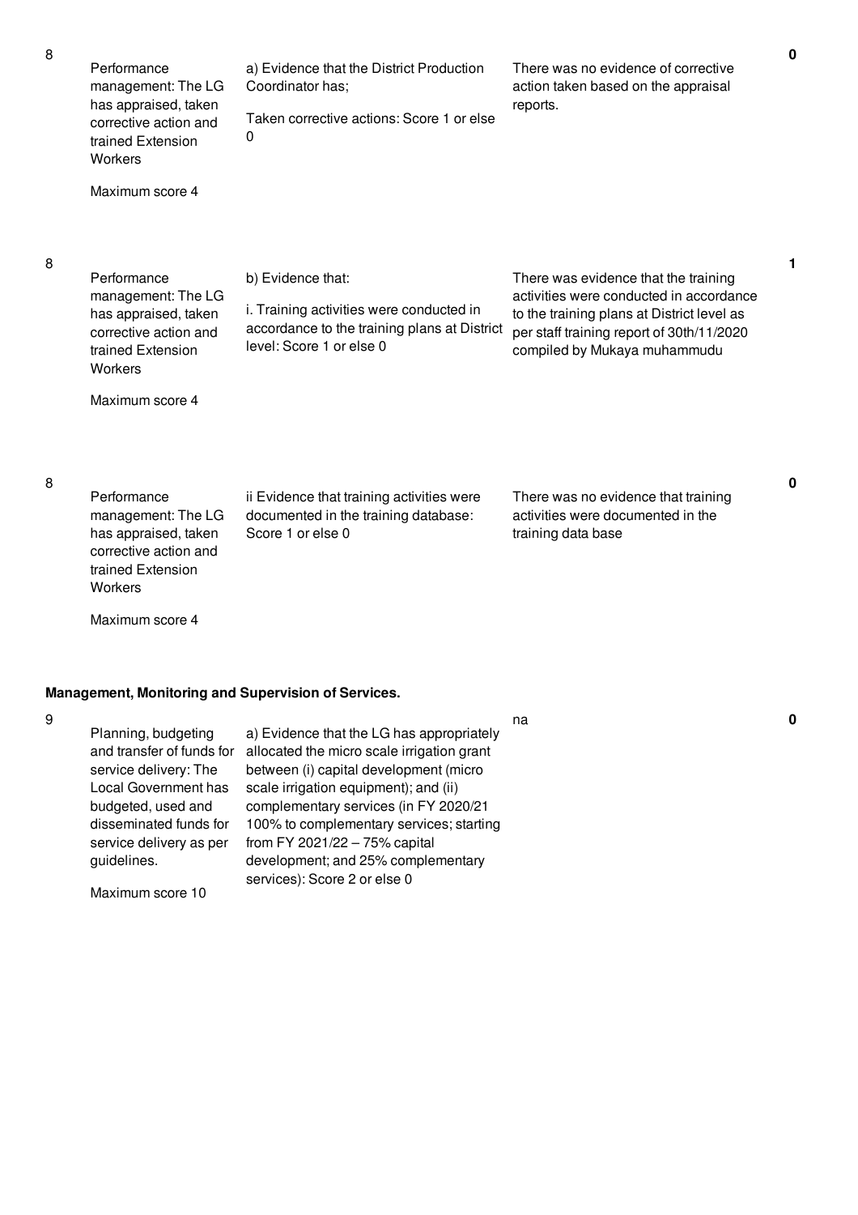| | | | | |
|---|---|---|---|---|
| 8 | Performance management: The LG has appraised, taken corrective action and trained Extension Workers<br><br>Maximum score 4 | a) Evidence that the District Production Coordinator has;<br><br>Taken corrective actions: Score 1 or else 0 | There was no evidence of corrective action taken based on the appraisal reports. | 0 |
| 8 | Performance management: The LG has appraised, taken corrective action and trained Extension Workers<br><br>Maximum score 4 | b) Evidence that:<br><br>i. Training activities were conducted in accordance to the training plans at District level: Score 1 or else 0 | There was evidence that the training activities were conducted in accordance to the training plans at District level as per staff training report of 30th/11/2020 compiled by Mukaya muhammudu | 1 |
| 8 | Performance management: The LG has appraised, taken corrective action and trained Extension Workers<br><br>Maximum score 4 | ii Evidence that training activities were documented in the training database: Score 1 or else 0 | There was no evidence that training activities were documented in the training data base | 0 |

**Management, Monitoring and Supervision of Services.**

| | | | | |
|---|---|---|---|---|
| 9 | Planning, budgeting and transfer of funds for service delivery: The Local Government has budgeted, used and disseminated funds for service delivery as per guidelines.<br><br>Maximum score 10 | a) Evidence that the LG has appropriately allocated the micro scale irrigation grant between (i) capital development (micro scale irrigation equipment); and (ii) complementary services (in FY 2020/21 100% to complementary services; starting from FY 2021/22 – 75% capital development; and 25% complementary services): Score 2 or else 0 | na | 0 |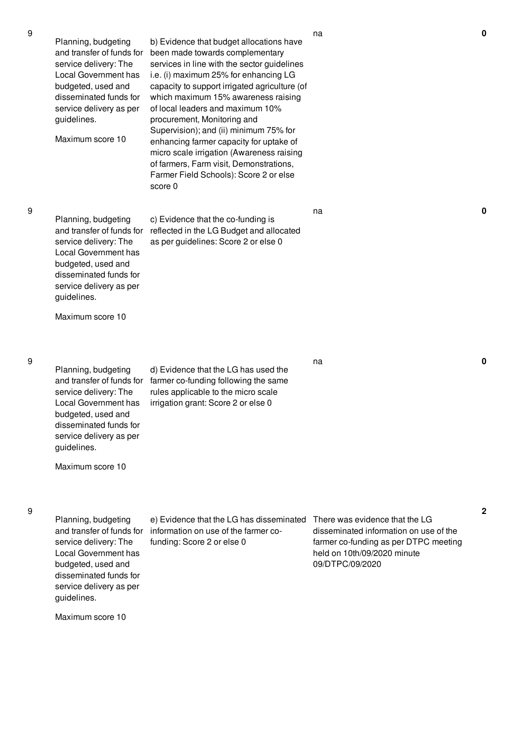| | | | | |
|---|---|---|---|---|
| 9 | Planning, budgeting and transfer of funds for service delivery: The Local Government has budgeted, used and disseminated funds for service delivery as per guidelines.<br><br>Maximum score 10 | b) Evidence that budget allocations have been made towards complementary services in line with the sector guidelines i.e. (i) maximum 25% for enhancing LG capacity to support irrigated agriculture (of which maximum 15% awareness raising of local leaders and maximum 10% procurement, Monitoring and Supervision); and (ii) minimum 75% for enhancing farmer capacity for uptake of micro scale irrigation (Awareness raising of farmers, Farm visit, Demonstrations, Farmer Field Schools): Score 2 or else score 0 | na | 0 |
| 9 | Planning, budgeting and transfer of funds for service delivery: The Local Government has budgeted, used and disseminated funds for service delivery as per guidelines.<br><br>Maximum score 10 | c) Evidence that the co-funding is reflected in the LG Budget and allocated as per guidelines: Score 2 or else 0 | na | 0 |
| 9 | Planning, budgeting and transfer of funds for service delivery: The Local Government has budgeted, used and disseminated funds for service delivery as per guidelines.<br><br>Maximum score 10 | d) Evidence that the LG has used the farmer co-funding following the same rules applicable to the micro scale irrigation grant: Score 2 or else 0 | na | 0 |
| 9 | Planning, budgeting and transfer of funds for service delivery: The Local Government has budgeted, used and disseminated funds for service delivery as per guidelines.<br><br>Maximum score 10 | e) Evidence that the LG has disseminated information on use of the farmer co-funding: Score 2 or else 0 | There was evidence that the LG disseminated information on use of the farmer co-funding as per DTPC meeting held on 10th/09/2020 minute 09/DTPC/09/2020 | 2 |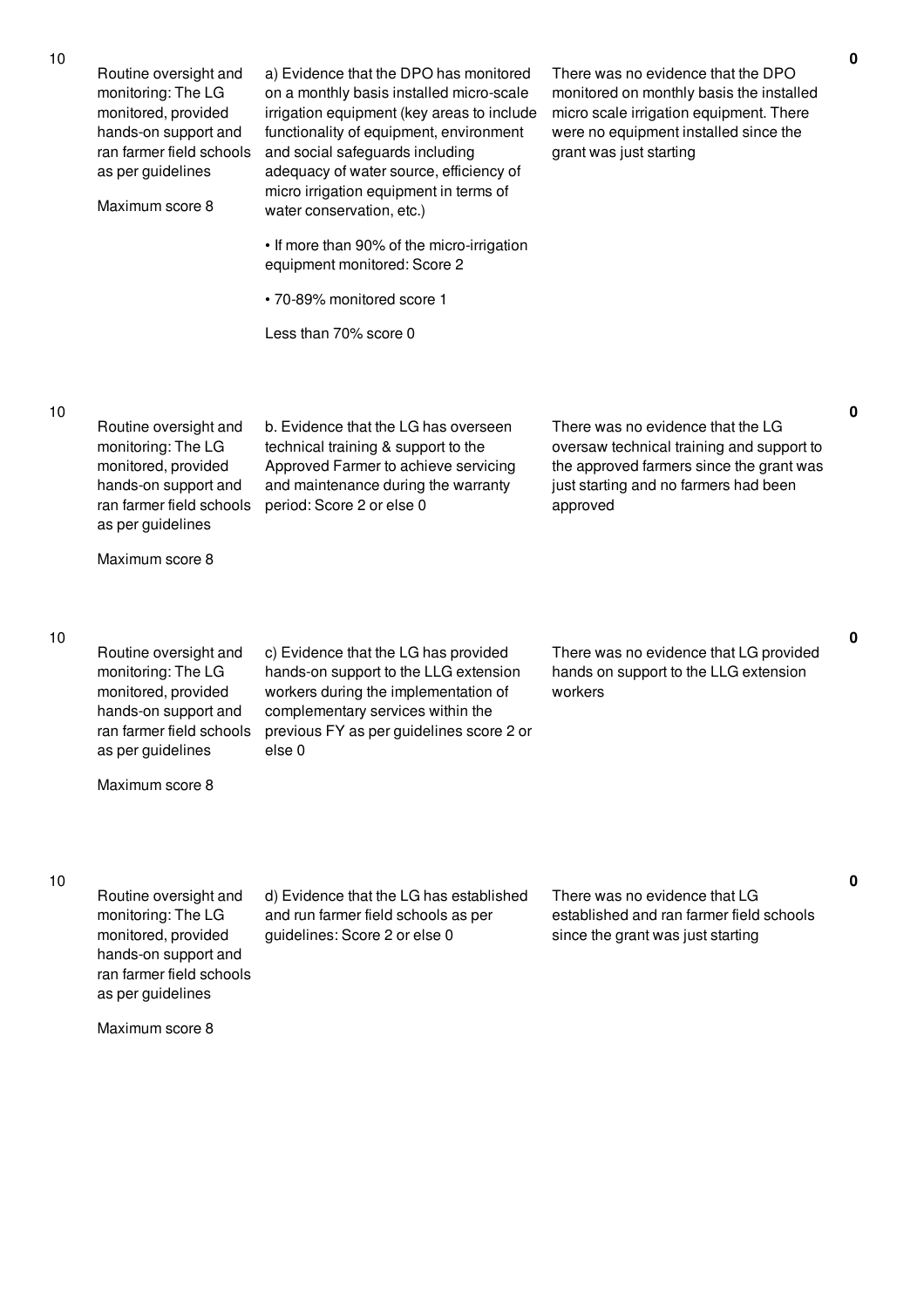| | | | | |
|---|---|---|---|---|
| 10 | Routine oversight and monitoring: The LG monitored, provided hands-on support and ran farmer field schools as per guidelines<br><br>Maximum score 8 | a) Evidence that the DPO has monitored on a monthly basis installed micro-scale irrigation equipment (key areas to include functionality of equipment, environment and social safeguards including adequacy of water source, efficiency of micro irrigation equipment in terms of water conservation, etc.)<br><br>• If more than 90% of the micro-irrigation equipment monitored: Score 2<br><br>• 70-89% monitored score 1<br><br>Less than 70% score 0 | There was no evidence that the DPO monitored on monthly basis the installed micro scale irrigation equipment. There were no equipment installed since the grant was just starting | **0** |
| 10 | Routine oversight and monitoring: The LG monitored, provided hands-on support and ran farmer field schools as per guidelines<br><br>Maximum score 8 | b. Evidence that the LG has overseen technical training & support to the Approved Farmer to achieve servicing and maintenance during the warranty period: Score 2 or else 0 | There was no evidence that the LG oversaw technical training and support to the approved farmers since the grant was just starting and no farmers had been approved | **0** |
| 10 | Routine oversight and monitoring: The LG monitored, provided hands-on support and ran farmer field schools as per guidelines<br><br>Maximum score 8 | c) Evidence that the LG has provided hands-on support to the LLG extension workers during the implementation of complementary services within the previous FY as per guidelines score 2 or else 0 | There was no evidence that LG provided hands on support to the LLG extension workers | **0** |
| 10 | Routine oversight and monitoring: The LG monitored, provided hands-on support and ran farmer field schools as per guidelines<br><br>Maximum score 8 | d) Evidence that the LG has established and run farmer field schools as per guidelines: Score 2 or else 0 | There was no evidence that LG established and ran farmer field schools since the grant was just starting | **0** |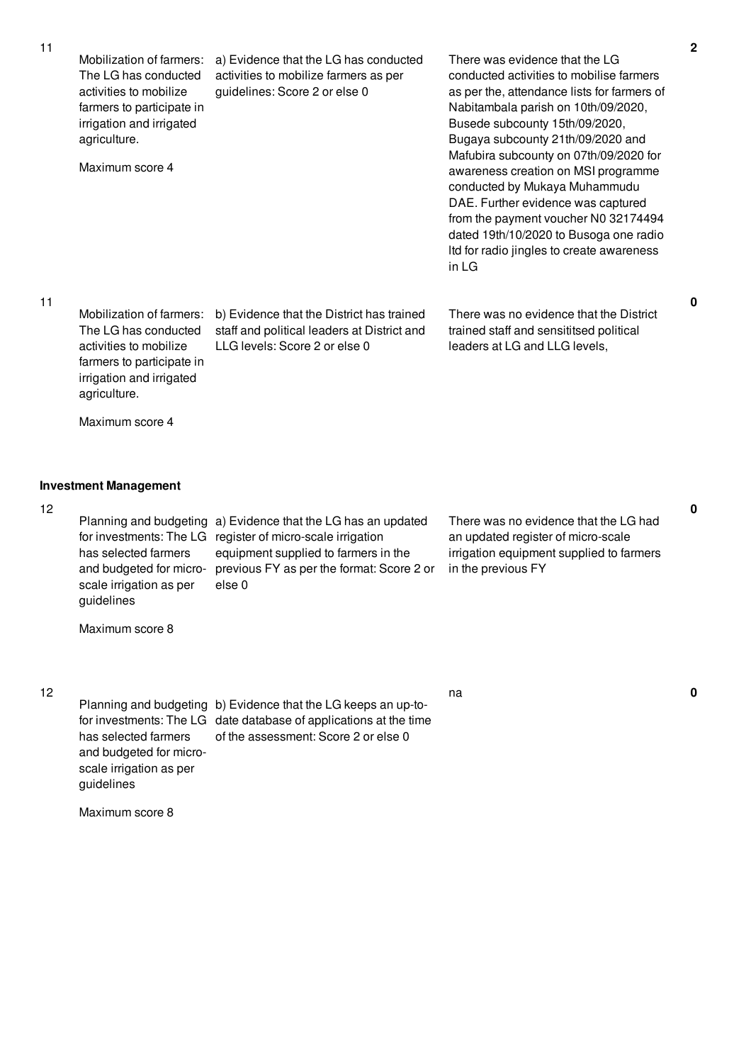| | | | | |
|---|---|---|---|---|
| 11 | Mobilization of farmers: The LG has conducted activities to mobilize farmers to participate in irrigation and irrigated agriculture.<br><br>Maximum score 4 | a) Evidence that the LG has conducted activities to mobilize farmers as per guidelines: Score 2 or else 0 | There was evidence that the LG conducted activities to mobilise farmers as per the, attendance lists for farmers of Nabitambala parish on 10th/09/2020, Busede subcounty 15th/09/2020, Bugaya subcounty 21th/09/2020 and Mafubira subcounty on 07th/09/2020 for awareness creation on MSI programme conducted by Mukaya Muhammudu DAE. Further evidence was captured from the payment voucher N0 32174494 dated 19th/10/2020 to Busoga one radio ltd for radio jingles to create awareness in LG | **2** |
| 11 | Mobilization of farmers: The LG has conducted activities to mobilize farmers to participate in irrigation and irrigated agriculture.<br><br>Maximum score 4 | b) Evidence that the District has trained staff and political leaders at District and LLG levels: Score 2 or else 0 | There was no evidence that the District trained staff and sensititsed political leaders at LG and LLG levels, | **0** |

**Investment Management**

| | | | | |
|---|---|---|---|---|
| 12 | Planning and budgeting for investments: The LG has selected farmers and budgeted for micro-scale irrigation as per guidelines<br><br>Maximum score 8 | a) Evidence that the LG has an updated register of micro-scale irrigation equipment supplied to farmers in the previous FY as per the format: Score 2 or else 0 | There was no evidence that the LG had an updated register of micro-scale irrigation equipment supplied to farmers in the previous FY | **0** |
| 12 | Planning and budgeting for investments: The LG has selected farmers and budgeted for micro-scale irrigation as per guidelines<br><br>Maximum score 8 | b) Evidence that the LG keeps an up-to-date database of applications at the time of the assessment: Score 2 or else 0 | na | **0** |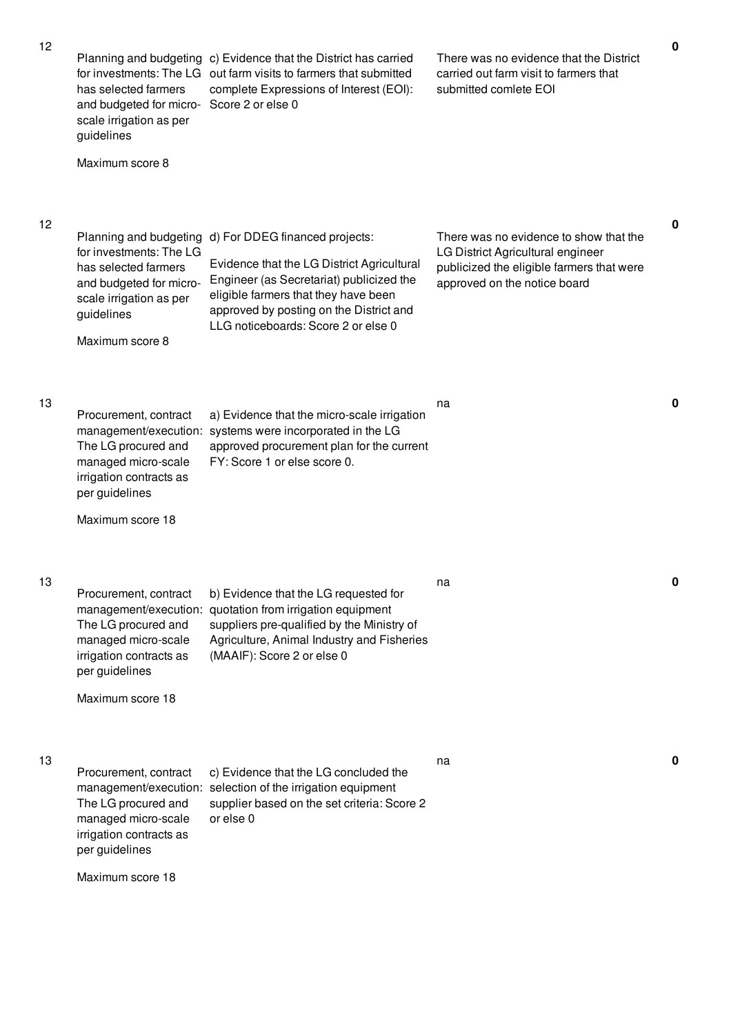| | | | | |
|---|---|---|---|---|
| 12 | Planning and budgeting for investments: The LG has selected farmers and budgeted for micro-scale irrigation as per guidelines<br><br>Maximum score 8 | c) Evidence that the District has carried out farm visits to farmers that submitted complete Expressions of Interest (EOI): Score 2 or else 0 | There was no evidence that the District carried out farm visit to farmers that submitted comlete EOI | **0** |
| 12 | Planning and budgeting for investments: The LG has selected farmers and budgeted for micro-scale irrigation as per guidelines<br><br>Maximum score 8 | d) For DDEG financed projects:<br><br>Evidence that the LG District Agricultural Engineer (as Secretariat) publicized the eligible farmers that they have been approved by posting on the District and LLG noticeboards: Score 2 or else 0 | There was no evidence to show that the LG District Agricultural engineer publicized the eligible farmers that were approved on the notice board | **0** |
| 13 | Procurement, contract management/execution: The LG procured and managed micro-scale irrigation contracts as per guidelines<br><br>Maximum score 18 | a) Evidence that the micro-scale irrigation systems were incorporated in the LG approved procurement plan for the current FY: Score 1 or else score 0. | na | **0** |
| 13 | Procurement, contract management/execution: The LG procured and managed micro-scale irrigation contracts as per guidelines<br><br>Maximum score 18 | b) Evidence that the LG requested for quotation from irrigation equipment suppliers pre-qualified by the Ministry of Agriculture, Animal Industry and Fisheries (MAAIF): Score 2 or else 0 | na | **0** |
| 13 | Procurement, contract management/execution: The LG procured and managed micro-scale irrigation contracts as per guidelines<br><br>Maximum score 18 | c) Evidence that the LG concluded the selection of the irrigation equipment supplier based on the set criteria: Score 2 or else 0 | na | **0** |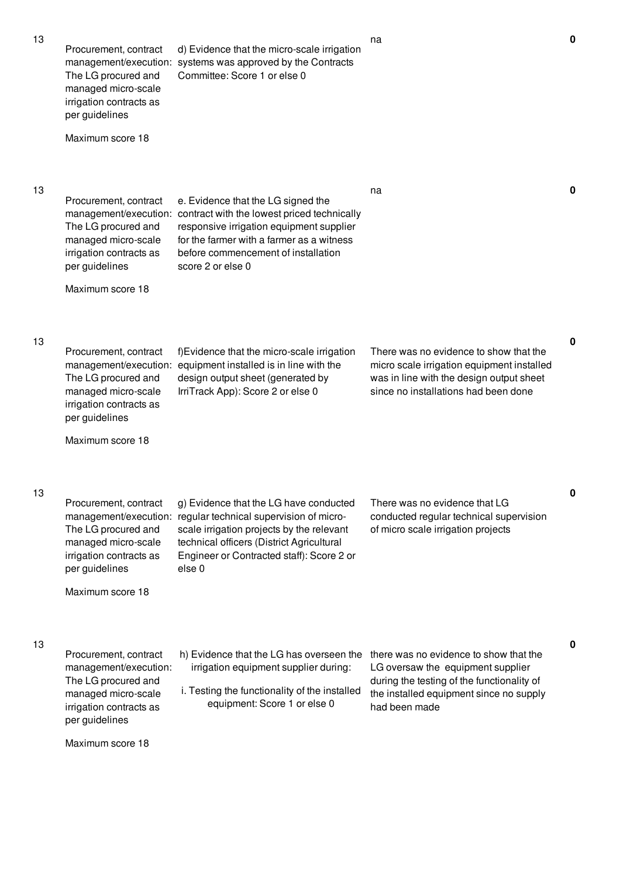| No. | Performance Area | Performance Measure | Justification | Score |
|---|---|---|---|---|
| 13 | Procurement, contract management/execution: The LG procured and managed micro-scale irrigation contracts as per guidelines<br><br>Maximum score 18 | d) Evidence that the micro-scale irrigation systems was approved by the Contracts Committee: Score 1 or else 0 | na | 0 |
| 13 | Procurement, contract management/execution: The LG procured and managed micro-scale irrigation contracts as per guidelines<br><br>Maximum score 18 | e. Evidence that the LG signed the contract with the lowest priced technically responsive irrigation equipment supplier for the farmer with a farmer as a witness before commencement of installation score 2 or else 0 | na | 0 |
| 13 | Procurement, contract management/execution: The LG procured and managed micro-scale irrigation contracts as per guidelines<br><br>Maximum score 18 | f)Evidence that the micro-scale irrigation equipment installed is in line with the design output sheet (generated by IrriTrack App): Score 2 or else 0 | There was no evidence to show that the micro scale irrigation equipment installed was in line with the design output sheet since no installations had been done | 0 |
| 13 | Procurement, contract management/execution: The LG procured and managed micro-scale irrigation contracts as per guidelines<br><br>Maximum score 18 | g) Evidence that the LG have conducted regular technical supervision of micro-scale irrigation projects by the relevant technical officers (District Agricultural Engineer or Contracted staff): Score 2 or else 0 | There was no evidence that LG conducted regular technical supervision of micro scale irrigation projects | 0 |
| 13 | Procurement, contract management/execution: The LG procured and managed micro-scale irrigation contracts as per guidelines<br><br>Maximum score 18 | h) Evidence that the LG has overseen the irrigation equipment supplier during:<br><br>i. Testing the functionality of the installed equipment: Score 1 or else 0 | there was no evidence to show that the LG oversaw the equipment supplier during the testing of the functionality of the installed equipment since no supply had been made | 0 |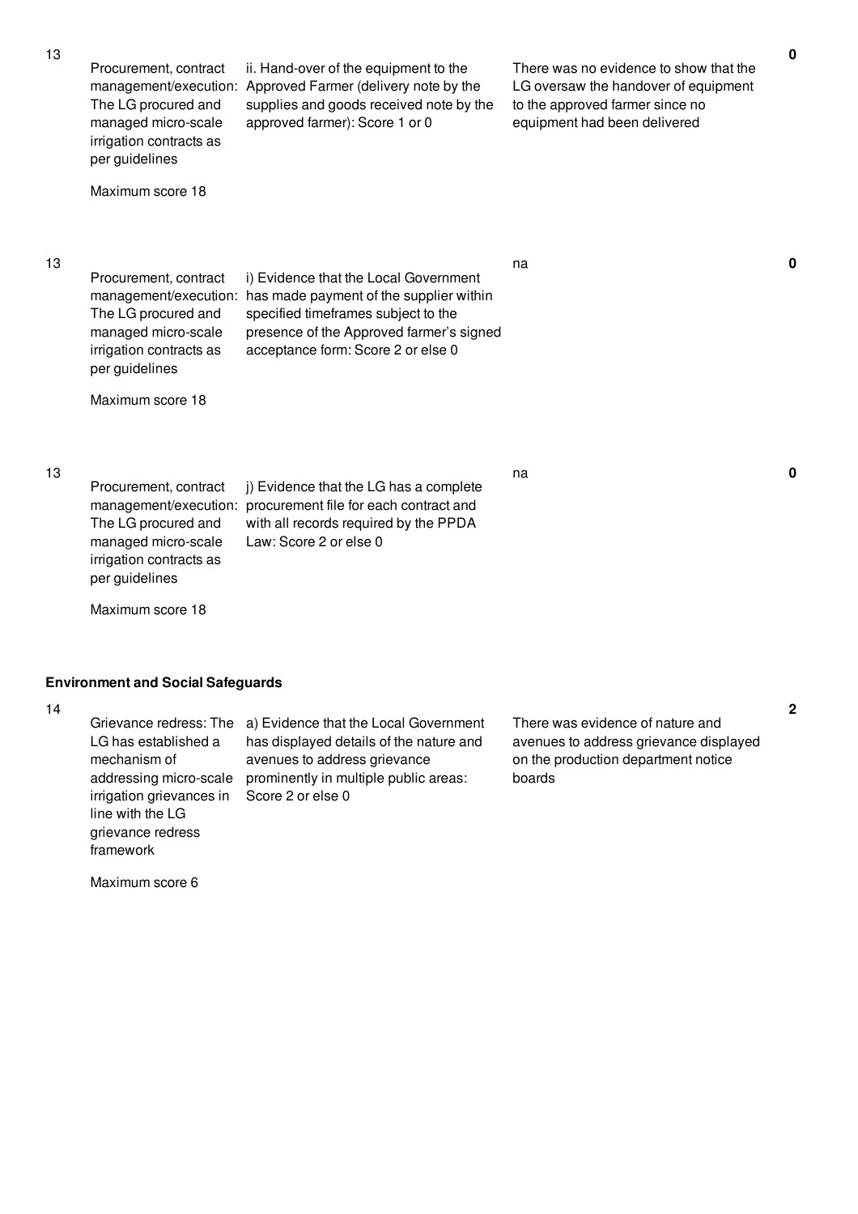| No. | Performance Measure | Scoring Guide | Justification | Score |
|---|---|---|---|---|
| 13 | Procurement, contract management/execution: The LG procured and managed micro-scale irrigation contracts as per guidelines<br><br>Maximum score 18 | ii. Hand-over of the equipment to the Approved Farmer (delivery note by the supplies and goods received note by the approved farmer): Score 1 or 0 | There was no evidence to show that the LG oversaw the handover of equipment to the approved farmer since no equipment had been delivered | 0 |
| 13 | Procurement, contract management/execution: The LG procured and managed micro-scale irrigation contracts as per guidelines<br><br>Maximum score 18 | i) Evidence that the Local Government has made payment of the supplier within specified timeframes subject to the presence of the Approved farmer's signed acceptance form: Score 2 or else 0 | na | 0 |
| 13 | Procurement, contract management/execution: The LG procured and managed micro-scale irrigation contracts as per guidelines<br><br>Maximum score 18 | j) Evidence that the LG has a complete procurement file for each contract and with all records required by the PPDA Law: Score 2 or else 0 | na | 0 |

**Environment and Social Safeguards**

| No. | Performance Measure | Scoring Guide | Justification | Score |
|---|---|---|---|---|
| 14 | Grievance redress: The LG has established a mechanism of addressing micro-scale irrigation grievances in line with the LG grievance redress framework<br><br>Maximum score 6 | a) Evidence that the Local Government has displayed details of the nature and avenues to address grievance prominently in multiple public areas: Score 2 or else 0 | There was evidence of nature and avenues to address grievance displayed on the production department notice boards | 2 |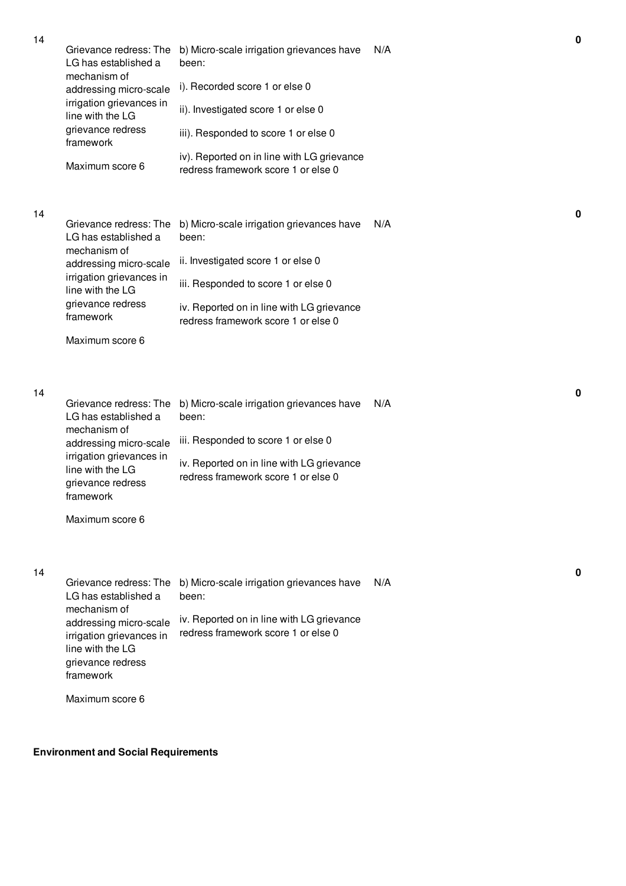| No. | Performance Measure | Scoring Guide | Justification | Score |
|---|---|---|---|---|
| 14 | Grievance redress: The LG has established a mechanism of addressing micro-scale irrigation grievances in line with the LG grievance redress framework<br><br>Maximum score 6 | b) Micro-scale irrigation grievances have been:<br><br>i). Recorded score 1 or else 0<br><br>ii). Investigated score 1 or else 0<br><br>iii). Responded to score 1 or else 0<br><br>iv). Reported on in line with LG grievance redress framework score 1 or else 0 | N/A | 0 |
| 14 | Grievance redress: The LG has established a mechanism of addressing micro-scale irrigation grievances in line with the LG grievance redress framework<br><br>Maximum score 6 | b) Micro-scale irrigation grievances have been:<br><br>ii. Investigated score 1 or else 0<br><br>iii. Responded to score 1 or else 0<br><br>iv. Reported on in line with LG grievance redress framework score 1 or else 0 | N/A | 0 |
| 14 | Grievance redress: The LG has established a mechanism of addressing micro-scale irrigation grievances in line with the LG grievance redress framework<br><br>Maximum score 6 | b) Micro-scale irrigation grievances have been:<br><br>iii. Responded to score 1 or else 0<br><br>iv. Reported on in line with LG grievance redress framework score 1 or else 0 | N/A | 0 |
| 14 | Grievance redress: The LG has established a mechanism of addressing micro-scale irrigation grievances in line with the LG grievance redress framework<br><br>Maximum score 6 | b) Micro-scale irrigation grievances have been:<br><br>iv. Reported on in line with LG grievance redress framework score 1 or else 0 | N/A | 0 |

**Environment and Social Requirements**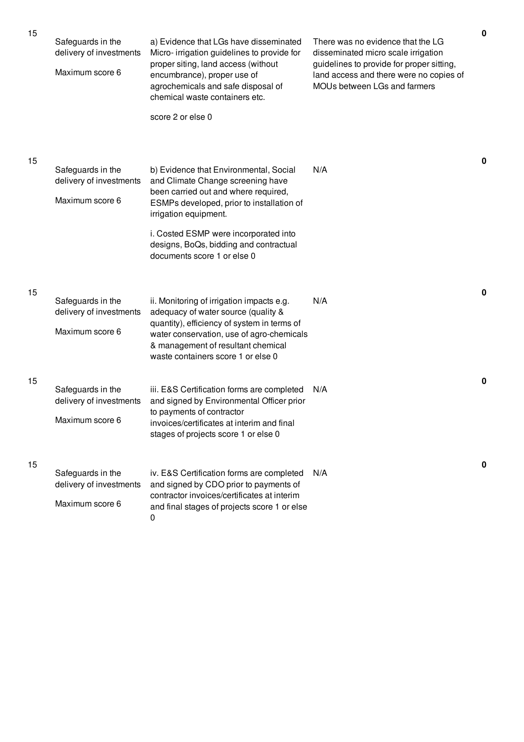| No. | Performance Measure | Scoring Guide | Justification | Score |
|---|---|---|---|---|
| 15 | Safeguards in the delivery of investments<br><br>Maximum score 6 | a) Evidence that LGs have disseminated Micro- irrigation guidelines to provide for proper siting, land access (without encumbrance), proper use of agrochemicals and safe disposal of chemical waste containers etc.<br><br>score 2 or else 0 | There was no evidence that the LG disseminated micro scale irrigation guidelines to provide for proper sitting, land access and there were no copies of MOUs between LGs and farmers | 0 |
| 15 | Safeguards in the delivery of investments<br><br>Maximum score 6 | b) Evidence that Environmental, Social and Climate Change screening have been carried out and where required, ESMPs developed, prior to installation of irrigation equipment.<br><br>i. Costed ESMP were incorporated into designs, BoQs, bidding and contractual documents score 1 or else 0 | N/A | 0 |
| 15 | Safeguards in the delivery of investments<br><br>Maximum score 6 | ii. Monitoring of irrigation impacts e.g. adequacy of water source (quality & quantity), efficiency of system in terms of water conservation, use of agro-chemicals & management of resultant chemical waste containers score 1 or else 0 | N/A | 0 |
| 15 | Safeguards in the delivery of investments<br><br>Maximum score 6 | iii. E&S Certification forms are completed and signed by Environmental Officer prior to payments of contractor invoices/certificates at interim and final stages of projects score 1 or else 0 | N/A | 0 |
| 15 | Safeguards in the delivery of investments<br><br>Maximum score 6 | iv. E&S Certification forms are completed and signed by CDO prior to payments of contractor invoices/certificates at interim and final stages of projects score 1 or else 0 | N/A | 0 |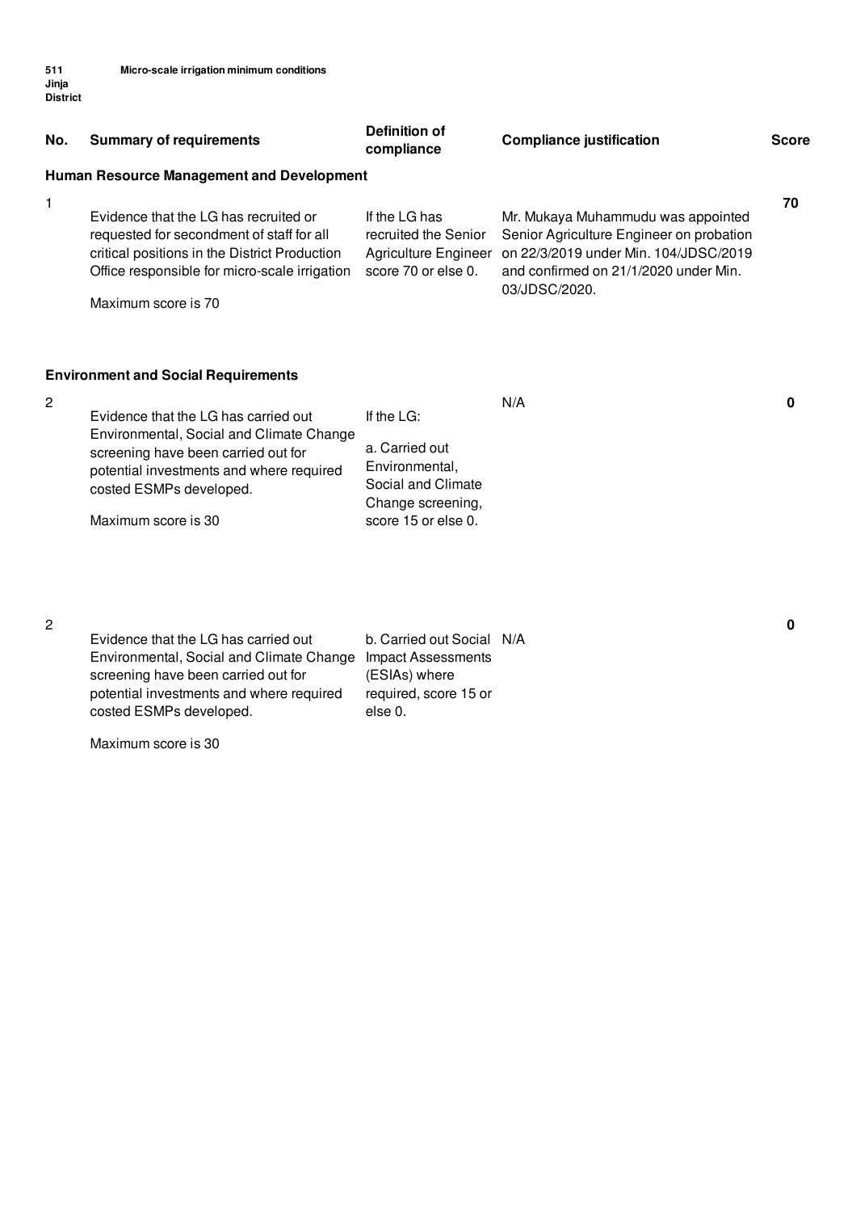**511 Jinja District** **Micro-scale irrigation minimum conditions**

| No. | Summary of requirements | Definition of compliance | Compliance justification | Score |
|---|---|---|---|---|
| **Human Resource Management and Development** | | | | |
| 1 | Evidence that the LG has recruited or requested for secondment of staff for all critical positions in the District Production Office responsible for micro-scale irrigation<br><br>Maximum score is 70 | If the LG has recruited the Senior Agriculture Engineer score 70 or else 0. | Mr. Mukaya Muhammudu was appointed Senior Agriculture Engineer on probation on 22/3/2019 under Min. 104/JDSC/2019 and confirmed on 21/1/2020 under Min. 03/JDSC/2020. | 70 |
| **Environment and Social Requirements** | | | | |
| 2 | Evidence that the LG has carried out Environmental, Social and Climate Change screening have been carried out for potential investments and where required costed ESMPs developed.<br><br>Maximum score is 30 | If the LG:<br><br>a. Carried out Environmental, Social and Climate Change screening, score 15 or else 0. | N/A | 0 |
| 2 | Evidence that the LG has carried out Environmental, Social and Climate Change screening have been carried out for potential investments and where required costed ESMPs developed.<br><br>Maximum score is 30 | b. Carried out Social Impact Assessments (ESIAs) where required, score 15 or else 0. | N/A | 0 |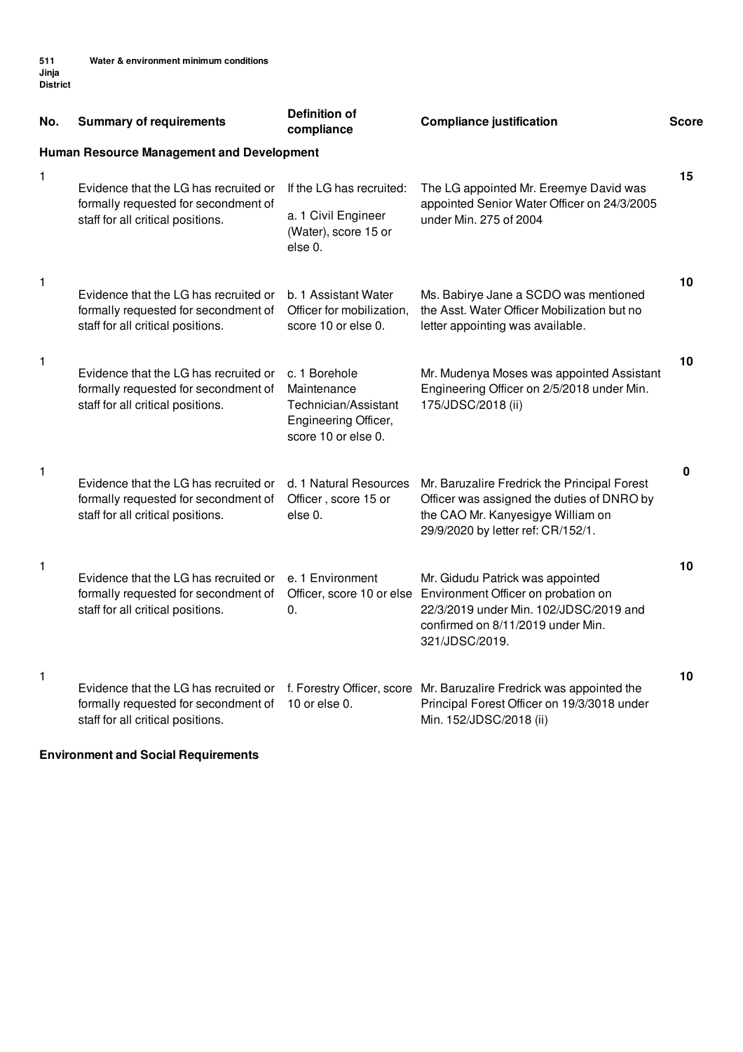**511 Jinja District** **Water & environment minimum conditions**

| No. | Summary of requirements | Definition of compliance | Compliance justification | Score |
|---|---|---|---|---|
| **Human Resource Management and Development** | | | | |
| 1 | Evidence that the LG has recruited or formally requested for secondment of staff for all critical positions. | If the LG has recruited:<br><br>a. 1 Civil Engineer (Water), score 15 or else 0. | The LG appointed Mr. Ereemye David was appointed Senior Water Officer on 24/3/2005 under Min. 275 of 2004 | **15** |
| 1 | Evidence that the LG has recruited or formally requested for secondment of staff for all critical positions. | b. 1 Assistant Water Officer for mobilization, score 10 or else 0. | Ms. Babirye Jane a SCDO was mentioned the Asst. Water Officer Mobilization but no letter appointing was available. | **10** |
| 1 | Evidence that the LG has recruited or formally requested for secondment of staff for all critical positions. | c. 1 Borehole Maintenance Technician/Assistant Engineering Officer, score 10 or else 0. | Mr. Mudenya Moses was appointed Assistant Engineering Officer on 2/5/2018 under Min. 175/JDSC/2018 (ii) | **10** |
| 1 | Evidence that the LG has recruited or formally requested for secondment of staff for all critical positions. | d. 1 Natural Resources Officer , score 15 or else 0. | Mr. Baruzalire Fredrick the Principal Forest Officer was assigned the duties of DNRO by the CAO Mr. Kanyesigye William on 29/9/2020 by letter ref: CR/152/1. | **0** |
| 1 | Evidence that the LG has recruited or formally requested for secondment of staff for all critical positions. | e. 1 Environment Officer, score 10 or else 0. | Mr. Gidudu Patrick was appointed Environment Officer on probation on 22/3/2019 under Min. 102/JDSC/2019 and confirmed on 8/11/2019 under Min. 321/JDSC/2019. | **10** |
| 1 | Evidence that the LG has recruited or formally requested for secondment of staff for all critical positions. | f. Forestry Officer, score 10 or else 0. | Mr. Baruzalire Fredrick was appointed the Principal Forest Officer on 19/3/3018 under Min. 152/JDSC/2018 (ii) | **10** |
| **Environment and Social Requirements** | | | | |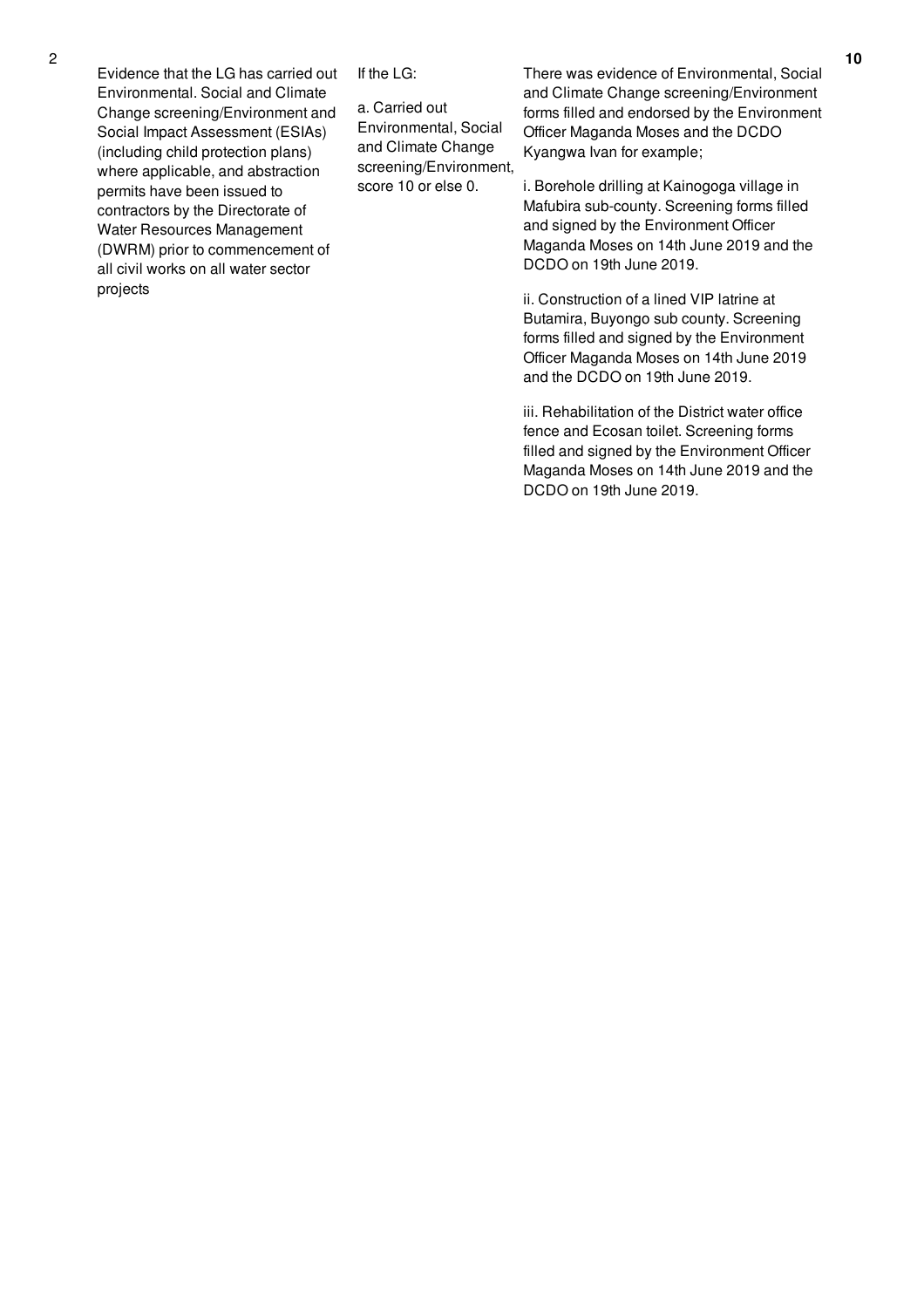| | | | | |
|---|---|---|---|---|
| 2 | Evidence that the LG has carried out Environmental. Social and Climate Change screening/Environment and Social Impact Assessment (ESIAs) (including child protection plans) where applicable, and abstraction permits have been issued to contractors by the Directorate of Water Resources Management (DWRM) prior to commencement of all civil works on all water sector projects | If the LG:<br><br>a. Carried out Environmental, Social and Climate Change screening/Environment, score 10 or else 0. | There was evidence of Environmental, Social and Climate Change screening/Environment forms filled and endorsed by the Environment Officer Maganda Moses and the DCDO Kyangwa Ivan for example;<br><br>i. Borehole drilling at Kainogoga village in Mafubira sub-county. Screening forms filled and signed by the Environment Officer Maganda Moses on 14th June 2019 and the DCDO on 19th June 2019.<br><br>ii. Construction of a lined VIP latrine at Butamira, Buyongo sub county. Screening forms filled and signed by the Environment Officer Maganda Moses on 14th June 2019 and the DCDO on 19th June 2019.<br><br>iii. Rehabilitation of the District water office fence and Ecosan toilet. Screening forms filled and signed by the Environment Officer Maganda Moses on 14th June 2019 and the DCDO on 19th June 2019. | **10** |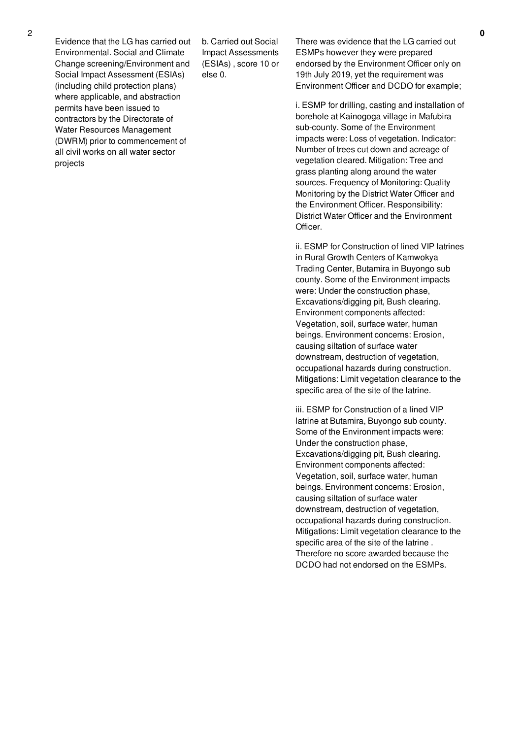| 2 | Evidence that the LG has carried out Environmental. Social and Climate Change screening/Environment and Social Impact Assessment (ESIAs) (including child protection plans) where applicable, and abstraction permits have been issued to contractors by the Directorate of Water Resources Management (DWRM) prior to commencement of all civil works on all water sector projects | b. Carried out Social Impact Assessments (ESIAs) , score 10 or else 0. | There was evidence that the LG carried out ESMPs however they were prepared endorsed by the Environment Officer only on 19th July 2019, yet the requirement was Environment Officer and DCDO for example;<br><br>i. ESMP for drilling, casting and installation of borehole at Kainogoga village in Mafubira sub-county. Some of the Environment impacts were: Loss of vegetation. Indicator: Number of trees cut down and acreage of vegetation cleared. Mitigation: Tree and grass planting along around the water sources. Frequency of Monitoring: Quality Monitoring by the District Water Officer and the Environment Officer. Responsibility: District Water Officer and the Environment Officer.<br><br>ii. ESMP for Construction of lined VIP latrines in Rural Growth Centers of Kamwokya Trading Center, Butamira in Buyongo sub county. Some of the Environment impacts were: Under the construction phase, Excavations/digging pit, Bush clearing. Environment components affected: Vegetation, soil, surface water, human beings. Environment concerns: Erosion, causing siltation of surface water downstream, destruction of vegetation, occupational hazards during construction. Mitigations: Limit vegetation clearance to the specific area of the site of the latrine.<br><br>iii. ESMP for Construction of a lined VIP latrine at Butamira, Buyongo sub county. Some of the Environment impacts were: Under the construction phase, Excavations/digging pit, Bush clearing. Environment components affected: Vegetation, soil, surface water, human beings. Environment concerns: Erosion, causing siltation of surface water downstream, destruction of vegetation, occupational hazards during construction. Mitigations: Limit vegetation clearance to the specific area of the site of the latrine . Therefore no score awarded because the DCDO had not endorsed on the ESMPs. | **0** |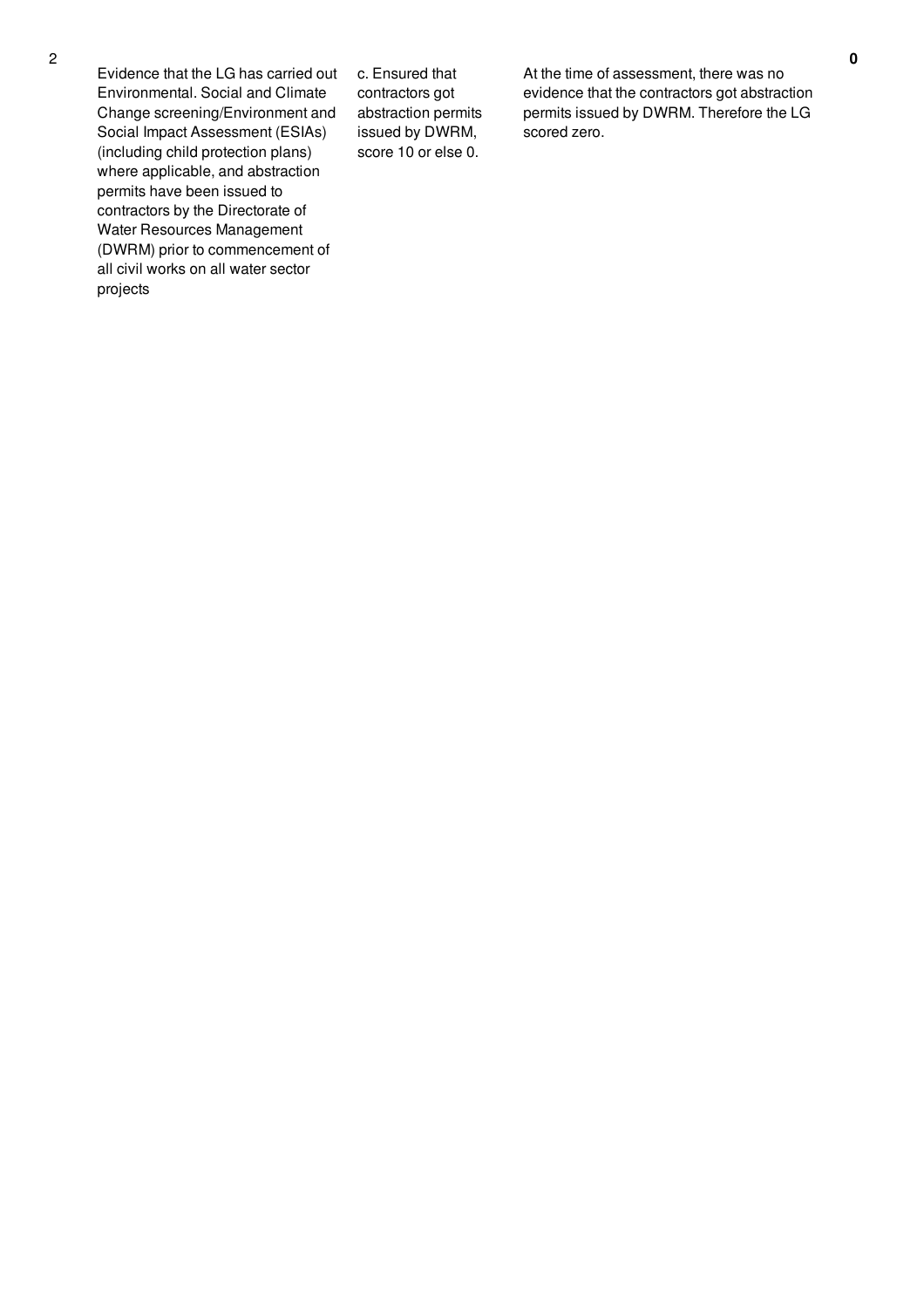| | | | | |
|---|---|---|---|---|
| 2 | Evidence that the LG has carried out Environmental. Social and Climate Change screening/Environment and Social Impact Assessment (ESIAs) (including child protection plans) where applicable, and abstraction permits have been issued to contractors by the Directorate of Water Resources Management (DWRM) prior to commencement of all civil works on all water sector projects | c. Ensured that contractors got abstraction permits issued by DWRM, score 10 or else 0. | At the time of assessment, there was no evidence that the contractors got abstraction permits issued by DWRM. Therefore the LG scored zero. | **0** |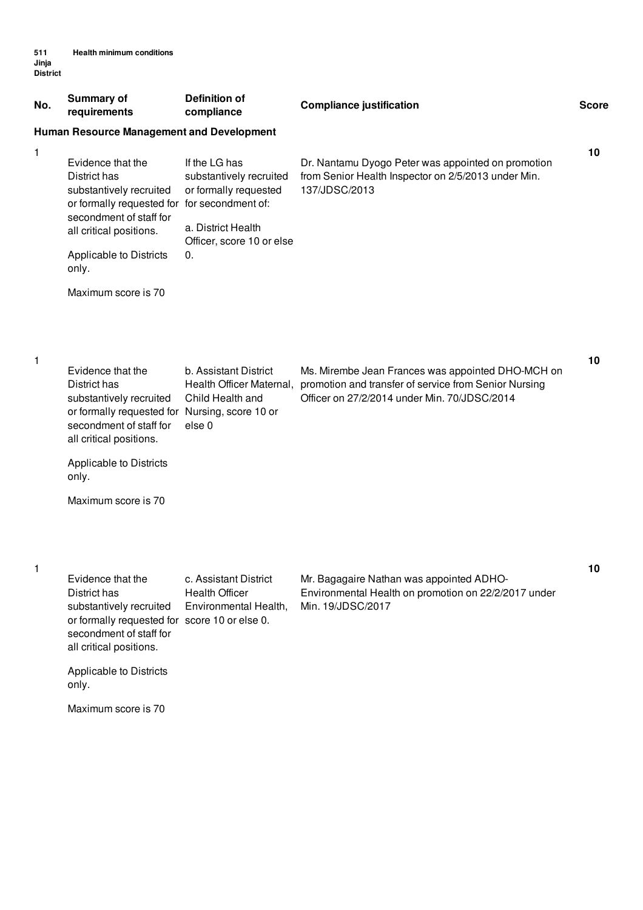511 Jinja District — Health minimum conditions

| No. | Summary of requirements | Definition of compliance | Compliance justification | Score |
|---|---|---|---|---|
| **Human Resource Management and Development** | | | | |
| 1 | Evidence that the District has substantively recruited or formally requested for secondment of staff for all critical positions. Applicable to Districts only. Maximum score is 70 | If the LG has substantively recruited or formally requested for secondment of: a. District Health Officer, score 10 or else 0. | Dr. Nantamu Dyogo Peter was appointed on promotion from Senior Health Inspector on 2/5/2013 under Min. 137/JDSC/2013 | 10 |
| 1 | Evidence that the District has substantively recruited or formally requested for secondment of staff for all critical positions. Applicable to Districts only. Maximum score is 70 | b. Assistant District Health Officer Maternal, Child Health and Nursing, score 10 or else 0 | Ms. Mirembe Jean Frances was appointed DHO-MCH on promotion and transfer of service from Senior Nursing Officer on 27/2/2014 under Min. 70/JDSC/2014 | 10 |
| 1 | Evidence that the District has substantively recruited or formally requested for secondment of staff for all critical positions. Applicable to Districts only. Maximum score is 70 | c. Assistant District Health Officer Environmental Health, score 10 or else 0. | Mr. Bagagaire Nathan was appointed ADHO-Environmental Health on promotion on 22/2/2017 under Min. 19/JDSC/2017 | 10 |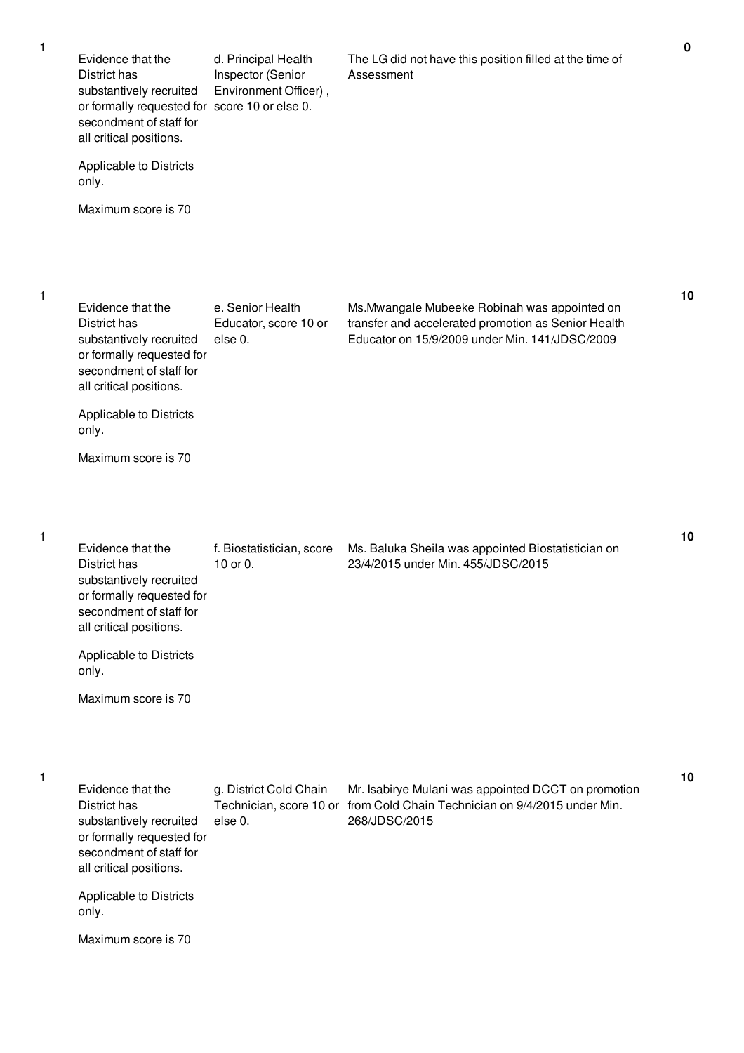| | | | | |
|---|---|---|---|---|
| 1 | Evidence that the District has substantively recruited or formally requested for secondment of staff for all critical positions.<br><br>Applicable to Districts only.<br><br>Maximum score is 70 | d. Principal Health Inspector (Senior Environment Officer) , score 10 or else 0. | The LG did not have this position filled at the time of Assessment | **0** |
| 1 | Evidence that the District has substantively recruited or formally requested for secondment of staff for all critical positions.<br><br>Applicable to Districts only.<br><br>Maximum score is 70 | e. Senior Health Educator, score 10 or else 0. | Ms.Mwangale Mubeeke Robinah was appointed on transfer and accelerated promotion as Senior Health Educator on 15/9/2009 under Min. 141/JDSC/2009 | **10** |
| 1 | Evidence that the District has substantively recruited or formally requested for secondment of staff for all critical positions.<br><br>Applicable to Districts only.<br><br>Maximum score is 70 | f. Biostatistician, score 10 or 0. | Ms. Baluka Sheila was appointed Biostatistician on 23/4/2015 under Min. 455/JDSC/2015 | **10** |
| 1 | Evidence that the District has substantively recruited or formally requested for secondment of staff for all critical positions.<br><br>Applicable to Districts only.<br><br>Maximum score is 70 | g. District Cold Chain Technician, score 10 or else 0. | Mr. Isabirye Mulani was appointed DCCT on promotion from Cold Chain Technician on 9/4/2015 under Min. 268/JDSC/2015 | **10** |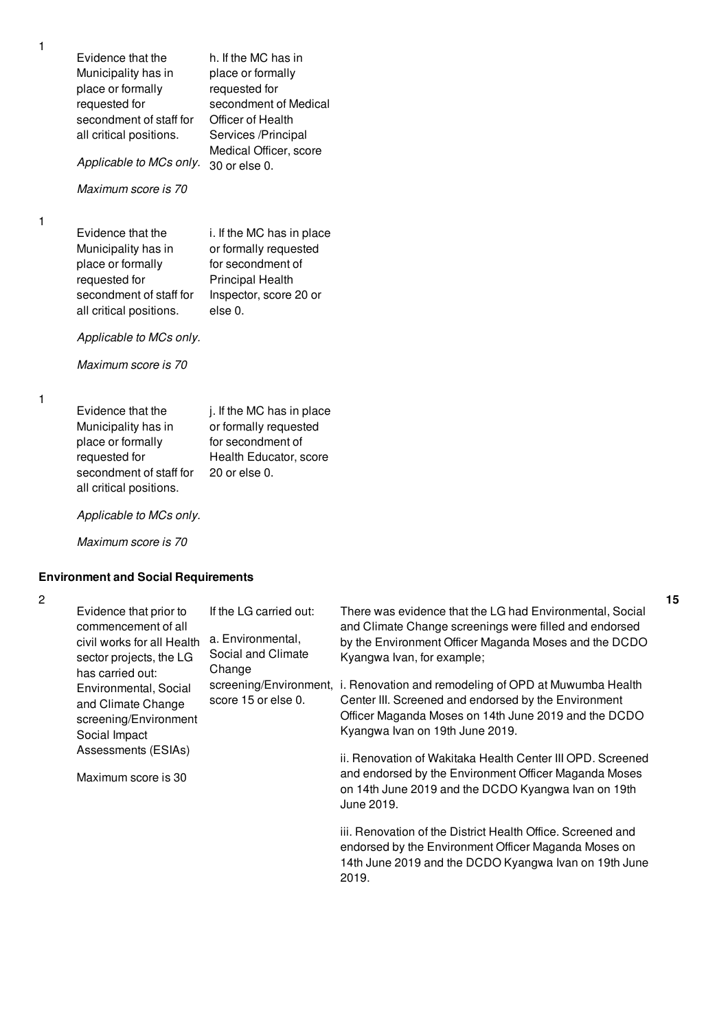| No. | Performance Measure | Scoring Guide | Justification | Score |
|---|---|---|---|---|
| 1 | Evidence that the Municipality has in place or formally requested for secondment of staff for all critical positions.<br><br>*Applicable to MCs only.*<br><br>*Maximum score is 70* | h. If the MC has in place or formally requested for secondment of Medical Officer of Health Services /Principal Medical Officer, score 30 or else 0. | | |
| 1 | Evidence that the Municipality has in place or formally requested for secondment of staff for all critical positions.<br><br>*Applicable to MCs only.*<br><br>*Maximum score is 70* | i. If the MC has in place or formally requested for secondment of Principal Health Inspector, score 20 or else 0. | | |
| 1 | Evidence that the Municipality has in place or formally requested for secondment of staff for all critical positions.<br><br>*Applicable to MCs only.*<br><br>*Maximum score is 70* | j. If the MC has in place or formally requested for secondment of Health Educator, score 20 or else 0. | | |

**Environment and Social Requirements**

| No. | Performance Measure | Scoring Guide | Justification | Score |
|---|---|---|---|---|
| 2 | Evidence that prior to commencement of all civil works for all Health sector projects, the LG has carried out: Environmental, Social and Climate Change screening/Environment Social Impact Assessments (ESIAs)<br><br>Maximum score is 30 | If the LG carried out:<br><br>a. Environmental, Social and Climate Change screening/Environment, score 15 or else 0. | There was evidence that the LG had Environmental, Social and Climate Change screenings were filled and endorsed by the Environment Officer Maganda Moses and the DCDO Kyangwa Ivan, for example;<br><br>i. Renovation and remodeling of OPD at Muwumba Health Center III. Screened and endorsed by the Environment Officer Maganda Moses on 14th June 2019 and the DCDO Kyangwa Ivan on 19th June 2019.<br><br>ii. Renovation of Wakitaka Health Center III OPD. Screened and endorsed by the Environment Officer Maganda Moses on 14th June 2019 and the DCDO Kyangwa Ivan on 19th June 2019.<br><br>iii. Renovation of the District Health Office. Screened and endorsed by the Environment Officer Maganda Moses on 14th June 2019 and the DCDO Kyangwa Ivan on 19th June 2019. | 15 |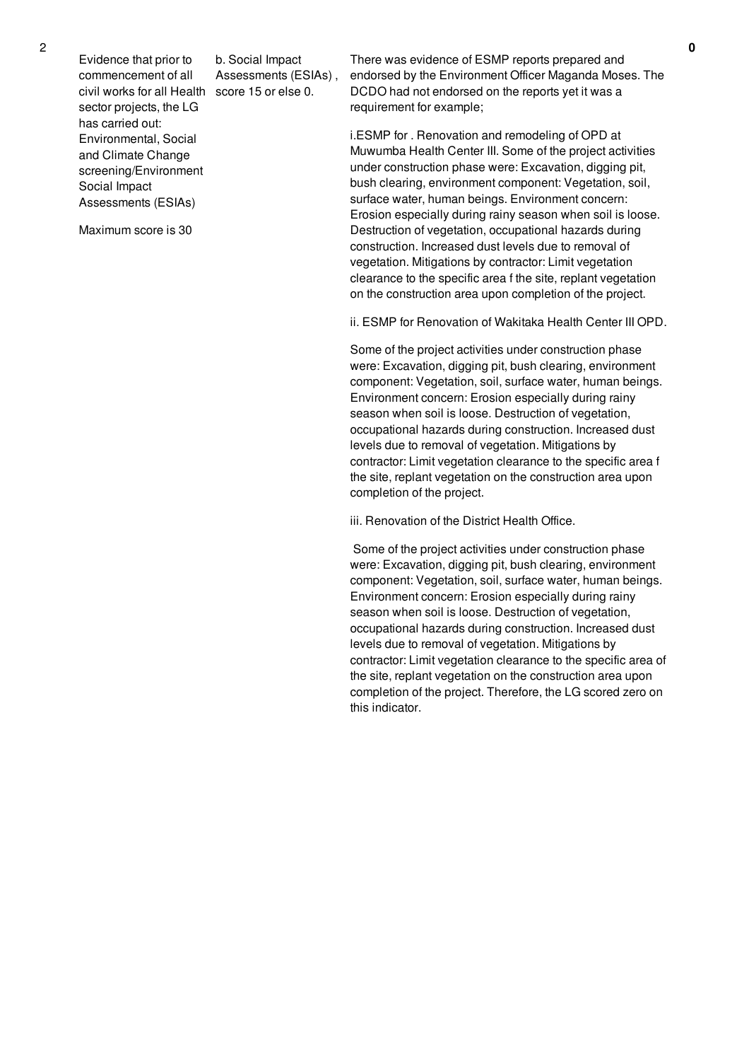| 2 | Evidence that prior to commencement of all civil works for all Health sector projects, the LG has carried out: Environmental, Social and Climate Change screening/Environment Social Impact Assessments (ESIAs)<br><br>Maximum score is 30 | b. Social Impact Assessments (ESIAs) , score 15 or else 0. | There was evidence of ESMP reports prepared and endorsed by the Environment Officer Maganda Moses. The DCDO had not endorsed on the reports yet it was a requirement for example;<br><br>i.ESMP for . Renovation and remodeling of OPD at Muwumba Health Center III. Some of the project activities under construction phase were: Excavation, digging pit, bush clearing, environment component: Vegetation, soil, surface water, human beings. Environment concern: Erosion especially during rainy season when soil is loose. Destruction of vegetation, occupational hazards during construction. Increased dust levels due to removal of vegetation. Mitigations by contractor: Limit vegetation clearance to the specific area f the site, replant vegetation on the construction area upon completion of the project.<br><br>ii. ESMP for Renovation of Wakitaka Health Center III OPD.<br><br>Some of the project activities under construction phase were: Excavation, digging pit, bush clearing, environment component: Vegetation, soil, surface water, human beings. Environment concern: Erosion especially during rainy season when soil is loose. Destruction of vegetation, occupational hazards during construction. Increased dust levels due to removal of vegetation. Mitigations by contractor: Limit vegetation clearance to the specific area f the site, replant vegetation on the construction area upon completion of the project.<br><br>iii. Renovation of the District Health Office.<br><br>Some of the project activities under construction phase were: Excavation, digging pit, bush clearing, environment component: Vegetation, soil, surface water, human beings. Environment concern: Erosion especially during rainy season when soil is loose. Destruction of vegetation, occupational hazards during construction. Increased dust levels due to removal of vegetation. Mitigations by contractor: Limit vegetation clearance to the specific area of the site, replant vegetation on the construction area upon completion of the project. Therefore, the LG scored zero on this indicator. | 0 |
|---|---|---|---|---|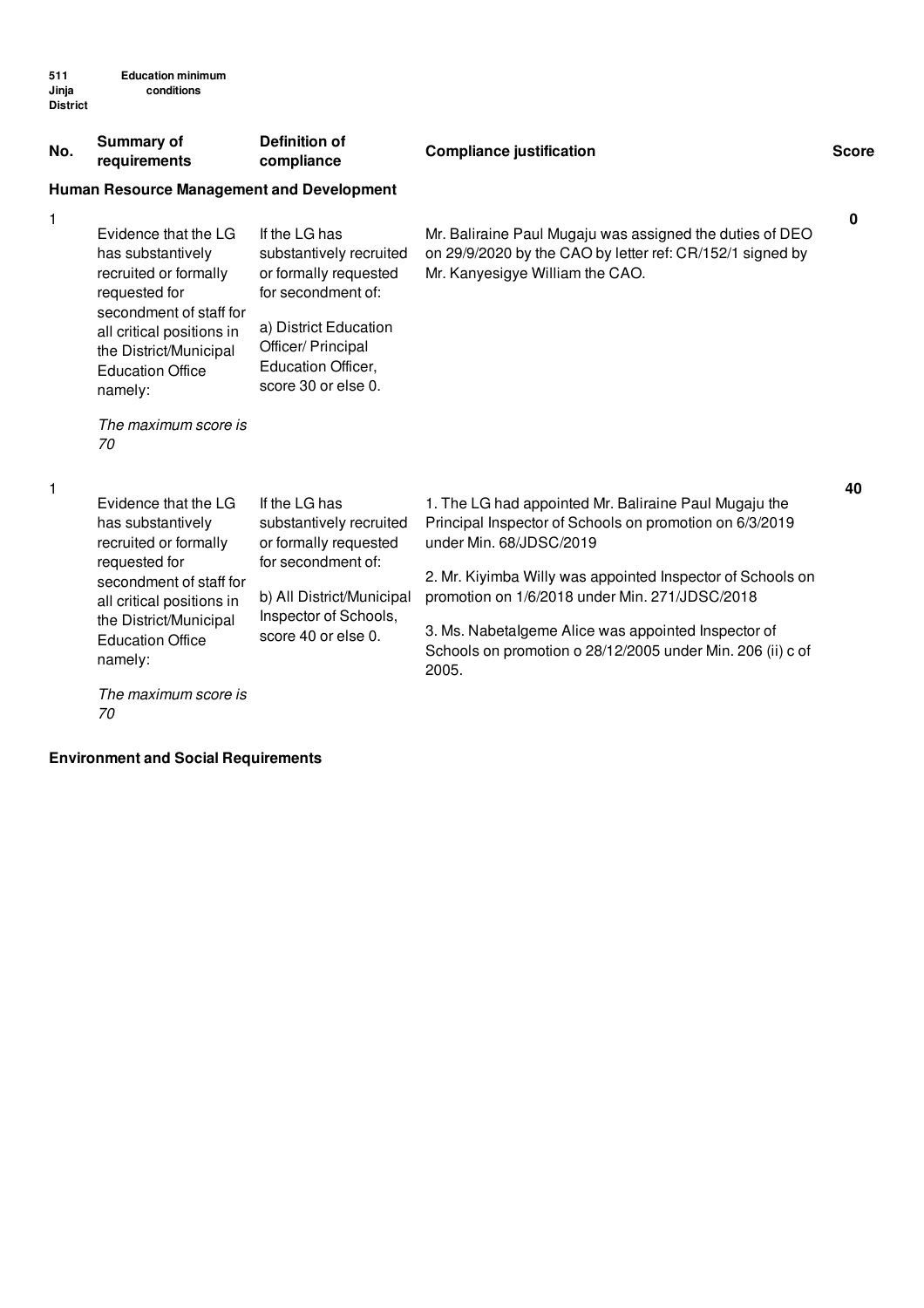511 Jinja District — Education minimum conditions

| No. | Summary of requirements | Definition of compliance | Compliance justification | Score |
|---|---|---|---|---|
| **Human Resource Management and Development** | | | | |
| 1 | Evidence that the LG has substantively recruited or formally requested for secondment of staff for all critical positions in the District/Municipal Education Office namely: *The maximum score is 70* | If the LG has substantively recruited or formally requested for secondment of: a) District Education Officer/ Principal Education Officer, score 30 or else 0. | Mr. Baliraine Paul Mugaju was assigned the duties of DEO on 29/9/2020 by the CAO by letter ref: CR/152/1 signed by Mr. Kanyesigye William the CAO. | 0 |
| 1 | Evidence that the LG has substantively recruited or formally requested for secondment of staff for all critical positions in the District/Municipal Education Office namely: *The maximum score is 70* | If the LG has substantively recruited or formally requested for secondment of: b) All District/Municipal Inspector of Schools, score 40 or else 0. | 1. The LG had appointed Mr. Baliraine Paul Mugaju the Principal Inspector of Schools on promotion on 6/3/2019 under Min. 68/JDSC/2019<br><br>2. Mr. Kiyimba Willy was appointed Inspector of Schools on promotion on 1/6/2018 under Min. 271/JDSC/2018<br><br>3. Ms. Nabetalgeme Alice was appointed Inspector of Schools on promotion o 28/12/2005 under Min. 206 (ii) c of 2005. | 40 |

**Environment and Social Requirements**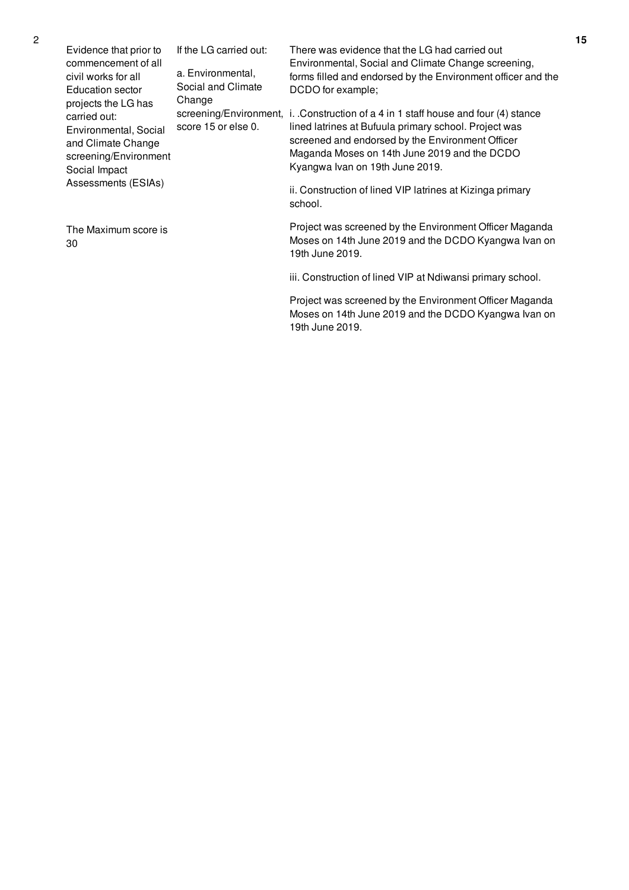| 2 | Evidence that prior to commencement of all civil works for all Education sector projects the LG has carried out: Environmental, Social and Climate Change screening/Environment Social Impact Assessments (ESIAs)<br><br>The Maximum score is 30 | If the LG carried out:<br><br>a. Environmental, Social and Climate Change screening/Environment, score 15 or else 0. | There was evidence that the LG had carried out Environmental, Social and Climate Change screening, forms filled and endorsed by the Environment officer and the DCDO for example;<br><br>i. .Construction of a 4 in 1 staff house and four (4) stance lined latrines at Bufuula primary school. Project was screened and endorsed by the Environment Officer Maganda Moses on 14th June 2019 and the DCDO Kyangwa Ivan on 19th June 2019.<br><br>ii. Construction of lined VIP latrines at Kizinga primary school.<br><br>Project was screened by the Environment Officer Maganda Moses on 14th June 2019 and the DCDO Kyangwa Ivan on 19th June 2019.<br><br>iii. Construction of lined VIP at Ndiwansi primary school.<br><br>Project was screened by the Environment Officer Maganda Moses on 14th June 2019 and the DCDO Kyangwa Ivan on 19th June 2019. | 15 |
|---|---|---|---|---|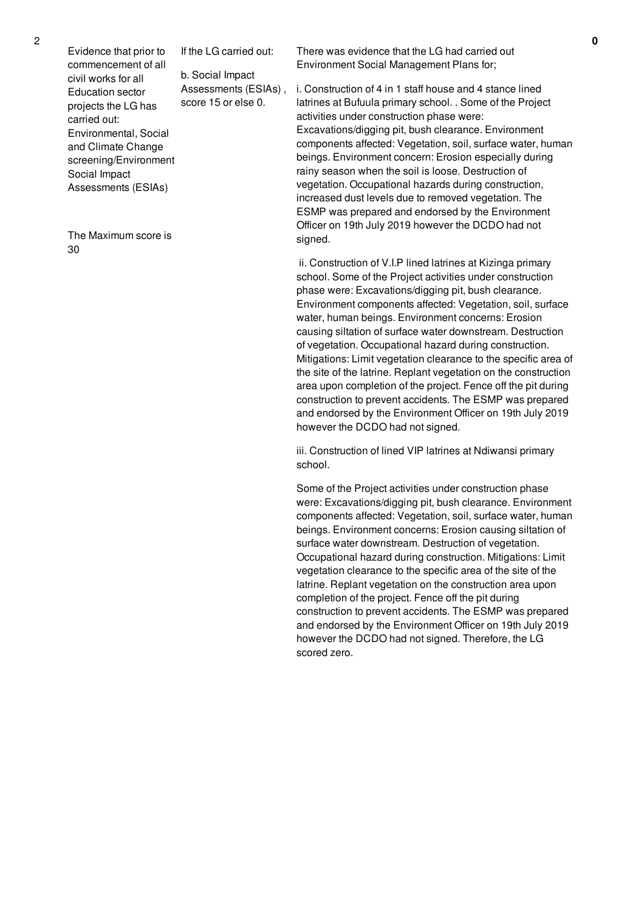| 2 | Evidence that prior to commencement of all civil works for all Education sector projects the LG has carried out: Environmental, Social and Climate Change screening/Environment Social Impact Assessments (ESIAs)<br><br>The Maximum score is 30 | If the LG carried out:<br><br>b. Social Impact Assessments (ESIAs) , score 15 or else 0. | There was evidence that the LG had carried out Environment Social Management Plans for;<br><br>i. Construction of 4 in 1 staff house and 4 stance lined latrines at Bufuula primary school. . Some of the Project activities under construction phase were: Excavations/digging pit, bush clearance. Environment components affected: Vegetation, soil, surface water, human beings. Environment concern: Erosion especially during rainy season when the soil is loose. Destruction of vegetation. Occupational hazards during construction, increased dust levels due to removed vegetation. The ESMP was prepared and endorsed by the Environment Officer on 19th July 2019 however the DCDO had not signed.<br><br>ii. Construction of V.I.P lined latrines at Kizinga primary school. Some of the Project activities under construction phase were: Excavations/digging pit, bush clearance. Environment components affected: Vegetation, soil, surface water, human beings. Environment concerns: Erosion causing siltation of surface water downstream. Destruction of vegetation. Occupational hazard during construction. Mitigations: Limit vegetation clearance to the specific area of the site of the latrine. Replant vegetation on the construction area upon completion of the project. Fence off the pit during construction to prevent accidents. The ESMP was prepared and endorsed by the Environment Officer on 19th July 2019 however the DCDO had not signed.<br><br>iii. Construction of lined VIP latrines at Ndiwansi primary school.<br><br>Some of the Project activities under construction phase were: Excavations/digging pit, bush clearance. Environment components affected: Vegetation, soil, surface water, human beings. Environment concerns: Erosion causing siltation of surface water downstream. Destruction of vegetation. Occupational hazard during construction. Mitigations: Limit vegetation clearance to the specific area of the site of the latrine. Replant vegetation on the construction area upon completion of the project. Fence off the pit during construction to prevent accidents. The ESMP was prepared and endorsed by the Environment Officer on 19th July 2019 however the DCDO had not signed. Therefore, the LG scored zero. | **0** |
|---|---|---|---|---|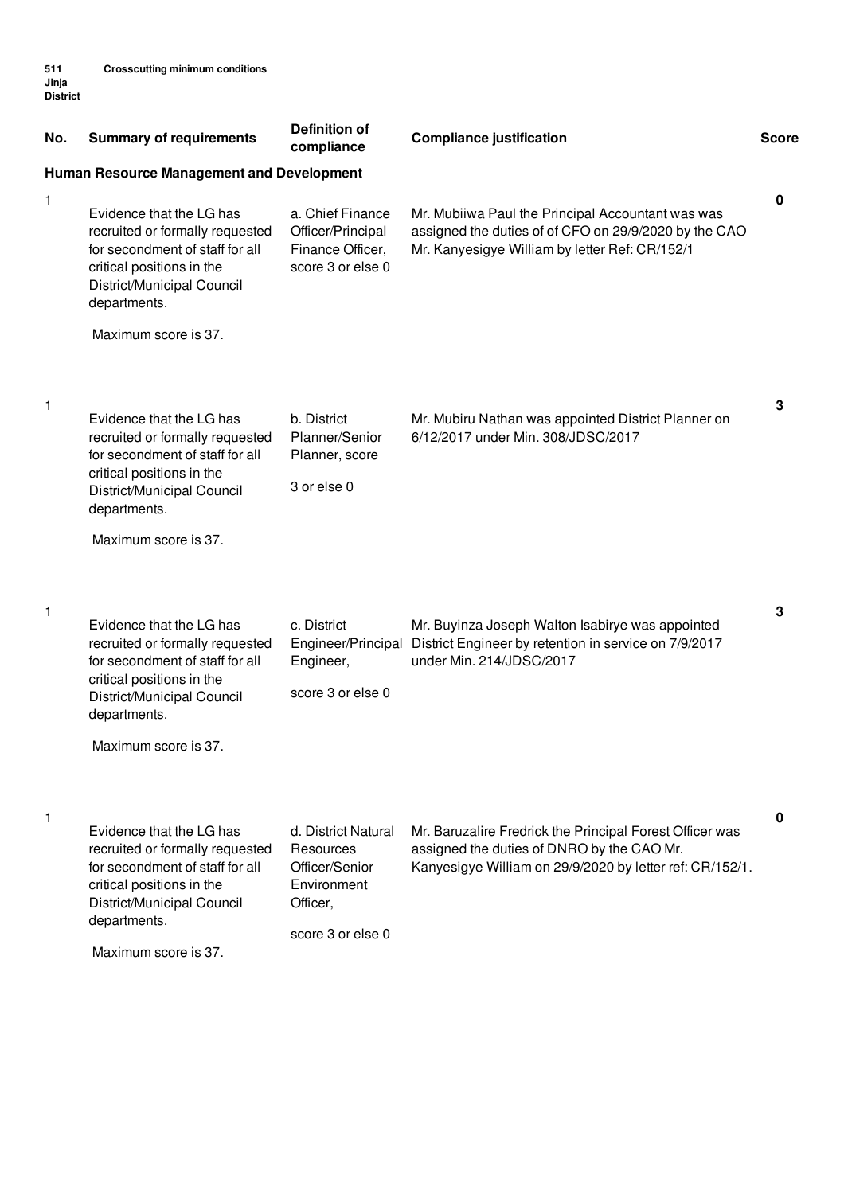511 Jinja District **Crosscutting minimum conditions**

| No. | Summary of requirements | Definition of compliance | Compliance justification | Score |
|---|---|---|---|---|
| **Human Resource Management and Development** | | | | |
| 1 | Evidence that the LG has recruited or formally requested for secondment of staff for all critical positions in the District/Municipal Council departments.<br><br>Maximum score is 37. | a. Chief Finance Officer/Principal Finance Officer, score 3 or else 0 | Mr. Mubiiwa Paul the Principal Accountant was was assigned the duties of of CFO on 29/9/2020 by the CAO Mr. Kanyesigye William by letter Ref: CR/152/1 | 0 |
| 1 | Evidence that the LG has recruited or formally requested for secondment of staff for all critical positions in the District/Municipal Council departments.<br><br>Maximum score is 37. | b. District Planner/Senior Planner, score<br><br>3 or else 0 | Mr. Mubiru Nathan was appointed District Planner on 6/12/2017 under Min. 308/JDSC/2017 | 3 |
| 1 | Evidence that the LG has recruited or formally requested for secondment of staff for all critical positions in the District/Municipal Council departments.<br><br>Maximum score is 37. | c. District Engineer/Principal Engineer,<br><br>score 3 or else 0 | Mr. Buyinza Joseph Walton Isabirye was appointed District Engineer by retention in service on 7/9/2017 under Min. 214/JDSC/2017 | 3 |
| 1 | Evidence that the LG has recruited or formally requested for secondment of staff for all critical positions in the District/Municipal Council departments.<br><br>Maximum score is 37. | d. District Natural Resources Officer/Senior Environment Officer,<br><br>score 3 or else 0 | Mr. Baruzalire Fredrick the Principal Forest Officer was assigned the duties of DNRO by the CAO Mr. Kanyesigye William on 29/9/2020 by letter ref: CR/152/1. | 0 |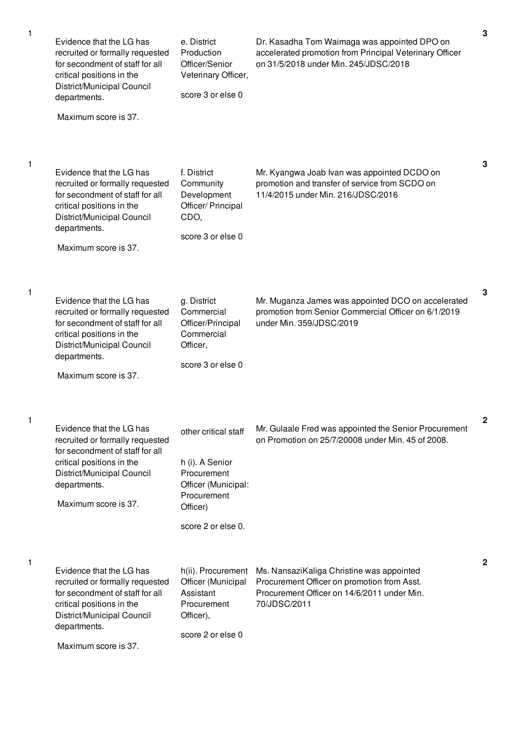| | | | | |
|---|---|---|---|---|
| 1 | Evidence that the LG has recruited or formally requested for secondment of staff for all critical positions in the District/Municipal Council departments.<br><br>Maximum score is 37. | e. District Production Officer/Senior Veterinary Officer,<br><br>score 3 or else 0 | Dr. Kasadha Tom Waimaga was appointed DPO on accelerated promotion from Principal Veterinary Officer on 31/5/2018 under Min. 245/JDSC/2018 | 3 |
| 1 | Evidence that the LG has recruited or formally requested for secondment of staff for all critical positions in the District/Municipal Council departments.<br><br>Maximum score is 37. | f. District Community Development Officer/ Principal CDO,<br><br>score 3 or else 0 | Mr. Kyangwa Joab Ivan was appointed DCDO on promotion and transfer of service from SCDO on 11/4/2015 under Min. 216/JDSC/2016 | 3 |
| 1 | Evidence that the LG has recruited or formally requested for secondment of staff for all critical positions in the District/Municipal Council departments.<br><br>Maximum score is 37. | g. District Commercial Officer/Principal Commercial Officer,<br><br>score 3 or else 0 | Mr. Muganza James was appointed DCO on accelerated promotion from Senior Commercial Officer on 6/1/2019 under Min. 359/JDSC/2019 | 3 |
| 1 | Evidence that the LG has recruited or formally requested for secondment of staff for all critical positions in the District/Municipal Council departments.<br><br>Maximum score is 37. | other critical staff<br><br>h (i). A Senior Procurement Officer (Municipal: Procurement Officer)<br><br>score 2 or else 0. | Mr. Gulaale Fred was appointed the Senior Procurement on Promotion on 25/7/20008 under Min. 45 of 2008. | 2 |
| 1 | Evidence that the LG has recruited or formally requested for secondment of staff for all critical positions in the District/Municipal Council departments.<br><br>Maximum score is 37. | h(ii). Procurement Officer (Municipal Assistant Procurement Officer),<br><br>score 2 or else 0 | Ms. NansaziKaliga Christine was appointed Procurement Officer on promotion from Asst. Procurement Officer on 14/6/2011 under Min. 70/JDSC/2011 | 2 |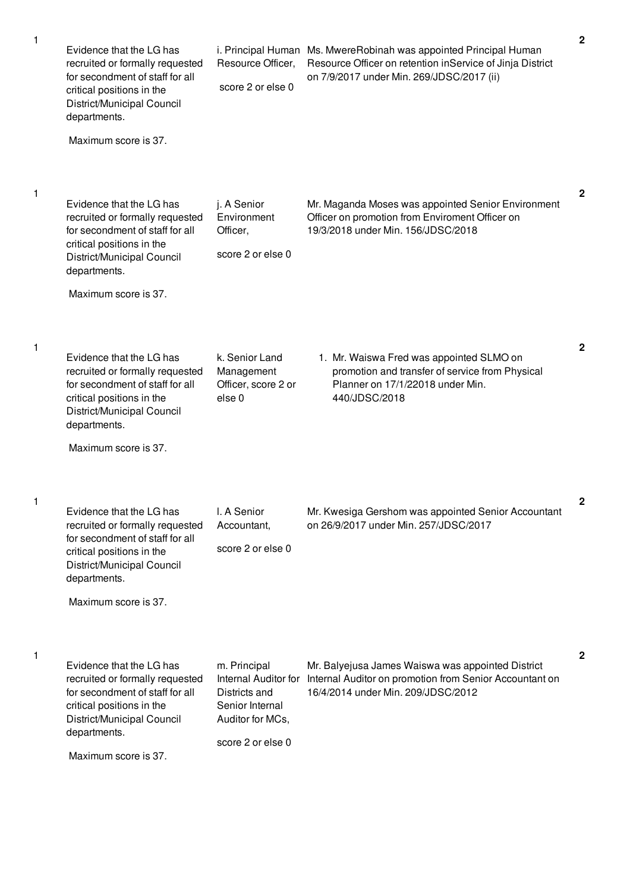| | | | | |
|---|---|---|---|---|
| 1 | Evidence that the LG has recruited or formally requested for secondment of staff for all critical positions in the District/Municipal Council departments.<br><br>Maximum score is 37. | i. Principal Human Resource Officer,<br><br>score 2 or else 0 | Ms. MwereRobinah was appointed Principal Human Resource Officer on retention inService of Jinja District on 7/9/2017 under Min. 269/JDSC/2017 (ii) | 2 |
| 1 | Evidence that the LG has recruited or formally requested for secondment of staff for all critical positions in the District/Municipal Council departments.<br><br>Maximum score is 37. | j. A Senior Environment Officer,<br><br>score 2 or else 0 | Mr. Maganda Moses was appointed Senior Environment Officer on promotion from Enviroment Officer on 19/3/2018 under Min. 156/JDSC/2018 | 2 |
| 1 | Evidence that the LG has recruited or formally requested for secondment of staff for all critical positions in the District/Municipal Council departments.<br><br>Maximum score is 37. | k. Senior Land Management Officer, score 2 or else 0 | 1. Mr. Waiswa Fred was appointed SLMO on promotion and transfer of service from Physical Planner on 17/1/22018 under Min. 440/JDSC/2018 | 2 |
| 1 | Evidence that the LG has recruited or formally requested for secondment of staff for all critical positions in the District/Municipal Council departments.<br><br>Maximum score is 37. | l. A Senior Accountant,<br><br>score 2 or else 0 | Mr. Kwesiga Gershom was appointed Senior Accountant on 26/9/2017 under Min. 257/JDSC/2017 | 2 |
| 1 | Evidence that the LG has recruited or formally requested for secondment of staff for all critical positions in the District/Municipal Council departments.<br><br>Maximum score is 37. | m. Principal Internal Auditor for Districts and Senior Internal Auditor for MCs,<br><br>score 2 or else 0 | Mr. Balyejusa James Waiswa was appointed District Internal Auditor on promotion from Senior Accountant on 16/4/2014 under Min. 209/JDSC/2012 | 2 |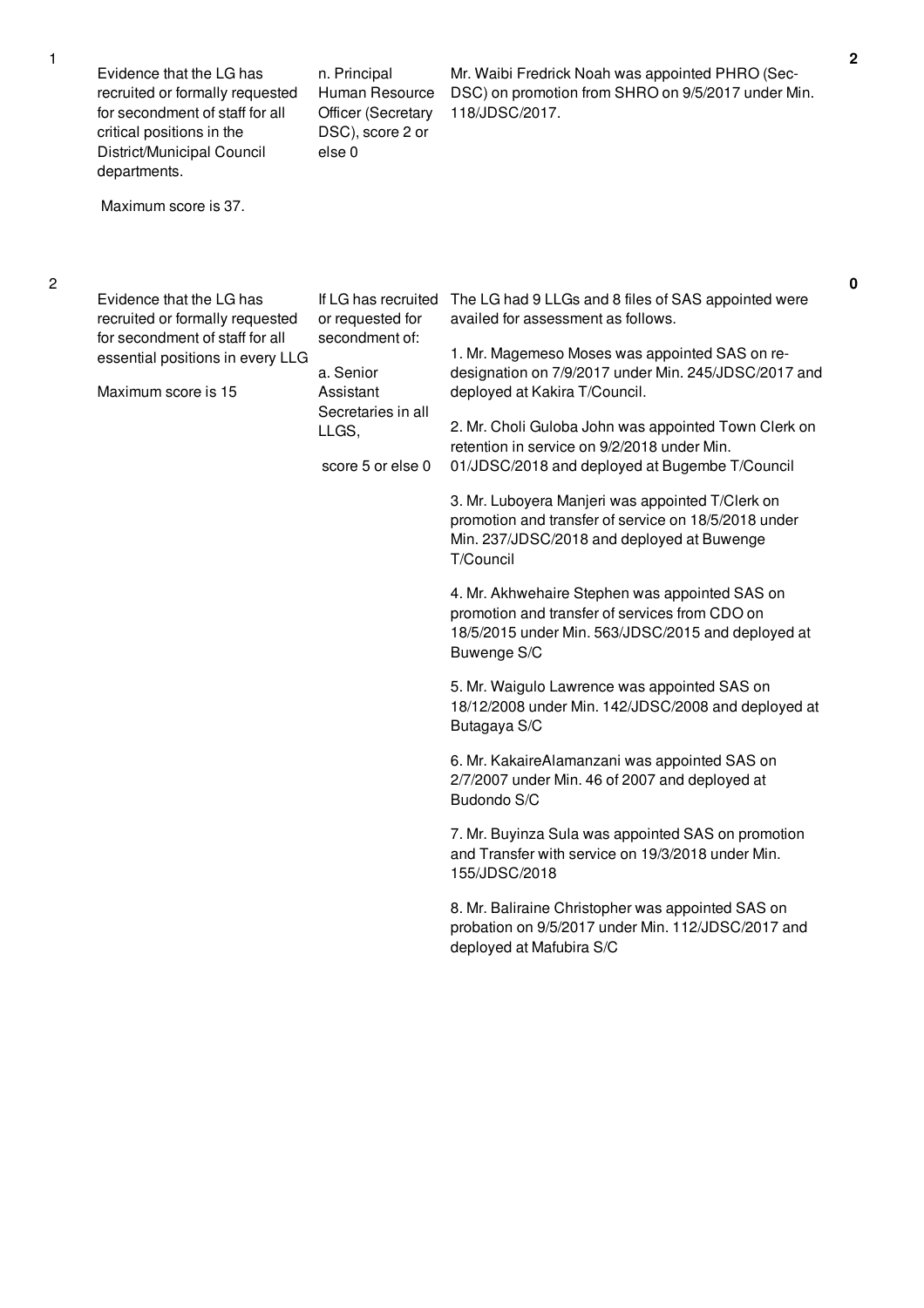| No. | Performance Measure | Scoring | Assessment Details | Score |
|---|---|---|---|---|
| 1 | Evidence that the LG has recruited or formally requested for secondment of staff for all critical positions in the District/Municipal Council departments.<br><br>Maximum score is 37. | n. Principal Human Resource Officer (Secretary DSC), score 2 or else 0 | Mr. Waibi Fredrick Noah was appointed PHRO (Sec-DSC) on promotion from SHRO on 9/5/2017 under Min. 118/JDSC/2017. | 2 |
| 2 | Evidence that the LG has recruited or formally requested for secondment of staff for all essential positions in every LLG<br><br>Maximum score is 15 | If LG has recruited or requested for secondment of:<br><br>a. Senior Assistant Secretaries in all LLGS,<br><br>score 5 or else 0 | The LG had 9 LLGs and 8 files of SAS appointed were availed for assessment as follows.<br><br>1. Mr. Magemeso Moses was appointed SAS on re-designation on 7/9/2017 under Min. 245/JDSC/2017 and deployed at Kakira T/Council.<br><br>2. Mr. Choli Guloba John was appointed Town Clerk on retention in service on 9/2/2018 under Min. 01/JDSC/2018 and deployed at Bugembe T/Council<br><br>3. Mr. Luboyera Manjeri was appointed T/Clerk on promotion and transfer of service on 18/5/2018 under Min. 237/JDSC/2018 and deployed at Buwenge T/Council<br><br>4. Mr. Akhwehaire Stephen was appointed SAS on promotion and transfer of services from CDO on 18/5/2015 under Min. 563/JDSC/2015 and deployed at Buwenge S/C<br><br>5. Mr. Waigulo Lawrence was appointed SAS on 18/12/2008 under Min. 142/JDSC/2008 and deployed at Butagaya S/C<br><br>6. Mr. KakaireAlamanzani was appointed SAS on 2/7/2007 under Min. 46 of 2007 and deployed at Budondo S/C<br><br>7. Mr. Buyinza Sula was appointed SAS on promotion and Transfer with service on 19/3/2018 under Min. 155/JDSC/2018<br><br>8. Mr. Baliraine Christopher was appointed SAS on probation on 9/5/2017 under Min. 112/JDSC/2017 and deployed at Mafubira S/C | 0 |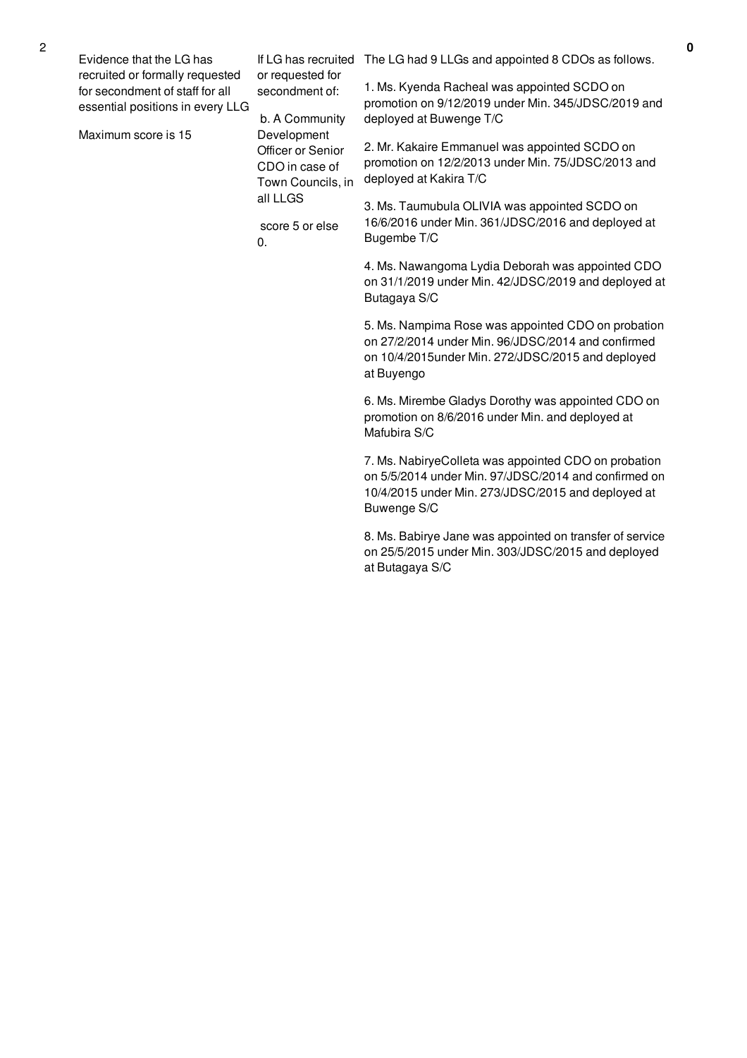| No. | Performance Measure | Scoring Guide | Justification | Score |
|---|---|---|---|---|
| 2 | Evidence that the LG has recruited or formally requested for secondment of staff for all essential positions in every LLG<br><br>Maximum score is 15 | If LG has recruited or requested for secondment of:<br><br>b. A Community Development Officer or Senior CDO in case of Town Councils, in all LLGS<br><br>score 5 or else 0. | The LG had 9 LLGs and appointed 8 CDOs as follows.<br><br>1. Ms. Kyenda Racheal was appointed SCDO on promotion on 9/12/2019 under Min. 345/JDSC/2019 and deployed at Buwenge T/C<br><br>2. Mr. Kakaire Emmanuel was appointed SCDO on promotion on 12/2/2013 under Min. 75/JDSC/2013 and deployed at Kakira T/C<br><br>3. Ms. Taumubula OLIVIA was appointed SCDO on 16/6/2016 under Min. 361/JDSC/2016 and deployed at Bugembe T/C<br><br>4. Ms. Nawangoma Lydia Deborah was appointed CDO on 31/1/2019 under Min. 42/JDSC/2019 and deployed at Butagaya S/C<br><br>5. Ms. Nampima Rose was appointed CDO on probation on 27/2/2014 under Min. 96/JDSC/2014 and confirmed on 10/4/2015under Min. 272/JDSC/2015 and deployed at Buyengo<br><br>6. Ms. Mirembe Gladys Dorothy was appointed CDO on promotion on 8/6/2016 under Min. and deployed at Mafubira S/C<br><br>7. Ms. NabiryeColleta was appointed CDO on probation on 5/5/2014 under Min. 97/JDSC/2014 and confirmed on 10/4/2015 under Min. 273/JDSC/2015 and deployed at Buwenge S/C<br><br>8. Ms. Babirye Jane was appointed on transfer of service on 25/5/2015 under Min. 303/JDSC/2015 and deployed at Butagaya S/C | 0 |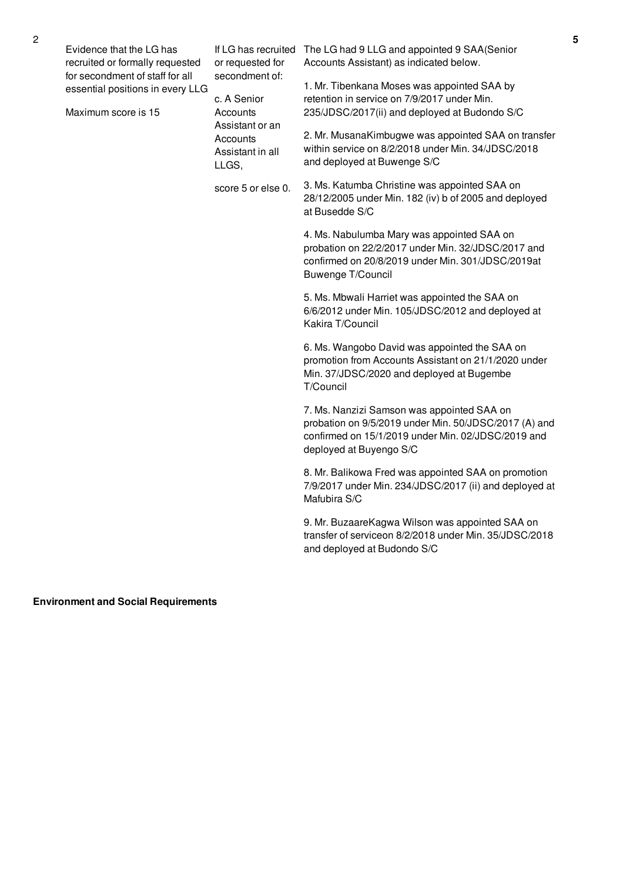| 2 | Evidence that the LG has recruited or formally requested for secondment of staff for all essential positions in every LLG<br><br>Maximum score is 15 | If LG has recruited or requested for secondment of:<br><br>c. A Senior Accounts Assistant or an Accounts Assistant in all LLGS,<br><br>score 5 or else 0. | The LG had 9 LLG and appointed 9 SAA(Senior Accounts Assistant) as indicated below.<br><br>1. Mr. Tibenkana Moses was appointed SAA by retention in service on 7/9/2017 under Min. 235/JDSC/2017(ii) and deployed at Budondo S/C<br><br>2. Mr. MusanaKimbugwe was appointed SAA on transfer within service on 8/2/2018 under Min. 34/JDSC/2018 and deployed at Buwenge S/C<br><br>3. Ms. Katumba Christine was appointed SAA on 28/12/2005 under Min. 182 (iv) b of 2005 and deployed at Busedde S/C<br><br>4. Ms. Nabulumba Mary was appointed SAA on probation on 22/2/2017 under Min. 32/JDSC/2017 and confirmed on 20/8/2019 under Min. 301/JDSC/2019at Buwenge T/Council<br><br>5. Ms. Mbwali Harriet was appointed the SAA on 6/6/2012 under Min. 105/JDSC/2012 and deployed at Kakira T/Council<br><br>6. Ms. Wangobo David was appointed the SAA on promotion from Accounts Assistant on 21/1/2020 under Min. 37/JDSC/2020 and deployed at Bugembe T/Council<br><br>7. Ms. Nanzizi Samson was appointed SAA on probation on 9/5/2019 under Min. 50/JDSC/2017 (A) and confirmed on 15/1/2019 under Min. 02/JDSC/2019 and deployed at Buyengo S/C<br><br>8. Mr. Balikowa Fred was appointed SAA on promotion 7/9/2017 under Min. 234/JDSC/2017 (ii) and deployed at Mafubira S/C<br><br>9. Mr. BuzaareKagwa Wilson was appointed SAA on transfer of serviceon 8/2/2018 under Min. 35/JDSC/2018 and deployed at Budondo S/C | 5 |
|---|---|---|---|---|

**Environment and Social Requirements**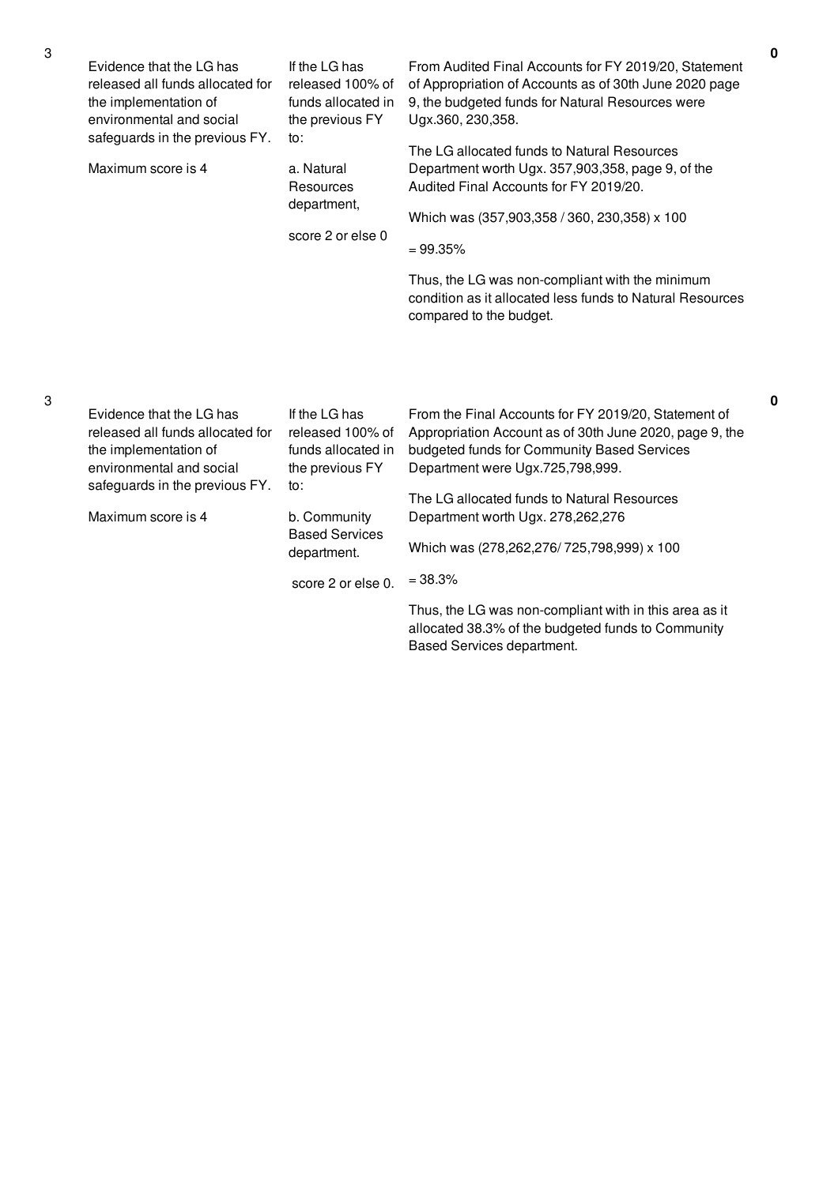| | | | | |
|---|---|---|---|---|
| 3 | Evidence that the LG has released all funds allocated for the implementation of environmental and social safeguards in the previous FY.<br><br>Maximum score is 4 | If the LG has released 100% of funds allocated in the previous FY to:<br><br>a. Natural Resources department,<br><br>score 2 or else 0 | From Audited Final Accounts for FY 2019/20, Statement of Appropriation of Accounts as of 30th June 2020 page 9, the budgeted funds for Natural Resources were Ugx.360, 230,358.<br><br>The LG allocated funds to Natural Resources Department worth Ugx. 357,903,358, page 9, of the Audited Final Accounts for FY 2019/20.<br><br>Which was (357,903,358 / 360, 230,358) x 100<br><br>= 99.35%<br><br>Thus, the LG was non-compliant with the minimum condition as it allocated less funds to Natural Resources compared to the budget. | **0** |
| 3 | Evidence that the LG has released all funds allocated for the implementation of environmental and social safeguards in the previous FY.<br><br>Maximum score is 4 | If the LG has released 100% of funds allocated in the previous FY to:<br><br>b. Community Based Services department.<br><br>score 2 or else 0. | From the Final Accounts for FY 2019/20, Statement of Appropriation Account as of 30th June 2020, page 9, the budgeted funds for Community Based Services Department were Ugx.725,798,999.<br><br>The LG allocated funds to Natural Resources Department worth Ugx. 278,262,276<br><br>Which was (278,262,276/ 725,798,999) x 100<br><br>= 38.3%<br><br>Thus, the LG was non-compliant with in this area as it allocated 38.3% of the budgeted funds to Community Based Services department. | **0** |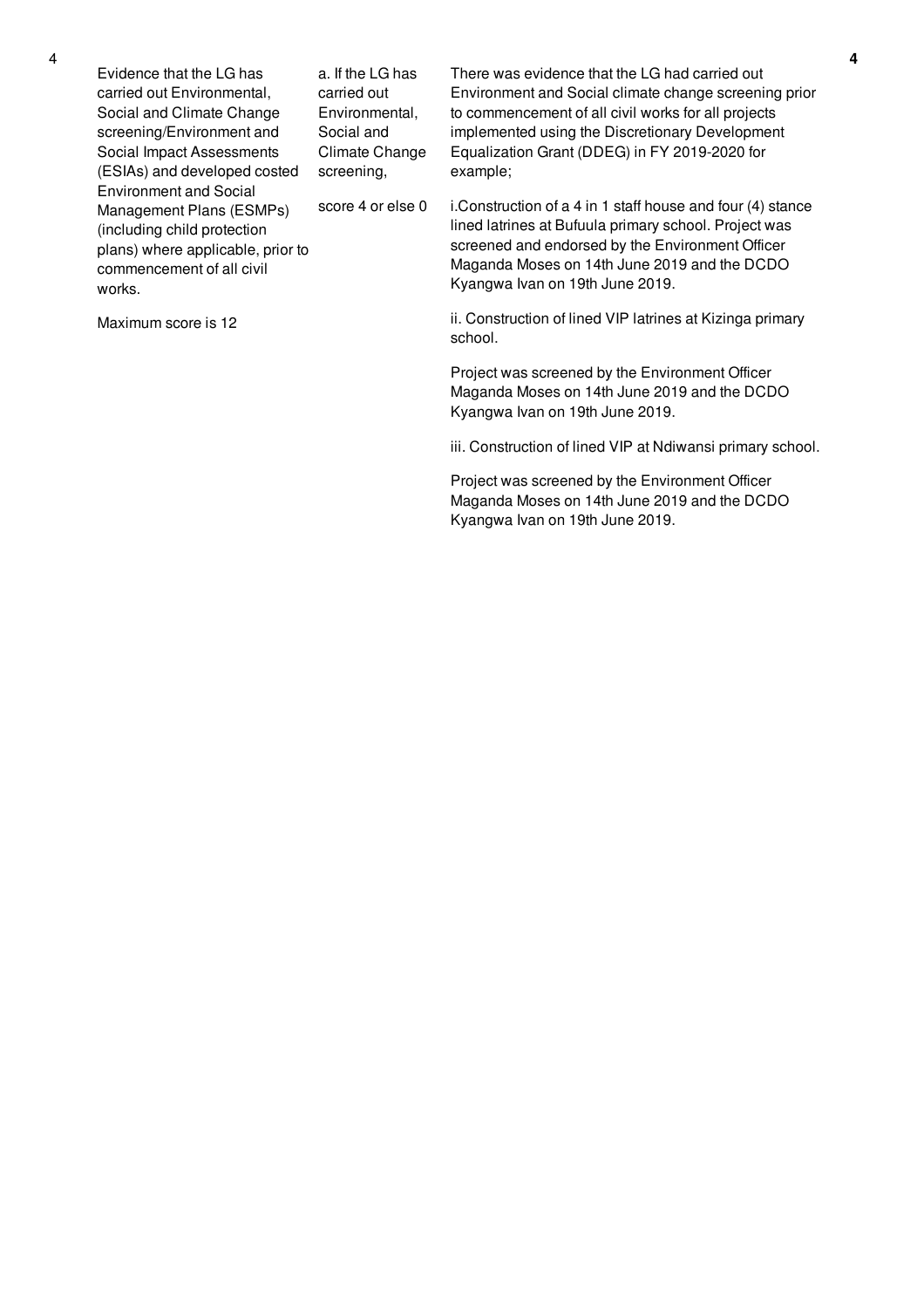| No. | Performance Measure | Scoring Guide | Assessment | Score |
|---|---|---|---|---|
| 4 | Evidence that the LG has carried out Environmental, Social and Climate Change screening/Environment and Social Impact Assessments (ESIAs) and developed costed Environment and Social Management Plans (ESMPs) (including child protection plans) where applicable, prior to commencement of all civil works.<br><br>Maximum score is 12 | a. If the LG has carried out Environmental, Social and Climate Change screening,<br><br>score 4 or else 0 | There was evidence that the LG had carried out Environment and Social climate change screening prior to commencement of all civil works for all projects implemented using the Discretionary Development Equalization Grant (DDEG) in FY 2019-2020 for example;<br><br>i.Construction of a 4 in 1 staff house and four (4) stance lined latrines at Bufuula primary school. Project was screened and endorsed by the Environment Officer Maganda Moses on 14th June 2019 and the DCDO Kyangwa Ivan on 19th June 2019.<br><br>ii. Construction of lined VIP latrines at Kizinga primary school.<br><br>Project was screened by the Environment Officer Maganda Moses on 14th June 2019 and the DCDO Kyangwa Ivan on 19th June 2019.<br><br>iii. Construction of lined VIP at Ndiwansi primary school.<br><br>Project was screened by the Environment Officer Maganda Moses on 14th June 2019 and the DCDO Kyangwa Ivan on 19th June 2019. | 4 |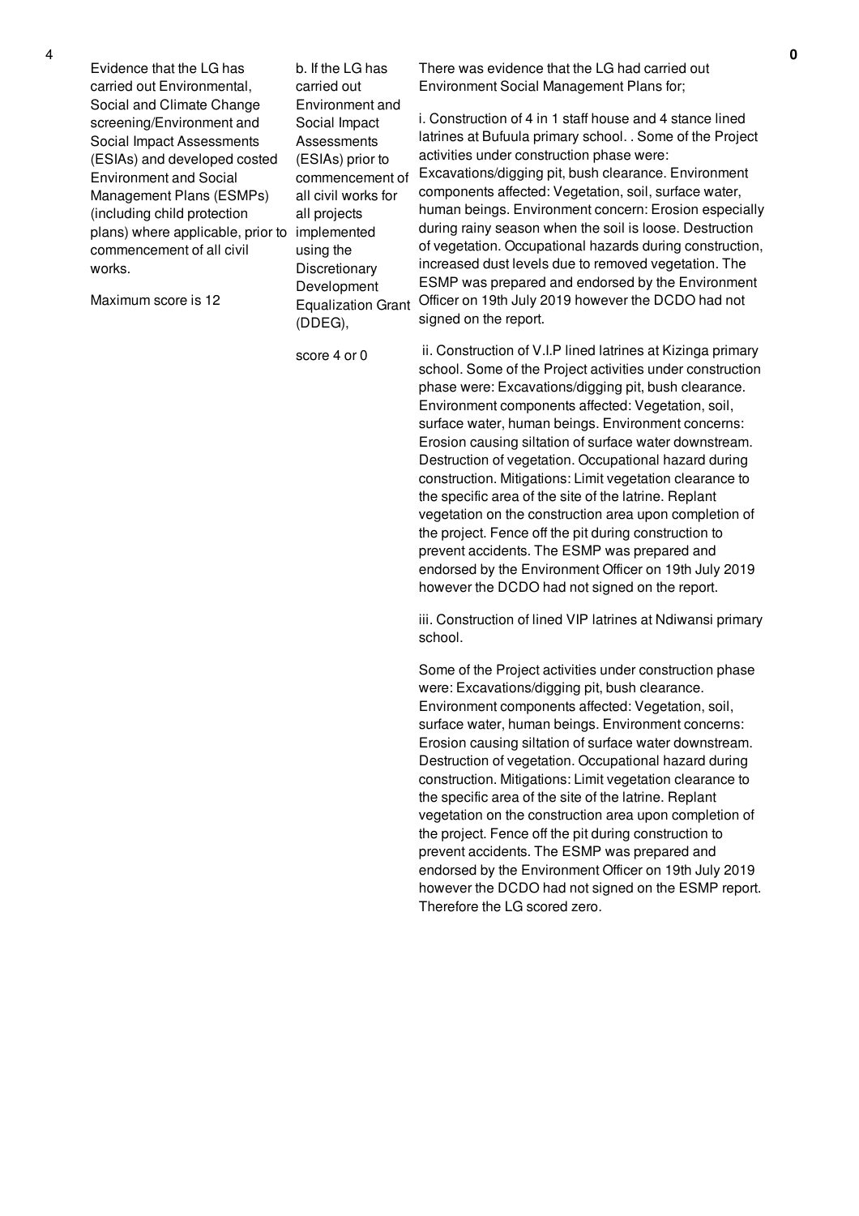| 4 | Evidence that the LG has carried out Environmental, Social and Climate Change screening/Environment and Social Impact Assessments (ESIAs) and developed costed Environment and Social Management Plans (ESMPs) (including child protection plans) where applicable, prior to commencement of all civil works.<br><br>Maximum score is 12 | b. If the LG has carried out Environment and Social Impact Assessments (ESIAs) prior to commencement of all civil works for all projects implemented using the Discretionary Development Equalization Grant (DDEG),<br><br>score 4 or 0 | There was evidence that the LG had carried out Environment Social Management Plans for;<br><br>i. Construction of 4 in 1 staff house and 4 stance lined latrines at Bufuula primary school. . Some of the Project activities under construction phase were: Excavations/digging pit, bush clearance. Environment components affected: Vegetation, soil, surface water, human beings. Environment concern: Erosion especially during rainy season when the soil is loose. Destruction of vegetation. Occupational hazards during construction, increased dust levels due to removed vegetation. The ESMP was prepared and endorsed by the Environment Officer on 19th July 2019 however the DCDO had not signed on the report.<br><br>ii. Construction of V.I.P lined latrines at Kizinga primary school. Some of the Project activities under construction phase were: Excavations/digging pit, bush clearance. Environment components affected: Vegetation, soil, surface water, human beings. Environment concerns: Erosion causing siltation of surface water downstream. Destruction of vegetation. Occupational hazard during construction. Mitigations: Limit vegetation clearance to the specific area of the site of the latrine. Replant vegetation on the construction area upon completion of the project. Fence off the pit during construction to prevent accidents. The ESMP was prepared and endorsed by the Environment Officer on 19th July 2019 however the DCDO had not signed on the report.<br><br>iii. Construction of lined VIP latrines at Ndiwansi primary school.<br><br>Some of the Project activities under construction phase were: Excavations/digging pit, bush clearance. Environment components affected: Vegetation, soil, surface water, human beings. Environment concerns: Erosion causing siltation of surface water downstream. Destruction of vegetation. Occupational hazard during construction. Mitigations: Limit vegetation clearance to the specific area of the site of the latrine. Replant vegetation on the construction area upon completion of the project. Fence off the pit during construction to prevent accidents. The ESMP was prepared and endorsed by the Environment Officer on 19th July 2019 however the DCDO had not signed on the ESMP report. Therefore the LG scored zero. | 0 |
|---|---|---|---|---|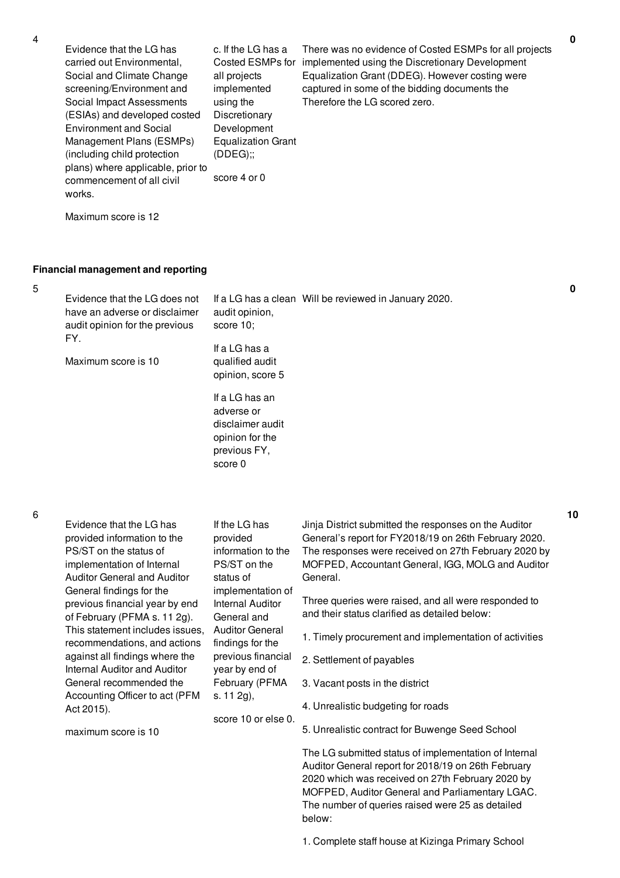| No. | Performance Measure | Scoring Guide | Justification | Score |
|---|---|---|---|---|
| 4 | Evidence that the LG has carried out Environmental, Social and Climate Change screening/Environment and Social Impact Assessments (ESIAs) and developed costed Environment and Social Management Plans (ESMPs) (including child protection plans) where applicable, prior to commencement of all civil works.<br><br>Maximum score is 12 | c. If the LG has a Costed ESMPs for all projects implemented using the Discretionary Development Equalization Grant (DDEG);;<br><br>score 4 or 0 | There was no evidence of Costed ESMPs for all projects implemented using the Discretionary Development Equalization Grant (DDEG). However costing were captured in some of the bidding documents the Therefore the LG scored zero. | 0 |

**Financial management and reporting**

| No. | Performance Measure | Scoring Guide | Justification | Score |
|---|---|---|---|---|
| 5 | Evidence that the LG does not have an adverse or disclaimer audit opinion for the previous FY.<br><br>Maximum score is 10 | If a LG has a clean audit opinion, score 10;<br><br>If a LG has a qualified audit opinion, score 5<br><br>If a LG has an adverse or disclaimer audit opinion for the previous FY, score 0 | Will be reviewed in January 2020. | 0 |
| 6 | Evidence that the LG has provided information to the PS/ST on the status of implementation of Internal Auditor General and Auditor General findings for the previous financial year by end of February (PFMA s. 11 2g). This statement includes issues, recommendations, and actions against all findings where the Internal Auditor and Auditor General recommended the Accounting Officer to act (PFM Act 2015).<br><br>maximum score is 10 | If the LG has provided information to the PS/ST on the status of implementation of Internal Auditor General and Auditor General findings for the previous financial year by end of February (PFMA s. 11 2g),<br><br>score 10 or else 0. | Jinja District submitted the responses on the Auditor General's report for FY2018/19 on 26th February 2020. The responses were received on 27th February 2020 by MOFPED, Accountant General, IGG, MOLG and Auditor General.<br><br>Three queries were raised, and all were responded to and their status clarified as detailed below:<br><br>1. Timely procurement and implementation of activities<br><br>2. Settlement of payables<br><br>3. Vacant posts in the district<br><br>4. Unrealistic budgeting for roads<br><br>5. Unrealistic contract for Buwenge Seed School<br><br>The LG submitted status of implementation of Internal Auditor General report for 2018/19 on 26th February 2020 which was received on 27th February 2020 by MOFPED, Auditor General and Parliamentary LGAC. The number of queries raised were 25 as detailed below:<br><br>1. Complete staff house at Kizinga Primary School | 10 |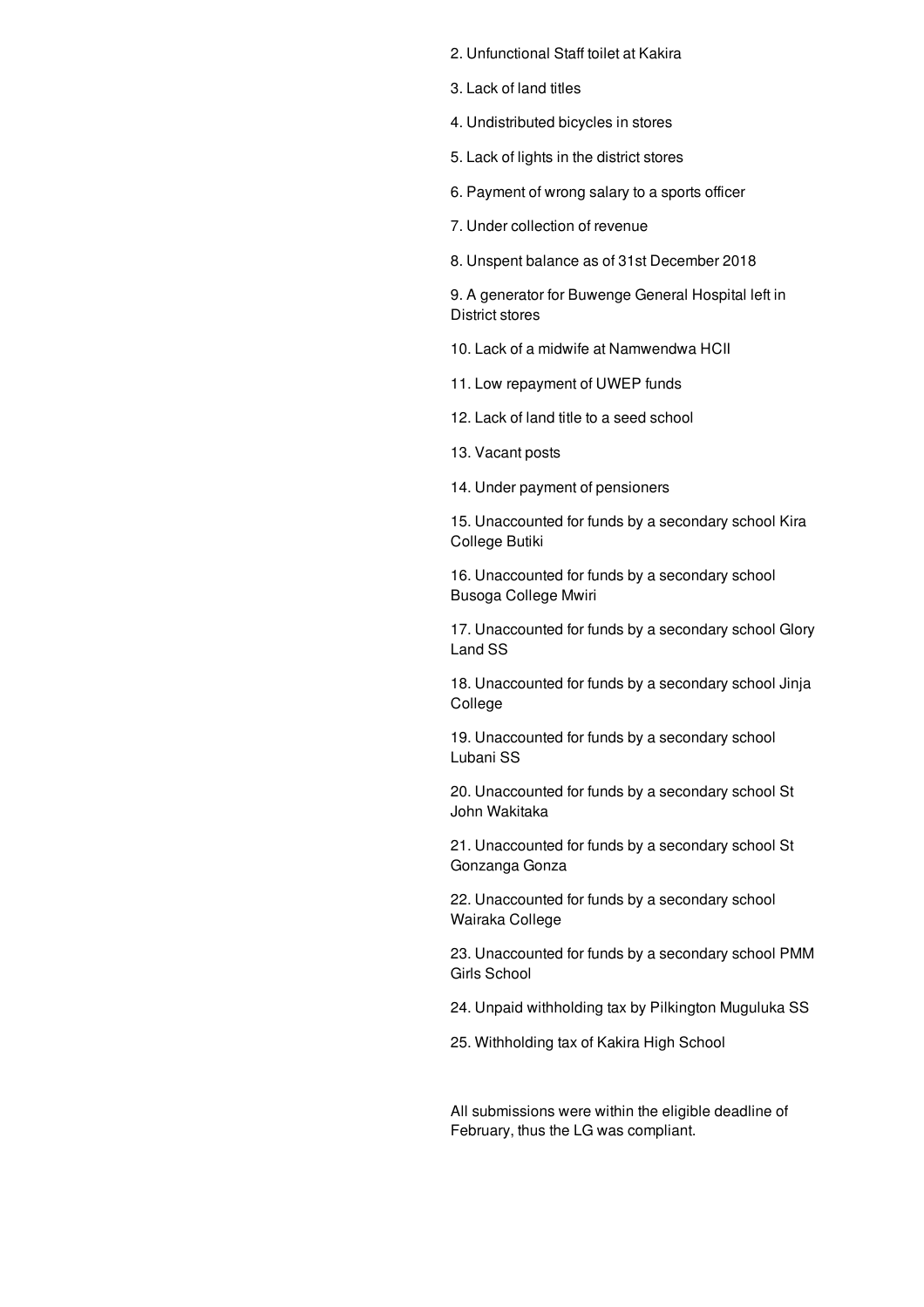2. Unfunctional Staff toilet at Kakira

3. Lack of land titles

4. Undistributed bicycles in stores

5. Lack of lights in the district stores

6. Payment of wrong salary to a sports officer

7. Under collection of revenue

8. Unspent balance as of 31st December 2018

9. A generator for Buwenge General Hospital left in District stores

10. Lack of a midwife at Namwendwa HCII

11. Low repayment of UWEP funds

12. Lack of land title to a seed school

13. Vacant posts

14. Under payment of pensioners

15. Unaccounted for funds by a secondary school Kira College Butiki

16. Unaccounted for funds by a secondary school Busoga College Mwiri

17. Unaccounted for funds by a secondary school Glory Land SS

18. Unaccounted for funds by a secondary school Jinja College

19. Unaccounted for funds by a secondary school Lubani SS

20. Unaccounted for funds by a secondary school St John Wakitaka

21. Unaccounted for funds by a secondary school St Gonzanga Gonza

22. Unaccounted for funds by a secondary school Wairaka College

23. Unaccounted for funds by a secondary school PMM Girls School

24. Unpaid withholding tax by Pilkington Muguluka SS

25. Withholding tax of Kakira High School

All submissions were within the eligible deadline of February, thus the LG was compliant.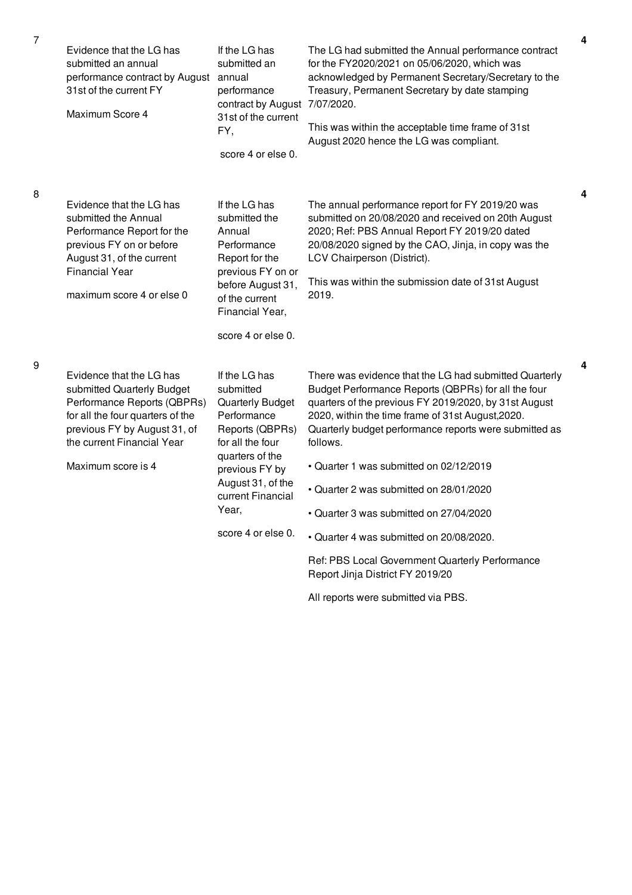| | | | | |
|---|---|---|---|---|
| 7 | Evidence that the LG has submitted an annual performance contract by August 31st of the current FY<br><br>Maximum Score 4 | If the LG has submitted an annual performance contract by August 31st of the current FY,<br><br>score 4 or else 0. | The LG had submitted the Annual performance contract for the FY2020/2021 on 05/06/2020, which was acknowledged by Permanent Secretary/Secretary to the Treasury, Permanent Secretary by date stamping 7/07/2020.<br><br>This was within the acceptable time frame of 31st August 2020 hence the LG was compliant. | **4** |
| 8 | Evidence that the LG has submitted the Annual Performance Report for the previous FY on or before August 31, of the current Financial Year<br><br>maximum score 4 or else 0 | If the LG has submitted the Annual Performance Report for the previous FY on or before August 31, of the current Financial Year,<br><br>score 4 or else 0. | The annual performance report for FY 2019/20 was submitted on 20/08/2020 and received on 20th August 2020; Ref: PBS Annual Report FY 2019/20 dated 20/08/2020 signed by the CAO, Jinja, in copy was the LCV Chairperson (District).<br><br>This was within the submission date of 31st August 2019. | **4** |
| 9 | Evidence that the LG has submitted Quarterly Budget Performance Reports (QBPRs) for all the four quarters of the previous FY by August 31, of the current Financial Year<br><br>Maximum score is 4 | If the LG has submitted Quarterly Budget Performance Reports (QBPRs) for all the four quarters of the previous FY by August 31, of the current Financial Year,<br><br>score 4 or else 0. | There was evidence that the LG had submitted Quarterly Budget Performance Reports (QBPRs) for all the four quarters of the previous FY 2019/2020, by 31st August 2020, within the time frame of 31st August,2020. Quarterly budget performance reports were submitted as follows.<br><br>• Quarter 1 was submitted on 02/12/2019<br><br>• Quarter 2 was submitted on 28/01/2020<br><br>• Quarter 3 was submitted on 27/04/2020<br><br>• Quarter 4 was submitted on 20/08/2020.<br><br>Ref: PBS Local Government Quarterly Performance Report Jinja District FY 2019/20<br><br>All reports were submitted via PBS. | **4** |